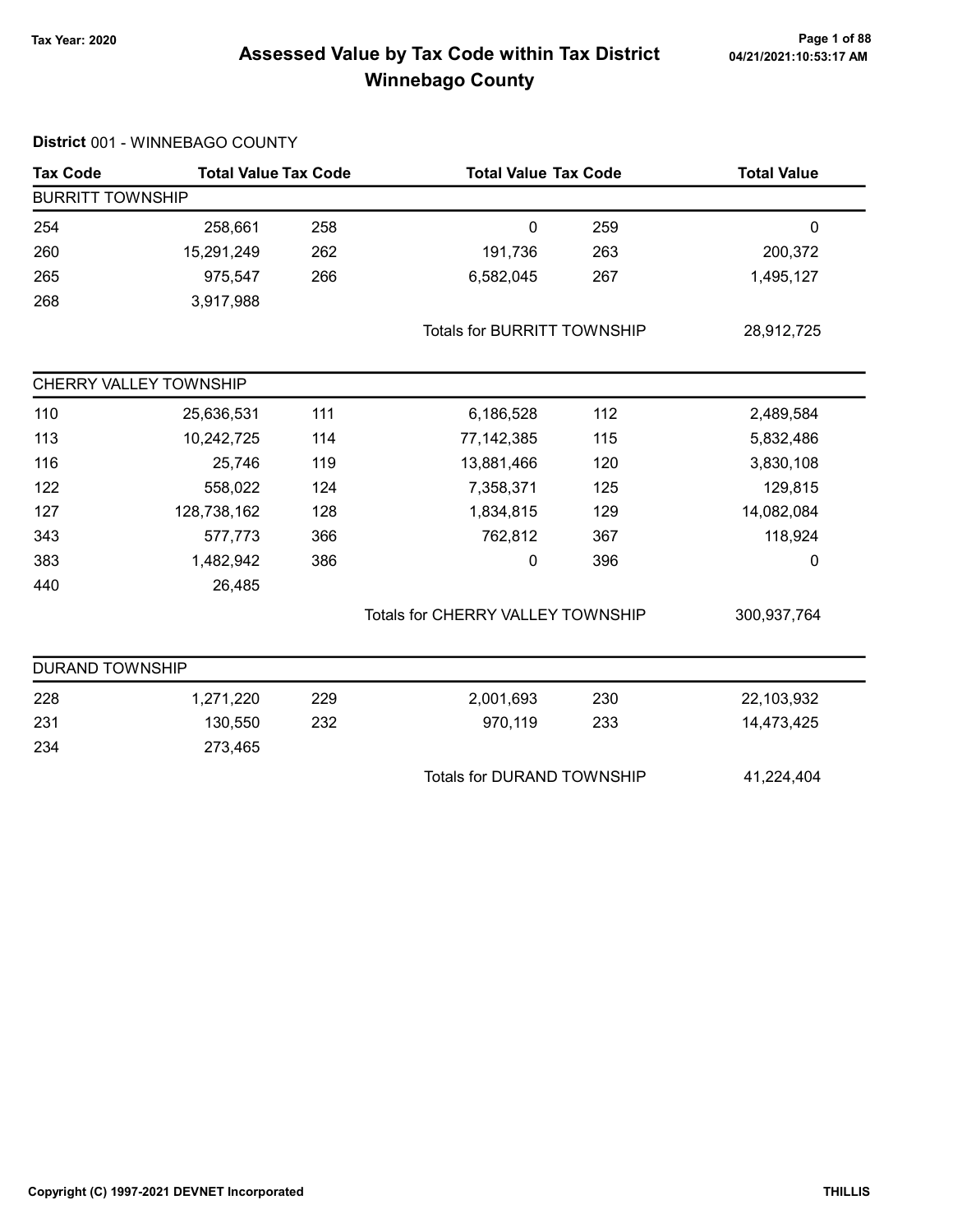Tax Year: 2020

# Assessed Value by Tax Code within Tax District Winnebago County

04/21/2021:10:53:17 AM

**District** 001 - WINNEBAGO COUNTY

| Tax Code | Total Value | Tax Code | Total Value | Tax Code | Total Value |
|---|---|---|---|---|---|
| **BURRITT TOWNSHIP** | | | | | |
| 254 | 258,661 | 258 | 0 | 259 | 0 |
| 260 | 15,291,249 | 262 | 191,736 | 263 | 200,372 |
| 265 | 975,547 | 266 | 6,582,045 | 267 | 1,495,127 |
| 268 | 3,917,988 | | | | |
| | | | Totals for BURRITT TOWNSHIP | | 28,912,725 |
| **CHERRY VALLEY TOWNSHIP** | | | | | |
| 110 | 25,636,531 | 111 | 6,186,528 | 112 | 2,489,584 |
| 113 | 10,242,725 | 114 | 77,142,385 | 115 | 5,832,486 |
| 116 | 25,746 | 119 | 13,881,466 | 120 | 3,830,108 |
| 122 | 558,022 | 124 | 7,358,371 | 125 | 129,815 |
| 127 | 128,738,162 | 128 | 1,834,815 | 129 | 14,082,084 |
| 343 | 577,773 | 366 | 762,812 | 367 | 118,924 |
| 383 | 1,482,942 | 386 | 0 | 396 | 0 |
| 440 | 26,485 | | | | |
| | | | Totals for CHERRY VALLEY TOWNSHIP | | 300,937,764 |
| **DURAND TOWNSHIP** | | | | | |
| 228 | 1,271,220 | 229 | 2,001,693 | 230 | 22,103,932 |
| 231 | 130,550 | 232 | 970,119 | 233 | 14,473,425 |
| 234 | 273,465 | | | | |
| | | | Totals for DURAND TOWNSHIP | | 41,224,404 |

Copyright (C) 1997-2021 DEVNET Incorporated

THILLIS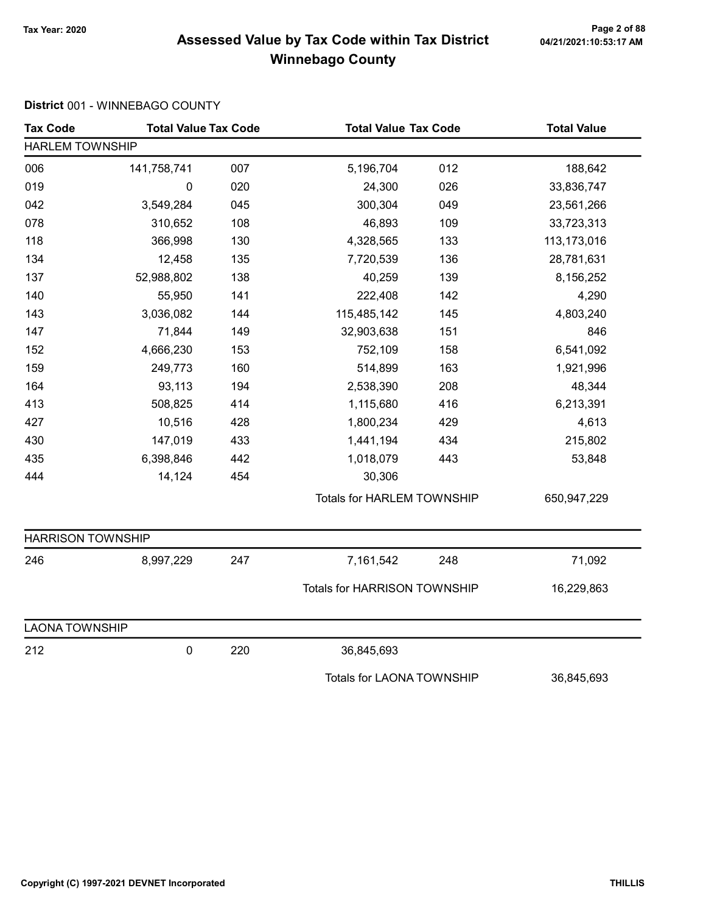# Assessed Value by Tax Code within Tax District
## Winnebago County

Tax Year: 2020

04/21/2021:10:53:17 AM

**District** 001 - WINNEBAGO COUNTY

| Tax Code | Total Value | Tax Code | Total Value | Tax Code | Total Value |
|---|---|---|---|---|---|
| **HARLEM TOWNSHIP** | | | | | |
| 006 | 141,758,741 | 007 | 5,196,704 | 012 | 188,642 |
| 019 | 0 | 020 | 24,300 | 026 | 33,836,747 |
| 042 | 3,549,284 | 045 | 300,304 | 049 | 23,561,266 |
| 078 | 310,652 | 108 | 46,893 | 109 | 33,723,313 |
| 118 | 366,998 | 130 | 4,328,565 | 133 | 113,173,016 |
| 134 | 12,458 | 135 | 7,720,539 | 136 | 28,781,631 |
| 137 | 52,988,802 | 138 | 40,259 | 139 | 8,156,252 |
| 140 | 55,950 | 141 | 222,408 | 142 | 4,290 |
| 143 | 3,036,082 | 144 | 115,485,142 | 145 | 4,803,240 |
| 147 | 71,844 | 149 | 32,903,638 | 151 | 846 |
| 152 | 4,666,230 | 153 | 752,109 | 158 | 6,541,092 |
| 159 | 249,773 | 160 | 514,899 | 163 | 1,921,996 |
| 164 | 93,113 | 194 | 2,538,390 | 208 | 48,344 |
| 413 | 508,825 | 414 | 1,115,680 | 416 | 6,213,391 |
| 427 | 10,516 | 428 | 1,800,234 | 429 | 4,613 |
| 430 | 147,019 | 433 | 1,441,194 | 434 | 215,802 |
| 435 | 6,398,846 | 442 | 1,018,079 | 443 | 53,848 |
| 444 | 14,124 | 454 | 30,306 | | |
| | | | Totals for HARLEM TOWNSHIP | | 650,947,229 |
| **HARRISON TOWNSHIP** | | | | | |
| 246 | 8,997,229 | 247 | 7,161,542 | 248 | 71,092 |
| | | | Totals for HARRISON TOWNSHIP | | 16,229,863 |
| **LAONA TOWNSHIP** | | | | | |
| 212 | 0 | 220 | 36,845,693 | | |
| | | | Totals for LAONA TOWNSHIP | | 36,845,693 |

Copyright (C) 1997-2021 DEVNET Incorporated

THILLIS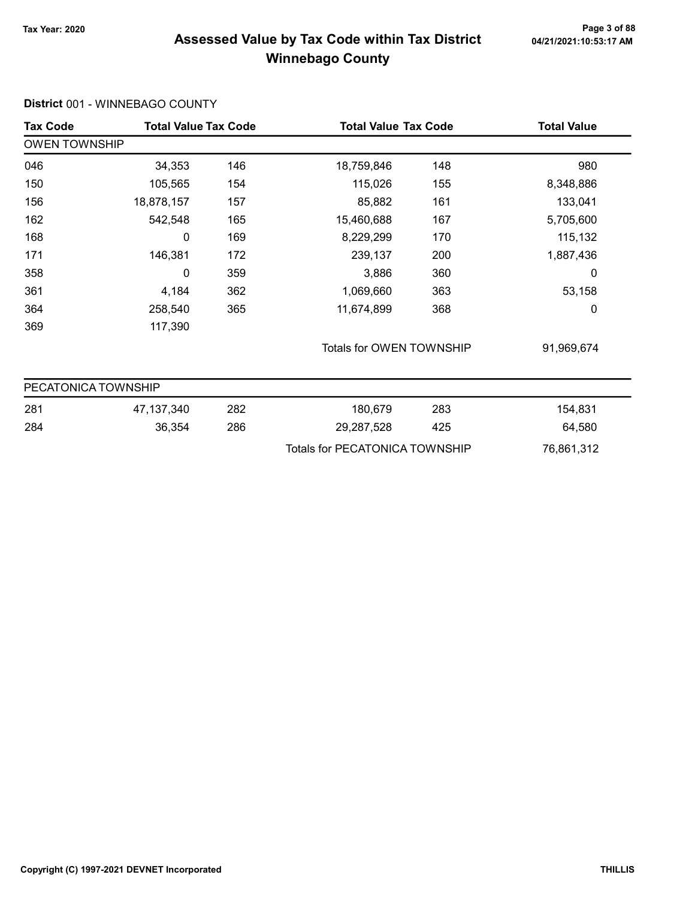# Assessed Value by Tax Code within Tax District
## Winnebago County

Tax Year: 2020

**District** 001 - WINNEBAGO COUNTY

| Tax Code | Total Value | Tax Code | Total Value | Tax Code | Total Value |
|---|---|---|---|---|---|
| **OWEN TOWNSHIP** | | | | | |
| 046 | 34,353 | 146 | 18,759,846 | 148 | 980 |
| 150 | 105,565 | 154 | 115,026 | 155 | 8,348,886 |
| 156 | 18,878,157 | 157 | 85,882 | 161 | 133,041 |
| 162 | 542,548 | 165 | 15,460,688 | 167 | 5,705,600 |
| 168 | 0 | 169 | 8,229,299 | 170 | 115,132 |
| 171 | 146,381 | 172 | 239,137 | 200 | 1,887,436 |
| 358 | 0 | 359 | 3,886 | 360 | 0 |
| 361 | 4,184 | 362 | 1,069,660 | 363 | 53,158 |
| 364 | 258,540 | 365 | 11,674,899 | 368 | 0 |
| 369 | 117,390 | | | | |
| | | | Totals for OWEN TOWNSHIP | | 91,969,674 |

| Tax Code | Total Value | Tax Code | Total Value | Tax Code | Total Value |
|---|---|---|---|---|---|
| **PECATONICA TOWNSHIP** | | | | | |
| 281 | 47,137,340 | 282 | 180,679 | 283 | 154,831 |
| 284 | 36,354 | 286 | 29,287,528 | 425 | 64,580 |
| | | | Totals for PECATONICA TOWNSHIP | | 76,861,312 |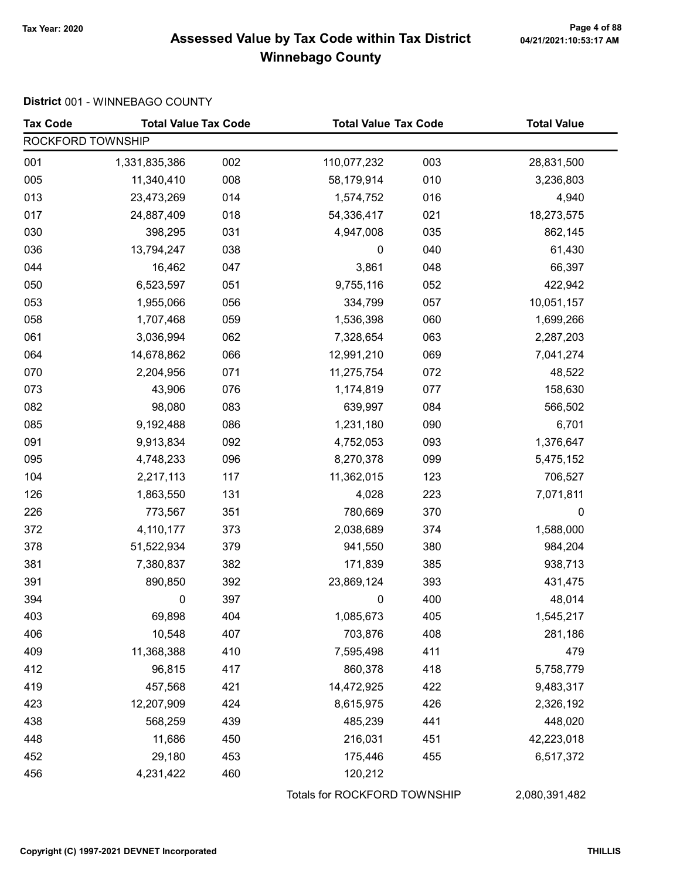# Assessed Value by Tax Code within Tax District Winnebago County

Tax Year: 2020

04/21/2021:10:53:17 AM

**District** 001 - WINNEBAGO COUNTY

| Tax Code | Total Value | Tax Code | Total Value | Tax Code | Total Value |
|---|---|---|---|---|---|
| ROCKFORD TOWNSHIP | | | | | |
| 001 | 1,331,835,386 | 002 | 110,077,232 | 003 | 28,831,500 |
| 005 | 11,340,410 | 008 | 58,179,914 | 010 | 3,236,803 |
| 013 | 23,473,269 | 014 | 1,574,752 | 016 | 4,940 |
| 017 | 24,887,409 | 018 | 54,336,417 | 021 | 18,273,575 |
| 030 | 398,295 | 031 | 4,947,008 | 035 | 862,145 |
| 036 | 13,794,247 | 038 | 0 | 040 | 61,430 |
| 044 | 16,462 | 047 | 3,861 | 048 | 66,397 |
| 050 | 6,523,597 | 051 | 9,755,116 | 052 | 422,942 |
| 053 | 1,955,066 | 056 | 334,799 | 057 | 10,051,157 |
| 058 | 1,707,468 | 059 | 1,536,398 | 060 | 1,699,266 |
| 061 | 3,036,994 | 062 | 7,328,654 | 063 | 2,287,203 |
| 064 | 14,678,862 | 066 | 12,991,210 | 069 | 7,041,274 |
| 070 | 2,204,956 | 071 | 11,275,754 | 072 | 48,522 |
| 073 | 43,906 | 076 | 1,174,819 | 077 | 158,630 |
| 082 | 98,080 | 083 | 639,997 | 084 | 566,502 |
| 085 | 9,192,488 | 086 | 1,231,180 | 090 | 6,701 |
| 091 | 9,913,834 | 092 | 4,752,053 | 093 | 1,376,647 |
| 095 | 4,748,233 | 096 | 8,270,378 | 099 | 5,475,152 |
| 104 | 2,217,113 | 117 | 11,362,015 | 123 | 706,527 |
| 126 | 1,863,550 | 131 | 4,028 | 223 | 7,071,811 |
| 226 | 773,567 | 351 | 780,669 | 370 | 0 |
| 372 | 4,110,177 | 373 | 2,038,689 | 374 | 1,588,000 |
| 378 | 51,522,934 | 379 | 941,550 | 380 | 984,204 |
| 381 | 7,380,837 | 382 | 171,839 | 385 | 938,713 |
| 391 | 890,850 | 392 | 23,869,124 | 393 | 431,475 |
| 394 | 0 | 397 | 0 | 400 | 48,014 |
| 403 | 69,898 | 404 | 1,085,673 | 405 | 1,545,217 |
| 406 | 10,548 | 407 | 703,876 | 408 | 281,186 |
| 409 | 11,368,388 | 410 | 7,595,498 | 411 | 479 |
| 412 | 96,815 | 417 | 860,378 | 418 | 5,758,779 |
| 419 | 457,568 | 421 | 14,472,925 | 422 | 9,483,317 |
| 423 | 12,207,909 | 424 | 8,615,975 | 426 | 2,326,192 |
| 438 | 568,259 | 439 | 485,239 | 441 | 448,020 |
| 448 | 11,686 | 450 | 216,031 | 451 | 42,223,018 |
| 452 | 29,180 | 453 | 175,446 | 455 | 6,517,372 |
| 456 | 4,231,422 | 460 | 120,212 | | |
| | | Totals for ROCKFORD TOWNSHIP | | | 2,080,391,482 |

Copyright (C) 1997-2021 DEVNET Incorporated

THILLIS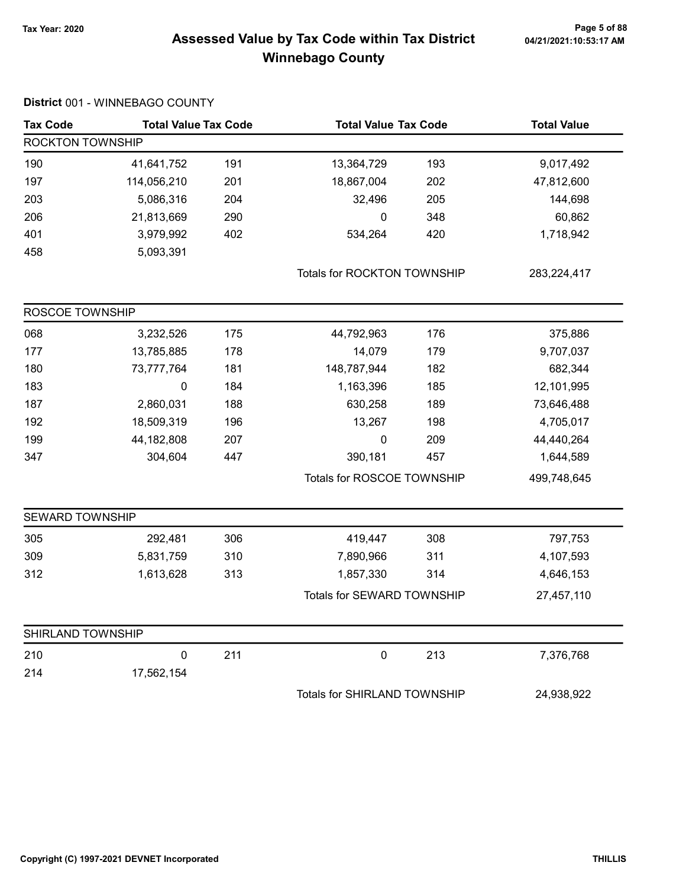# Assessed Value by Tax Code within Tax District Winnebago County

Tax Year: 2020

04/21/2021:10:53:17 AM

**District** 001 - WINNEBAGO COUNTY

| Tax Code | Total Value | Tax Code | Total Value | Tax Code | Total Value |
|---|---|---|---|---|---|
| **ROCKTON TOWNSHIP** | | | | | |
| 190 | 41,641,752 | 191 | 13,364,729 | 193 | 9,017,492 |
| 197 | 114,056,210 | 201 | 18,867,004 | 202 | 47,812,600 |
| 203 | 5,086,316 | 204 | 32,496 | 205 | 144,698 |
| 206 | 21,813,669 | 290 | 0 | 348 | 60,862 |
| 401 | 3,979,992 | 402 | 534,264 | 420 | 1,718,942 |
| 458 | 5,093,391 | | | | |
| | | | Totals for ROCKTON TOWNSHIP | | 283,224,417 |
| **ROSCOE TOWNSHIP** | | | | | |
| 068 | 3,232,526 | 175 | 44,792,963 | 176 | 375,886 |
| 177 | 13,785,885 | 178 | 14,079 | 179 | 9,707,037 |
| 180 | 73,777,764 | 181 | 148,787,944 | 182 | 682,344 |
| 183 | 0 | 184 | 1,163,396 | 185 | 12,101,995 |
| 187 | 2,860,031 | 188 | 630,258 | 189 | 73,646,488 |
| 192 | 18,509,319 | 196 | 13,267 | 198 | 4,705,017 |
| 199 | 44,182,808 | 207 | 0 | 209 | 44,440,264 |
| 347 | 304,604 | 447 | 390,181 | 457 | 1,644,589 |
| | | | Totals for ROSCOE TOWNSHIP | | 499,748,645 |
| **SEWARD TOWNSHIP** | | | | | |
| 305 | 292,481 | 306 | 419,447 | 308 | 797,753 |
| 309 | 5,831,759 | 310 | 7,890,966 | 311 | 4,107,593 |
| 312 | 1,613,628 | 313 | 1,857,330 | 314 | 4,646,153 |
| | | | Totals for SEWARD TOWNSHIP | | 27,457,110 |
| **SHIRLAND TOWNSHIP** | | | | | |
| 210 | 0 | 211 | 0 | 213 | 7,376,768 |
| 214 | 17,562,154 | | | | |
| | | | Totals for SHIRLAND TOWNSHIP | | 24,938,922 |

Copyright (C) 1997-2021 DEVNET Incorporated

THILLIS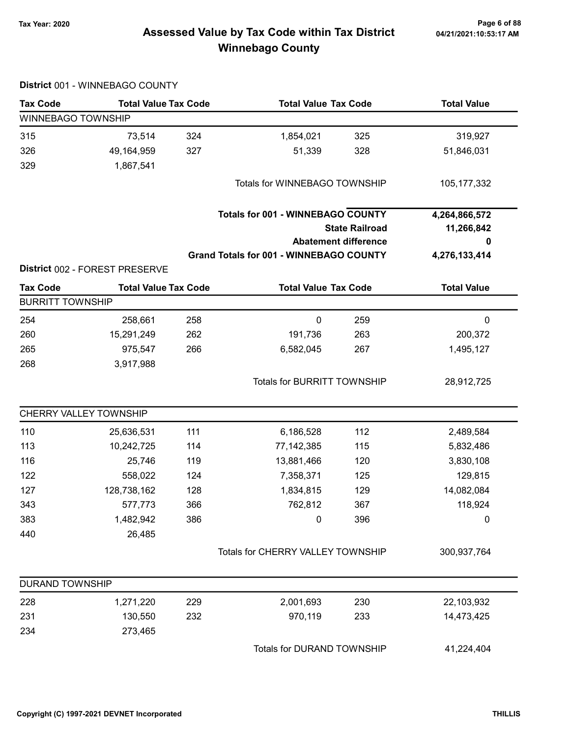# Assessed Value by Tax Code within Tax District
## Winnebago County

Tax Year: 2020

04/21/2021:10:53:17 AM

### District 001 - WINNEBAGO COUNTY

| Tax Code | Total Value | Tax Code | Total Value | Tax Code | Total Value |
|---|---|---|---|---|---|
| **WINNEBAGO TOWNSHIP** | | | | | |
| 315 | 73,514 | 324 | 1,854,021 | 325 | 319,927 |
| 326 | 49,164,959 | 327 | 51,339 | 328 | 51,846,031 |
| 329 | 1,867,541 | | | | |
| | | | Totals for WINNEBAGO TOWNSHIP | | 105,177,332 |

| | |
|---|---|
| **Totals for 001 - WINNEBAGO COUNTY** | **4,264,866,572** |
| **State Railroad** | **11,266,842** |
| **Abatement difference** | **0** |
| **Grand Totals for 001 - WINNEBAGO COUNTY** | **4,276,133,414** |

### District 002 - FOREST PRESERVE

| Tax Code | Total Value | Tax Code | Total Value | Tax Code | Total Value |
|---|---|---|---|---|---|
| **BURRITT TOWNSHIP** | | | | | |
| 254 | 258,661 | 258 | 0 | 259 | 0 |
| 260 | 15,291,249 | 262 | 191,736 | 263 | 200,372 |
| 265 | 975,547 | 266 | 6,582,045 | 267 | 1,495,127 |
| 268 | 3,917,988 | | | | |
| | | | Totals for BURRITT TOWNSHIP | | 28,912,725 |
| **CHERRY VALLEY TOWNSHIP** | | | | | |
| 110 | 25,636,531 | 111 | 6,186,528 | 112 | 2,489,584 |
| 113 | 10,242,725 | 114 | 77,142,385 | 115 | 5,832,486 |
| 116 | 25,746 | 119 | 13,881,466 | 120 | 3,830,108 |
| 122 | 558,022 | 124 | 7,358,371 | 125 | 129,815 |
| 127 | 128,738,162 | 128 | 1,834,815 | 129 | 14,082,084 |
| 343 | 577,773 | 366 | 762,812 | 367 | 118,924 |
| 383 | 1,482,942 | 386 | 0 | 396 | 0 |
| 440 | 26,485 | | | | |
| | | | Totals for CHERRY VALLEY TOWNSHIP | | 300,937,764 |
| **DURAND TOWNSHIP** | | | | | |
| 228 | 1,271,220 | 229 | 2,001,693 | 230 | 22,103,932 |
| 231 | 130,550 | 232 | 970,119 | 233 | 14,473,425 |
| 234 | 273,465 | | | | |
| | | | Totals for DURAND TOWNSHIP | | 41,224,404 |

Copyright (C) 1997-2021 DEVNET Incorporated

THILLIS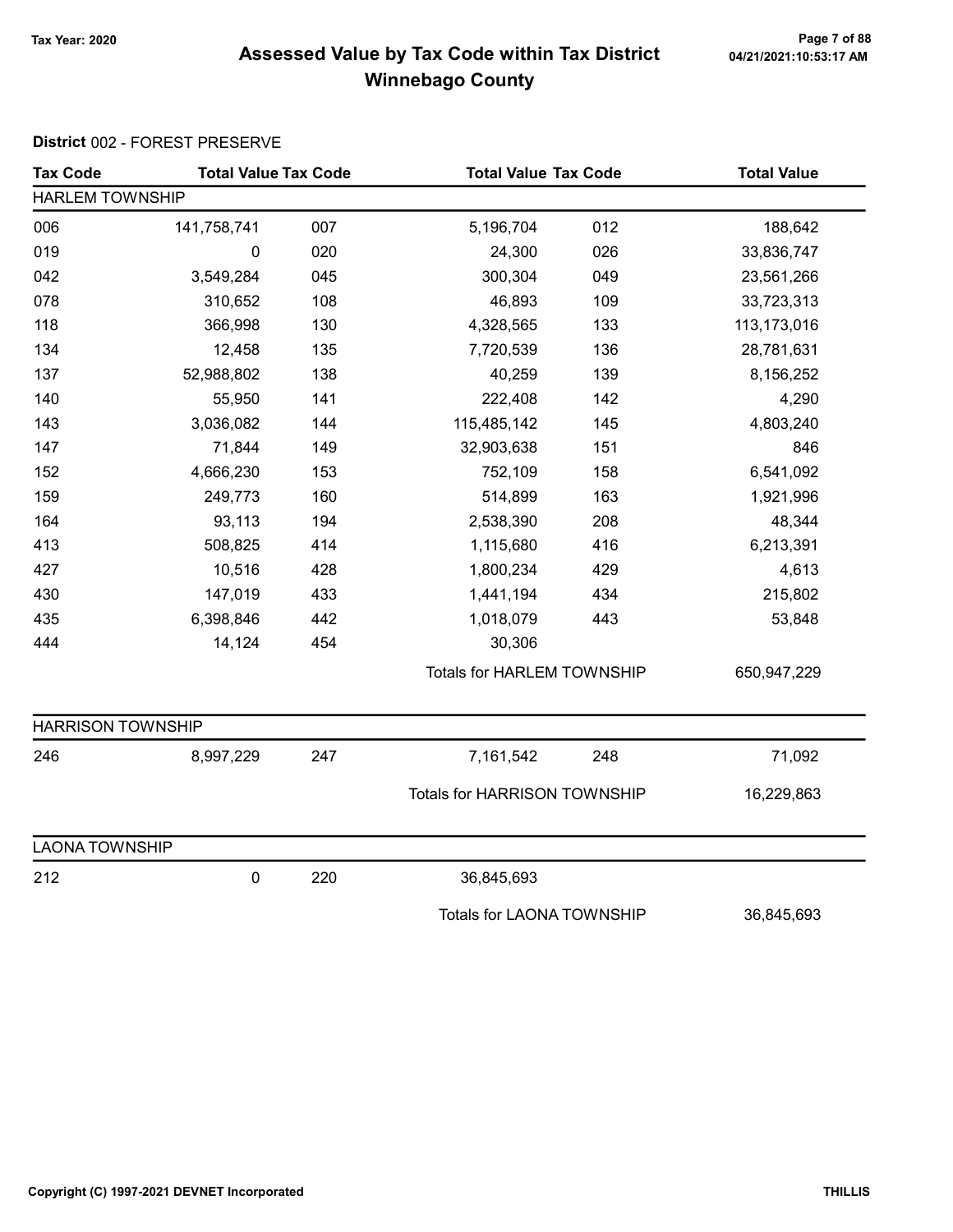# Assessed Value by Tax Code within Tax District
## Winnebago County

Tax Year: 2020

**District** 002 - FOREST PRESERVE

| Tax Code | Total Value | Tax Code | Total Value | Tax Code | Total Value |
|---|---|---|---|---|---|
| **HARLEM TOWNSHIP** | | | | | |
| 006 | 141,758,741 | 007 | 5,196,704 | 012 | 188,642 |
| 019 | 0 | 020 | 24,300 | 026 | 33,836,747 |
| 042 | 3,549,284 | 045 | 300,304 | 049 | 23,561,266 |
| 078 | 310,652 | 108 | 46,893 | 109 | 33,723,313 |
| 118 | 366,998 | 130 | 4,328,565 | 133 | 113,173,016 |
| 134 | 12,458 | 135 | 7,720,539 | 136 | 28,781,631 |
| 137 | 52,988,802 | 138 | 40,259 | 139 | 8,156,252 |
| 140 | 55,950 | 141 | 222,408 | 142 | 4,290 |
| 143 | 3,036,082 | 144 | 115,485,142 | 145 | 4,803,240 |
| 147 | 71,844 | 149 | 32,903,638 | 151 | 846 |
| 152 | 4,666,230 | 153 | 752,109 | 158 | 6,541,092 |
| 159 | 249,773 | 160 | 514,899 | 163 | 1,921,996 |
| 164 | 93,113 | 194 | 2,538,390 | 208 | 48,344 |
| 413 | 508,825 | 414 | 1,115,680 | 416 | 6,213,391 |
| 427 | 10,516 | 428 | 1,800,234 | 429 | 4,613 |
| 430 | 147,019 | 433 | 1,441,194 | 434 | 215,802 |
| 435 | 6,398,846 | 442 | 1,018,079 | 443 | 53,848 |
| 444 | 14,124 | 454 | 30,306 | | |
| | | | Totals for HARLEM TOWNSHIP | | 650,947,229 |
| **HARRISON TOWNSHIP** | | | | | |
| 246 | 8,997,229 | 247 | 7,161,542 | 248 | 71,092 |
| | | | Totals for HARRISON TOWNSHIP | | 16,229,863 |
| **LAONA TOWNSHIP** | | | | | |
| 212 | 0 | 220 | 36,845,693 | | |
| | | | Totals for LAONA TOWNSHIP | | 36,845,693 |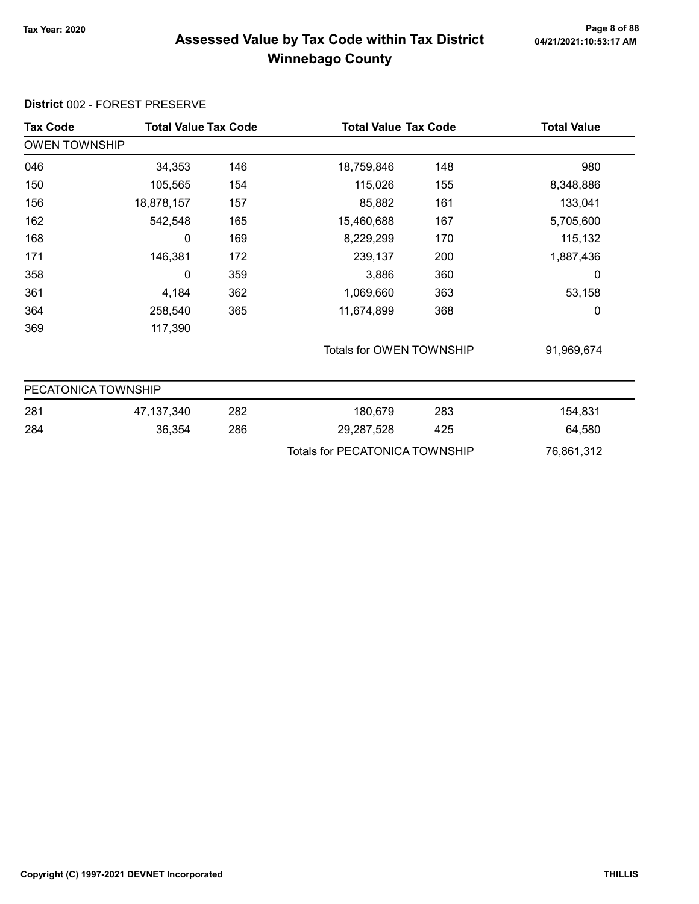# Assessed Value by Tax Code within Tax District
## Winnebago County

Tax Year: 2020

**District** 002 - FOREST PRESERVE

| Tax Code | Total Value | Tax Code | Total Value | Tax Code | Total Value |
|---|---|---|---|---|---|
| **OWEN TOWNSHIP** | | | | | |
| 046 | 34,353 | 146 | 18,759,846 | 148 | 980 |
| 150 | 105,565 | 154 | 115,026 | 155 | 8,348,886 |
| 156 | 18,878,157 | 157 | 85,882 | 161 | 133,041 |
| 162 | 542,548 | 165 | 15,460,688 | 167 | 5,705,600 |
| 168 | 0 | 169 | 8,229,299 | 170 | 115,132 |
| 171 | 146,381 | 172 | 239,137 | 200 | 1,887,436 |
| 358 | 0 | 359 | 3,886 | 360 | 0 |
| 361 | 4,184 | 362 | 1,069,660 | 363 | 53,158 |
| 364 | 258,540 | 365 | 11,674,899 | 368 | 0 |
| 369 | 117,390 | | | | |
| | | | Totals for OWEN TOWNSHIP | | 91,969,674 |
| **PECATONICA TOWNSHIP** | | | | | |
| 281 | 47,137,340 | 282 | 180,679 | 283 | 154,831 |
| 284 | 36,354 | 286 | 29,287,528 | 425 | 64,580 |
| | | | Totals for PECATONICA TOWNSHIP | | 76,861,312 |

Copyright (C) 1997-2021 DEVNET Incorporated — THILLIS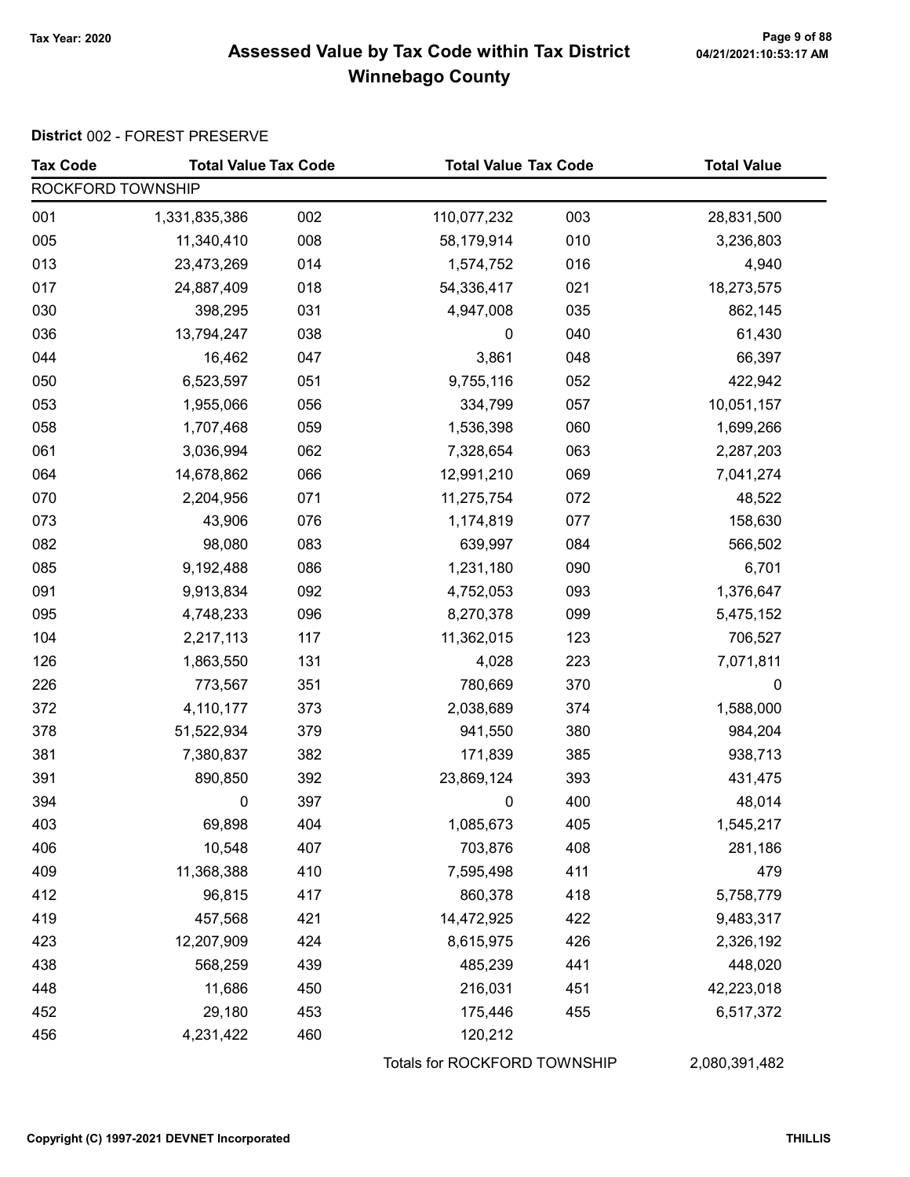# Assessed Value by Tax Code within Tax District
## Winnebago County

Tax Year: 2020

**District** 002 - FOREST PRESERVE

| Tax Code | Total Value | Tax Code | Total Value | Tax Code | Total Value |
|---|---|---|---|---|---|
| ROCKFORD TOWNSHIP | | | | | |
| 001 | 1,331,835,386 | 002 | 110,077,232 | 003 | 28,831,500 |
| 005 | 11,340,410 | 008 | 58,179,914 | 010 | 3,236,803 |
| 013 | 23,473,269 | 014 | 1,574,752 | 016 | 4,940 |
| 017 | 24,887,409 | 018 | 54,336,417 | 021 | 18,273,575 |
| 030 | 398,295 | 031 | 4,947,008 | 035 | 862,145 |
| 036 | 13,794,247 | 038 | 0 | 040 | 61,430 |
| 044 | 16,462 | 047 | 3,861 | 048 | 66,397 |
| 050 | 6,523,597 | 051 | 9,755,116 | 052 | 422,942 |
| 053 | 1,955,066 | 056 | 334,799 | 057 | 10,051,157 |
| 058 | 1,707,468 | 059 | 1,536,398 | 060 | 1,699,266 |
| 061 | 3,036,994 | 062 | 7,328,654 | 063 | 2,287,203 |
| 064 | 14,678,862 | 066 | 12,991,210 | 069 | 7,041,274 |
| 070 | 2,204,956 | 071 | 11,275,754 | 072 | 48,522 |
| 073 | 43,906 | 076 | 1,174,819 | 077 | 158,630 |
| 082 | 98,080 | 083 | 639,997 | 084 | 566,502 |
| 085 | 9,192,488 | 086 | 1,231,180 | 090 | 6,701 |
| 091 | 9,913,834 | 092 | 4,752,053 | 093 | 1,376,647 |
| 095 | 4,748,233 | 096 | 8,270,378 | 099 | 5,475,152 |
| 104 | 2,217,113 | 117 | 11,362,015 | 123 | 706,527 |
| 126 | 1,863,550 | 131 | 4,028 | 223 | 7,071,811 |
| 226 | 773,567 | 351 | 780,669 | 370 | 0 |
| 372 | 4,110,177 | 373 | 2,038,689 | 374 | 1,588,000 |
| 378 | 51,522,934 | 379 | 941,550 | 380 | 984,204 |
| 381 | 7,380,837 | 382 | 171,839 | 385 | 938,713 |
| 391 | 890,850 | 392 | 23,869,124 | 393 | 431,475 |
| 394 | 0 | 397 | 0 | 400 | 48,014 |
| 403 | 69,898 | 404 | 1,085,673 | 405 | 1,545,217 |
| 406 | 10,548 | 407 | 703,876 | 408 | 281,186 |
| 409 | 11,368,388 | 410 | 7,595,498 | 411 | 479 |
| 412 | 96,815 | 417 | 860,378 | 418 | 5,758,779 |
| 419 | 457,568 | 421 | 14,472,925 | 422 | 9,483,317 |
| 423 | 12,207,909 | 424 | 8,615,975 | 426 | 2,326,192 |
| 438 | 568,259 | 439 | 485,239 | 441 | 448,020 |
| 448 | 11,686 | 450 | 216,031 | 451 | 42,223,018 |
| 452 | 29,180 | 453 | 175,446 | 455 | 6,517,372 |
| 456 | 4,231,422 | 460 | 120,212 | | |
| | | Totals for ROCKFORD TOWNSHIP | | | 2,080,391,482 |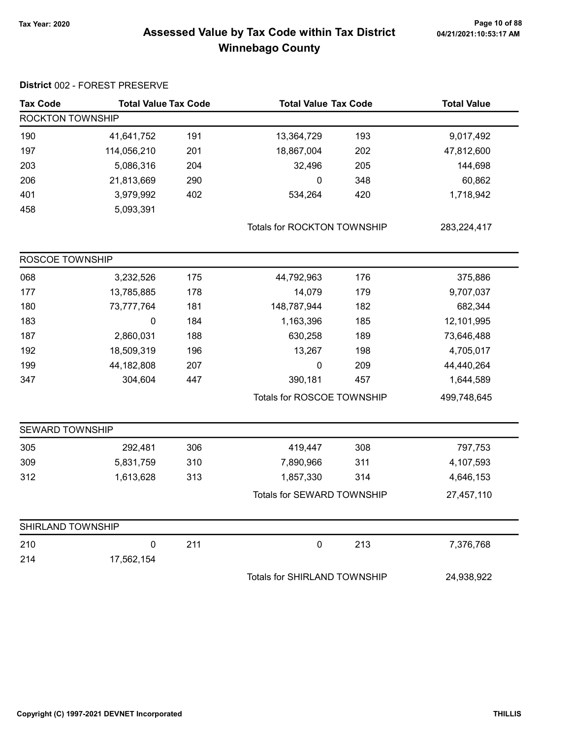Tax Year: 2020

# Assessed Value by Tax Code within Tax District Winnebago County

04/21/2021:10:53:17 AM

**District** 002 - FOREST PRESERVE

| Tax Code | Total Value | Tax Code | Total Value | Tax Code | Total Value |
|---|---|---|---|---|---|
| **ROCKTON TOWNSHIP** | | | | | |
| 190 | 41,641,752 | 191 | 13,364,729 | 193 | 9,017,492 |
| 197 | 114,056,210 | 201 | 18,867,004 | 202 | 47,812,600 |
| 203 | 5,086,316 | 204 | 32,496 | 205 | 144,698 |
| 206 | 21,813,669 | 290 | 0 | 348 | 60,862 |
| 401 | 3,979,992 | 402 | 534,264 | 420 | 1,718,942 |
| 458 | 5,093,391 | | | | |
| | | | Totals for ROCKTON TOWNSHIP | | 283,224,417 |
| **ROSCOE TOWNSHIP** | | | | | |
| 068 | 3,232,526 | 175 | 44,792,963 | 176 | 375,886 |
| 177 | 13,785,885 | 178 | 14,079 | 179 | 9,707,037 |
| 180 | 73,777,764 | 181 | 148,787,944 | 182 | 682,344 |
| 183 | 0 | 184 | 1,163,396 | 185 | 12,101,995 |
| 187 | 2,860,031 | 188 | 630,258 | 189 | 73,646,488 |
| 192 | 18,509,319 | 196 | 13,267 | 198 | 4,705,017 |
| 199 | 44,182,808 | 207 | 0 | 209 | 44,440,264 |
| 347 | 304,604 | 447 | 390,181 | 457 | 1,644,589 |
| | | | Totals for ROSCOE TOWNSHIP | | 499,748,645 |
| **SEWARD TOWNSHIP** | | | | | |
| 305 | 292,481 | 306 | 419,447 | 308 | 797,753 |
| 309 | 5,831,759 | 310 | 7,890,966 | 311 | 4,107,593 |
| 312 | 1,613,628 | 313 | 1,857,330 | 314 | 4,646,153 |
| | | | Totals for SEWARD TOWNSHIP | | 27,457,110 |
| **SHIRLAND TOWNSHIP** | | | | | |
| 210 | 0 | 211 | 0 | 213 | 7,376,768 |
| 214 | 17,562,154 | | | | |
| | | | Totals for SHIRLAND TOWNSHIP | | 24,938,922 |

Copyright (C) 1997-2021 DEVNET Incorporated

THILLIS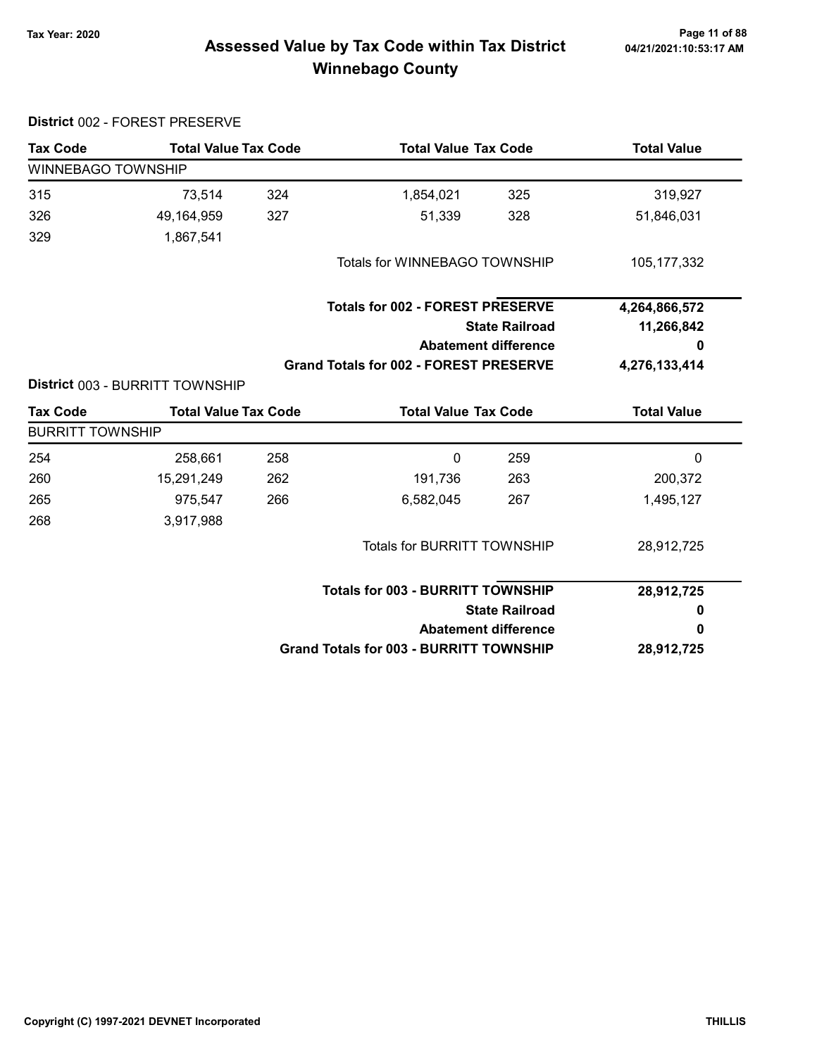# Assessed Value by Tax Code within Tax District
## Winnebago County

Tax Year: 2020

04/21/2021:10:53:17 AM

**District** 002 - FOREST PRESERVE

| Tax Code | Total Value | Tax Code | Total Value | Tax Code | Total Value |
|---|---|---|---|---|---|
| WINNEBAGO TOWNSHIP | | | | | |
| 315 | 73,514 | 324 | 1,854,021 | 325 | 319,927 |
| 326 | 49,164,959 | 327 | 51,339 | 328 | 51,846,031 |
| 329 | 1,867,541 | | | | |
| | | | Totals for WINNEBAGO TOWNSHIP | | 105,177,332 |

| | |
|---|---|
| **Totals for 002 - FOREST PRESERVE** | **4,264,866,572** |
| **State Railroad** | **11,266,842** |
| **Abatement difference** | **0** |
| **Grand Totals for 002 - FOREST PRESERVE** | **4,276,133,414** |

**District** 003 - BURRITT TOWNSHIP

| Tax Code | Total Value | Tax Code | Total Value | Tax Code | Total Value |
|---|---|---|---|---|---|
| BURRITT TOWNSHIP | | | | | |
| 254 | 258,661 | 258 | 0 | 259 | 0 |
| 260 | 15,291,249 | 262 | 191,736 | 263 | 200,372 |
| 265 | 975,547 | 266 | 6,582,045 | 267 | 1,495,127 |
| 268 | 3,917,988 | | | | |
| | | | Totals for BURRITT TOWNSHIP | | 28,912,725 |

| | |
|---|---|
| **Totals for 003 - BURRITT TOWNSHIP** | **28,912,725** |
| **State Railroad** | **0** |
| **Abatement difference** | **0** |
| **Grand Totals for 003 - BURRITT TOWNSHIP** | **28,912,725** |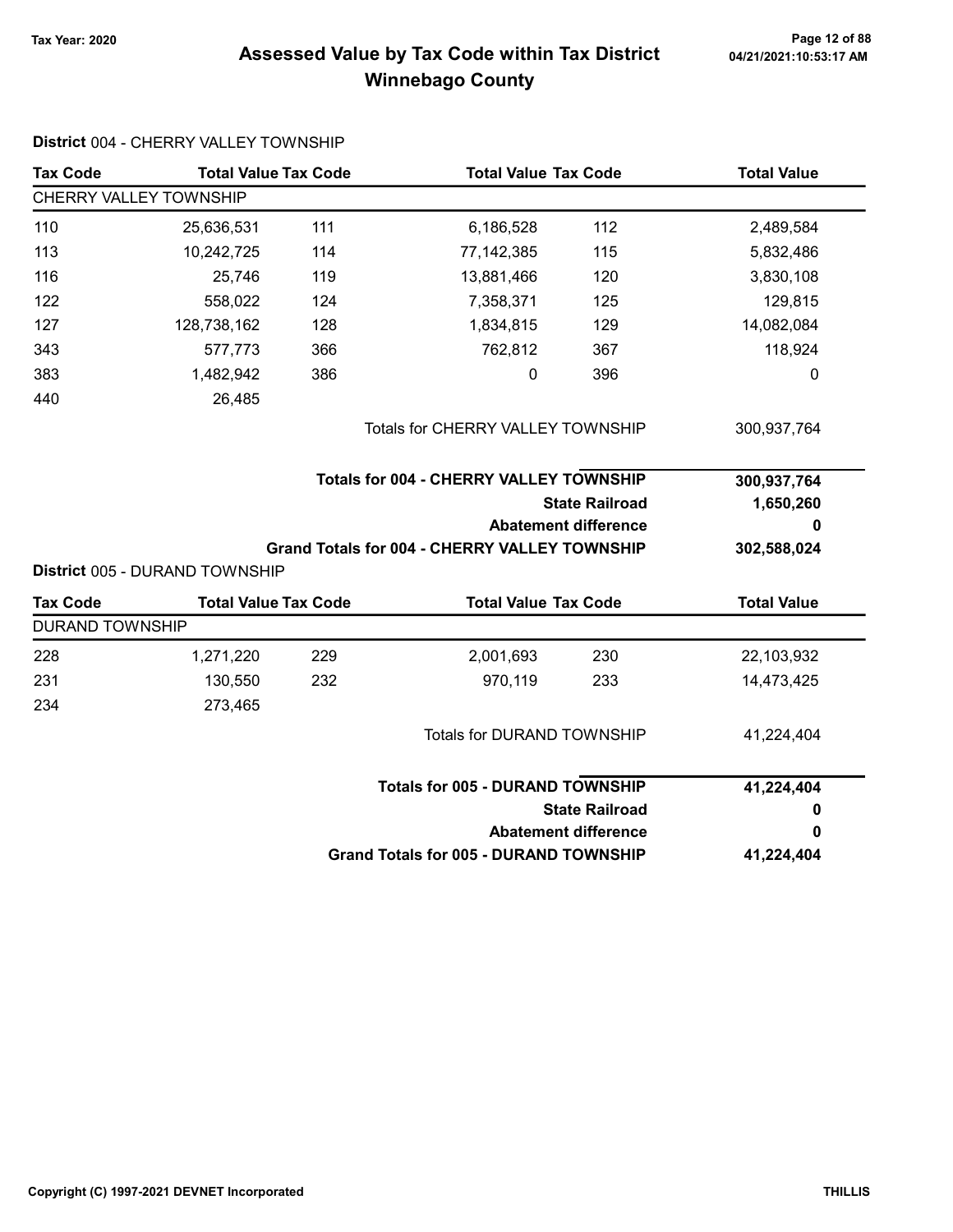# Assessed Value by Tax Code within Tax District
## Winnebago County

Tax Year: 2020

**District** 004 - CHERRY VALLEY TOWNSHIP

| Tax Code | Total Value | Tax Code | Total Value | Tax Code | Total Value |
|---|---|---|---|---|---|
| CHERRY VALLEY TOWNSHIP | | | | | |
| 110 | 25,636,531 | 111 | 6,186,528 | 112 | 2,489,584 |
| 113 | 10,242,725 | 114 | 77,142,385 | 115 | 5,832,486 |
| 116 | 25,746 | 119 | 13,881,466 | 120 | 3,830,108 |
| 122 | 558,022 | 124 | 7,358,371 | 125 | 129,815 |
| 127 | 128,738,162 | 128 | 1,834,815 | 129 | 14,082,084 |
| 343 | 577,773 | 366 | 762,812 | 367 | 118,924 |
| 383 | 1,482,942 | 386 | 0 | 396 | 0 |
| 440 | 26,485 | | | | |

| | |
|---|---|
| Totals for CHERRY VALLEY TOWNSHIP | 300,937,764 |
| **Totals for 004 - CHERRY VALLEY TOWNSHIP** | **300,937,764** |
| **State Railroad** | **1,650,260** |
| **Abatement difference** | **0** |
| **Grand Totals for 004 - CHERRY VALLEY TOWNSHIP** | **302,588,024** |

**District** 005 - DURAND TOWNSHIP

| Tax Code | Total Value | Tax Code | Total Value | Tax Code | Total Value |
|---|---|---|---|---|---|
| DURAND TOWNSHIP | | | | | |
| 228 | 1,271,220 | 229 | 2,001,693 | 230 | 22,103,932 |
| 231 | 130,550 | 232 | 970,119 | 233 | 14,473,425 |
| 234 | 273,465 | | | | |

| | |
|---|---|
| Totals for DURAND TOWNSHIP | 41,224,404 |
| **Totals for 005 - DURAND TOWNSHIP** | **41,224,404** |
| **State Railroad** | **0** |
| **Abatement difference** | **0** |
| **Grand Totals for 005 - DURAND TOWNSHIP** | **41,224,404** |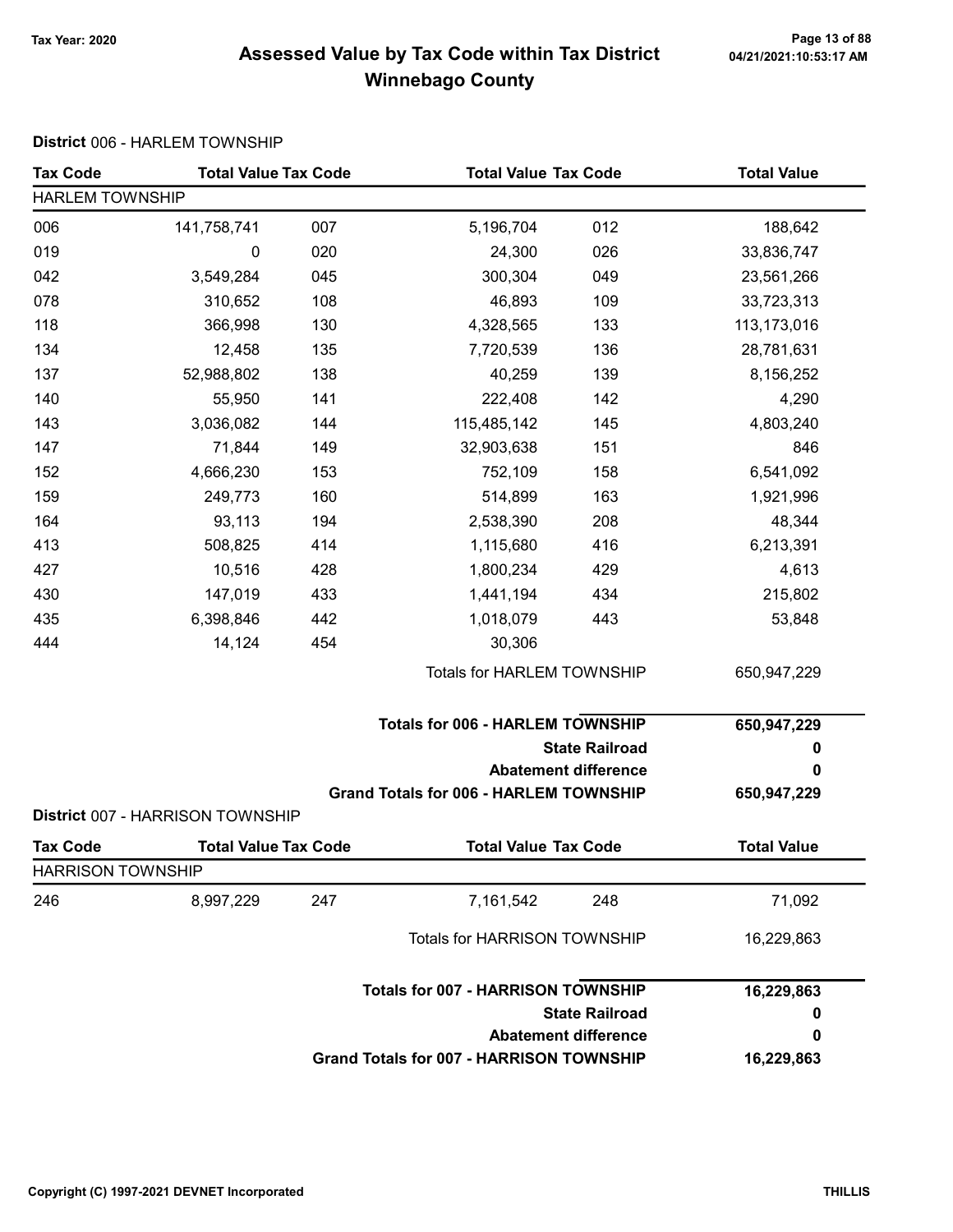# Assessed Value by Tax Code within Tax District
## Winnebago County

Tax Year: 2020

**District** 006 - HARLEM TOWNSHIP

| Tax Code | Total Value | Tax Code | Total Value | Tax Code | Total Value |
|---|---|---|---|---|---|
| HARLEM TOWNSHIP | | | | | |
| 006 | 141,758,741 | 007 | 5,196,704 | 012 | 188,642 |
| 019 | 0 | 020 | 24,300 | 026 | 33,836,747 |
| 042 | 3,549,284 | 045 | 300,304 | 049 | 23,561,266 |
| 078 | 310,652 | 108 | 46,893 | 109 | 33,723,313 |
| 118 | 366,998 | 130 | 4,328,565 | 133 | 113,173,016 |
| 134 | 12,458 | 135 | 7,720,539 | 136 | 28,781,631 |
| 137 | 52,988,802 | 138 | 40,259 | 139 | 8,156,252 |
| 140 | 55,950 | 141 | 222,408 | 142 | 4,290 |
| 143 | 3,036,082 | 144 | 115,485,142 | 145 | 4,803,240 |
| 147 | 71,844 | 149 | 32,903,638 | 151 | 846 |
| 152 | 4,666,230 | 153 | 752,109 | 158 | 6,541,092 |
| 159 | 249,773 | 160 | 514,899 | 163 | 1,921,996 |
| 164 | 93,113 | 194 | 2,538,390 | 208 | 48,344 |
| 413 | 508,825 | 414 | 1,115,680 | 416 | 6,213,391 |
| 427 | 10,516 | 428 | 1,800,234 | 429 | 4,613 |
| 430 | 147,019 | 433 | 1,441,194 | 434 | 215,802 |
| 435 | 6,398,846 | 442 | 1,018,079 | 443 | 53,848 |
| 444 | 14,124 | 454 | 30,306 | | |

Totals for HARLEM TOWNSHIP: 650,947,229

| | |
|---|---|
| **Totals for 006 - HARLEM TOWNSHIP** | **650,947,229** |
| **State Railroad** | **0** |
| **Abatement difference** | **0** |
| **Grand Totals for 006 - HARLEM TOWNSHIP** | **650,947,229** |

**District** 007 - HARRISON TOWNSHIP

| Tax Code | Total Value | Tax Code | Total Value | Tax Code | Total Value |
|---|---|---|---|---|---|
| HARRISON TOWNSHIP | | | | | |
| 246 | 8,997,229 | 247 | 7,161,542 | 248 | 71,092 |

Totals for HARRISON TOWNSHIP: 16,229,863

| | |
|---|---|
| **Totals for 007 - HARRISON TOWNSHIP** | **16,229,863** |
| **State Railroad** | **0** |
| **Abatement difference** | **0** |
| **Grand Totals for 007 - HARRISON TOWNSHIP** | **16,229,863** |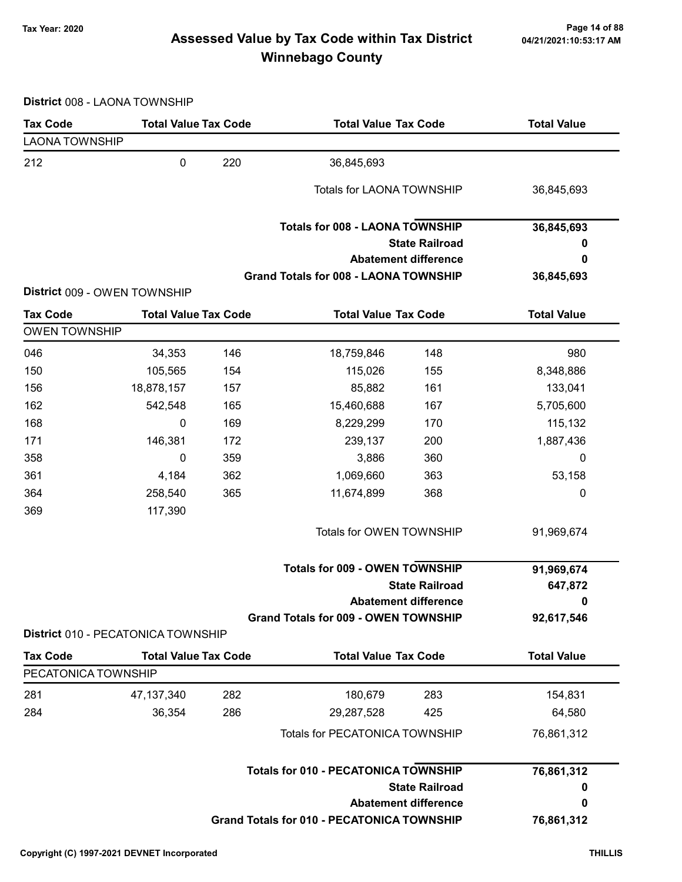# Assessed Value by Tax Code within Tax District
## Winnebago County

Tax Year: 2020

**District** 008 - LAONA TOWNSHIP

| Tax Code | Total Value | Tax Code | Total Value | Tax Code | Total Value |
|---|---|---|---|---|---|
| LAONA TOWNSHIP | | | | | |
| 212 | 0 | 220 | 36,845,693 | | |
| | | | Totals for LAONA TOWNSHIP | | 36,845,693 |
| | | | **Totals for 008 - LAONA TOWNSHIP** | | **36,845,693** |
| | | | **State Railroad** | | **0** |
| | | | **Abatement difference** | | **0** |
| | | | **Grand Totals for 008 - LAONA TOWNSHIP** | | **36,845,693** |

**District** 009 - OWEN TOWNSHIP

| Tax Code | Total Value | Tax Code | Total Value | Tax Code | Total Value |
|---|---|---|---|---|---|
| OWEN TOWNSHIP | | | | | |
| 046 | 34,353 | 146 | 18,759,846 | 148 | 980 |
| 150 | 105,565 | 154 | 115,026 | 155 | 8,348,886 |
| 156 | 18,878,157 | 157 | 85,882 | 161 | 133,041 |
| 162 | 542,548 | 165 | 15,460,688 | 167 | 5,705,600 |
| 168 | 0 | 169 | 8,229,299 | 170 | 115,132 |
| 171 | 146,381 | 172 | 239,137 | 200 | 1,887,436 |
| 358 | 0 | 359 | 3,886 | 360 | 0 |
| 361 | 4,184 | 362 | 1,069,660 | 363 | 53,158 |
| 364 | 258,540 | 365 | 11,674,899 | 368 | 0 |
| 369 | 117,390 | | | | |
| | | | Totals for OWEN TOWNSHIP | | 91,969,674 |
| | | | **Totals for 009 - OWEN TOWNSHIP** | | **91,969,674** |
| | | | **State Railroad** | | **647,872** |
| | | | **Abatement difference** | | **0** |
| | | | **Grand Totals for 009 - OWEN TOWNSHIP** | | **92,617,546** |

**District** 010 - PECATONICA TOWNSHIP

| Tax Code | Total Value | Tax Code | Total Value | Tax Code | Total Value |
|---|---|---|---|---|---|
| PECATONICA TOWNSHIP | | | | | |
| 281 | 47,137,340 | 282 | 180,679 | 283 | 154,831 |
| 284 | 36,354 | 286 | 29,287,528 | 425 | 64,580 |
| | | | Totals for PECATONICA TOWNSHIP | | 76,861,312 |
| | | | **Totals for 010 - PECATONICA TOWNSHIP** | | **76,861,312** |
| | | | **State Railroad** | | **0** |
| | | | **Abatement difference** | | **0** |
| | | | **Grand Totals for 010 - PECATONICA TOWNSHIP** | | **76,861,312** |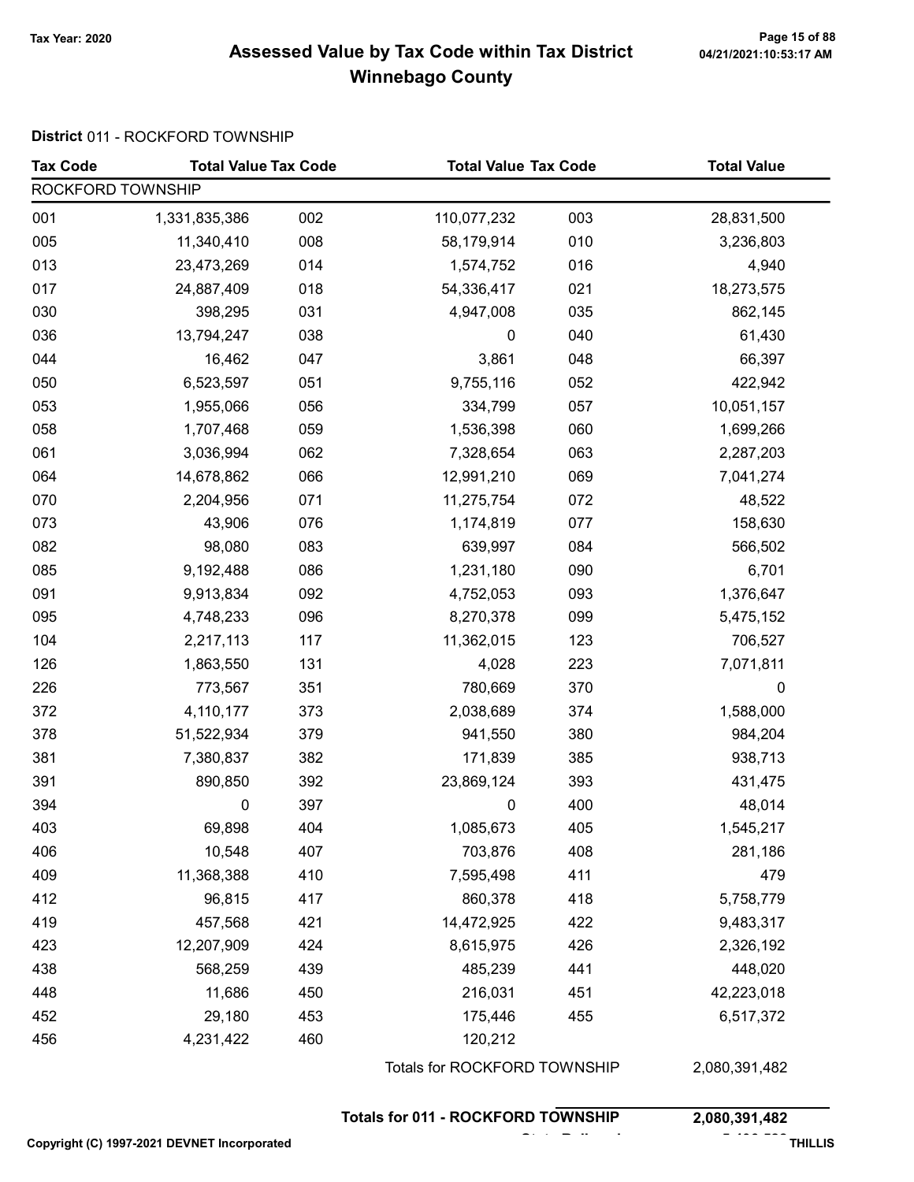# Assessed Value by Tax Code within Tax District
## Winnebago County

Tax Year: 2020

**District** 011 - ROCKFORD TOWNSHIP

| Tax Code | Total Value | Tax Code | Total Value | Tax Code | Total Value |
|---|---|---|---|---|---|
| ROCKFORD TOWNSHIP | | | | | |
| 001 | 1,331,835,386 | 002 | 110,077,232 | 003 | 28,831,500 |
| 005 | 11,340,410 | 008 | 58,179,914 | 010 | 3,236,803 |
| 013 | 23,473,269 | 014 | 1,574,752 | 016 | 4,940 |
| 017 | 24,887,409 | 018 | 54,336,417 | 021 | 18,273,575 |
| 030 | 398,295 | 031 | 4,947,008 | 035 | 862,145 |
| 036 | 13,794,247 | 038 | 0 | 040 | 61,430 |
| 044 | 16,462 | 047 | 3,861 | 048 | 66,397 |
| 050 | 6,523,597 | 051 | 9,755,116 | 052 | 422,942 |
| 053 | 1,955,066 | 056 | 334,799 | 057 | 10,051,157 |
| 058 | 1,707,468 | 059 | 1,536,398 | 060 | 1,699,266 |
| 061 | 3,036,994 | 062 | 7,328,654 | 063 | 2,287,203 |
| 064 | 14,678,862 | 066 | 12,991,210 | 069 | 7,041,274 |
| 070 | 2,204,956 | 071 | 11,275,754 | 072 | 48,522 |
| 073 | 43,906 | 076 | 1,174,819 | 077 | 158,630 |
| 082 | 98,080 | 083 | 639,997 | 084 | 566,502 |
| 085 | 9,192,488 | 086 | 1,231,180 | 090 | 6,701 |
| 091 | 9,913,834 | 092 | 4,752,053 | 093 | 1,376,647 |
| 095 | 4,748,233 | 096 | 8,270,378 | 099 | 5,475,152 |
| 104 | 2,217,113 | 117 | 11,362,015 | 123 | 706,527 |
| 126 | 1,863,550 | 131 | 4,028 | 223 | 7,071,811 |
| 226 | 773,567 | 351 | 780,669 | 370 | 0 |
| 372 | 4,110,177 | 373 | 2,038,689 | 374 | 1,588,000 |
| 378 | 51,522,934 | 379 | 941,550 | 380 | 984,204 |
| 381 | 7,380,837 | 382 | 171,839 | 385 | 938,713 |
| 391 | 890,850 | 392 | 23,869,124 | 393 | 431,475 |
| 394 | 0 | 397 | 0 | 400 | 48,014 |
| 403 | 69,898 | 404 | 1,085,673 | 405 | 1,545,217 |
| 406 | 10,548 | 407 | 703,876 | 408 | 281,186 |
| 409 | 11,368,388 | 410 | 7,595,498 | 411 | 479 |
| 412 | 96,815 | 417 | 860,378 | 418 | 5,758,779 |
| 419 | 457,568 | 421 | 14,472,925 | 422 | 9,483,317 |
| 423 | 12,207,909 | 424 | 8,615,975 | 426 | 2,326,192 |
| 438 | 568,259 | 439 | 485,239 | 441 | 448,020 |
| 448 | 11,686 | 450 | 216,031 | 451 | 42,223,018 |
| 452 | 29,180 | 453 | 175,446 | 455 | 6,517,372 |
| 456 | 4,231,422 | 460 | 120,212 | | |
| | | Totals for ROCKFORD TOWNSHIP | | | 2,080,391,482 |

**Totals for 011 - ROCKFORD TOWNSHIP** **2,080,391,482**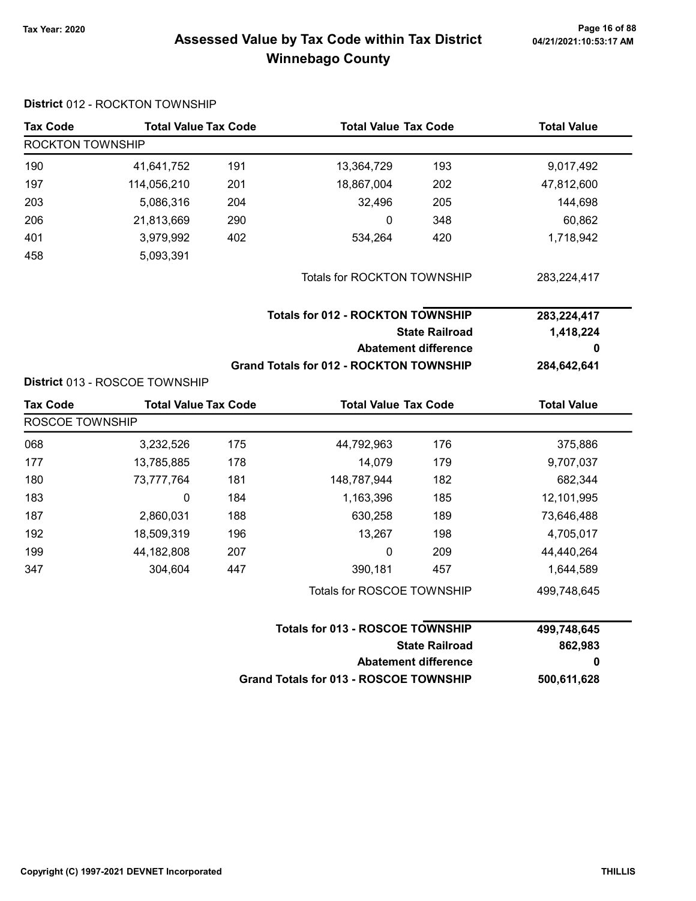# Assessed Value by Tax Code within Tax District Winnebago County

Tax Year: 2020

04/21/2021:10:53:17 AM

**District** 012 - ROCKTON TOWNSHIP

| Tax Code | Total Value | Tax Code | Total Value | Tax Code | Total Value |
|---|---|---|---|---|---|
| ROCKTON TOWNSHIP | | | | | |
| 190 | 41,641,752 | 191 | 13,364,729 | 193 | 9,017,492 |
| 197 | 114,056,210 | 201 | 18,867,004 | 202 | 47,812,600 |
| 203 | 5,086,316 | 204 | 32,496 | 205 | 144,698 |
| 206 | 21,813,669 | 290 | 0 | 348 | 60,862 |
| 401 | 3,979,992 | 402 | 534,264 | 420 | 1,718,942 |
| 458 | 5,093,391 | | | | |

| | |
|---|---|
| Totals for ROCKTON TOWNSHIP | 283,224,417 |
| **Totals for 012 - ROCKTON TOWNSHIP** | **283,224,417** |
| **State Railroad** | **1,418,224** |
| **Abatement difference** | **0** |
| **Grand Totals for 012 - ROCKTON TOWNSHIP** | **284,642,641** |

**District** 013 - ROSCOE TOWNSHIP

| Tax Code | Total Value | Tax Code | Total Value | Tax Code | Total Value |
|---|---|---|---|---|---|
| ROSCOE TOWNSHIP | | | | | |
| 068 | 3,232,526 | 175 | 44,792,963 | 176 | 375,886 |
| 177 | 13,785,885 | 178 | 14,079 | 179 | 9,707,037 |
| 180 | 73,777,764 | 181 | 148,787,944 | 182 | 682,344 |
| 183 | 0 | 184 | 1,163,396 | 185 | 12,101,995 |
| 187 | 2,860,031 | 188 | 630,258 | 189 | 73,646,488 |
| 192 | 18,509,319 | 196 | 13,267 | 198 | 4,705,017 |
| 199 | 44,182,808 | 207 | 0 | 209 | 44,440,264 |
| 347 | 304,604 | 447 | 390,181 | 457 | 1,644,589 |

| | |
|---|---|
| Totals for ROSCOE TOWNSHIP | 499,748,645 |
| **Totals for 013 - ROSCOE TOWNSHIP** | **499,748,645** |
| **State Railroad** | **862,983** |
| **Abatement difference** | **0** |
| **Grand Totals for 013 - ROSCOE TOWNSHIP** | **500,611,628** |

Copyright (C) 1997-2021 DEVNET Incorporated

THILLIS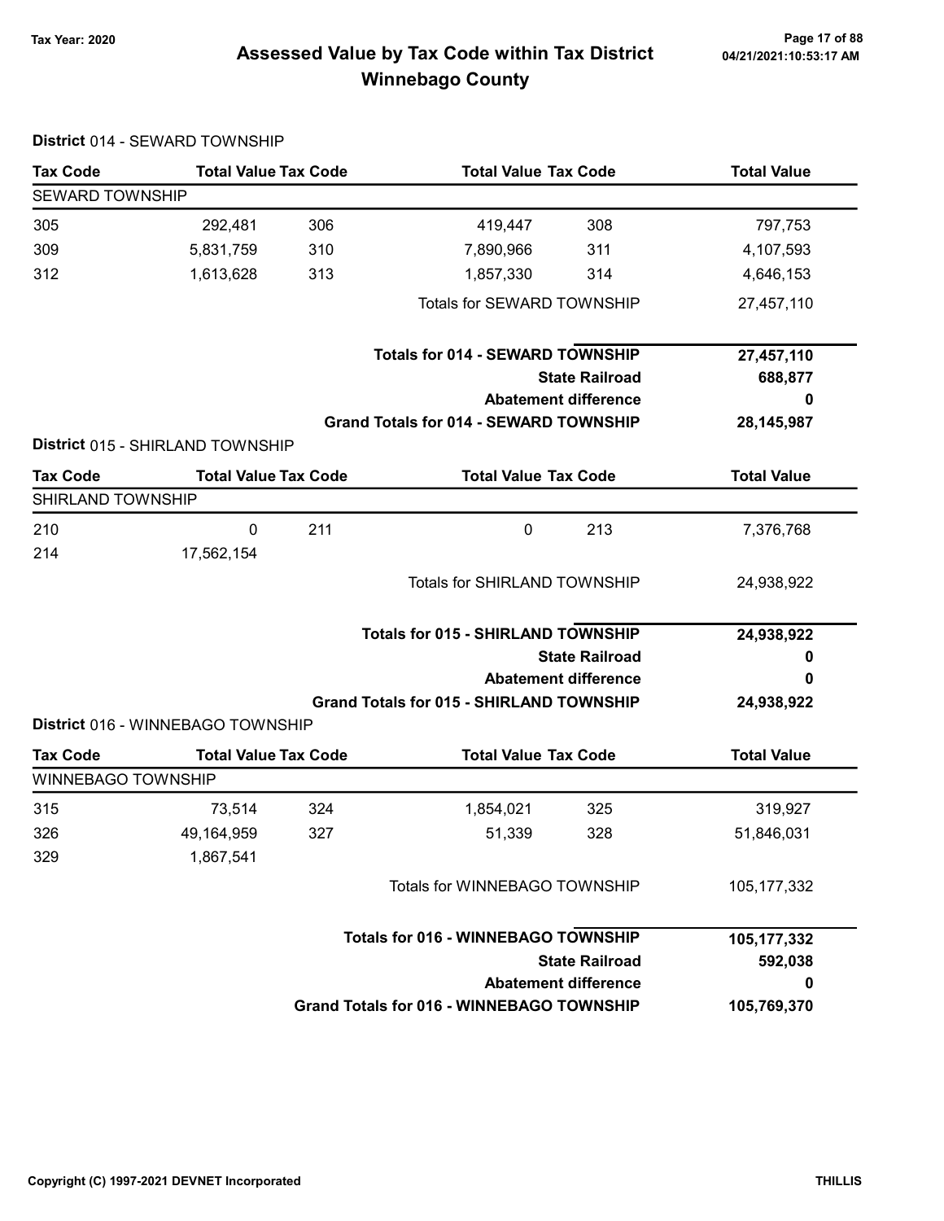# Assessed Value by Tax Code within Tax District

## Winnebago County

Tax Year: 2020

### District 014 - SEWARD TOWNSHIP

| Tax Code | Total Value | Tax Code | Total Value | Tax Code | Total Value |
|---|---|---|---|---|---|
| **SEWARD TOWNSHIP** | | | | | |
| 305 | 292,481 | 306 | 419,447 | 308 | 797,753 |
| 309 | 5,831,759 | 310 | 7,890,966 | 311 | 4,107,593 |
| 312 | 1,613,628 | 313 | 1,857,330 | 314 | 4,646,153 |
| | | | Totals for SEWARD TOWNSHIP | | 27,457,110 |

| | |
|---|---|
| **Totals for 014 - SEWARD TOWNSHIP** | **27,457,110** |
| **State Railroad** | **688,877** |
| **Abatement difference** | **0** |
| **Grand Totals for 014 - SEWARD TOWNSHIP** | **28,145,987** |

### District 015 - SHIRLAND TOWNSHIP

| Tax Code | Total Value | Tax Code | Total Value | Tax Code | Total Value |
|---|---|---|---|---|---|
| **SHIRLAND TOWNSHIP** | | | | | |
| 210 | 0 | 211 | 0 | 213 | 7,376,768 |
| 214 | 17,562,154 | | | | |
| | | | Totals for SHIRLAND TOWNSHIP | | 24,938,922 |

| | |
|---|---|
| **Totals for 015 - SHIRLAND TOWNSHIP** | **24,938,922** |
| **State Railroad** | **0** |
| **Abatement difference** | **0** |
| **Grand Totals for 015 - SHIRLAND TOWNSHIP** | **24,938,922** |

### District 016 - WINNEBAGO TOWNSHIP

| Tax Code | Total Value | Tax Code | Total Value | Tax Code | Total Value |
|---|---|---|---|---|---|
| **WINNEBAGO TOWNSHIP** | | | | | |
| 315 | 73,514 | 324 | 1,854,021 | 325 | 319,927 |
| 326 | 49,164,959 | 327 | 51,339 | 328 | 51,846,031 |
| 329 | 1,867,541 | | | | |
| | | | Totals for WINNEBAGO TOWNSHIP | | 105,177,332 |

| | |
|---|---|
| **Totals for 016 - WINNEBAGO TOWNSHIP** | **105,177,332** |
| **State Railroad** | **592,038** |
| **Abatement difference** | **0** |
| **Grand Totals for 016 - WINNEBAGO TOWNSHIP** | **105,769,370** |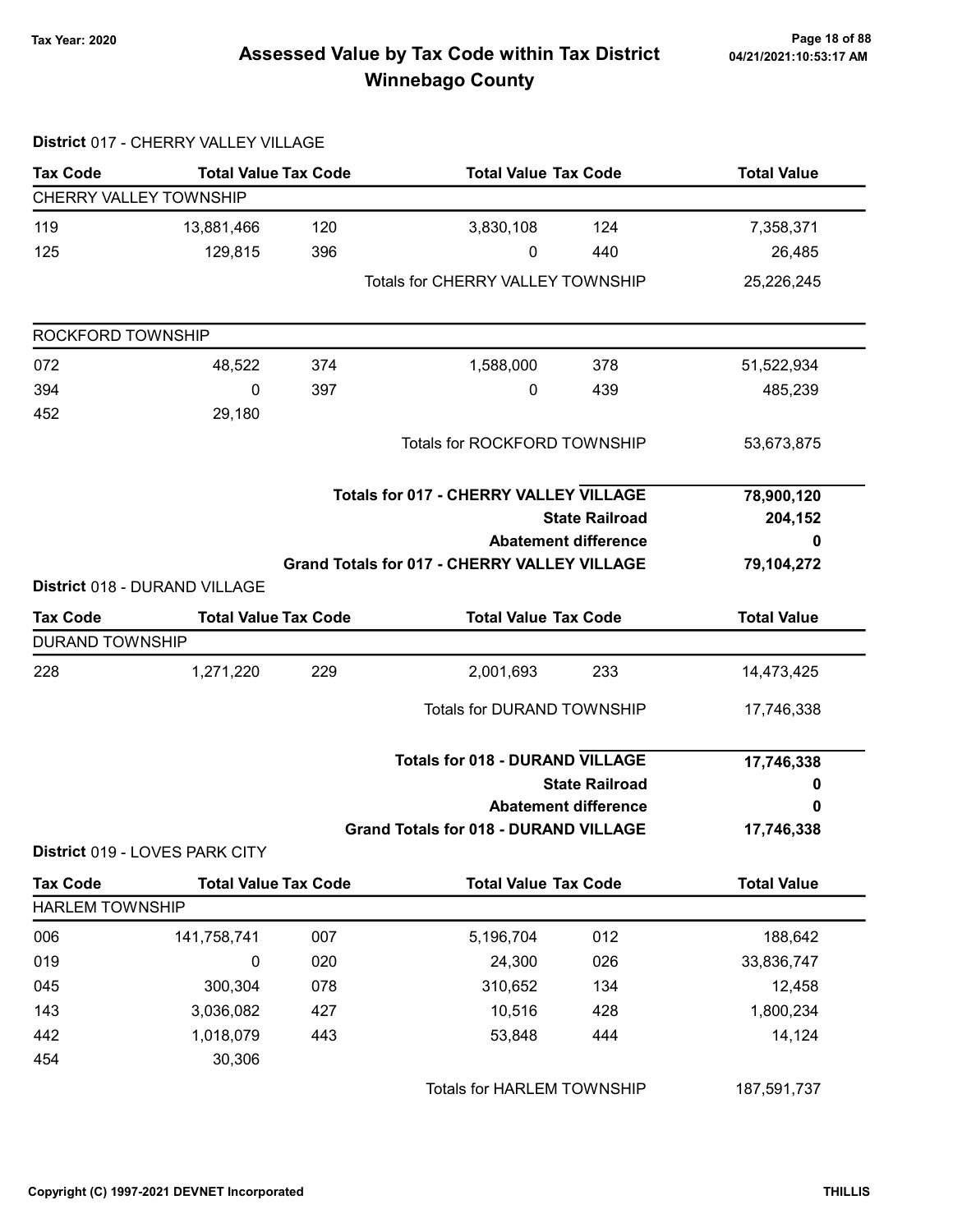# Assessed Value by Tax Code within Tax District

## Winnebago County

Tax Year: 2020

### District 017 - CHERRY VALLEY VILLAGE

| Tax Code | Total Value | Tax Code | Total Value | Tax Code | Total Value |
|---|---|---|---|---|---|
| **CHERRY VALLEY TOWNSHIP** | | | | | |
| 119 | 13,881,466 | 120 | 3,830,108 | 124 | 7,358,371 |
| 125 | 129,815 | 396 | 0 | 440 | 26,485 |
| | | | Totals for CHERRY VALLEY TOWNSHIP | | 25,226,245 |
| **ROCKFORD TOWNSHIP** | | | | | |
| 072 | 48,522 | 374 | 1,588,000 | 378 | 51,522,934 |
| 394 | 0 | 397 | 0 | 439 | 485,239 |
| 452 | 29,180 | | | | |
| | | | Totals for ROCKFORD TOWNSHIP | | 53,673,875 |

| | |
|---|---|
| **Totals for 017 - CHERRY VALLEY VILLAGE** | **78,900,120** |
| **State Railroad** | **204,152** |
| **Abatement difference** | **0** |
| **Grand Totals for 017 - CHERRY VALLEY VILLAGE** | **79,104,272** |

### District 018 - DURAND VILLAGE

| Tax Code | Total Value | Tax Code | Total Value | Tax Code | Total Value |
|---|---|---|---|---|---|
| **DURAND TOWNSHIP** | | | | | |
| 228 | 1,271,220 | 229 | 2,001,693 | 233 | 14,473,425 |
| | | | Totals for DURAND TOWNSHIP | | 17,746,338 |

| | |
|---|---|
| **Totals for 018 - DURAND VILLAGE** | **17,746,338** |
| **State Railroad** | **0** |
| **Abatement difference** | **0** |
| **Grand Totals for 018 - DURAND VILLAGE** | **17,746,338** |

### District 019 - LOVES PARK CITY

| Tax Code | Total Value | Tax Code | Total Value | Tax Code | Total Value |
|---|---|---|---|---|---|
| **HARLEM TOWNSHIP** | | | | | |
| 006 | 141,758,741 | 007 | 5,196,704 | 012 | 188,642 |
| 019 | 0 | 020 | 24,300 | 026 | 33,836,747 |
| 045 | 300,304 | 078 | 310,652 | 134 | 12,458 |
| 143 | 3,036,082 | 427 | 10,516 | 428 | 1,800,234 |
| 442 | 1,018,079 | 443 | 53,848 | 444 | 14,124 |
| 454 | 30,306 | | | | |
| | | | Totals for HARLEM TOWNSHIP | | 187,591,737 |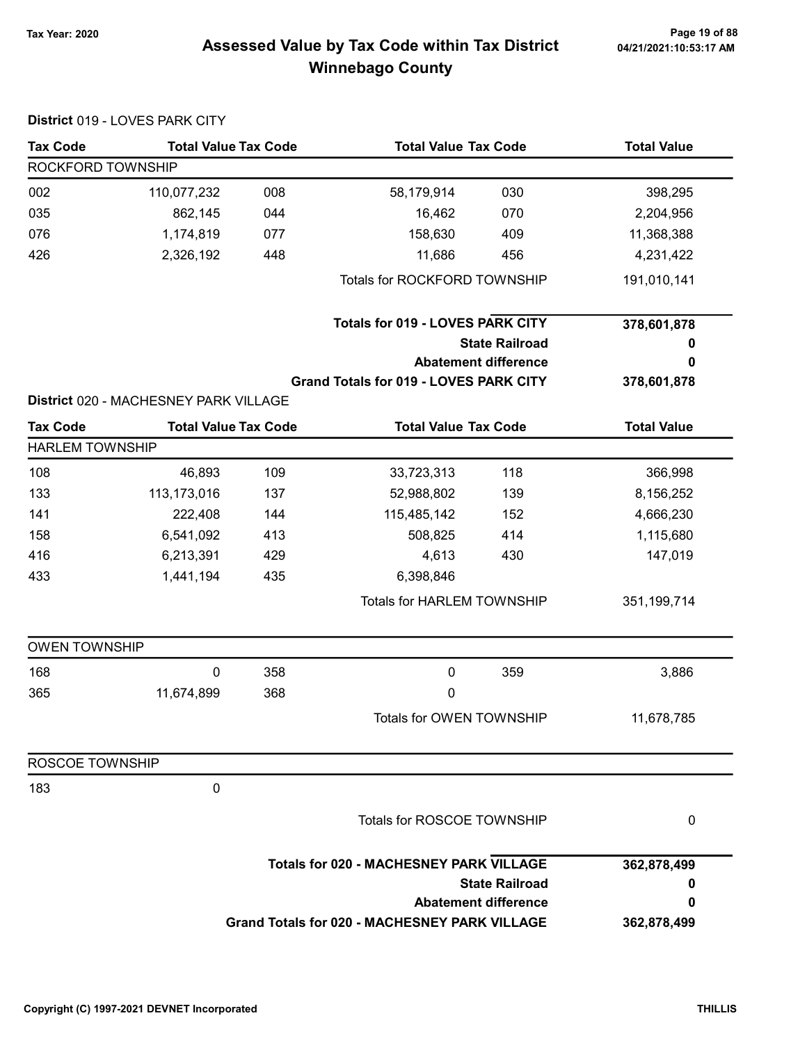Tax Year: 2020

# Assessed Value by Tax Code within Tax District
## Winnebago County

04/21/2021:10:53:17 AM

**District** 019 - LOVES PARK CITY

| Tax Code | Total Value | Tax Code | Total Value | Tax Code | Total Value |
|---|---|---|---|---|---|
| ROCKFORD TOWNSHIP | | | | | |
| 002 | 110,077,232 | 008 | 58,179,914 | 030 | 398,295 |
| 035 | 862,145 | 044 | 16,462 | 070 | 2,204,956 |
| 076 | 1,174,819 | 077 | 158,630 | 409 | 11,368,388 |
| 426 | 2,326,192 | 448 | 11,686 | 456 | 4,231,422 |
| | | | Totals for ROCKFORD TOWNSHIP | | 191,010,141 |

| | |
|---|---|
| **Totals for 019 - LOVES PARK CITY** | **378,601,878** |
| **State Railroad** | **0** |
| **Abatement difference** | **0** |
| **Grand Totals for 019 - LOVES PARK CITY** | **378,601,878** |

**District** 020 - MACHESNEY PARK VILLAGE

| Tax Code | Total Value | Tax Code | Total Value | Tax Code | Total Value |
|---|---|---|---|---|---|
| HARLEM TOWNSHIP | | | | | |
| 108 | 46,893 | 109 | 33,723,313 | 118 | 366,998 |
| 133 | 113,173,016 | 137 | 52,988,802 | 139 | 8,156,252 |
| 141 | 222,408 | 144 | 115,485,142 | 152 | 4,666,230 |
| 158 | 6,541,092 | 413 | 508,825 | 414 | 1,115,680 |
| 416 | 6,213,391 | 429 | 4,613 | 430 | 147,019 |
| 433 | 1,441,194 | 435 | 6,398,846 | | |
| | | | Totals for HARLEM TOWNSHIP | | 351,199,714 |
| OWEN TOWNSHIP | | | | | |
| 168 | 0 | 358 | 0 | 359 | 3,886 |
| 365 | 11,674,899 | 368 | 0 | | |
| | | | Totals for OWEN TOWNSHIP | | 11,678,785 |
| ROSCOE TOWNSHIP | | | | | |
| 183 | 0 | | | | |
| | | | Totals for ROSCOE TOWNSHIP | | 0 |

| | |
|---|---|
| **Totals for 020 - MACHESNEY PARK VILLAGE** | **362,878,499** |
| **State Railroad** | **0** |
| **Abatement difference** | **0** |
| **Grand Totals for 020 - MACHESNEY PARK VILLAGE** | **362,878,499** |

Copyright (C) 1997-2021 DEVNET Incorporated THILLIS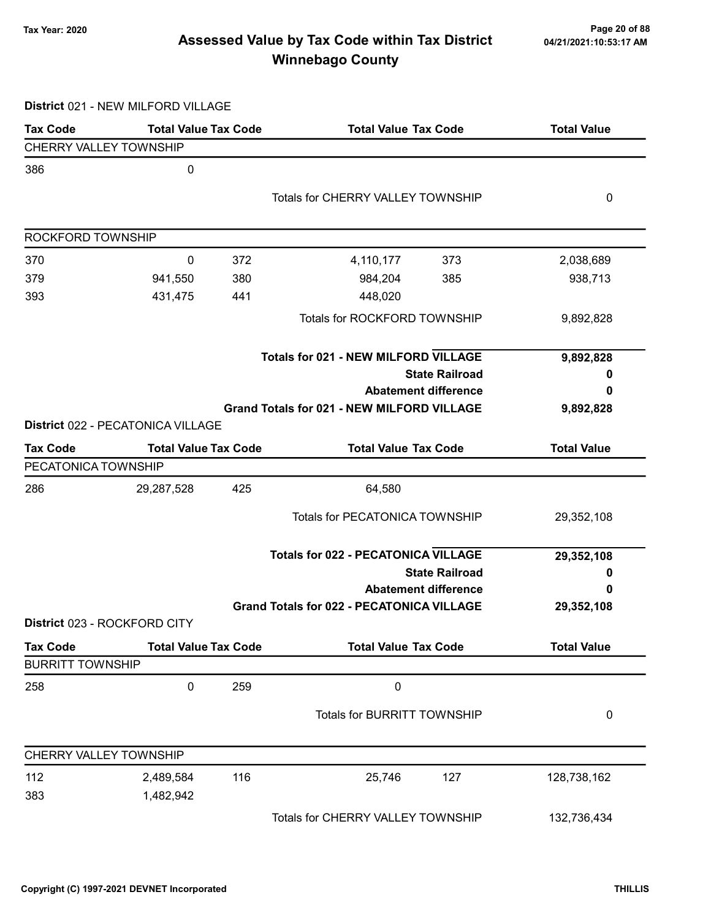# Assessed Value by Tax Code within Tax District

## Winnebago County

Tax Year: 2020

04/21/2021:10:53:17 AM

**District** 021 - NEW MILFORD VILLAGE

| Tax Code | Total Value | Tax Code | Total Value | Tax Code | Total Value |
|---|---|---|---|---|---|
| CHERRY VALLEY TOWNSHIP | | | | | |
| 386 | 0 | | | | |
| | | | Totals for CHERRY VALLEY TOWNSHIP | | 0 |
| ROCKFORD TOWNSHIP | | | | | |
| 370 | 0 | 372 | 4,110,177 | 373 | 2,038,689 |
| 379 | 941,550 | 380 | 984,204 | 385 | 938,713 |
| 393 | 431,475 | 441 | 448,020 | | |
| | | | Totals for ROCKFORD TOWNSHIP | | 9,892,828 |

| | |
|---|---|
| **Totals for 021 - NEW MILFORD VILLAGE** | **9,892,828** |
| **State Railroad** | **0** |
| **Abatement difference** | **0** |
| **Grand Totals for 021 - NEW MILFORD VILLAGE** | **9,892,828** |

**District** 022 - PECATONICA VILLAGE

| Tax Code | Total Value | Tax Code | Total Value | Tax Code | Total Value |
|---|---|---|---|---|---|
| PECATONICA TOWNSHIP | | | | | |
| 286 | 29,287,528 | 425 | 64,580 | | |
| | | | Totals for PECATONICA TOWNSHIP | | 29,352,108 |

| | |
|---|---|
| **Totals for 022 - PECATONICA VILLAGE** | **29,352,108** |
| **State Railroad** | **0** |
| **Abatement difference** | **0** |
| **Grand Totals for 022 - PECATONICA VILLAGE** | **29,352,108** |

**District** 023 - ROCKFORD CITY

| Tax Code | Total Value | Tax Code | Total Value | Tax Code | Total Value |
|---|---|---|---|---|---|
| BURRITT TOWNSHIP | | | | | |
| 258 | 0 | 259 | 0 | | |
| | | | Totals for BURRITT TOWNSHIP | | 0 |
| CHERRY VALLEY TOWNSHIP | | | | | |
| 112 | 2,489,584 | 116 | 25,746 | 127 | 128,738,162 |
| 383 | 1,482,942 | | | | |
| | | | Totals for CHERRY VALLEY TOWNSHIP | | 132,736,434 |

Copyright (C) 1997-2021 DEVNET Incorporated

THILLIS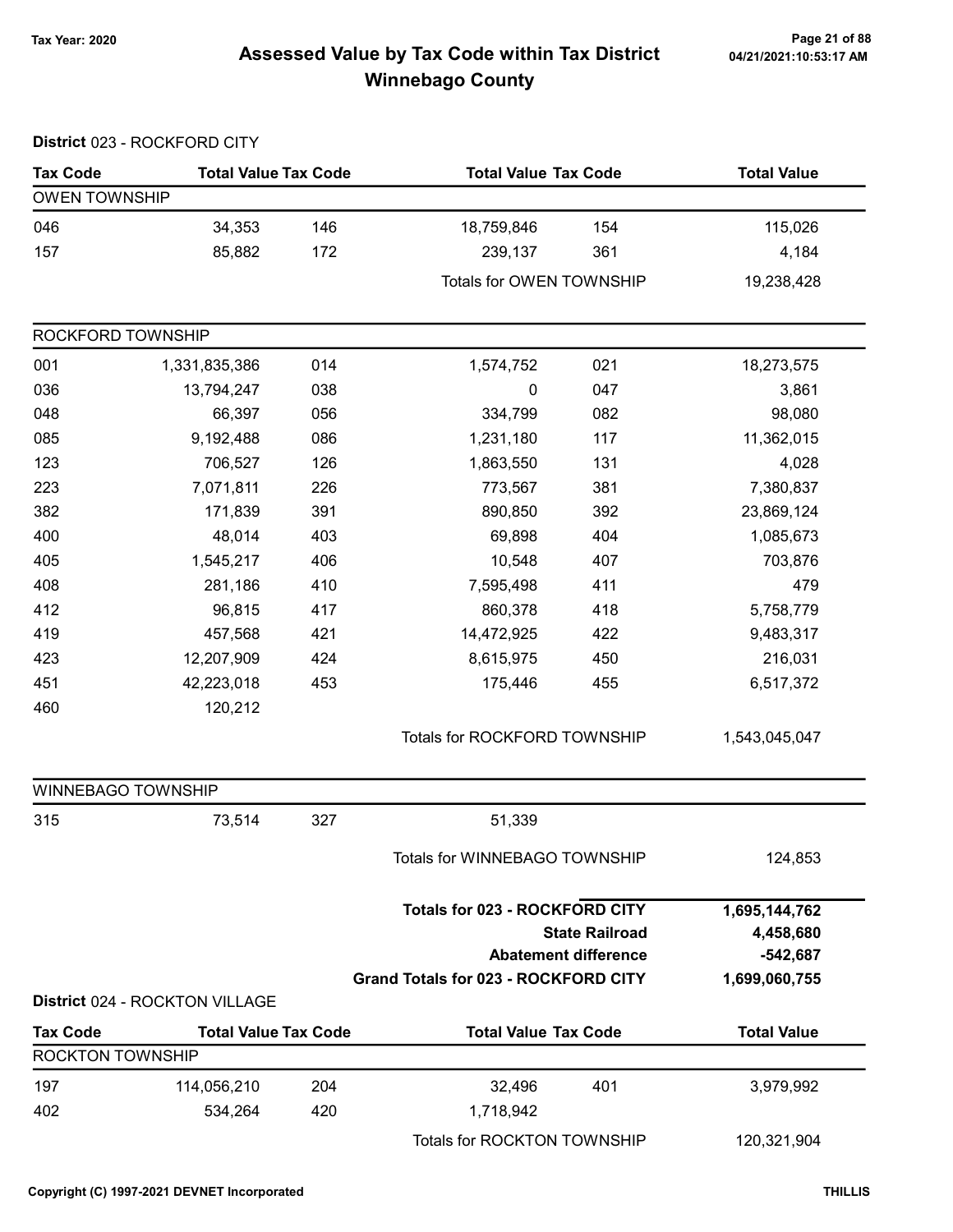# Assessed Value by Tax Code within Tax District
## Winnebago County

Tax Year: 2020

**District** 023 - ROCKFORD CITY

| Tax Code | Total Value | Tax Code | Total Value | Tax Code | Total Value |
|---|---|---|---|---|---|
| **OWEN TOWNSHIP** | | | | | |
| 046 | 34,353 | 146 | 18,759,846 | 154 | 115,026 |
| 157 | 85,882 | 172 | 239,137 | 361 | 4,184 |
| | | | Totals for OWEN TOWNSHIP | | 19,238,428 |
| **ROCKFORD TOWNSHIP** | | | | | |
| 001 | 1,331,835,386 | 014 | 1,574,752 | 021 | 18,273,575 |
| 036 | 13,794,247 | 038 | 0 | 047 | 3,861 |
| 048 | 66,397 | 056 | 334,799 | 082 | 98,080 |
| 085 | 9,192,488 | 086 | 1,231,180 | 117 | 11,362,015 |
| 123 | 706,527 | 126 | 1,863,550 | 131 | 4,028 |
| 223 | 7,071,811 | 226 | 773,567 | 381 | 7,380,837 |
| 382 | 171,839 | 391 | 890,850 | 392 | 23,869,124 |
| 400 | 48,014 | 403 | 69,898 | 404 | 1,085,673 |
| 405 | 1,545,217 | 406 | 10,548 | 407 | 703,876 |
| 408 | 281,186 | 410 | 7,595,498 | 411 | 479 |
| 412 | 96,815 | 417 | 860,378 | 418 | 5,758,779 |
| 419 | 457,568 | 421 | 14,472,925 | 422 | 9,483,317 |
| 423 | 12,207,909 | 424 | 8,615,975 | 450 | 216,031 |
| 451 | 42,223,018 | 453 | 175,446 | 455 | 6,517,372 |
| 460 | 120,212 | | | | |
| | | | Totals for ROCKFORD TOWNSHIP | | 1,543,045,047 |
| **WINNEBAGO TOWNSHIP** | | | | | |
| 315 | 73,514 | 327 | 51,339 | | |
| | | | Totals for WINNEBAGO TOWNSHIP | | 124,853 |

| | |
|---|---|
| **Totals for 023 - ROCKFORD CITY** | **1,695,144,762** |
| **State Railroad** | **4,458,680** |
| **Abatement difference** | **-542,687** |
| **Grand Totals for 023 - ROCKFORD CITY** | **1,699,060,755** |

**District** 024 - ROCKTON VILLAGE

| Tax Code | Total Value | Tax Code | Total Value | Tax Code | Total Value |
|---|---|---|---|---|---|
| **ROCKTON TOWNSHIP** | | | | | |
| 197 | 114,056,210 | 204 | 32,496 | 401 | 3,979,992 |
| 402 | 534,264 | 420 | 1,718,942 | | |
| | | | Totals for ROCKTON TOWNSHIP | | 120,321,904 |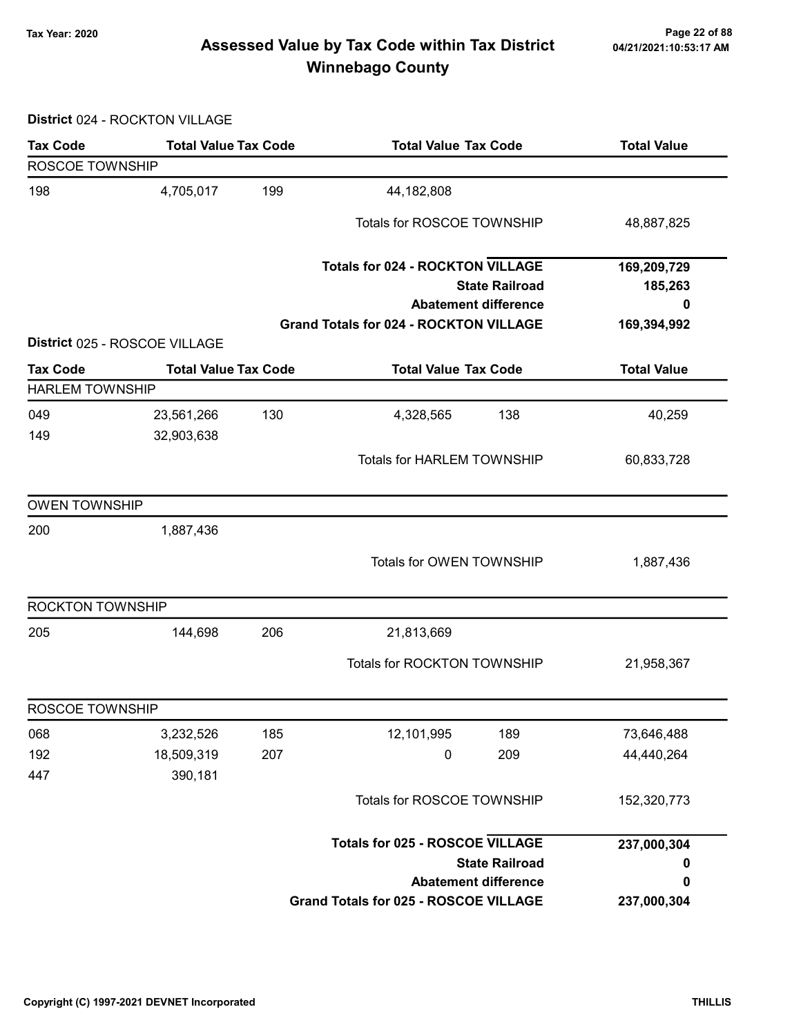# Assessed Value by Tax Code within Tax District
## Winnebago County

Tax Year: 2020

**District** 024 - ROCKTON VILLAGE

| Tax Code | Total Value | Tax Code | Total Value | Tax Code | Total Value |
|---|---|---|---|---|---|
| ROSCOE TOWNSHIP | | | | | |
| 198 | 4,705,017 | 199 | 44,182,808 | | |
| | | | Totals for ROSCOE TOWNSHIP | | 48,887,825 |
| | | | **Totals for 024 - ROCKTON VILLAGE** | | **169,209,729** |
| | | | **State Railroad** | | **185,263** |
| | | | **Abatement difference** | | **0** |
| | | | **Grand Totals for 024 - ROCKTON VILLAGE** | | **169,394,992** |

**District** 025 - ROSCOE VILLAGE

| Tax Code | Total Value | Tax Code | Total Value | Tax Code | Total Value |
|---|---|---|---|---|---|
| HARLEM TOWNSHIP | | | | | |
| 049 | 23,561,266 | 130 | 4,328,565 | 138 | 40,259 |
| 149 | 32,903,638 | | | | |
| | | | Totals for HARLEM TOWNSHIP | | 60,833,728 |
| OWEN TOWNSHIP | | | | | |
| 200 | 1,887,436 | | | | |
| | | | Totals for OWEN TOWNSHIP | | 1,887,436 |
| ROCKTON TOWNSHIP | | | | | |
| 205 | 144,698 | 206 | 21,813,669 | | |
| | | | Totals for ROCKTON TOWNSHIP | | 21,958,367 |
| ROSCOE TOWNSHIP | | | | | |
| 068 | 3,232,526 | 185 | 12,101,995 | 189 | 73,646,488 |
| 192 | 18,509,319 | 207 | 0 | 209 | 44,440,264 |
| 447 | 390,181 | | | | |
| | | | Totals for ROSCOE TOWNSHIP | | 152,320,773 |
| | | | **Totals for 025 - ROSCOE VILLAGE** | | **237,000,304** |
| | | | **State Railroad** | | **0** |
| | | | **Abatement difference** | | **0** |
| | | | **Grand Totals for 025 - ROSCOE VILLAGE** | | **237,000,304** |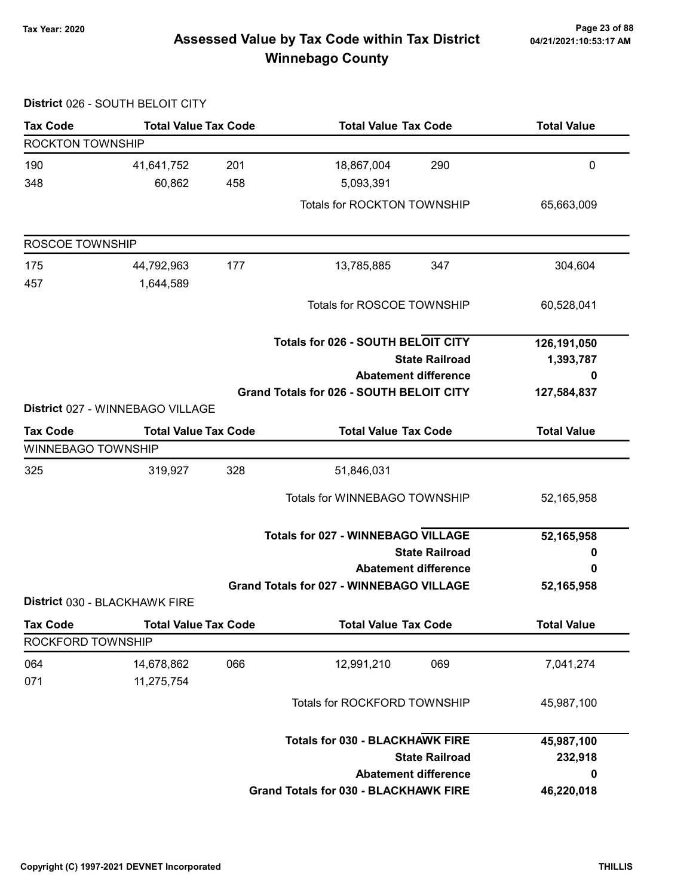# Assessed Value by Tax Code within Tax District
## Winnebago County

Tax Year: 2020

### District 026 - SOUTH BELOIT CITY

| Tax Code | Total Value | Tax Code | Total Value | Tax Code | Total Value |
|---|---|---|---|---|---|
| **ROCKTON TOWNSHIP** | | | | | |
| 190 | 41,641,752 | 201 | 18,867,004 | 290 | 0 |
| 348 | 60,862 | 458 | 5,093,391 | | |
| | | | Totals for ROCKTON TOWNSHIP | | 65,663,009 |
| **ROSCOE TOWNSHIP** | | | | | |
| 175 | 44,792,963 | 177 | 13,785,885 | 347 | 304,604 |
| 457 | 1,644,589 | | | | |
| | | | Totals for ROSCOE TOWNSHIP | | 60,528,041 |

| | |
|---|---|
| **Totals for 026 - SOUTH BELOIT CITY** | **126,191,050** |
| **State Railroad** | **1,393,787** |
| **Abatement difference** | **0** |
| **Grand Totals for 026 - SOUTH BELOIT CITY** | **127,584,837** |

### District 027 - WINNEBAGO VILLAGE

| Tax Code | Total Value | Tax Code | Total Value | Tax Code | Total Value |
|---|---|---|---|---|---|
| **WINNEBAGO TOWNSHIP** | | | | | |
| 325 | 319,927 | 328 | 51,846,031 | | |
| | | | Totals for WINNEBAGO TOWNSHIP | | 52,165,958 |

| | |
|---|---|
| **Totals for 027 - WINNEBAGO VILLAGE** | **52,165,958** |
| **State Railroad** | **0** |
| **Abatement difference** | **0** |
| **Grand Totals for 027 - WINNEBAGO VILLAGE** | **52,165,958** |

### District 030 - BLACKHAWK FIRE

| Tax Code | Total Value | Tax Code | Total Value | Tax Code | Total Value |
|---|---|---|---|---|---|
| **ROCKFORD TOWNSHIP** | | | | | |
| 064 | 14,678,862 | 066 | 12,991,210 | 069 | 7,041,274 |
| 071 | 11,275,754 | | | | |
| | | | Totals for ROCKFORD TOWNSHIP | | 45,987,100 |

| | |
|---|---|
| **Totals for 030 - BLACKHAWK FIRE** | **45,987,100** |
| **State Railroad** | **232,918** |
| **Abatement difference** | **0** |
| **Grand Totals for 030 - BLACKHAWK FIRE** | **46,220,018** |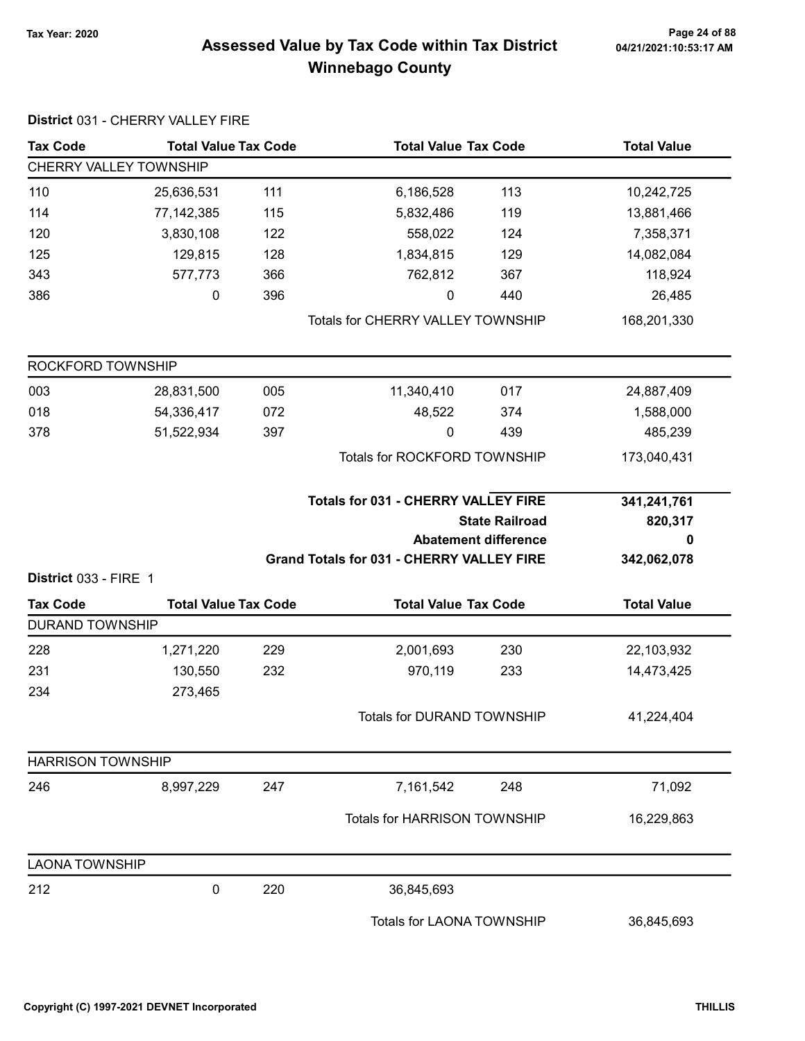# Assessed Value by Tax Code within Tax District
## Winnebago County

Tax Year: 2020

### District 031 - CHERRY VALLEY FIRE

| Tax Code | Total Value | Tax Code | Total Value | Tax Code | Total Value |
|---|---|---|---|---|---|
| **CHERRY VALLEY TOWNSHIP** | | | | | |
| 110 | 25,636,531 | 111 | 6,186,528 | 113 | 10,242,725 |
| 114 | 77,142,385 | 115 | 5,832,486 | 119 | 13,881,466 |
| 120 | 3,830,108 | 122 | 558,022 | 124 | 7,358,371 |
| 125 | 129,815 | 128 | 1,834,815 | 129 | 14,082,084 |
| 343 | 577,773 | 366 | 762,812 | 367 | 118,924 |
| 386 | 0 | 396 | 0 | 440 | 26,485 |
| | | | Totals for CHERRY VALLEY TOWNSHIP | | 168,201,330 |
| **ROCKFORD TOWNSHIP** | | | | | |
| 003 | 28,831,500 | 005 | 11,340,410 | 017 | 24,887,409 |
| 018 | 54,336,417 | 072 | 48,522 | 374 | 1,588,000 |
| 378 | 51,522,934 | 397 | 0 | 439 | 485,239 |
| | | | Totals for ROCKFORD TOWNSHIP | | 173,040,431 |

| | |
|---|---|
| **Totals for 031 - CHERRY VALLEY FIRE** | **341,241,761** |
| **State Railroad** | **820,317** |
| **Abatement difference** | **0** |
| **Grand Totals for 031 - CHERRY VALLEY FIRE** | **342,062,078** |

### District 033 - FIRE 1

| Tax Code | Total Value | Tax Code | Total Value | Tax Code | Total Value |
|---|---|---|---|---|---|
| **DURAND TOWNSHIP** | | | | | |
| 228 | 1,271,220 | 229 | 2,001,693 | 230 | 22,103,932 |
| 231 | 130,550 | 232 | 970,119 | 233 | 14,473,425 |
| 234 | 273,465 | | | | |
| | | | Totals for DURAND TOWNSHIP | | 41,224,404 |
| **HARRISON TOWNSHIP** | | | | | |
| 246 | 8,997,229 | 247 | 7,161,542 | 248 | 71,092 |
| | | | Totals for HARRISON TOWNSHIP | | 16,229,863 |
| **LAONA TOWNSHIP** | | | | | |
| 212 | 0 | 220 | 36,845,693 | | |
| | | | Totals for LAONA TOWNSHIP | | 36,845,693 |

Copyright (C) 1997-2021 DEVNET Incorporated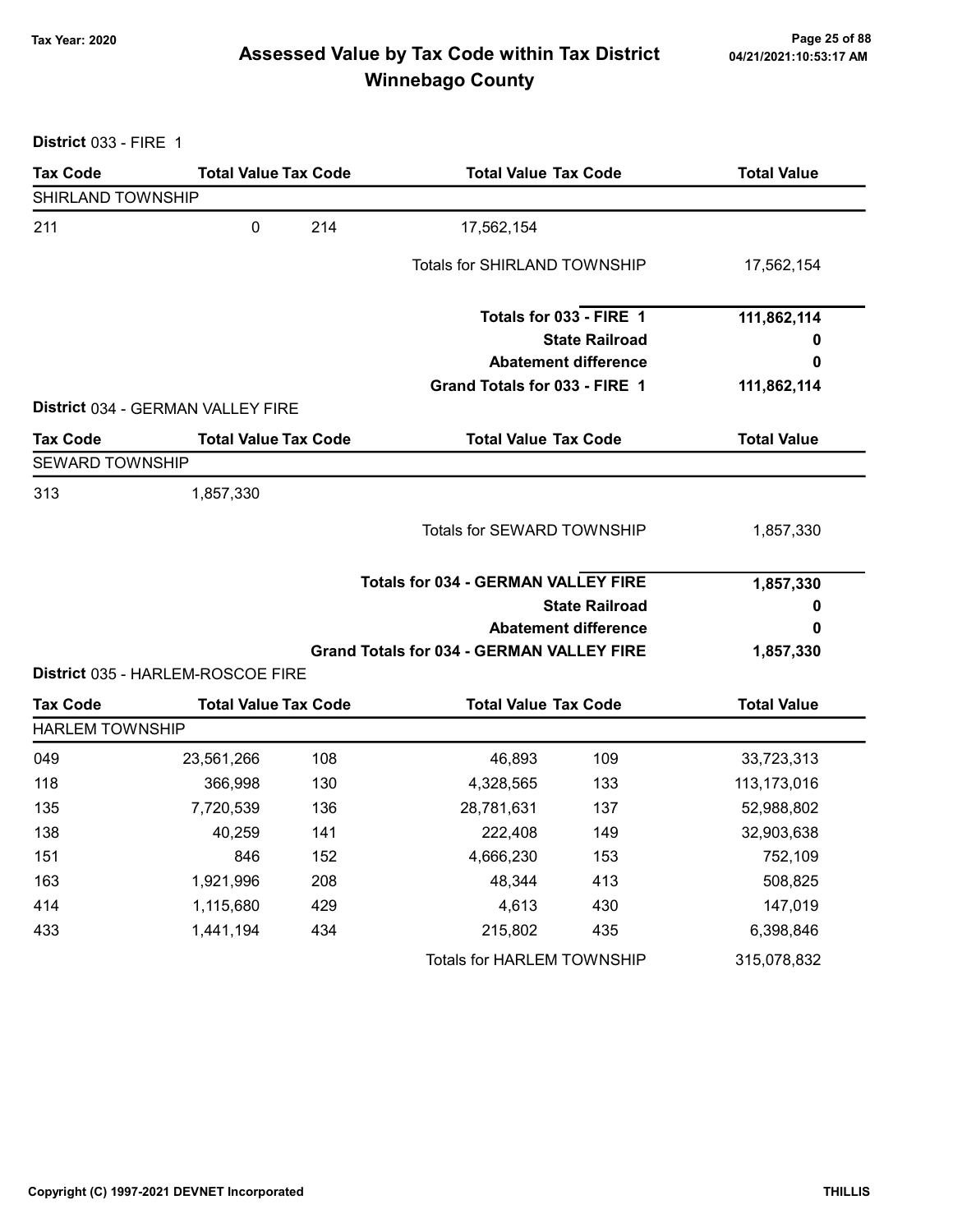# Assessed Value by Tax Code within Tax District
## Winnebago County

Tax Year: 2020

**District 033 - FIRE 1**

| Tax Code | Total Value | Tax Code | Total Value | Tax Code | Total Value |
|---|---|---|---|---|---|
| **SHIRLAND TOWNSHIP** | | | | | |
| 211 | 0 | 214 | 17,562,154 | | |
| | | | Totals for SHIRLAND TOWNSHIP | | 17,562,154 |

| | |
|---|---|
| **Totals for 033 - FIRE 1** | **111,862,114** |
| **State Railroad** | **0** |
| **Abatement difference** | **0** |
| **Grand Totals for 033 - FIRE 1** | **111,862,114** |

**District 034 - GERMAN VALLEY FIRE**

| Tax Code | Total Value | Tax Code | Total Value | Tax Code | Total Value |
|---|---|---|---|---|---|
| **SEWARD TOWNSHIP** | | | | | |
| 313 | 1,857,330 | | | | |
| | | | Totals for SEWARD TOWNSHIP | | 1,857,330 |

| | |
|---|---|
| **Totals for 034 - GERMAN VALLEY FIRE** | **1,857,330** |
| **State Railroad** | **0** |
| **Abatement difference** | **0** |
| **Grand Totals for 034 - GERMAN VALLEY FIRE** | **1,857,330** |

**District 035 - HARLEM-ROSCOE FIRE**

| Tax Code | Total Value | Tax Code | Total Value | Tax Code | Total Value |
|---|---|---|---|---|---|
| **HARLEM TOWNSHIP** | | | | | |
| 049 | 23,561,266 | 108 | 46,893 | 109 | 33,723,313 |
| 118 | 366,998 | 130 | 4,328,565 | 133 | 113,173,016 |
| 135 | 7,720,539 | 136 | 28,781,631 | 137 | 52,988,802 |
| 138 | 40,259 | 141 | 222,408 | 149 | 32,903,638 |
| 151 | 846 | 152 | 4,666,230 | 153 | 752,109 |
| 163 | 1,921,996 | 208 | 48,344 | 413 | 508,825 |
| 414 | 1,115,680 | 429 | 4,613 | 430 | 147,019 |
| 433 | 1,441,194 | 434 | 215,802 | 435 | 6,398,846 |
| | | | Totals for HARLEM TOWNSHIP | | 315,078,832 |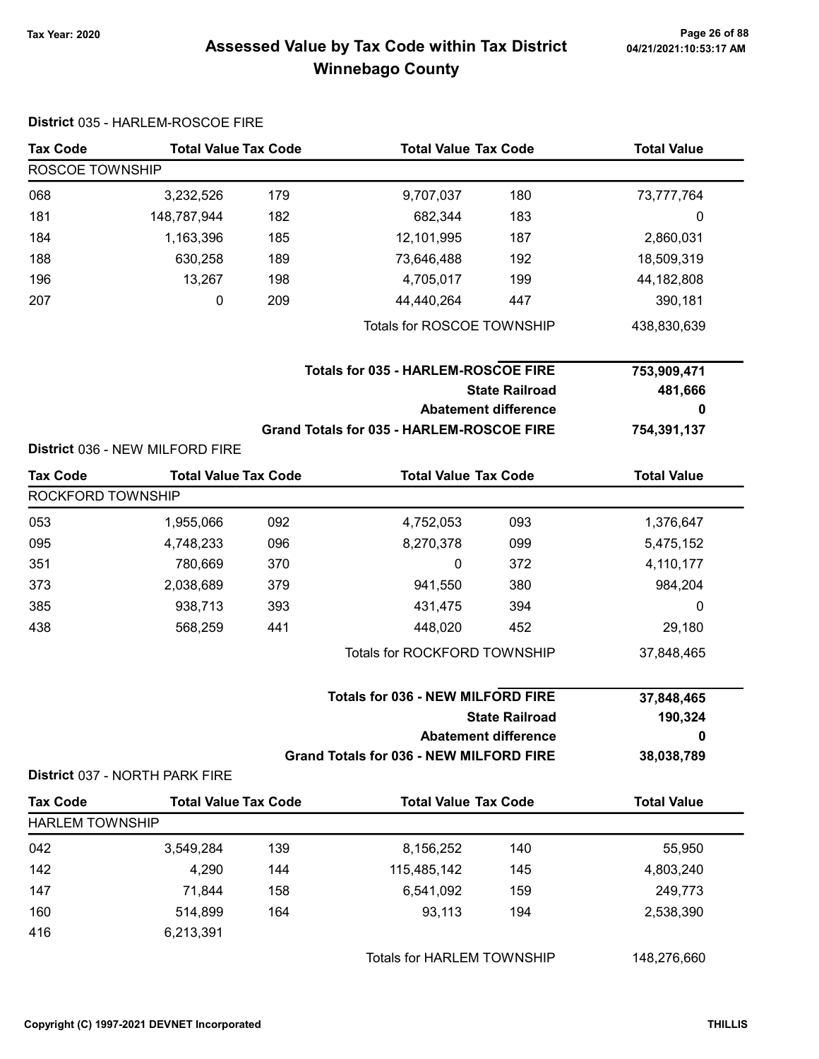# Assessed Value by Tax Code within Tax District
# Winnebago County

Tax Year: 2020

04/21/2021:10:53:17 AM

**District** 035 - HARLEM-ROSCOE FIRE

| Tax Code | Total Value | Tax Code | Total Value | Tax Code | Total Value |
|---|---|---|---|---|---|
| ROSCOE TOWNSHIP | | | | | |
| 068 | 3,232,526 | 179 | 9,707,037 | 180 | 73,777,764 |
| 181 | 148,787,944 | 182 | 682,344 | 183 | 0 |
| 184 | 1,163,396 | 185 | 12,101,995 | 187 | 2,860,031 |
| 188 | 630,258 | 189 | 73,646,488 | 192 | 18,509,319 |
| 196 | 13,267 | 198 | 4,705,017 | 199 | 44,182,808 |
| 207 | 0 | 209 | 44,440,264 | 447 | 390,181 |
| | | | Totals for ROSCOE TOWNSHIP | | 438,830,639 |

| | |
|---|---|
| **Totals for 035 - HARLEM-ROSCOE FIRE** | **753,909,471** |
| **State Railroad** | **481,666** |
| **Abatement difference** | **0** |
| **Grand Totals for 035 - HARLEM-ROSCOE FIRE** | **754,391,137** |

**District** 036 - NEW MILFORD FIRE

| Tax Code | Total Value | Tax Code | Total Value | Tax Code | Total Value |
|---|---|---|---|---|---|
| ROCKFORD TOWNSHIP | | | | | |
| 053 | 1,955,066 | 092 | 4,752,053 | 093 | 1,376,647 |
| 095 | 4,748,233 | 096 | 8,270,378 | 099 | 5,475,152 |
| 351 | 780,669 | 370 | 0 | 372 | 4,110,177 |
| 373 | 2,038,689 | 379 | 941,550 | 380 | 984,204 |
| 385 | 938,713 | 393 | 431,475 | 394 | 0 |
| 438 | 568,259 | 441 | 448,020 | 452 | 29,180 |
| | | | Totals for ROCKFORD TOWNSHIP | | 37,848,465 |

| | |
|---|---|
| **Totals for 036 - NEW MILFORD FIRE** | **37,848,465** |
| **State Railroad** | **190,324** |
| **Abatement difference** | **0** |
| **Grand Totals for 036 - NEW MILFORD FIRE** | **38,038,789** |

**District** 037 - NORTH PARK FIRE

| Tax Code | Total Value | Tax Code | Total Value | Tax Code | Total Value |
|---|---|---|---|---|---|
| HARLEM TOWNSHIP | | | | | |
| 042 | 3,549,284 | 139 | 8,156,252 | 140 | 55,950 |
| 142 | 4,290 | 144 | 115,485,142 | 145 | 4,803,240 |
| 147 | 71,844 | 158 | 6,541,092 | 159 | 249,773 |
| 160 | 514,899 | 164 | 93,113 | 194 | 2,538,390 |
| 416 | 6,213,391 | | | | |
| | | | Totals for HARLEM TOWNSHIP | | 148,276,660 |

Copyright (C) 1997-2021 DEVNET Incorporated — THILLIS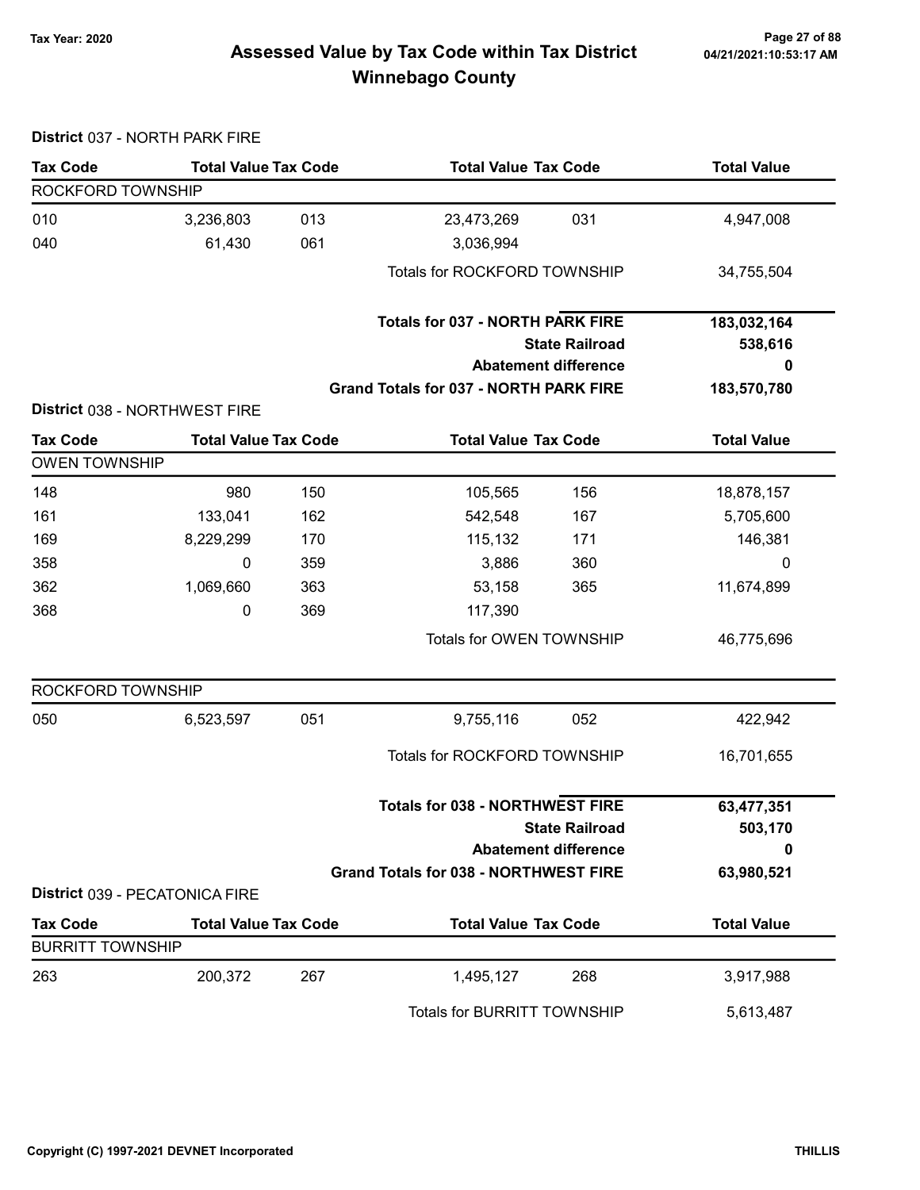# Assessed Value by Tax Code within Tax District
## Winnebago County

Tax Year: 2020

### District 037 - NORTH PARK FIRE

| Tax Code | Total Value | Tax Code | Total Value | Tax Code | Total Value |
|---|---|---|---|---|---|
| **ROCKFORD TOWNSHIP** | | | | | |
| 010 | 3,236,803 | 013 | 23,473,269 | 031 | 4,947,008 |
| 040 | 61,430 | 061 | 3,036,994 | | |
| | | | Totals for ROCKFORD TOWNSHIP | | 34,755,504 |

| | |
|---|---|
| **Totals for 037 - NORTH PARK FIRE** | **183,032,164** |
| **State Railroad** | **538,616** |
| **Abatement difference** | **0** |
| **Grand Totals for 037 - NORTH PARK FIRE** | **183,570,780** |

### District 038 - NORTHWEST FIRE

| Tax Code | Total Value | Tax Code | Total Value | Tax Code | Total Value |
|---|---|---|---|---|---|
| **OWEN TOWNSHIP** | | | | | |
| 148 | 980 | 150 | 105,565 | 156 | 18,878,157 |
| 161 | 133,041 | 162 | 542,548 | 167 | 5,705,600 |
| 169 | 8,229,299 | 170 | 115,132 | 171 | 146,381 |
| 358 | 0 | 359 | 3,886 | 360 | 0 |
| 362 | 1,069,660 | 363 | 53,158 | 365 | 11,674,899 |
| 368 | 0 | 369 | 117,390 | | |
| | | | Totals for OWEN TOWNSHIP | | 46,775,696 |
| **ROCKFORD TOWNSHIP** | | | | | |
| 050 | 6,523,597 | 051 | 9,755,116 | 052 | 422,942 |
| | | | Totals for ROCKFORD TOWNSHIP | | 16,701,655 |

| | |
|---|---|
| **Totals for 038 - NORTHWEST FIRE** | **63,477,351** |
| **State Railroad** | **503,170** |
| **Abatement difference** | **0** |
| **Grand Totals for 038 - NORTHWEST FIRE** | **63,980,521** |

### District 039 - PECATONICA FIRE

| Tax Code | Total Value | Tax Code | Total Value | Tax Code | Total Value |
|---|---|---|---|---|---|
| **BURRITT TOWNSHIP** | | | | | |
| 263 | 200,372 | 267 | 1,495,127 | 268 | 3,917,988 |
| | | | Totals for BURRITT TOWNSHIP | | 5,613,487 |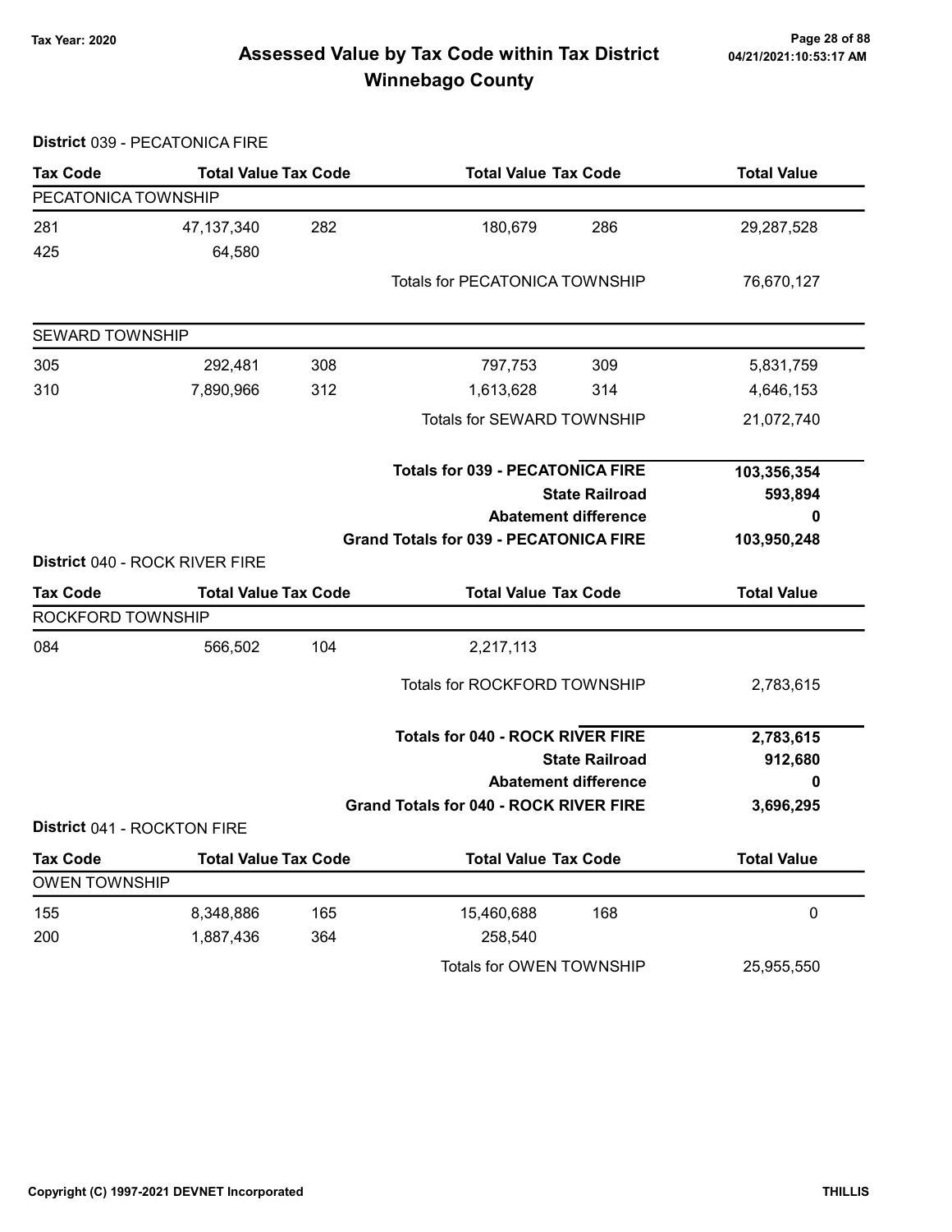# Assessed Value by Tax Code within Tax District
## Winnebago County

Tax Year: 2020

### District 039 - PECATONICA FIRE

| Tax Code | Total Value | Tax Code | Total Value | Tax Code | Total Value |
|---|---|---|---|---|---|
| **PECATONICA TOWNSHIP** | | | | | |
| 281 | 47,137,340 | 282 | 180,679 | 286 | 29,287,528 |
| 425 | 64,580 | | | | |
| | | | Totals for PECATONICA TOWNSHIP | | 76,670,127 |
| **SEWARD TOWNSHIP** | | | | | |
| 305 | 292,481 | 308 | 797,753 | 309 | 5,831,759 |
| 310 | 7,890,966 | 312 | 1,613,628 | 314 | 4,646,153 |
| | | | Totals for SEWARD TOWNSHIP | | 21,072,740 |

| | |
|---|---|
| **Totals for 039 - PECATONICA FIRE** | **103,356,354** |
| **State Railroad** | **593,894** |
| **Abatement difference** | **0** |
| **Grand Totals for 039 - PECATONICA FIRE** | **103,950,248** |

### District 040 - ROCK RIVER FIRE

| Tax Code | Total Value | Tax Code | Total Value | Tax Code | Total Value |
|---|---|---|---|---|---|
| **ROCKFORD TOWNSHIP** | | | | | |
| 084 | 566,502 | 104 | 2,217,113 | | |
| | | | Totals for ROCKFORD TOWNSHIP | | 2,783,615 |

| | |
|---|---|
| **Totals for 040 - ROCK RIVER FIRE** | **2,783,615** |
| **State Railroad** | **912,680** |
| **Abatement difference** | **0** |
| **Grand Totals for 040 - ROCK RIVER FIRE** | **3,696,295** |

### District 041 - ROCKTON FIRE

| Tax Code | Total Value | Tax Code | Total Value | Tax Code | Total Value |
|---|---|---|---|---|---|
| **OWEN TOWNSHIP** | | | | | |
| 155 | 8,348,886 | 165 | 15,460,688 | 168 | 0 |
| 200 | 1,887,436 | 364 | 258,540 | | |
| | | | Totals for OWEN TOWNSHIP | | 25,955,550 |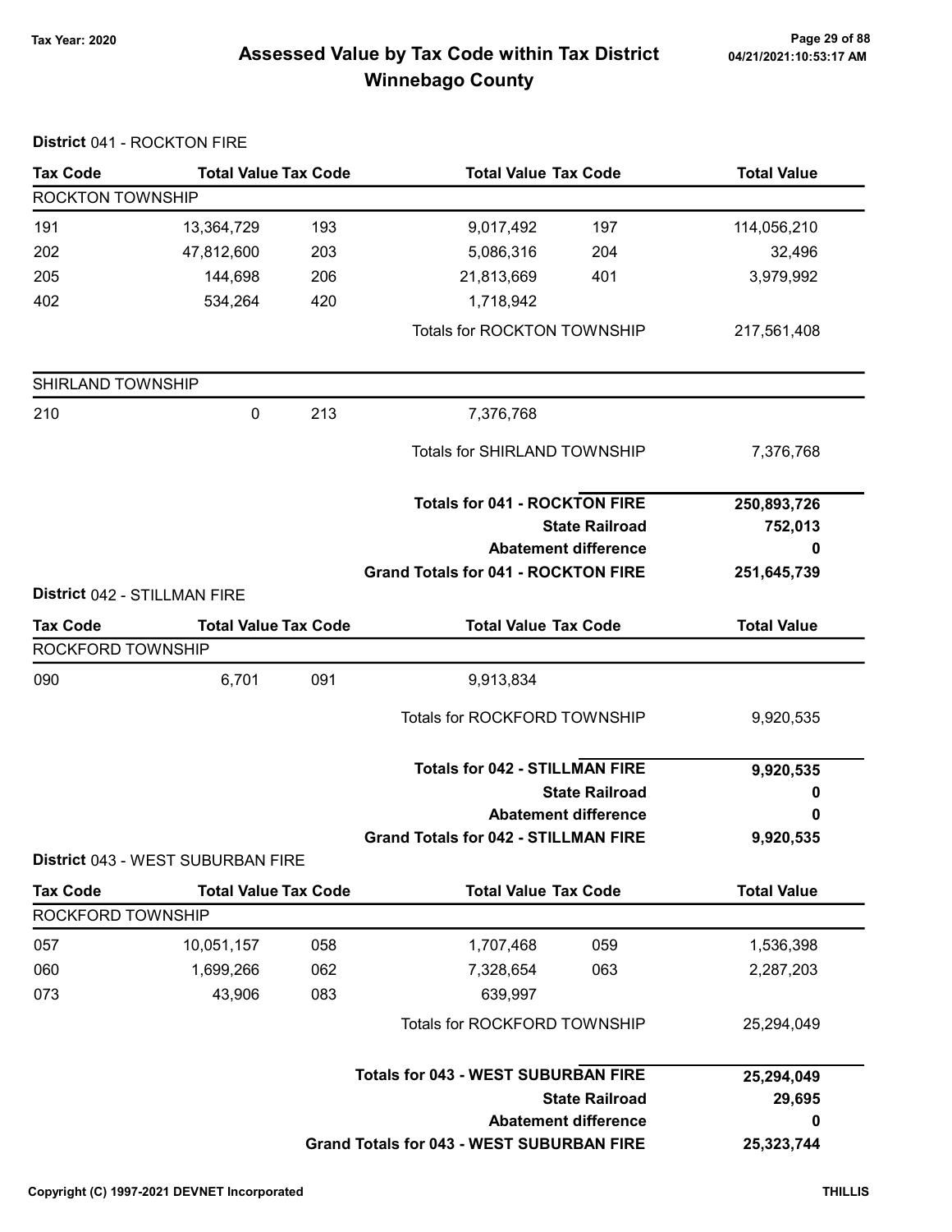# Assessed Value by Tax Code within Tax District Winnebago County

Tax Year: 2020

04/21/2021:10:53:17 AM

**District** 041 - ROCKTON FIRE

| Tax Code | Total Value | Tax Code | Total Value | Tax Code | Total Value |
|---|---|---|---|---|---|
| ROCKTON TOWNSHIP | | | | | |
| 191 | 13,364,729 | 193 | 9,017,492 | 197 | 114,056,210 |
| 202 | 47,812,600 | 203 | 5,086,316 | 204 | 32,496 |
| 205 | 144,698 | 206 | 21,813,669 | 401 | 3,979,992 |
| 402 | 534,264 | 420 | 1,718,942 | | |
| | | | Totals for ROCKTON TOWNSHIP | | 217,561,408 |
| SHIRLAND TOWNSHIP | | | | | |
| 210 | 0 | 213 | 7,376,768 | | |
| | | | Totals for SHIRLAND TOWNSHIP | | 7,376,768 |
| | | | **Totals for 041 - ROCKTON FIRE** | | **250,893,726** |
| | | | **State Railroad** | | **752,013** |
| | | | **Abatement difference** | | **0** |
| | | | **Grand Totals for 041 - ROCKTON FIRE** | | **251,645,739** |

**District** 042 - STILLMAN FIRE

| Tax Code | Total Value | Tax Code | Total Value | Tax Code | Total Value |
|---|---|---|---|---|---|
| ROCKFORD TOWNSHIP | | | | | |
| 090 | 6,701 | 091 | 9,913,834 | | |
| | | | Totals for ROCKFORD TOWNSHIP | | 9,920,535 |
| | | | **Totals for 042 - STILLMAN FIRE** | | **9,920,535** |
| | | | **State Railroad** | | **0** |
| | | | **Abatement difference** | | **0** |
| | | | **Grand Totals for 042 - STILLMAN FIRE** | | **9,920,535** |

**District** 043 - WEST SUBURBAN FIRE

| Tax Code | Total Value | Tax Code | Total Value | Tax Code | Total Value |
|---|---|---|---|---|---|
| ROCKFORD TOWNSHIP | | | | | |
| 057 | 10,051,157 | 058 | 1,707,468 | 059 | 1,536,398 |
| 060 | 1,699,266 | 062 | 7,328,654 | 063 | 2,287,203 |
| 073 | 43,906 | 083 | 639,997 | | |
| | | | Totals for ROCKFORD TOWNSHIP | | 25,294,049 |
| | | | **Totals for 043 - WEST SUBURBAN FIRE** | | **25,294,049** |
| | | | **State Railroad** | | **29,695** |
| | | | **Abatement difference** | | **0** |
| | | | **Grand Totals for 043 - WEST SUBURBAN FIRE** | | **25,323,744** |

Copyright (C) 1997-2021 DEVNET Incorporated

THILLIS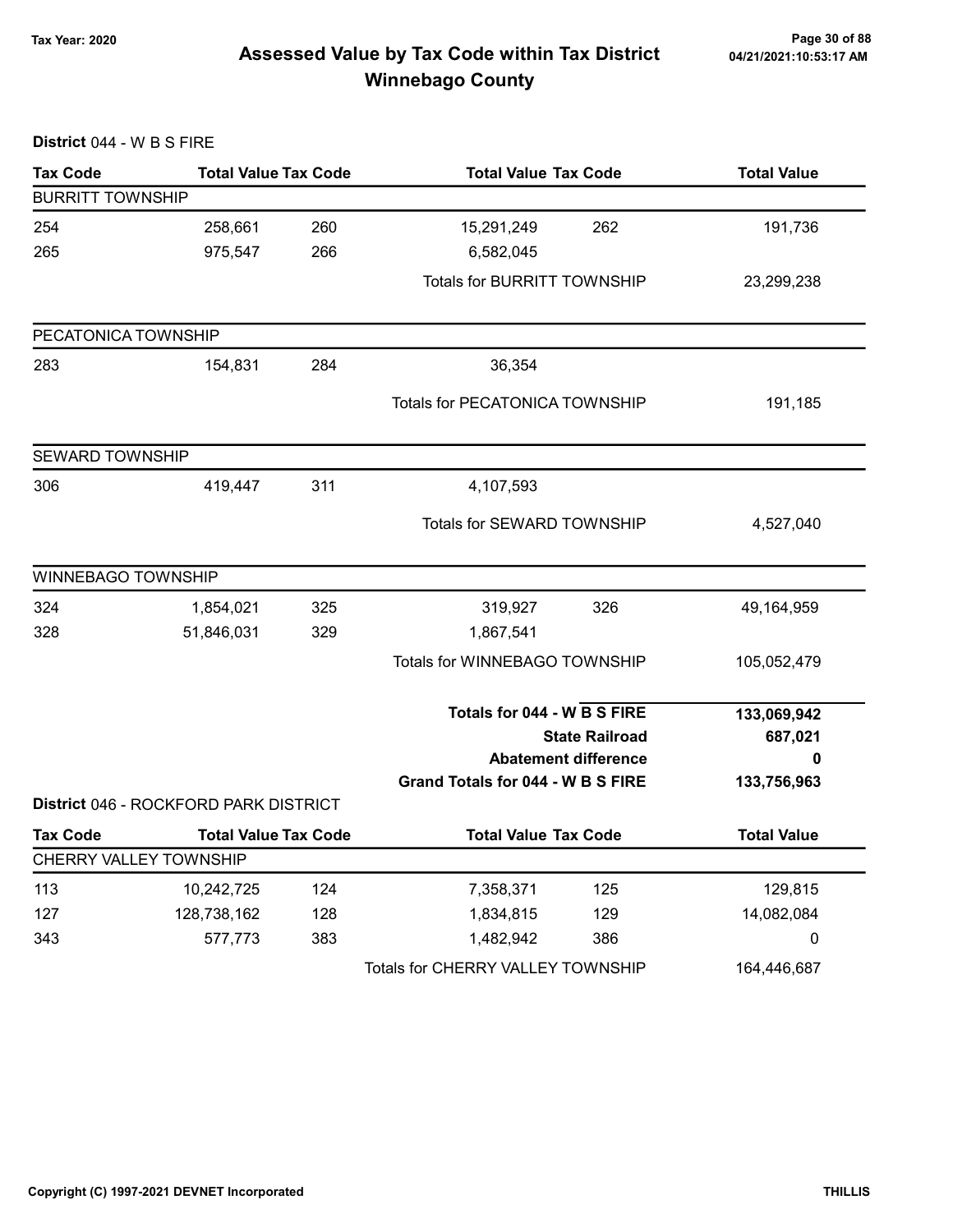# Assessed Value by Tax Code within Tax District
## Winnebago County

Tax Year: 2020

**District** 044 - W B S FIRE

| Tax Code | Total Value | Tax Code | Total Value | Tax Code | Total Value |
|---|---|---|---|---|---|
| BURRITT TOWNSHIP | | | | | |
| 254 | 258,661 | 260 | 15,291,249 | 262 | 191,736 |
| 265 | 975,547 | 266 | 6,582,045 | | |
| | | | Totals for BURRITT TOWNSHIP | | 23,299,238 |
| PECATONICA TOWNSHIP | | | | | |
| 283 | 154,831 | 284 | 36,354 | | |
| | | | Totals for PECATONICA TOWNSHIP | | 191,185 |
| SEWARD TOWNSHIP | | | | | |
| 306 | 419,447 | 311 | 4,107,593 | | |
| | | | Totals for SEWARD TOWNSHIP | | 4,527,040 |
| WINNEBAGO TOWNSHIP | | | | | |
| 324 | 1,854,021 | 325 | 319,927 | 326 | 49,164,959 |
| 328 | 51,846,031 | 329 | 1,867,541 | | |
| | | | Totals for WINNEBAGO TOWNSHIP | | 105,052,479 |
| | | | **Totals for 044 - W B S FIRE** | | **133,069,942** |
| | | | **State Railroad** | | **687,021** |
| | | | **Abatement difference** | | **0** |
| | | | **Grand Totals for 044 - W B S FIRE** | | **133,756,963** |

**District** 046 - ROCKFORD PARK DISTRICT

| Tax Code | Total Value | Tax Code | Total Value | Tax Code | Total Value |
|---|---|---|---|---|---|
| CHERRY VALLEY TOWNSHIP | | | | | |
| 113 | 10,242,725 | 124 | 7,358,371 | 125 | 129,815 |
| 127 | 128,738,162 | 128 | 1,834,815 | 129 | 14,082,084 |
| 343 | 577,773 | 383 | 1,482,942 | 386 | 0 |
| | | | Totals for CHERRY VALLEY TOWNSHIP | | 164,446,687 |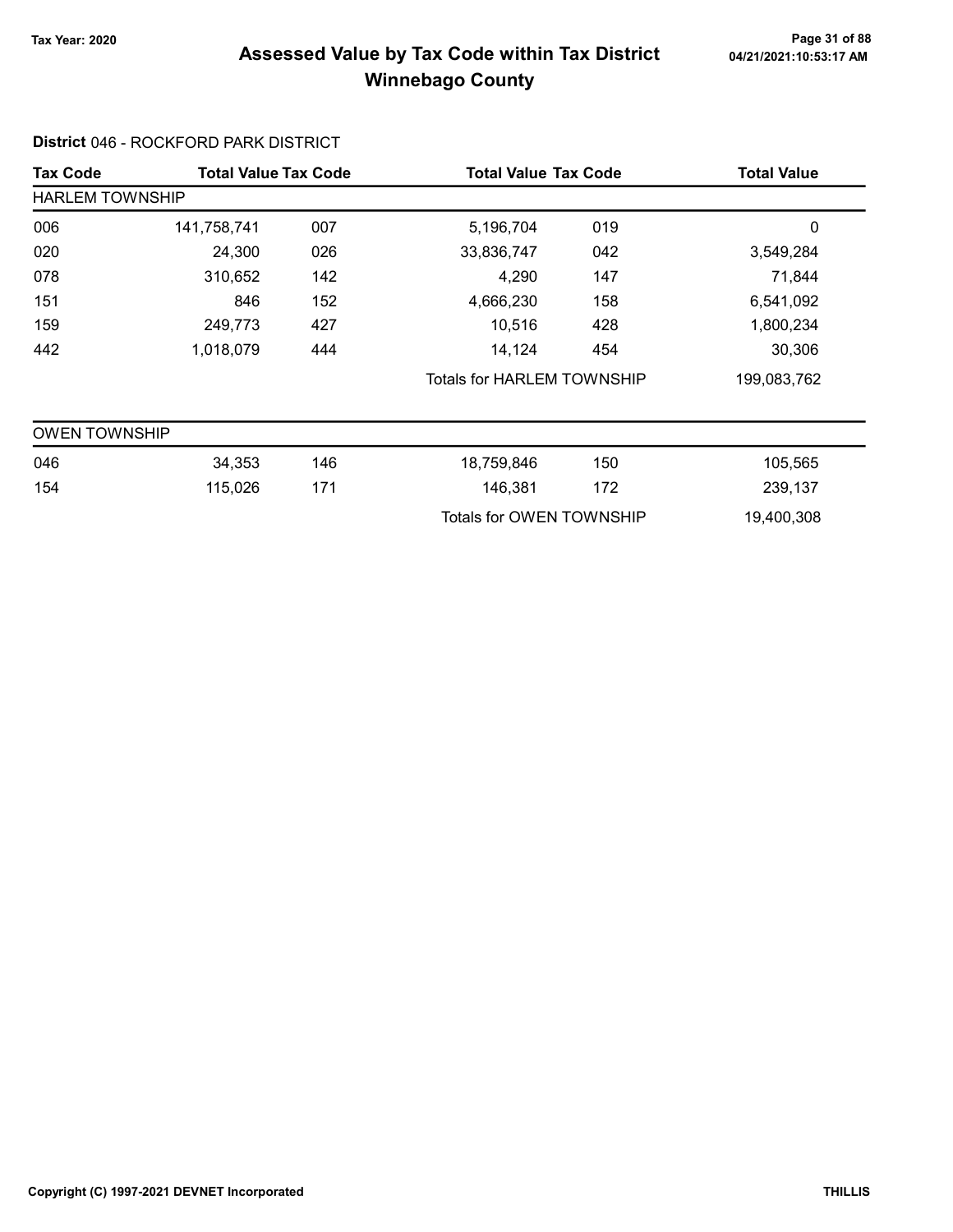# Assessed Value by Tax Code within Tax District Winnebago County

Tax Year: 2020

04/21/2021:10:53:17 AM

**District** 046 - ROCKFORD PARK DISTRICT

| Tax Code | Total Value | Tax Code | Total Value | Tax Code | Total Value |
|---|---|---|---|---|---|
| **HARLEM TOWNSHIP** | | | | | |
| 006 | 141,758,741 | 007 | 5,196,704 | 019 | 0 |
| 020 | 24,300 | 026 | 33,836,747 | 042 | 3,549,284 |
| 078 | 310,652 | 142 | 4,290 | 147 | 71,844 |
| 151 | 846 | 152 | 4,666,230 | 158 | 6,541,092 |
| 159 | 249,773 | 427 | 10,516 | 428 | 1,800,234 |
| 442 | 1,018,079 | 444 | 14,124 | 454 | 30,306 |
| | | | Totals for HARLEM TOWNSHIP | | 199,083,762 |

| Tax Code | Total Value | Tax Code | Total Value | Tax Code | Total Value |
|---|---|---|---|---|---|
| **OWEN TOWNSHIP** | | | | | |
| 046 | 34,353 | 146 | 18,759,846 | 150 | 105,565 |
| 154 | 115,026 | 171 | 146,381 | 172 | 239,137 |
| | | | Totals for OWEN TOWNSHIP | | 19,400,308 |

Copyright (C) 1997-2021 DEVNET Incorporated

THILLIS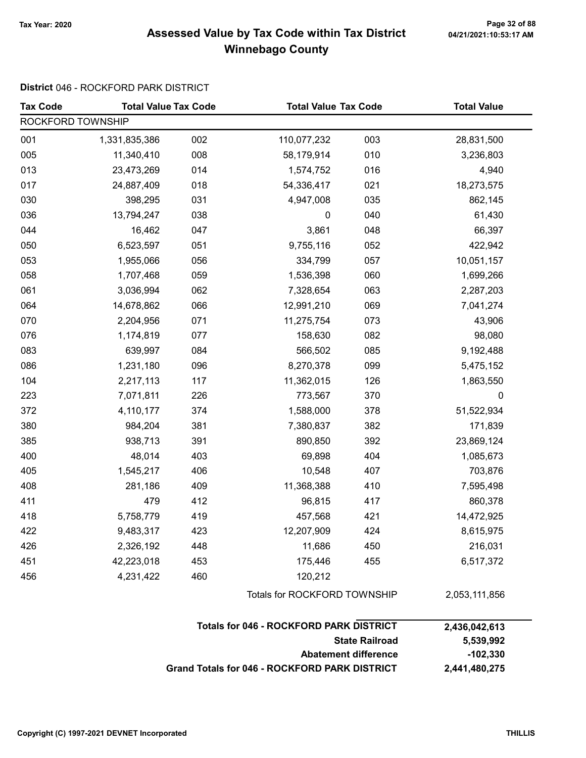# Assessed Value by Tax Code within Tax District
## Winnebago County

Tax Year: 2020

**District** 046 - ROCKFORD PARK DISTRICT

| Tax Code | Total Value | Tax Code | Total Value | Tax Code | Total Value |
|---|---|---|---|---|---|
| ROCKFORD TOWNSHIP | | | | | |
| 001 | 1,331,835,386 | 002 | 110,077,232 | 003 | 28,831,500 |
| 005 | 11,340,410 | 008 | 58,179,914 | 010 | 3,236,803 |
| 013 | 23,473,269 | 014 | 1,574,752 | 016 | 4,940 |
| 017 | 24,887,409 | 018 | 54,336,417 | 021 | 18,273,575 |
| 030 | 398,295 | 031 | 4,947,008 | 035 | 862,145 |
| 036 | 13,794,247 | 038 | 0 | 040 | 61,430 |
| 044 | 16,462 | 047 | 3,861 | 048 | 66,397 |
| 050 | 6,523,597 | 051 | 9,755,116 | 052 | 422,942 |
| 053 | 1,955,066 | 056 | 334,799 | 057 | 10,051,157 |
| 058 | 1,707,468 | 059 | 1,536,398 | 060 | 1,699,266 |
| 061 | 3,036,994 | 062 | 7,328,654 | 063 | 2,287,203 |
| 064 | 14,678,862 | 066 | 12,991,210 | 069 | 7,041,274 |
| 070 | 2,204,956 | 071 | 11,275,754 | 073 | 43,906 |
| 076 | 1,174,819 | 077 | 158,630 | 082 | 98,080 |
| 083 | 639,997 | 084 | 566,502 | 085 | 9,192,488 |
| 086 | 1,231,180 | 096 | 8,270,378 | 099 | 5,475,152 |
| 104 | 2,217,113 | 117 | 11,362,015 | 126 | 1,863,550 |
| 223 | 7,071,811 | 226 | 773,567 | 370 | 0 |
| 372 | 4,110,177 | 374 | 1,588,000 | 378 | 51,522,934 |
| 380 | 984,204 | 381 | 7,380,837 | 382 | 171,839 |
| 385 | 938,713 | 391 | 890,850 | 392 | 23,869,124 |
| 400 | 48,014 | 403 | 69,898 | 404 | 1,085,673 |
| 405 | 1,545,217 | 406 | 10,548 | 407 | 703,876 |
| 408 | 281,186 | 409 | 11,368,388 | 410 | 7,595,498 |
| 411 | 479 | 412 | 96,815 | 417 | 860,378 |
| 418 | 5,758,779 | 419 | 457,568 | 421 | 14,472,925 |
| 422 | 9,483,317 | 423 | 12,207,909 | 424 | 8,615,975 |
| 426 | 2,326,192 | 448 | 11,686 | 450 | 216,031 |
| 451 | 42,223,018 | 453 | 175,446 | 455 | 6,517,372 |
| 456 | 4,231,422 | 460 | 120,212 | | |
| | | | Totals for ROCKFORD TOWNSHIP | | 2,053,111,856 |

| | |
|---|---|
| **Totals for 046 - ROCKFORD PARK DISTRICT** | **2,436,042,613** |
| **State Railroad** | **5,539,992** |
| **Abatement difference** | **-102,330** |
| **Grand Totals for 046 - ROCKFORD PARK DISTRICT** | **2,441,480,275** |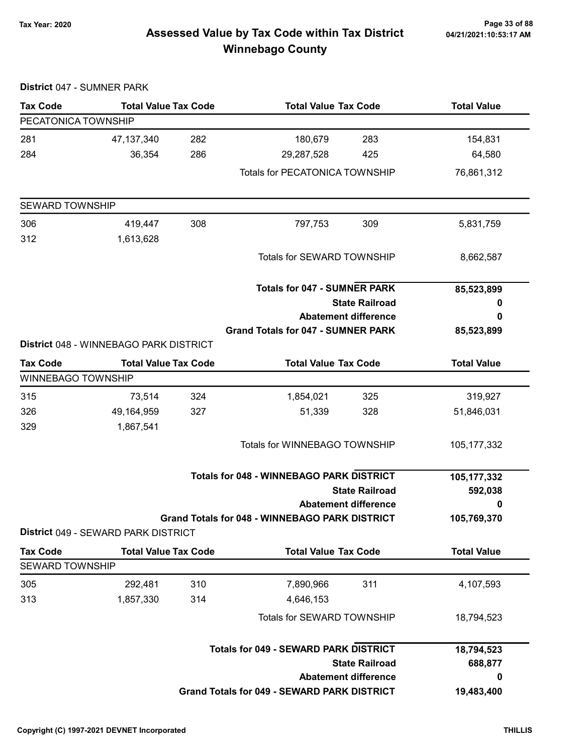# Assessed Value by Tax Code within Tax District
# Winnebago County

Tax Year: 2020

**District** 047 - SUMNER PARK

| Tax Code | Total Value | Tax Code | Total Value | Tax Code | Total Value |
|---|---|---|---|---|---|
| PECATONICA TOWNSHIP | | | | | |
| 281 | 47,137,340 | 282 | 180,679 | 283 | 154,831 |
| 284 | 36,354 | 286 | 29,287,528 | 425 | 64,580 |
| | | | Totals for PECATONICA TOWNSHIP | | 76,861,312 |
| SEWARD TOWNSHIP | | | | | |
| 306 | 419,447 | 308 | 797,753 | 309 | 5,831,759 |
| 312 | 1,613,628 | | | | |
| | | | Totals for SEWARD TOWNSHIP | | 8,662,587 |

| | |
|---|---|
| **Totals for 047 - SUMNER PARK** | **85,523,899** |
| **State Railroad** | **0** |
| **Abatement difference** | **0** |
| **Grand Totals for 047 - SUMNER PARK** | **85,523,899** |

**District** 048 - WINNEBAGO PARK DISTRICT

| Tax Code | Total Value | Tax Code | Total Value | Tax Code | Total Value |
|---|---|---|---|---|---|
| WINNEBAGO TOWNSHIP | | | | | |
| 315 | 73,514 | 324 | 1,854,021 | 325 | 319,927 |
| 326 | 49,164,959 | 327 | 51,339 | 328 | 51,846,031 |
| 329 | 1,867,541 | | | | |
| | | | Totals for WINNEBAGO TOWNSHIP | | 105,177,332 |

| | |
|---|---|
| **Totals for 048 - WINNEBAGO PARK DISTRICT** | **105,177,332** |
| **State Railroad** | **592,038** |
| **Abatement difference** | **0** |
| **Grand Totals for 048 - WINNEBAGO PARK DISTRICT** | **105,769,370** |

**District** 049 - SEWARD PARK DISTRICT

| Tax Code | Total Value | Tax Code | Total Value | Tax Code | Total Value |
|---|---|---|---|---|---|
| SEWARD TOWNSHIP | | | | | |
| 305 | 292,481 | 310 | 7,890,966 | 311 | 4,107,593 |
| 313 | 1,857,330 | 314 | 4,646,153 | | |
| | | | Totals for SEWARD TOWNSHIP | | 18,794,523 |

| | |
|---|---|
| **Totals for 049 - SEWARD PARK DISTRICT** | **18,794,523** |
| **State Railroad** | **688,877** |
| **Abatement difference** | **0** |
| **Grand Totals for 049 - SEWARD PARK DISTRICT** | **19,483,400** |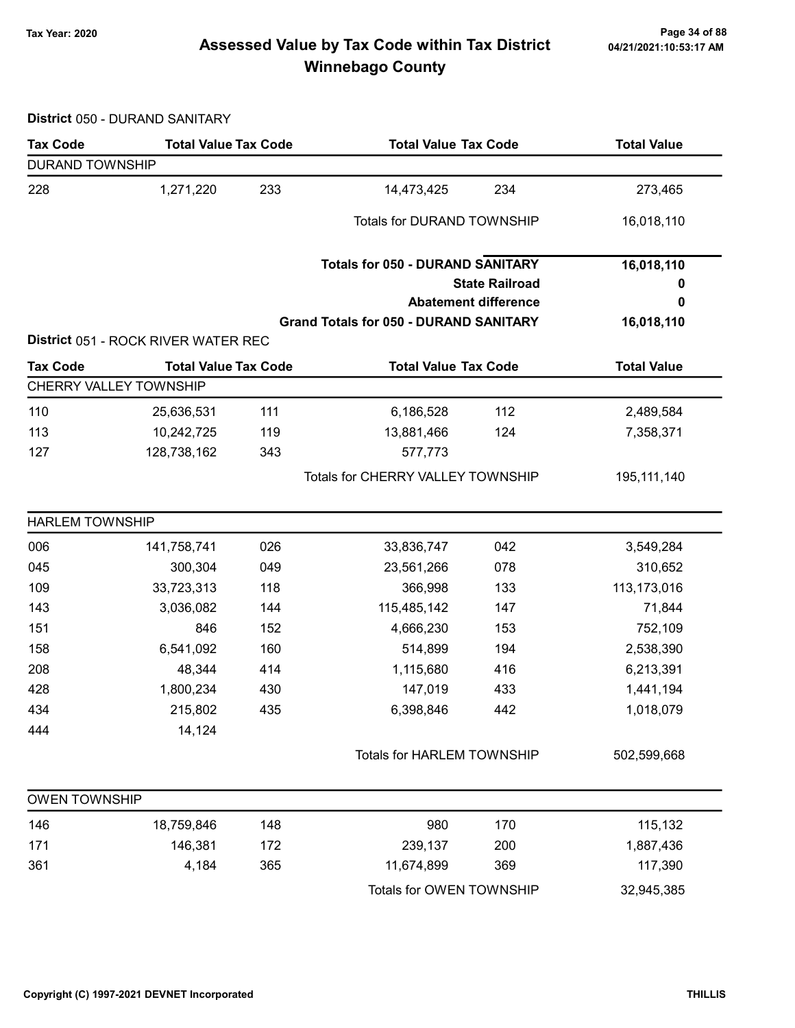# Assessed Value by Tax Code within Tax District
## Winnebago County

Tax Year: 2020

**District** 050 - DURAND SANITARY

| Tax Code | Total Value | Tax Code | Total Value | Tax Code | Total Value |
|---|---|---|---|---|---|
| DURAND TOWNSHIP | | | | | |
| 228 | 1,271,220 | 233 | 14,473,425 | 234 | 273,465 |
| | | | Totals for DURAND TOWNSHIP | | 16,018,110 |
| | | | **Totals for 050 - DURAND SANITARY** | | **16,018,110** |
| | | | | **State Railroad** | **0** |
| | | | | **Abatement difference** | **0** |
| | | | **Grand Totals for 050 - DURAND SANITARY** | | **16,018,110** |

**District** 051 - ROCK RIVER WATER REC

| Tax Code | Total Value | Tax Code | Total Value | Tax Code | Total Value |
|---|---|---|---|---|---|
| CHERRY VALLEY TOWNSHIP | | | | | |
| 110 | 25,636,531 | 111 | 6,186,528 | 112 | 2,489,584 |
| 113 | 10,242,725 | 119 | 13,881,466 | 124 | 7,358,371 |
| 127 | 128,738,162 | 343 | 577,773 | | |
| | | | Totals for CHERRY VALLEY TOWNSHIP | | 195,111,140 |
| HARLEM TOWNSHIP | | | | | |
| 006 | 141,758,741 | 026 | 33,836,747 | 042 | 3,549,284 |
| 045 | 300,304 | 049 | 23,561,266 | 078 | 310,652 |
| 109 | 33,723,313 | 118 | 366,998 | 133 | 113,173,016 |
| 143 | 3,036,082 | 144 | 115,485,142 | 147 | 71,844 |
| 151 | 846 | 152 | 4,666,230 | 153 | 752,109 |
| 158 | 6,541,092 | 160 | 514,899 | 194 | 2,538,390 |
| 208 | 48,344 | 414 | 1,115,680 | 416 | 6,213,391 |
| 428 | 1,800,234 | 430 | 147,019 | 433 | 1,441,194 |
| 434 | 215,802 | 435 | 6,398,846 | 442 | 1,018,079 |
| 444 | 14,124 | | | | |
| | | | Totals for HARLEM TOWNSHIP | | 502,599,668 |
| OWEN TOWNSHIP | | | | | |
| 146 | 18,759,846 | 148 | 980 | 170 | 115,132 |
| 171 | 146,381 | 172 | 239,137 | 200 | 1,887,436 |
| 361 | 4,184 | 365 | 11,674,899 | 369 | 117,390 |
| | | | Totals for OWEN TOWNSHIP | | 32,945,385 |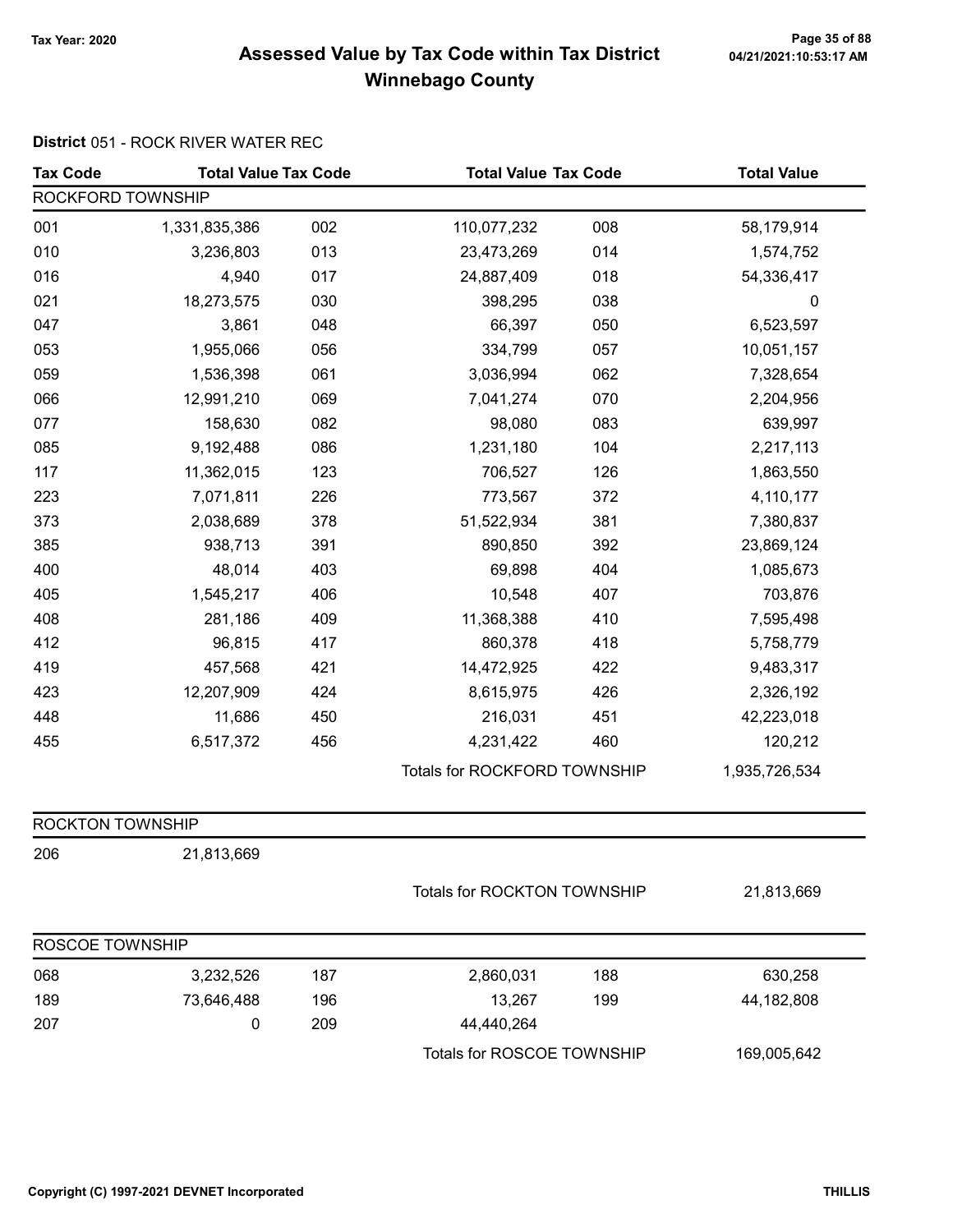# Assessed Value by Tax Code within Tax District Winnebago County

Tax Year: 2020

### District 051 - ROCK RIVER WATER REC

| Tax Code | Total Value | Tax Code | Total Value | Tax Code | Total Value |
|---|---|---|---|---|---|
| **ROCKFORD TOWNSHIP** | | | | | |
| 001 | 1,331,835,386 | 002 | 110,077,232 | 008 | 58,179,914 |
| 010 | 3,236,803 | 013 | 23,473,269 | 014 | 1,574,752 |
| 016 | 4,940 | 017 | 24,887,409 | 018 | 54,336,417 |
| 021 | 18,273,575 | 030 | 398,295 | 038 | 0 |
| 047 | 3,861 | 048 | 66,397 | 050 | 6,523,597 |
| 053 | 1,955,066 | 056 | 334,799 | 057 | 10,051,157 |
| 059 | 1,536,398 | 061 | 3,036,994 | 062 | 7,328,654 |
| 066 | 12,991,210 | 069 | 7,041,274 | 070 | 2,204,956 |
| 077 | 158,630 | 082 | 98,080 | 083 | 639,997 |
| 085 | 9,192,488 | 086 | 1,231,180 | 104 | 2,217,113 |
| 117 | 11,362,015 | 123 | 706,527 | 126 | 1,863,550 |
| 223 | 7,071,811 | 226 | 773,567 | 372 | 4,110,177 |
| 373 | 2,038,689 | 378 | 51,522,934 | 381 | 7,380,837 |
| 385 | 938,713 | 391 | 890,850 | 392 | 23,869,124 |
| 400 | 48,014 | 403 | 69,898 | 404 | 1,085,673 |
| 405 | 1,545,217 | 406 | 10,548 | 407 | 703,876 |
| 408 | 281,186 | 409 | 11,368,388 | 410 | 7,595,498 |
| 412 | 96,815 | 417 | 860,378 | 418 | 5,758,779 |
| 419 | 457,568 | 421 | 14,472,925 | 422 | 9,483,317 |
| 423 | 12,207,909 | 424 | 8,615,975 | 426 | 2,326,192 |
| 448 | 11,686 | 450 | 216,031 | 451 | 42,223,018 |
| 455 | 6,517,372 | 456 | 4,231,422 | 460 | 120,212 |
| | | | Totals for ROCKFORD TOWNSHIP | | 1,935,726,534 |
| **ROCKTON TOWNSHIP** | | | | | |
| 206 | 21,813,669 | | | | |
| | | | Totals for ROCKTON TOWNSHIP | | 21,813,669 |
| **ROSCOE TOWNSHIP** | | | | | |
| 068 | 3,232,526 | 187 | 2,860,031 | 188 | 630,258 |
| 189 | 73,646,488 | 196 | 13,267 | 199 | 44,182,808 |
| 207 | 0 | 209 | 44,440,264 | | |
| | | | Totals for ROSCOE TOWNSHIP | | 169,005,642 |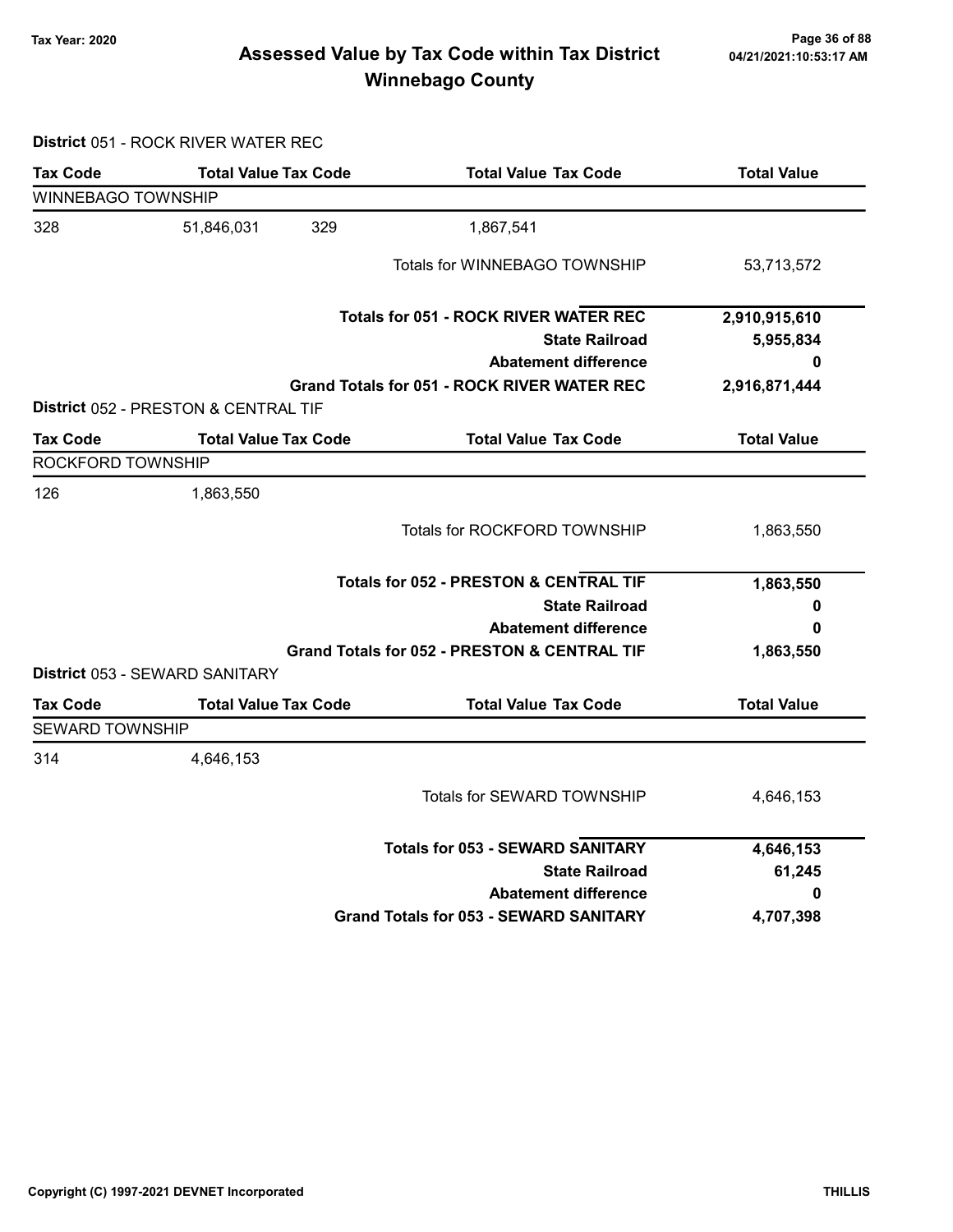# Assessed Value by Tax Code within Tax District
## Winnebago County

Tax Year: 2020

**District** 051 - ROCK RIVER WATER REC

| Tax Code | Total Value | Tax Code | Total Value | Tax Code | Total Value |
|---|---|---|---|---|---|
| WINNEBAGO TOWNSHIP | | | | | |
| 328 | 51,846,031 | 329 | 1,867,541 | | |
| | | | Totals for WINNEBAGO TOWNSHIP | | 53,713,572 |
| | | | **Totals for 051 - ROCK RIVER WATER REC** | | **2,910,915,610** |
| | | | **State Railroad** | | **5,955,834** |
| | | | **Abatement difference** | | **0** |
| | | | **Grand Totals for 051 - ROCK RIVER WATER REC** | | **2,916,871,444** |

**District** 052 - PRESTON & CENTRAL TIF

| Tax Code | Total Value | Tax Code | Total Value | Tax Code | Total Value |
|---|---|---|---|---|---|
| ROCKFORD TOWNSHIP | | | | | |
| 126 | 1,863,550 | | | | |
| | | | Totals for ROCKFORD TOWNSHIP | | 1,863,550 |
| | | | **Totals for 052 - PRESTON & CENTRAL TIF** | | **1,863,550** |
| | | | **State Railroad** | | **0** |
| | | | **Abatement difference** | | **0** |
| | | | **Grand Totals for 052 - PRESTON & CENTRAL TIF** | | **1,863,550** |

**District** 053 - SEWARD SANITARY

| Tax Code | Total Value | Tax Code | Total Value | Tax Code | Total Value |
|---|---|---|---|---|---|
| SEWARD TOWNSHIP | | | | | |
| 314 | 4,646,153 | | | | |
| | | | Totals for SEWARD TOWNSHIP | | 4,646,153 |
| | | | **Totals for 053 - SEWARD SANITARY** | | **4,646,153** |
| | | | **State Railroad** | | **61,245** |
| | | | **Abatement difference** | | **0** |
| | | | **Grand Totals for 053 - SEWARD SANITARY** | | **4,707,398** |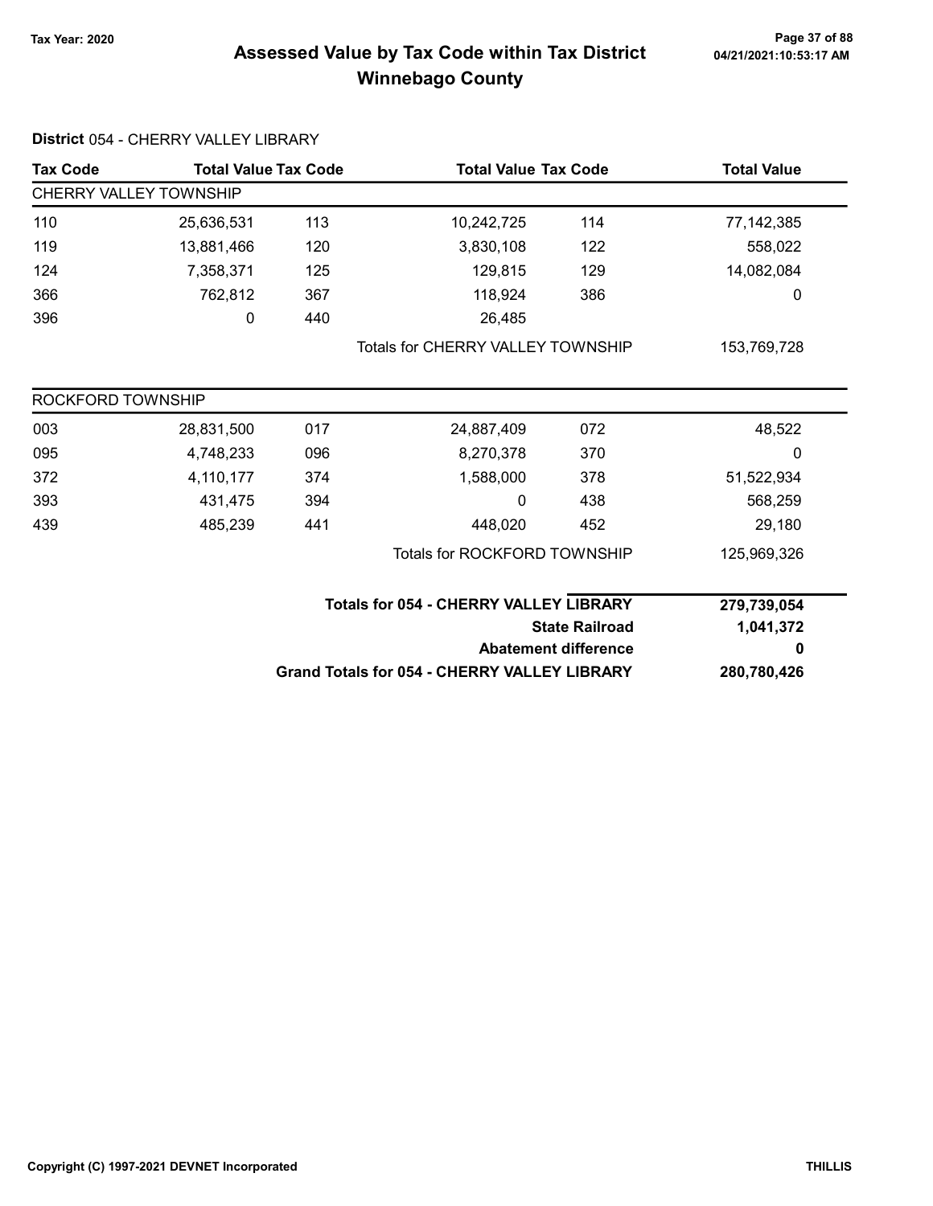# Assessed Value by Tax Code within Tax District
## Winnebago County

Tax Year: 2020

**District** 054 - CHERRY VALLEY LIBRARY

| Tax Code | Total Value | Tax Code | Total Value | Tax Code | Total Value |
|---|---|---|---|---|---|
| CHERRY VALLEY TOWNSHIP | | | | | |
| 110 | 25,636,531 | 113 | 10,242,725 | 114 | 77,142,385 |
| 119 | 13,881,466 | 120 | 3,830,108 | 122 | 558,022 |
| 124 | 7,358,371 | 125 | 129,815 | 129 | 14,082,084 |
| 366 | 762,812 | 367 | 118,924 | 386 | 0 |
| 396 | 0 | 440 | 26,485 | | |
| | | | Totals for CHERRY VALLEY TOWNSHIP | | 153,769,728 |
| ROCKFORD TOWNSHIP | | | | | |
| 003 | 28,831,500 | 017 | 24,887,409 | 072 | 48,522 |
| 095 | 4,748,233 | 096 | 8,270,378 | 370 | 0 |
| 372 | 4,110,177 | 374 | 1,588,000 | 378 | 51,522,934 |
| 393 | 431,475 | 394 | 0 | 438 | 568,259 |
| 439 | 485,239 | 441 | 448,020 | 452 | 29,180 |
| | | | Totals for ROCKFORD TOWNSHIP | | 125,969,326 |

| | |
|---|---|
| **Totals for 054 - CHERRY VALLEY LIBRARY** | **279,739,054** |
| **State Railroad** | **1,041,372** |
| **Abatement difference** | **0** |
| **Grand Totals for 054 - CHERRY VALLEY LIBRARY** | **280,780,426** |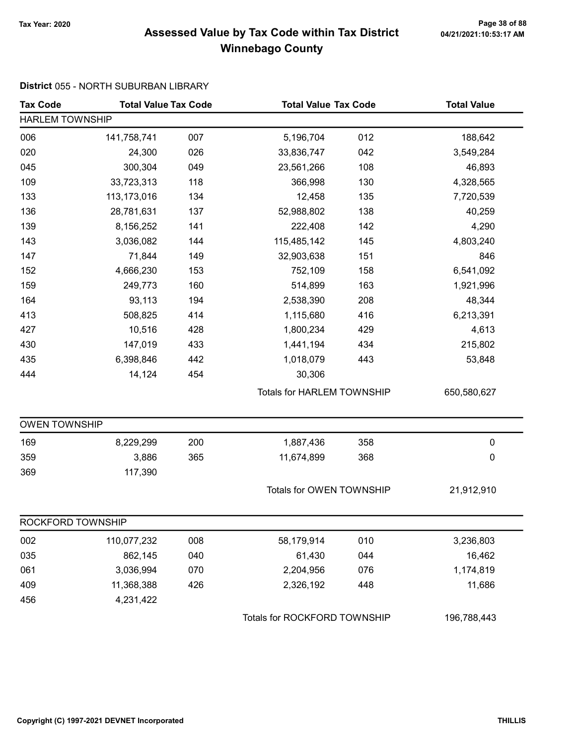# Assessed Value by Tax Code within Tax District
## Winnebago County

Tax Year: 2020

04/21/2021:10:53:17 AM

### District 055 - NORTH SUBURBAN LIBRARY

| Tax Code | Total Value | Tax Code | Total Value | Tax Code | Total Value |
|---|---|---|---|---|---|
| **HARLEM TOWNSHIP** | | | | | |
| 006 | 141,758,741 | 007 | 5,196,704 | 012 | 188,642 |
| 020 | 24,300 | 026 | 33,836,747 | 042 | 3,549,284 |
| 045 | 300,304 | 049 | 23,561,266 | 108 | 46,893 |
| 109 | 33,723,313 | 118 | 366,998 | 130 | 4,328,565 |
| 133 | 113,173,016 | 134 | 12,458 | 135 | 7,720,539 |
| 136 | 28,781,631 | 137 | 52,988,802 | 138 | 40,259 |
| 139 | 8,156,252 | 141 | 222,408 | 142 | 4,290 |
| 143 | 3,036,082 | 144 | 115,485,142 | 145 | 4,803,240 |
| 147 | 71,844 | 149 | 32,903,638 | 151 | 846 |
| 152 | 4,666,230 | 153 | 752,109 | 158 | 6,541,092 |
| 159 | 249,773 | 160 | 514,899 | 163 | 1,921,996 |
| 164 | 93,113 | 194 | 2,538,390 | 208 | 48,344 |
| 413 | 508,825 | 414 | 1,115,680 | 416 | 6,213,391 |
| 427 | 10,516 | 428 | 1,800,234 | 429 | 4,613 |
| 430 | 147,019 | 433 | 1,441,194 | 434 | 215,802 |
| 435 | 6,398,846 | 442 | 1,018,079 | 443 | 53,848 |
| 444 | 14,124 | 454 | 30,306 | | |
| | | | Totals for HARLEM TOWNSHIP | | 650,580,627 |
| **OWEN TOWNSHIP** | | | | | |
| 169 | 8,229,299 | 200 | 1,887,436 | 358 | 0 |
| 359 | 3,886 | 365 | 11,674,899 | 368 | 0 |
| 369 | 117,390 | | | | |
| | | | Totals for OWEN TOWNSHIP | | 21,912,910 |
| **ROCKFORD TOWNSHIP** | | | | | |
| 002 | 110,077,232 | 008 | 58,179,914 | 010 | 3,236,803 |
| 035 | 862,145 | 040 | 61,430 | 044 | 16,462 |
| 061 | 3,036,994 | 070 | 2,204,956 | 076 | 1,174,819 |
| 409 | 11,368,388 | 426 | 2,326,192 | 448 | 11,686 |
| 456 | 4,231,422 | | | | |
| | | | Totals for ROCKFORD TOWNSHIP | | 196,788,443 |

Copyright (C) 1997-2021 DEVNET Incorporated

THILLIS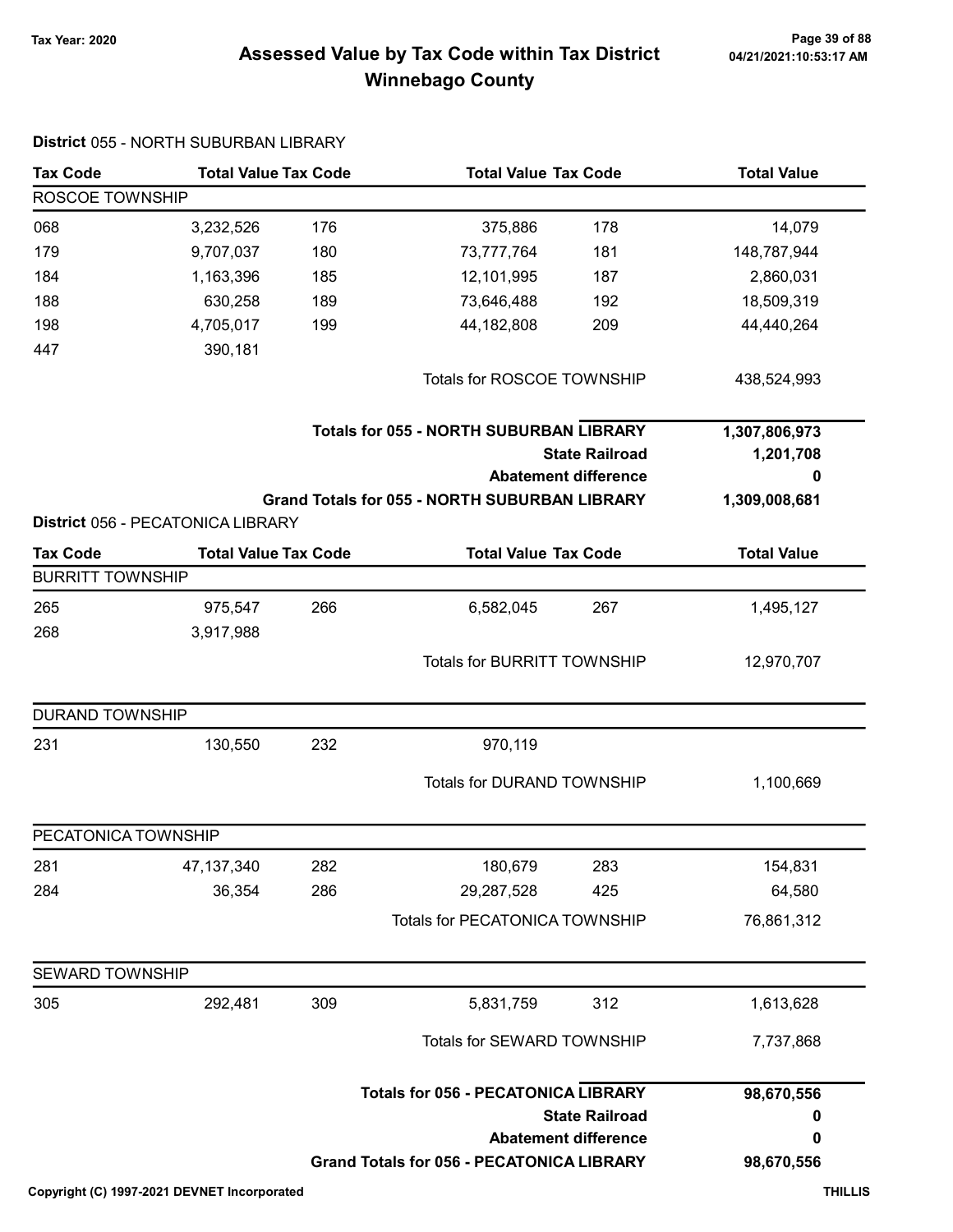# Assessed Value by Tax Code within Tax District
## Winnebago County

Tax Year: 2020

04/21/2021:10:53:17 AM

**District** 055 - NORTH SUBURBAN LIBRARY

| Tax Code | Total Value | Tax Code | Total Value | Tax Code | Total Value |
|---|---|---|---|---|---|
| ROSCOE TOWNSHIP | | | | | |
| 068 | 3,232,526 | 176 | 375,886 | 178 | 14,079 |
| 179 | 9,707,037 | 180 | 73,777,764 | 181 | 148,787,944 |
| 184 | 1,163,396 | 185 | 12,101,995 | 187 | 2,860,031 |
| 188 | 630,258 | 189 | 73,646,488 | 192 | 18,509,319 |
| 198 | 4,705,017 | 199 | 44,182,808 | 209 | 44,440,264 |
| 447 | 390,181 | | | | |
| | | | Totals for ROSCOE TOWNSHIP | | 438,524,993 |

| | |
|---|---|
| **Totals for 055 - NORTH SUBURBAN LIBRARY** | **1,307,806,973** |
| **State Railroad** | **1,201,708** |
| **Abatement difference** | **0** |
| **Grand Totals for 055 - NORTH SUBURBAN LIBRARY** | **1,309,008,681** |

**District** 056 - PECATONICA LIBRARY

| Tax Code | Total Value | Tax Code | Total Value | Tax Code | Total Value |
|---|---|---|---|---|---|
| BURRITT TOWNSHIP | | | | | |
| 265 | 975,547 | 266 | 6,582,045 | 267 | 1,495,127 |
| 268 | 3,917,988 | | | | |
| | | | Totals for BURRITT TOWNSHIP | | 12,970,707 |
| DURAND TOWNSHIP | | | | | |
| 231 | 130,550 | 232 | 970,119 | | |
| | | | Totals for DURAND TOWNSHIP | | 1,100,669 |
| PECATONICA TOWNSHIP | | | | | |
| 281 | 47,137,340 | 282 | 180,679 | 283 | 154,831 |
| 284 | 36,354 | 286 | 29,287,528 | 425 | 64,580 |
| | | | Totals for PECATONICA TOWNSHIP | | 76,861,312 |
| SEWARD TOWNSHIP | | | | | |
| 305 | 292,481 | 309 | 5,831,759 | 312 | 1,613,628 |
| | | | Totals for SEWARD TOWNSHIP | | 7,737,868 |

| | |
|---|---|
| **Totals for 056 - PECATONICA LIBRARY** | **98,670,556** |
| **State Railroad** | **0** |
| **Abatement difference** | **0** |
| **Grand Totals for 056 - PECATONICA LIBRARY** | **98,670,556** |

Copyright (C) 1997-2021 DEVNET Incorporated THILLIS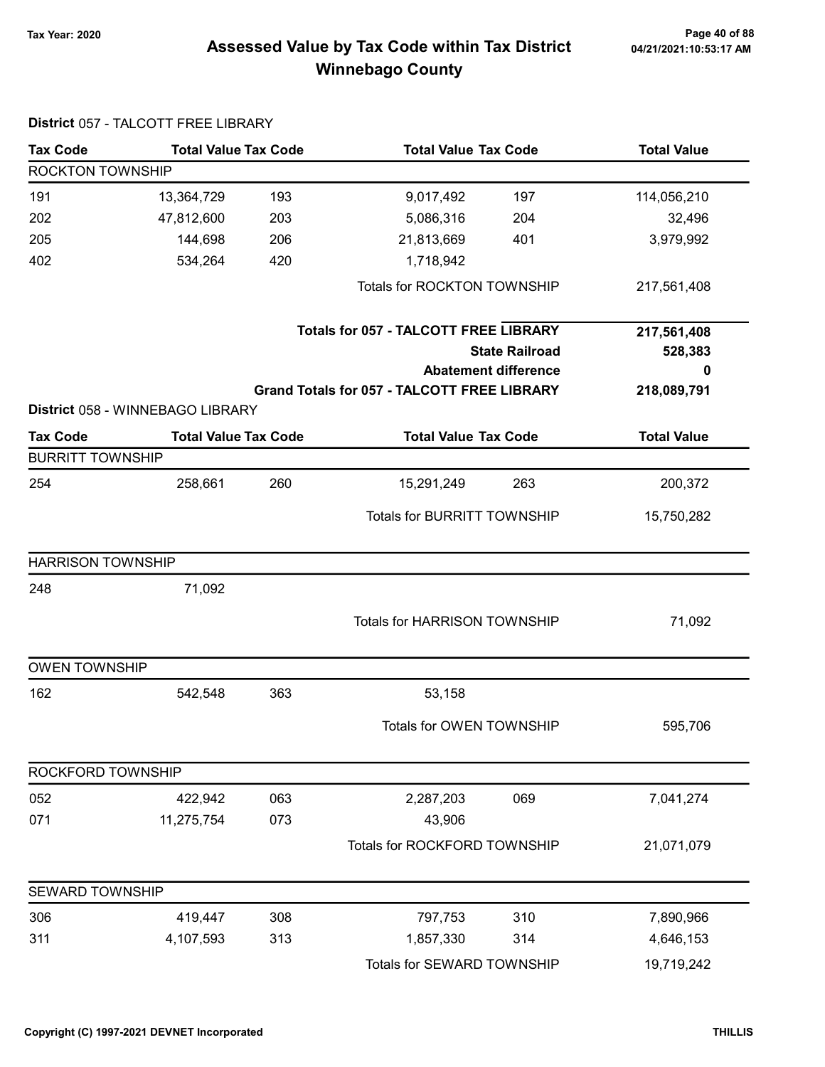# Assessed Value by Tax Code within Tax District
## Winnebago County

Tax Year: 2020

04/21/2021:10:53:17 AM

### District 057 - TALCOTT FREE LIBRARY

| Tax Code | Total Value | Tax Code | Total Value | Tax Code | Total Value |
|---|---|---|---|---|---|
| **ROCKTON TOWNSHIP** | | | | | |
| 191 | 13,364,729 | 193 | 9,017,492 | 197 | 114,056,210 |
| 202 | 47,812,600 | 203 | 5,086,316 | 204 | 32,496 |
| 205 | 144,698 | 206 | 21,813,669 | 401 | 3,979,992 |
| 402 | 534,264 | 420 | 1,718,942 | | |
| | | | Totals for ROCKTON TOWNSHIP | | 217,561,408 |

| | |
|---|---|
| **Totals for 057 - TALCOTT FREE LIBRARY** | **217,561,408** |
| **State Railroad** | **528,383** |
| **Abatement difference** | **0** |
| **Grand Totals for 057 - TALCOTT FREE LIBRARY** | **218,089,791** |

### District 058 - WINNEBAGO LIBRARY

| Tax Code | Total Value | Tax Code | Total Value | Tax Code | Total Value |
|---|---|---|---|---|---|
| **BURRITT TOWNSHIP** | | | | | |
| 254 | 258,661 | 260 | 15,291,249 | 263 | 200,372 |
| | | | Totals for BURRITT TOWNSHIP | | 15,750,282 |
| **HARRISON TOWNSHIP** | | | | | |
| 248 | 71,092 | | | | |
| | | | Totals for HARRISON TOWNSHIP | | 71,092 |
| **OWEN TOWNSHIP** | | | | | |
| 162 | 542,548 | 363 | 53,158 | | |
| | | | Totals for OWEN TOWNSHIP | | 595,706 |
| **ROCKFORD TOWNSHIP** | | | | | |
| 052 | 422,942 | 063 | 2,287,203 | 069 | 7,041,274 |
| 071 | 11,275,754 | 073 | 43,906 | | |
| | | | Totals for ROCKFORD TOWNSHIP | | 21,071,079 |
| **SEWARD TOWNSHIP** | | | | | |
| 306 | 419,447 | 308 | 797,753 | 310 | 7,890,966 |
| 311 | 4,107,593 | 313 | 1,857,330 | 314 | 4,646,153 |
| | | | Totals for SEWARD TOWNSHIP | | 19,719,242 |

Copyright (C) 1997-2021 DEVNET Incorporated

THILLIS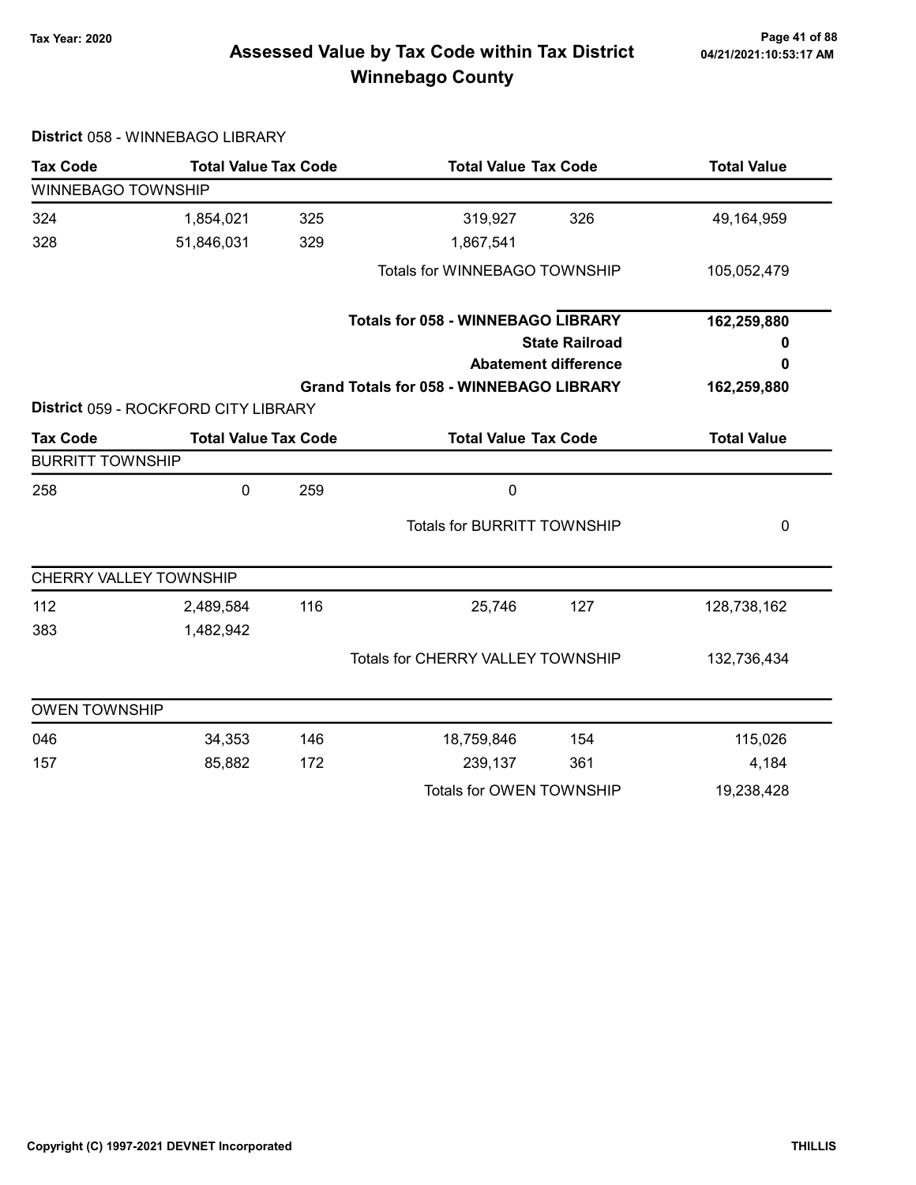# Assessed Value by Tax Code within Tax District

## Winnebago County

Tax Year: 2020

**District** 058 - WINNEBAGO LIBRARY

| Tax Code | Total Value | Tax Code | Total Value | Tax Code | Total Value |
|---|---|---|---|---|---|
| WINNEBAGO TOWNSHIP | | | | | |
| 324 | 1,854,021 | 325 | 319,927 | 326 | 49,164,959 |
| 328 | 51,846,031 | 329 | 1,867,541 | | |
| | | | Totals for WINNEBAGO TOWNSHIP | | 105,052,479 |
| | | | **Totals for 058 - WINNEBAGO LIBRARY** | | **162,259,880** |
| | | | | **State Railroad** | **0** |
| | | | | **Abatement difference** | **0** |
| | | | **Grand Totals for 058 - WINNEBAGO LIBRARY** | | **162,259,880** |

**District** 059 - ROCKFORD CITY LIBRARY

| Tax Code | Total Value | Tax Code | Total Value | Tax Code | Total Value |
|---|---|---|---|---|---|
| BURRITT TOWNSHIP | | | | | |
| 258 | 0 | 259 | 0 | | |
| | | | Totals for BURRITT TOWNSHIP | | 0 |
| CHERRY VALLEY TOWNSHIP | | | | | |
| 112 | 2,489,584 | 116 | 25,746 | 127 | 128,738,162 |
| 383 | 1,482,942 | | | | |
| | | | Totals for CHERRY VALLEY TOWNSHIP | | 132,736,434 |
| OWEN TOWNSHIP | | | | | |
| 046 | 34,353 | 146 | 18,759,846 | 154 | 115,026 |
| 157 | 85,882 | 172 | 239,137 | 361 | 4,184 |
| | | | Totals for OWEN TOWNSHIP | | 19,238,428 |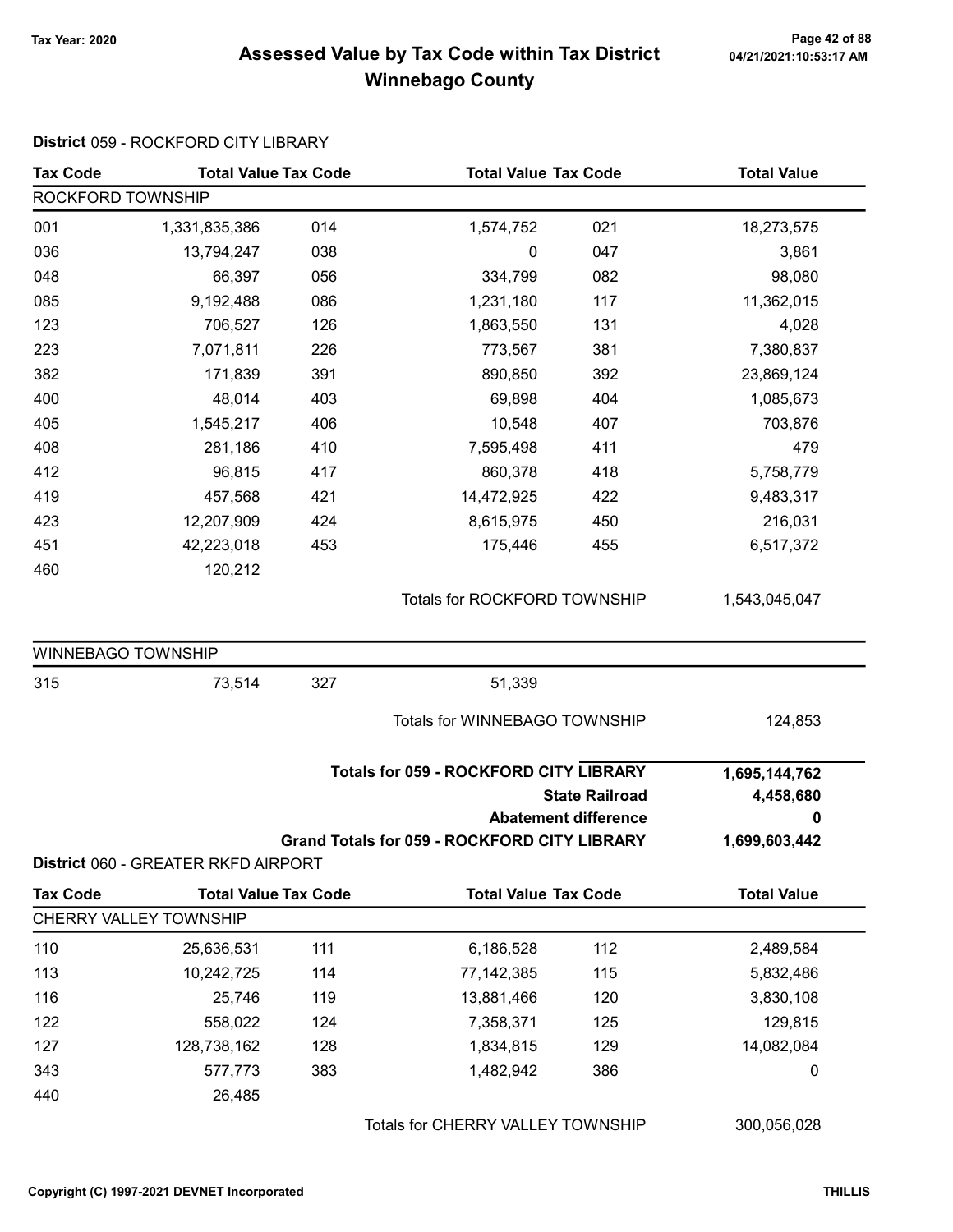# Assessed Value by Tax Code within Tax District
# Winnebago County

Tax Year: 2020

04/21/2021:10:53:17 AM

**District** 059 - ROCKFORD CITY LIBRARY

| Tax Code | Total Value | Tax Code | Total Value | Tax Code | Total Value |
|---|---|---|---|---|---|
| ROCKFORD TOWNSHIP | | | | | |
| 001 | 1,331,835,386 | 014 | 1,574,752 | 021 | 18,273,575 |
| 036 | 13,794,247 | 038 | 0 | 047 | 3,861 |
| 048 | 66,397 | 056 | 334,799 | 082 | 98,080 |
| 085 | 9,192,488 | 086 | 1,231,180 | 117 | 11,362,015 |
| 123 | 706,527 | 126 | 1,863,550 | 131 | 4,028 |
| 223 | 7,071,811 | 226 | 773,567 | 381 | 7,380,837 |
| 382 | 171,839 | 391 | 890,850 | 392 | 23,869,124 |
| 400 | 48,014 | 403 | 69,898 | 404 | 1,085,673 |
| 405 | 1,545,217 | 406 | 10,548 | 407 | 703,876 |
| 408 | 281,186 | 410 | 7,595,498 | 411 | 479 |
| 412 | 96,815 | 417 | 860,378 | 418 | 5,758,779 |
| 419 | 457,568 | 421 | 14,472,925 | 422 | 9,483,317 |
| 423 | 12,207,909 | 424 | 8,615,975 | 450 | 216,031 |
| 451 | 42,223,018 | 453 | 175,446 | 455 | 6,517,372 |
| 460 | 120,212 | | | | |
| | | | Totals for ROCKFORD TOWNSHIP | | 1,543,045,047 |
| WINNEBAGO TOWNSHIP | | | | | |
| 315 | 73,514 | 327 | 51,339 | | |
| | | | Totals for WINNEBAGO TOWNSHIP | | 124,853 |

| | |
|---|---|
| **Totals for 059 - ROCKFORD CITY LIBRARY** | **1,695,144,762** |
| **State Railroad** | **4,458,680** |
| **Abatement difference** | **0** |
| **Grand Totals for 059 - ROCKFORD CITY LIBRARY** | **1,699,603,442** |

**District** 060 - GREATER RKFD AIRPORT

| Tax Code | Total Value | Tax Code | Total Value | Tax Code | Total Value |
|---|---|---|---|---|---|
| CHERRY VALLEY TOWNSHIP | | | | | |
| 110 | 25,636,531 | 111 | 6,186,528 | 112 | 2,489,584 |
| 113 | 10,242,725 | 114 | 77,142,385 | 115 | 5,832,486 |
| 116 | 25,746 | 119 | 13,881,466 | 120 | 3,830,108 |
| 122 | 558,022 | 124 | 7,358,371 | 125 | 129,815 |
| 127 | 128,738,162 | 128 | 1,834,815 | 129 | 14,082,084 |
| 343 | 577,773 | 383 | 1,482,942 | 386 | 0 |
| 440 | 26,485 | | | | |
| | | | Totals for CHERRY VALLEY TOWNSHIP | | 300,056,028 |

Copyright (C) 1997-2021 DEVNET Incorporated

THILLIS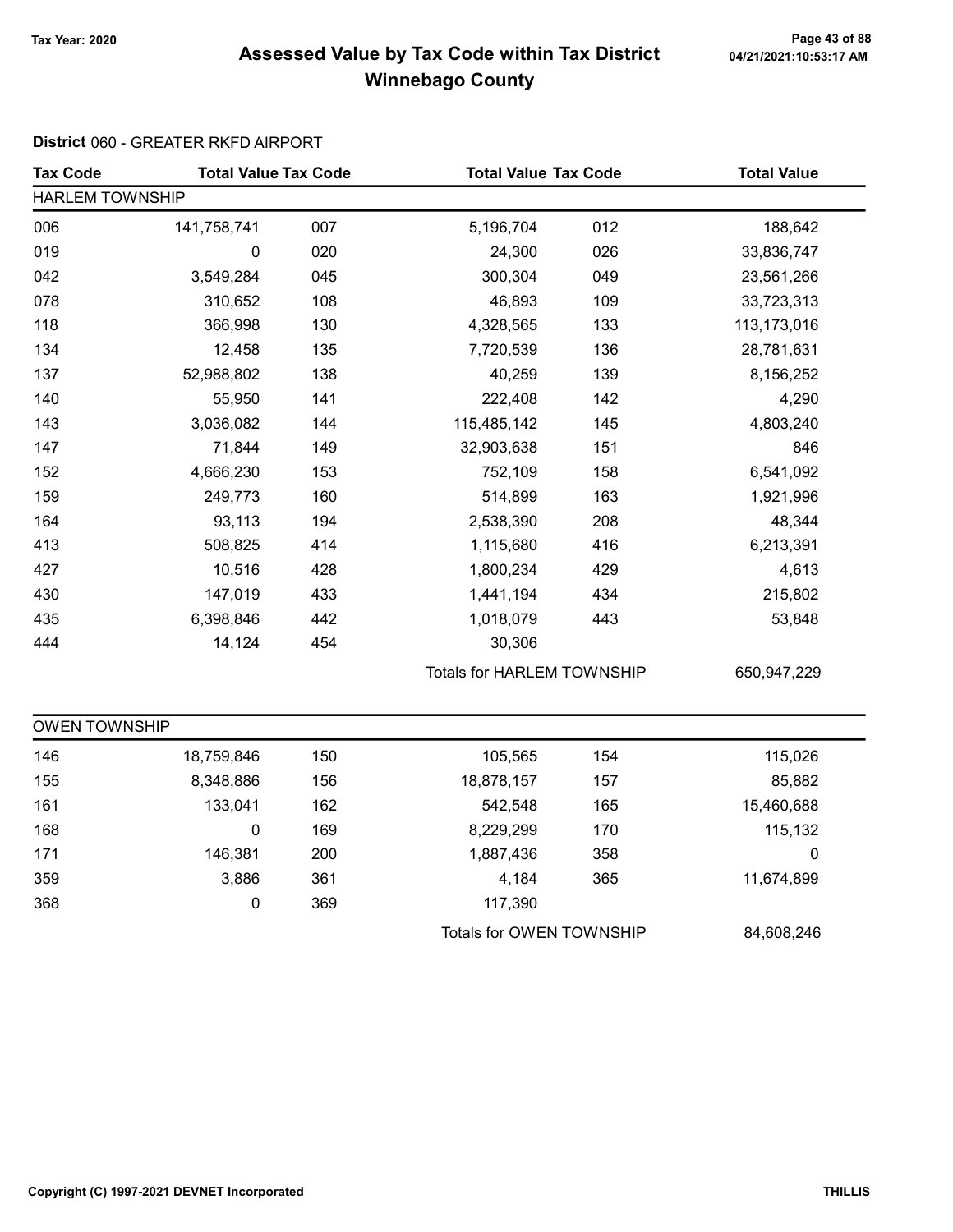# Assessed Value by Tax Code within Tax District
## Winnebago County

Tax Year: 2020

**District** 060 - GREATER RKFD AIRPORT

| Tax Code | Total Value | Tax Code | Total Value | Tax Code | Total Value |
|---|---|---|---|---|---|
| **HARLEM TOWNSHIP** | | | | | |
| 006 | 141,758,741 | 007 | 5,196,704 | 012 | 188,642 |
| 019 | 0 | 020 | 24,300 | 026 | 33,836,747 |
| 042 | 3,549,284 | 045 | 300,304 | 049 | 23,561,266 |
| 078 | 310,652 | 108 | 46,893 | 109 | 33,723,313 |
| 118 | 366,998 | 130 | 4,328,565 | 133 | 113,173,016 |
| 134 | 12,458 | 135 | 7,720,539 | 136 | 28,781,631 |
| 137 | 52,988,802 | 138 | 40,259 | 139 | 8,156,252 |
| 140 | 55,950 | 141 | 222,408 | 142 | 4,290 |
| 143 | 3,036,082 | 144 | 115,485,142 | 145 | 4,803,240 |
| 147 | 71,844 | 149 | 32,903,638 | 151 | 846 |
| 152 | 4,666,230 | 153 | 752,109 | 158 | 6,541,092 |
| 159 | 249,773 | 160 | 514,899 | 163 | 1,921,996 |
| 164 | 93,113 | 194 | 2,538,390 | 208 | 48,344 |
| 413 | 508,825 | 414 | 1,115,680 | 416 | 6,213,391 |
| 427 | 10,516 | 428 | 1,800,234 | 429 | 4,613 |
| 430 | 147,019 | 433 | 1,441,194 | 434 | 215,802 |
| 435 | 6,398,846 | 442 | 1,018,079 | 443 | 53,848 |
| 444 | 14,124 | 454 | 30,306 | | |
| | | | Totals for HARLEM TOWNSHIP | | 650,947,229 |

| Tax Code | Total Value | Tax Code | Total Value | Tax Code | Total Value |
|---|---|---|---|---|---|
| **OWEN TOWNSHIP** | | | | | |
| 146 | 18,759,846 | 150 | 105,565 | 154 | 115,026 |
| 155 | 8,348,886 | 156 | 18,878,157 | 157 | 85,882 |
| 161 | 133,041 | 162 | 542,548 | 165 | 15,460,688 |
| 168 | 0 | 169 | 8,229,299 | 170 | 115,132 |
| 171 | 146,381 | 200 | 1,887,436 | 358 | 0 |
| 359 | 3,886 | 361 | 4,184 | 365 | 11,674,899 |
| 368 | 0 | 369 | 117,390 | | |
| | | | Totals for OWEN TOWNSHIP | | 84,608,246 |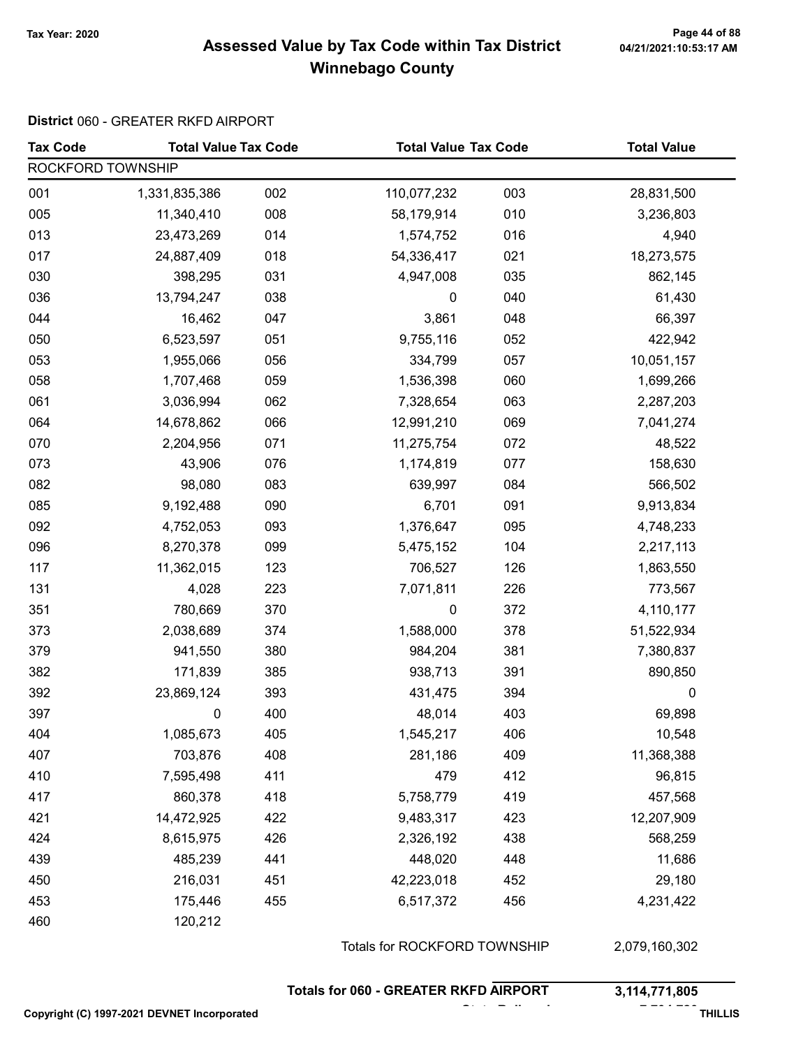# Assessed Value by Tax Code within Tax District
# Winnebago County

Tax Year: 2020

**District** 060 - GREATER RKFD AIRPORT

| Tax Code | Total Value | Tax Code | Total Value | Tax Code | Total Value |
|---|---|---|---|---|---|
| ROCKFORD TOWNSHIP | | | | | |
| 001 | 1,331,835,386 | 002 | 110,077,232 | 003 | 28,831,500 |
| 005 | 11,340,410 | 008 | 58,179,914 | 010 | 3,236,803 |
| 013 | 23,473,269 | 014 | 1,574,752 | 016 | 4,940 |
| 017 | 24,887,409 | 018 | 54,336,417 | 021 | 18,273,575 |
| 030 | 398,295 | 031 | 4,947,008 | 035 | 862,145 |
| 036 | 13,794,247 | 038 | 0 | 040 | 61,430 |
| 044 | 16,462 | 047 | 3,861 | 048 | 66,397 |
| 050 | 6,523,597 | 051 | 9,755,116 | 052 | 422,942 |
| 053 | 1,955,066 | 056 | 334,799 | 057 | 10,051,157 |
| 058 | 1,707,468 | 059 | 1,536,398 | 060 | 1,699,266 |
| 061 | 3,036,994 | 062 | 7,328,654 | 063 | 2,287,203 |
| 064 | 14,678,862 | 066 | 12,991,210 | 069 | 7,041,274 |
| 070 | 2,204,956 | 071 | 11,275,754 | 072 | 48,522 |
| 073 | 43,906 | 076 | 1,174,819 | 077 | 158,630 |
| 082 | 98,080 | 083 | 639,997 | 084 | 566,502 |
| 085 | 9,192,488 | 090 | 6,701 | 091 | 9,913,834 |
| 092 | 4,752,053 | 093 | 1,376,647 | 095 | 4,748,233 |
| 096 | 8,270,378 | 099 | 5,475,152 | 104 | 2,217,113 |
| 117 | 11,362,015 | 123 | 706,527 | 126 | 1,863,550 |
| 131 | 4,028 | 223 | 7,071,811 | 226 | 773,567 |
| 351 | 780,669 | 370 | 0 | 372 | 4,110,177 |
| 373 | 2,038,689 | 374 | 1,588,000 | 378 | 51,522,934 |
| 379 | 941,550 | 380 | 984,204 | 381 | 7,380,837 |
| 382 | 171,839 | 385 | 938,713 | 391 | 890,850 |
| 392 | 23,869,124 | 393 | 431,475 | 394 | 0 |
| 397 | 0 | 400 | 48,014 | 403 | 69,898 |
| 404 | 1,085,673 | 405 | 1,545,217 | 406 | 10,548 |
| 407 | 703,876 | 408 | 281,186 | 409 | 11,368,388 |
| 410 | 7,595,498 | 411 | 479 | 412 | 96,815 |
| 417 | 860,378 | 418 | 5,758,779 | 419 | 457,568 |
| 421 | 14,472,925 | 422 | 9,483,317 | 423 | 12,207,909 |
| 424 | 8,615,975 | 426 | 2,326,192 | 438 | 568,259 |
| 439 | 485,239 | 441 | 448,020 | 448 | 11,686 |
| 450 | 216,031 | 451 | 42,223,018 | 452 | 29,180 |
| 453 | 175,446 | 455 | 6,517,372 | 456 | 4,231,422 |
| 460 | 120,212 | | | | |
| | | | Totals for ROCKFORD TOWNSHIP | | 2,079,160,302 |

**Totals for 060 - GREATER RKFD AIRPORT** **3,114,771,805**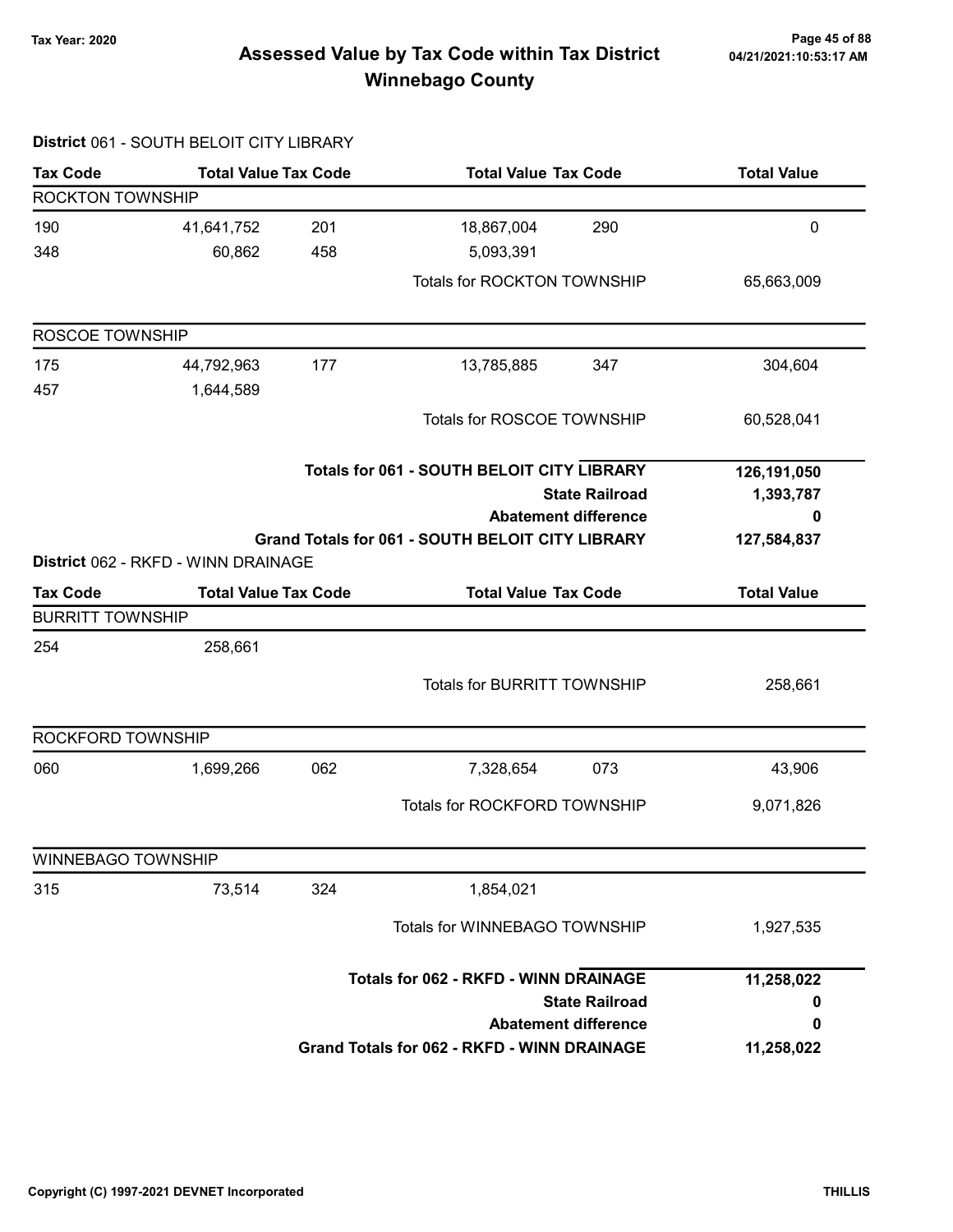# Assessed Value by Tax Code within Tax District
## Winnebago County

Tax Year: 2020

**District** 061 - SOUTH BELOIT CITY LIBRARY

| Tax Code | Total Value | Tax Code | Total Value | Tax Code | Total Value |
|---|---|---|---|---|---|
| **ROCKTON TOWNSHIP** | | | | | |
| 190 | 41,641,752 | 201 | 18,867,004 | 290 | 0 |
| 348 | 60,862 | 458 | 5,093,391 | | |
| | | | Totals for ROCKTON TOWNSHIP | | 65,663,009 |
| **ROSCOE TOWNSHIP** | | | | | |
| 175 | 44,792,963 | 177 | 13,785,885 | 347 | 304,604 |
| 457 | 1,644,589 | | | | |
| | | | Totals for ROSCOE TOWNSHIP | | 60,528,041 |

| | |
|---|---|
| **Totals for 061 - SOUTH BELOIT CITY LIBRARY** | **126,191,050** |
| **State Railroad** | **1,393,787** |
| **Abatement difference** | **0** |
| **Grand Totals for 061 - SOUTH BELOIT CITY LIBRARY** | **127,584,837** |

**District** 062 - RKFD - WINN DRAINAGE

| Tax Code | Total Value | Tax Code | Total Value | Tax Code | Total Value |
|---|---|---|---|---|---|
| **BURRITT TOWNSHIP** | | | | | |
| 254 | 258,661 | | | | |
| | | | Totals for BURRITT TOWNSHIP | | 258,661 |
| **ROCKFORD TOWNSHIP** | | | | | |
| 060 | 1,699,266 | 062 | 7,328,654 | 073 | 43,906 |
| | | | Totals for ROCKFORD TOWNSHIP | | 9,071,826 |
| **WINNEBAGO TOWNSHIP** | | | | | |
| 315 | 73,514 | 324 | 1,854,021 | | |
| | | | Totals for WINNEBAGO TOWNSHIP | | 1,927,535 |

| | |
|---|---|
| **Totals for 062 - RKFD - WINN DRAINAGE** | **11,258,022** |
| **State Railroad** | **0** |
| **Abatement difference** | **0** |
| **Grand Totals for 062 - RKFD - WINN DRAINAGE** | **11,258,022** |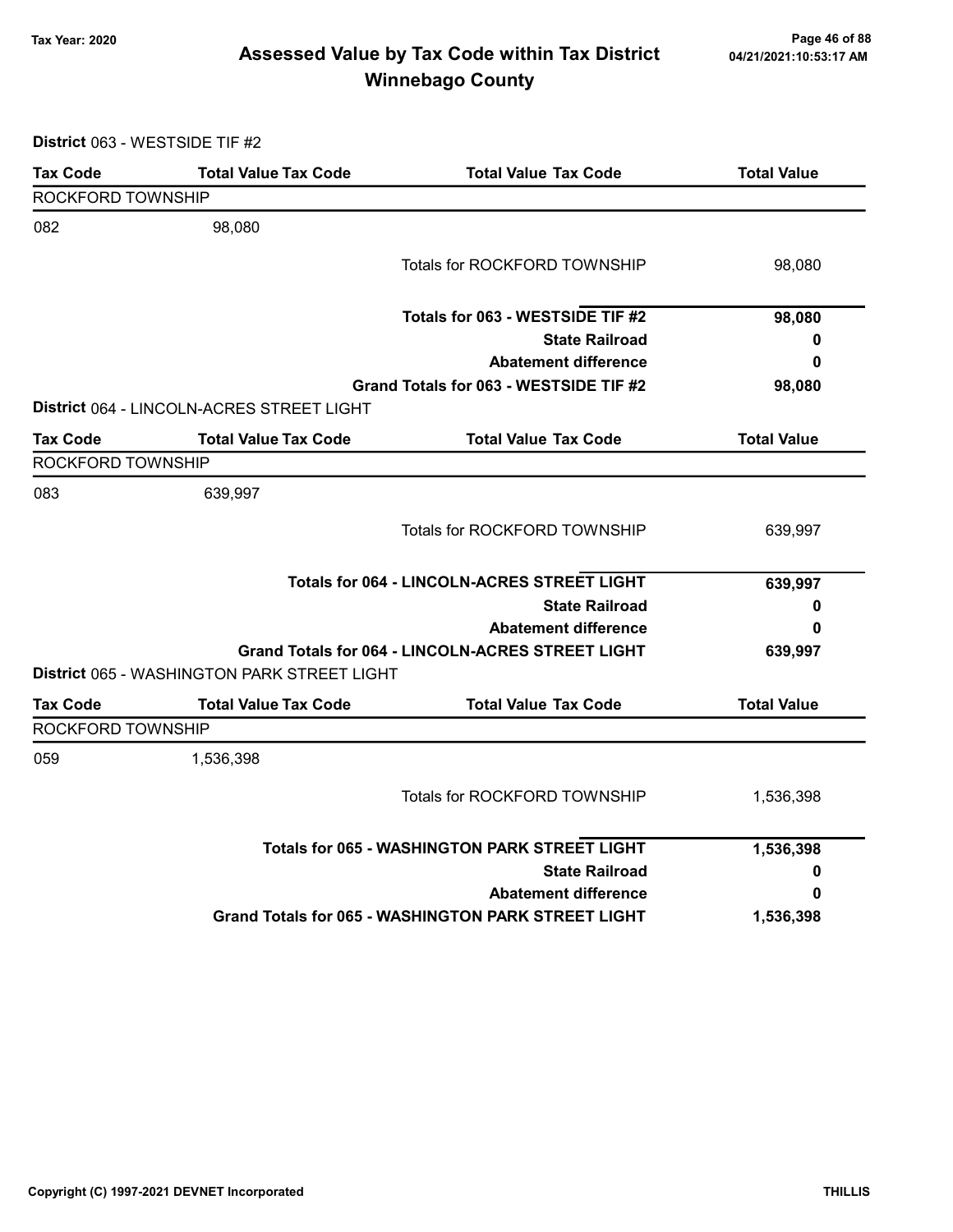# Assessed Value by Tax Code within Tax District
## Winnebago County

Tax Year: 2020

04/21/2021:10:53:17 AM

**District** 063 - WESTSIDE TIF #2

| Tax Code | Total Value Tax Code | Total Value Tax Code | Total Value |
|---|---|---|---|
| ROCKFORD TOWNSHIP | | | |
| 082 | 98,080 | | |
| | | Totals for ROCKFORD TOWNSHIP | 98,080 |
| | | **Totals for 063 - WESTSIDE TIF #2** | **98,080** |
| | | **State Railroad** | **0** |
| | | **Abatement difference** | **0** |
| | | **Grand Totals for 063 - WESTSIDE TIF #2** | **98,080** |

**District** 064 - LINCOLN-ACRES STREET LIGHT

| Tax Code | Total Value Tax Code | Total Value Tax Code | Total Value |
|---|---|---|---|
| ROCKFORD TOWNSHIP | | | |
| 083 | 639,997 | | |
| | | Totals for ROCKFORD TOWNSHIP | 639,997 |
| | | **Totals for 064 - LINCOLN-ACRES STREET LIGHT** | **639,997** |
| | | **State Railroad** | **0** |
| | | **Abatement difference** | **0** |
| | | **Grand Totals for 064 - LINCOLN-ACRES STREET LIGHT** | **639,997** |

**District** 065 - WASHINGTON PARK STREET LIGHT

| Tax Code | Total Value Tax Code | Total Value Tax Code | Total Value |
|---|---|---|---|
| ROCKFORD TOWNSHIP | | | |
| 059 | 1,536,398 | | |
| | | Totals for ROCKFORD TOWNSHIP | 1,536,398 |
| | | **Totals for 065 - WASHINGTON PARK STREET LIGHT** | **1,536,398** |
| | | **State Railroad** | **0** |
| | | **Abatement difference** | **0** |
| | | **Grand Totals for 065 - WASHINGTON PARK STREET LIGHT** | **1,536,398** |

Copyright (C) 1997-2021 DEVNET Incorporated

THILLIS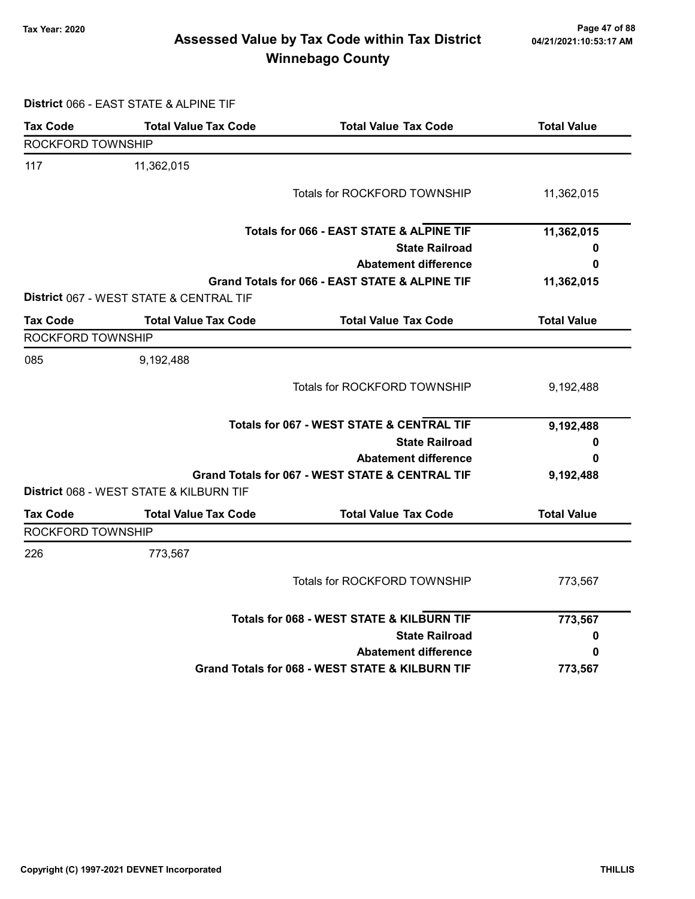# Assessed Value by Tax Code within Tax District
## Winnebago County

Tax Year: 2020

04/21/2021:10:53:17 AM

**District** 066 - EAST STATE & ALPINE TIF

| Tax Code | Total Value Tax Code | Total Value Tax Code | Total Value |
|---|---|---|---|
| ROCKFORD TOWNSHIP | | | |
| 117 | 11,362,015 | | |
| | | Totals for ROCKFORD TOWNSHIP | 11,362,015 |
| | | **Totals for 066 - EAST STATE & ALPINE TIF** | **11,362,015** |
| | | **State Railroad** | **0** |
| | | **Abatement difference** | **0** |
| | | **Grand Totals for 066 - EAST STATE & ALPINE TIF** | **11,362,015** |

**District** 067 - WEST STATE & CENTRAL TIF

| Tax Code | Total Value Tax Code | Total Value Tax Code | Total Value |
|---|---|---|---|
| ROCKFORD TOWNSHIP | | | |
| 085 | 9,192,488 | | |
| | | Totals for ROCKFORD TOWNSHIP | 9,192,488 |
| | | **Totals for 067 - WEST STATE & CENTRAL TIF** | **9,192,488** |
| | | **State Railroad** | **0** |
| | | **Abatement difference** | **0** |
| | | **Grand Totals for 067 - WEST STATE & CENTRAL TIF** | **9,192,488** |

**District** 068 - WEST STATE & KILBURN TIF

| Tax Code | Total Value Tax Code | Total Value Tax Code | Total Value |
|---|---|---|---|
| ROCKFORD TOWNSHIP | | | |
| 226 | 773,567 | | |
| | | Totals for ROCKFORD TOWNSHIP | 773,567 |
| | | **Totals for 068 - WEST STATE & KILBURN TIF** | **773,567** |
| | | **State Railroad** | **0** |
| | | **Abatement difference** | **0** |
| | | **Grand Totals for 068 - WEST STATE & KILBURN TIF** | **773,567** |

Copyright (C) 1997-2021 DEVNET Incorporated — THILLIS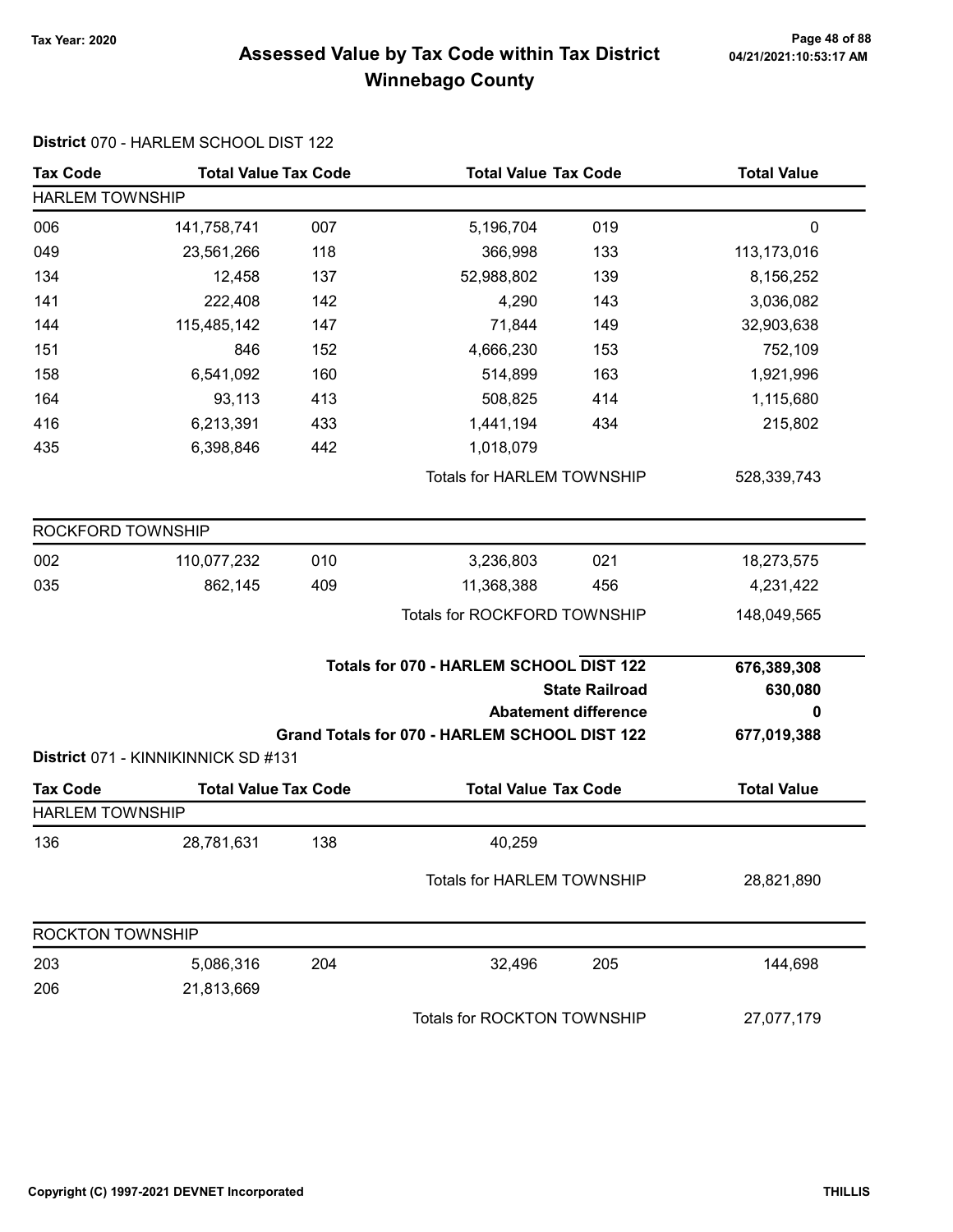# Assessed Value by Tax Code within Tax District

## Winnebago County

Tax Year: 2020

04/21/2021:10:53:17 AM

### District 070 - HARLEM SCHOOL DIST 122

| Tax Code | Total Value | Tax Code | Total Value | Tax Code | Total Value |
|---|---|---|---|---|---|
| **HARLEM TOWNSHIP** | | | | | |
| 006 | 141,758,741 | 007 | 5,196,704 | 019 | 0 |
| 049 | 23,561,266 | 118 | 366,998 | 133 | 113,173,016 |
| 134 | 12,458 | 137 | 52,988,802 | 139 | 8,156,252 |
| 141 | 222,408 | 142 | 4,290 | 143 | 3,036,082 |
| 144 | 115,485,142 | 147 | 71,844 | 149 | 32,903,638 |
| 151 | 846 | 152 | 4,666,230 | 153 | 752,109 |
| 158 | 6,541,092 | 160 | 514,899 | 163 | 1,921,996 |
| 164 | 93,113 | 413 | 508,825 | 414 | 1,115,680 |
| 416 | 6,213,391 | 433 | 1,441,194 | 434 | 215,802 |
| 435 | 6,398,846 | 442 | 1,018,079 | | |
| | | | Totals for HARLEM TOWNSHIP | | 528,339,743 |
| **ROCKFORD TOWNSHIP** | | | | | |
| 002 | 110,077,232 | 010 | 3,236,803 | 021 | 18,273,575 |
| 035 | 862,145 | 409 | 11,368,388 | 456 | 4,231,422 |
| | | | Totals for ROCKFORD TOWNSHIP | | 148,049,565 |

| | |
|---|---|
| **Totals for 070 - HARLEM SCHOOL DIST 122** | **676,389,308** |
| **State Railroad** | **630,080** |
| **Abatement difference** | **0** |
| **Grand Totals for 070 - HARLEM SCHOOL DIST 122** | **677,019,388** |

### District 071 - KINNIKINNICK SD #131

| Tax Code | Total Value | Tax Code | Total Value | Tax Code | Total Value |
|---|---|---|---|---|---|
| **HARLEM TOWNSHIP** | | | | | |
| 136 | 28,781,631 | 138 | 40,259 | | |
| | | | Totals for HARLEM TOWNSHIP | | 28,821,890 |
| **ROCKTON TOWNSHIP** | | | | | |
| 203 | 5,086,316 | 204 | 32,496 | 205 | 144,698 |
| 206 | 21,813,669 | | | | |
| | | | Totals for ROCKTON TOWNSHIP | | 27,077,179 |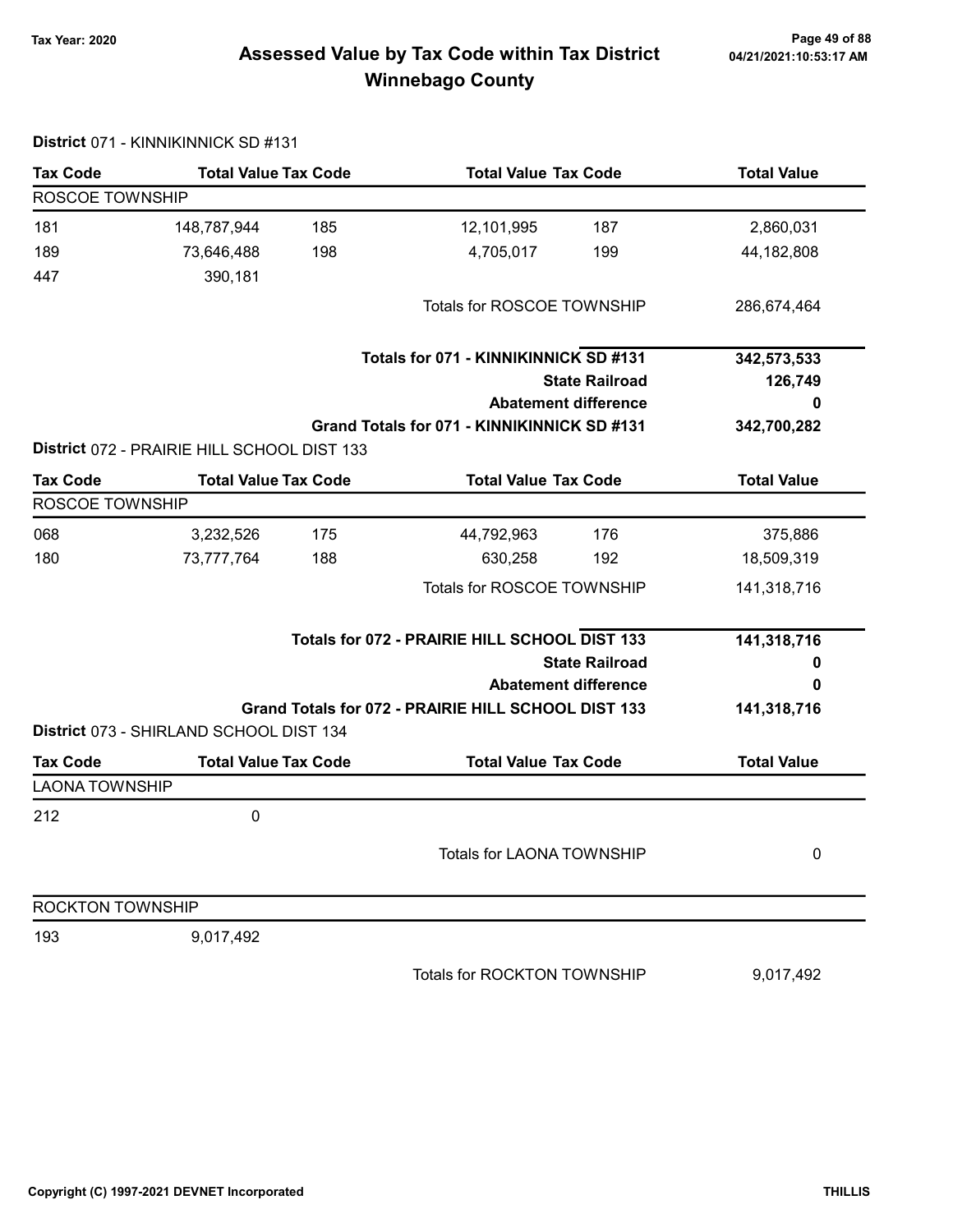# Assessed Value by Tax Code within Tax District

## Winnebago County

Tax Year: 2020

**District** 071 - KINNIKINNICK SD #131

| Tax Code | Total Value | Tax Code | Total Value | Tax Code | Total Value |
|---|---|---|---|---|---|
| ROSCOE TOWNSHIP | | | | | |
| 181 | 148,787,944 | 185 | 12,101,995 | 187 | 2,860,031 |
| 189 | 73,646,488 | 198 | 4,705,017 | 199 | 44,182,808 |
| 447 | 390,181 | | | | |
| | | | Totals for ROSCOE TOWNSHIP | | 286,674,464 |
| | | | **Totals for 071 - KINNIKINNICK SD #131** | | **342,573,533** |
| | | | **State Railroad** | | **126,749** |
| | | | **Abatement difference** | | **0** |
| | | | **Grand Totals for 071 - KINNIKINNICK SD #131** | | **342,700,282** |

**District** 072 - PRAIRIE HILL SCHOOL DIST 133

| Tax Code | Total Value | Tax Code | Total Value | Tax Code | Total Value |
|---|---|---|---|---|---|
| ROSCOE TOWNSHIP | | | | | |
| 068 | 3,232,526 | 175 | 44,792,963 | 176 | 375,886 |
| 180 | 73,777,764 | 188 | 630,258 | 192 | 18,509,319 |
| | | | Totals for ROSCOE TOWNSHIP | | 141,318,716 |
| | | | **Totals for 072 - PRAIRIE HILL SCHOOL DIST 133** | | **141,318,716** |
| | | | **State Railroad** | | **0** |
| | | | **Abatement difference** | | **0** |
| | | | **Grand Totals for 072 - PRAIRIE HILL SCHOOL DIST 133** | | **141,318,716** |

**District** 073 - SHIRLAND SCHOOL DIST 134

| Tax Code | Total Value | Tax Code | Total Value | Tax Code | Total Value |
|---|---|---|---|---|---|
| LAONA TOWNSHIP | | | | | |
| 212 | 0 | | | | |
| | | | Totals for LAONA TOWNSHIP | | 0 |
| ROCKTON TOWNSHIP | | | | | |
| 193 | 9,017,492 | | | | |
| | | | Totals for ROCKTON TOWNSHIP | | 9,017,492 |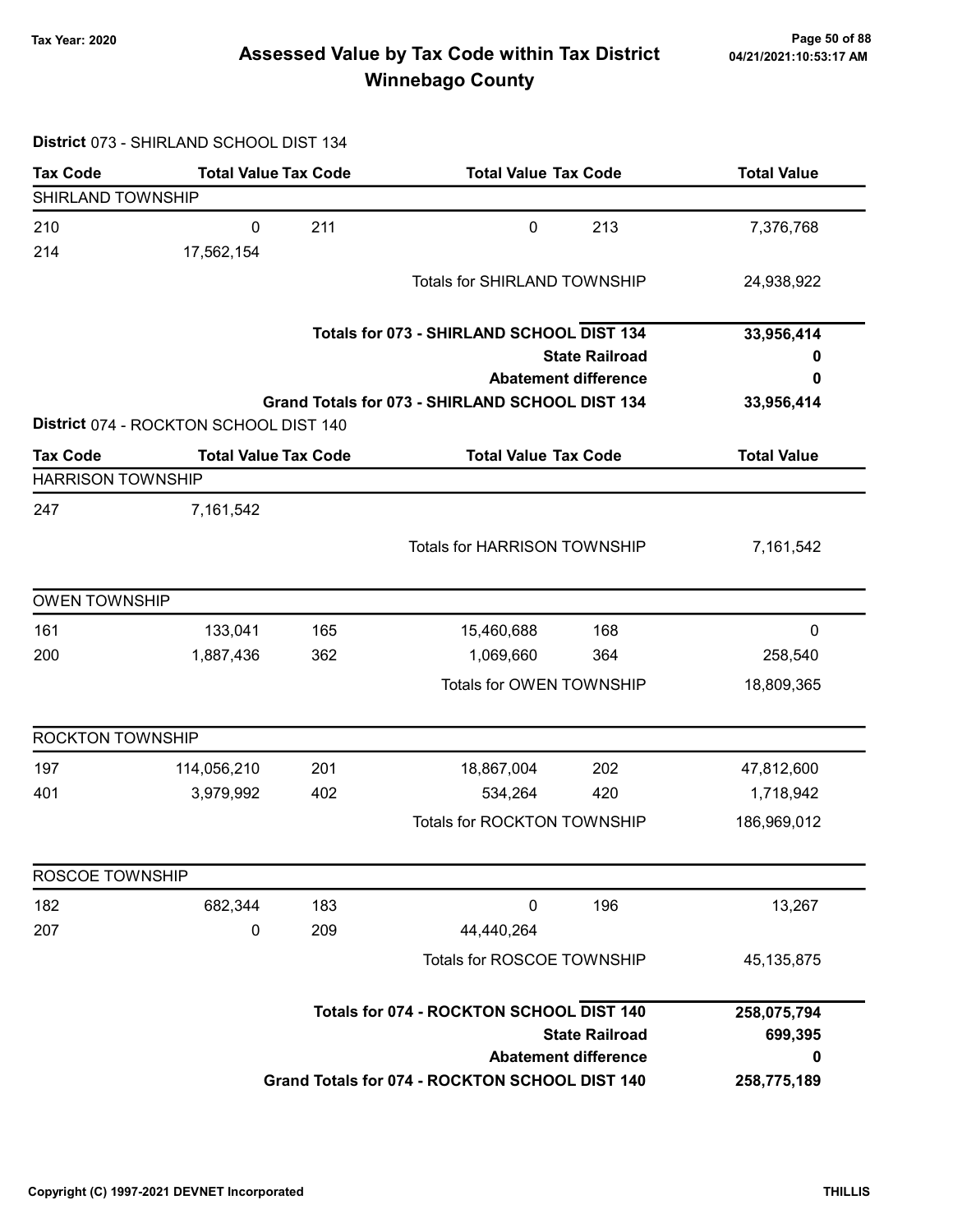# Assessed Value by Tax Code within Tax District
## Winnebago County

Tax Year: 2020

04/21/2021:10:53:17 AM

**District** 073 - SHIRLAND SCHOOL DIST 134

| Tax Code | Total Value | Tax Code | Total Value | Tax Code | Total Value |
|---|---|---|---|---|---|
| **SHIRLAND TOWNSHIP** | | | | | |
| 210 | 0 | 211 | 0 | 213 | 7,376,768 |
| 214 | 17,562,154 | | | | |
| | | | Totals for SHIRLAND TOWNSHIP | | 24,938,922 |
| | | | **Totals for 073 - SHIRLAND SCHOOL DIST 134** | | **33,956,414** |
| | | | **State Railroad** | | **0** |
| | | | **Abatement difference** | | **0** |
| | | | **Grand Totals for 073 - SHIRLAND SCHOOL DIST 134** | | **33,956,414** |

**District** 074 - ROCKTON SCHOOL DIST 140

| Tax Code | Total Value | Tax Code | Total Value | Tax Code | Total Value |
|---|---|---|---|---|---|
| **HARRISON TOWNSHIP** | | | | | |
| 247 | 7,161,542 | | | | |
| | | | Totals for HARRISON TOWNSHIP | | 7,161,542 |
| **OWEN TOWNSHIP** | | | | | |
| 161 | 133,041 | 165 | 15,460,688 | 168 | 0 |
| 200 | 1,887,436 | 362 | 1,069,660 | 364 | 258,540 |
| | | | Totals for OWEN TOWNSHIP | | 18,809,365 |
| **ROCKTON TOWNSHIP** | | | | | |
| 197 | 114,056,210 | 201 | 18,867,004 | 202 | 47,812,600 |
| 401 | 3,979,992 | 402 | 534,264 | 420 | 1,718,942 |
| | | | Totals for ROCKTON TOWNSHIP | | 186,969,012 |
| **ROSCOE TOWNSHIP** | | | | | |
| 182 | 682,344 | 183 | 0 | 196 | 13,267 |
| 207 | 0 | 209 | 44,440,264 | | |
| | | | Totals for ROSCOE TOWNSHIP | | 45,135,875 |
| | | | **Totals for 074 - ROCKTON SCHOOL DIST 140** | | **258,075,794** |
| | | | **State Railroad** | | **699,395** |
| | | | **Abatement difference** | | **0** |
| | | | **Grand Totals for 074 - ROCKTON SCHOOL DIST 140** | | **258,775,189** |

Copyright (C) 1997-2021 DEVNET Incorporated — THILLIS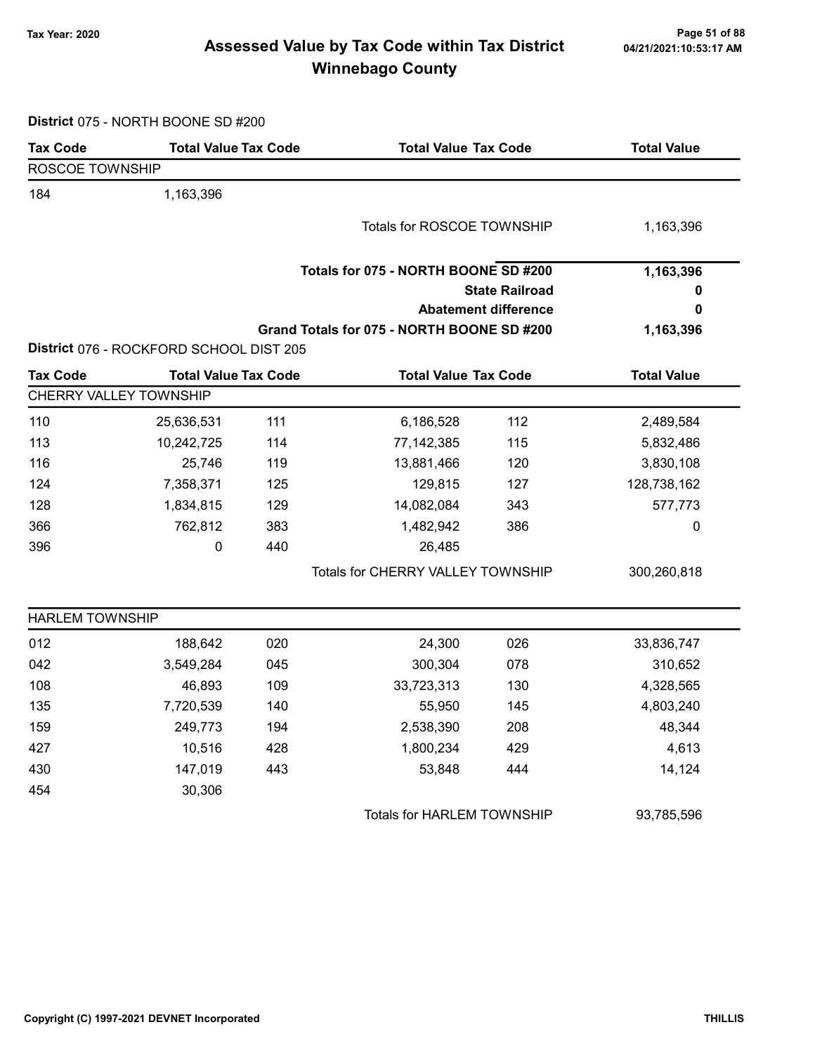# Assessed Value by Tax Code within Tax District
## Winnebago County

Tax Year: 2020

### District 075 - NORTH BOONE SD #200

| Tax Code | Total Value | Tax Code | Total Value | Tax Code | Total Value |
|---|---|---|---|---|---|
| **ROSCOE TOWNSHIP** | | | | | |
| 184 | 1,163,396 | | | | |
| | | | Totals for ROSCOE TOWNSHIP | | 1,163,396 |

| | |
|---|---|
| **Totals for 075 - NORTH BOONE SD #200** | **1,163,396** |
| **State Railroad** | **0** |
| **Abatement difference** | **0** |
| **Grand Totals for 075 - NORTH BOONE SD #200** | **1,163,396** |

### District 076 - ROCKFORD SCHOOL DIST 205

| Tax Code | Total Value | Tax Code | Total Value | Tax Code | Total Value |
|---|---|---|---|---|---|
| **CHERRY VALLEY TOWNSHIP** | | | | | |
| 110 | 25,636,531 | 111 | 6,186,528 | 112 | 2,489,584 |
| 113 | 10,242,725 | 114 | 77,142,385 | 115 | 5,832,486 |
| 116 | 25,746 | 119 | 13,881,466 | 120 | 3,830,108 |
| 124 | 7,358,371 | 125 | 129,815 | 127 | 128,738,162 |
| 128 | 1,834,815 | 129 | 14,082,084 | 343 | 577,773 |
| 366 | 762,812 | 383 | 1,482,942 | 386 | 0 |
| 396 | 0 | 440 | 26,485 | | |
| | | | Totals for CHERRY VALLEY TOWNSHIP | | 300,260,818 |

| Tax Code | Total Value | Tax Code | Total Value | Tax Code | Total Value |
|---|---|---|---|---|---|
| **HARLEM TOWNSHIP** | | | | | |
| 012 | 188,642 | 020 | 24,300 | 026 | 33,836,747 |
| 042 | 3,549,284 | 045 | 300,304 | 078 | 310,652 |
| 108 | 46,893 | 109 | 33,723,313 | 130 | 4,328,565 |
| 135 | 7,720,539 | 140 | 55,950 | 145 | 4,803,240 |
| 159 | 249,773 | 194 | 2,538,390 | 208 | 48,344 |
| 427 | 10,516 | 428 | 1,800,234 | 429 | 4,613 |
| 430 | 147,019 | 443 | 53,848 | 444 | 14,124 |
| 454 | 30,306 | | | | |
| | | | Totals for HARLEM TOWNSHIP | | 93,785,596 |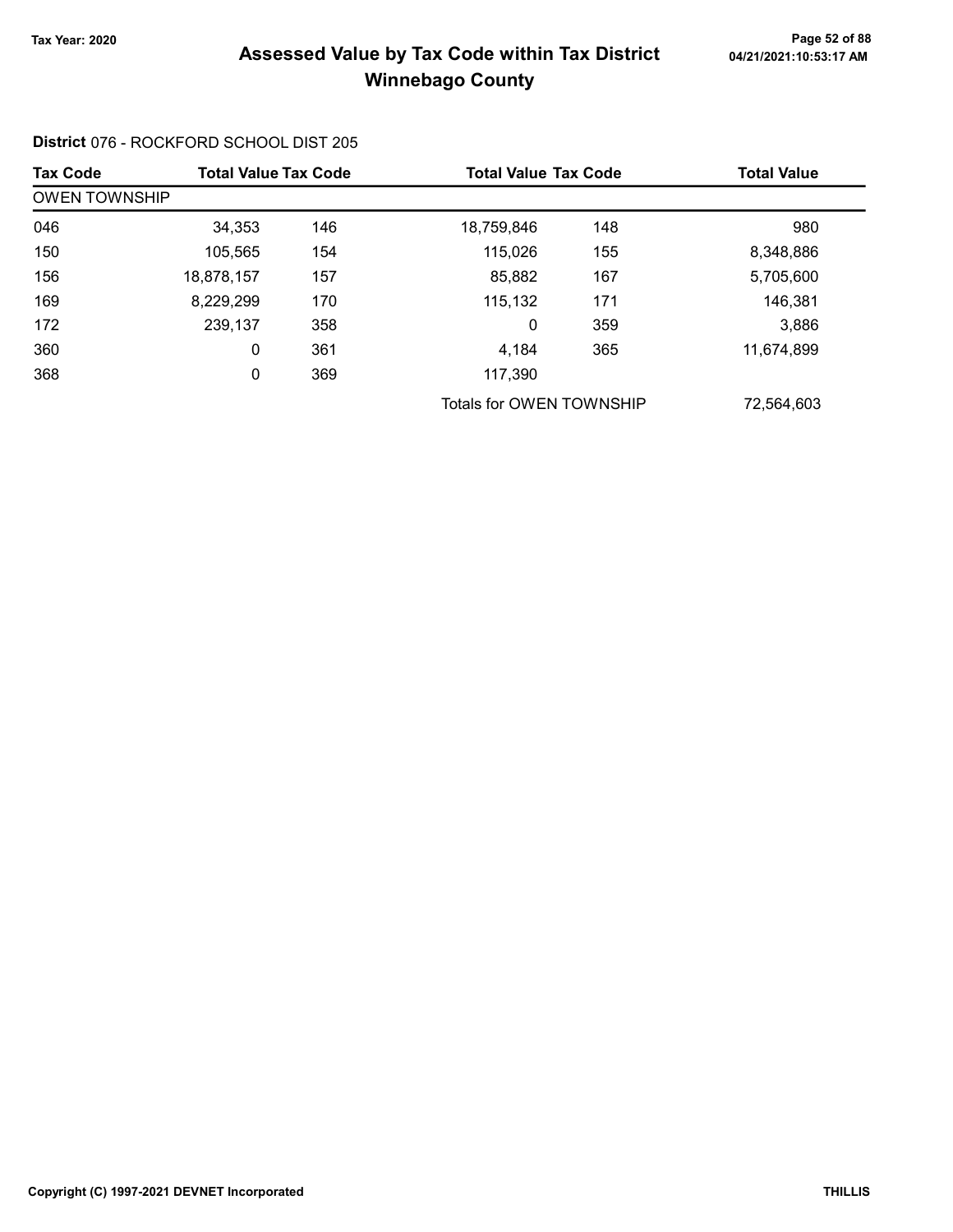# Assessed Value by Tax Code within Tax District
## Winnebago County

Tax Year: 2020

04/21/2021:10:53:17 AM

**District** 076 - ROCKFORD SCHOOL DIST 205

| Tax Code | Total Value | Tax Code | Total Value | Tax Code | Total Value |
|---|---|---|---|---|---|
| OWEN TOWNSHIP | | | | | |
| 046 | 34,353 | 146 | 18,759,846 | 148 | 980 |
| 150 | 105,565 | 154 | 115,026 | 155 | 8,348,886 |
| 156 | 18,878,157 | 157 | 85,882 | 167 | 5,705,600 |
| 169 | 8,229,299 | 170 | 115,132 | 171 | 146,381 |
| 172 | 239,137 | 358 | 0 | 359 | 3,886 |
| 360 | 0 | 361 | 4,184 | 365 | 11,674,899 |
| 368 | 0 | 369 | 117,390 | | |
| | | | Totals for OWEN TOWNSHIP | | 72,564,603 |

Copyright (C) 1997-2021 DEVNET Incorporated

THILLIS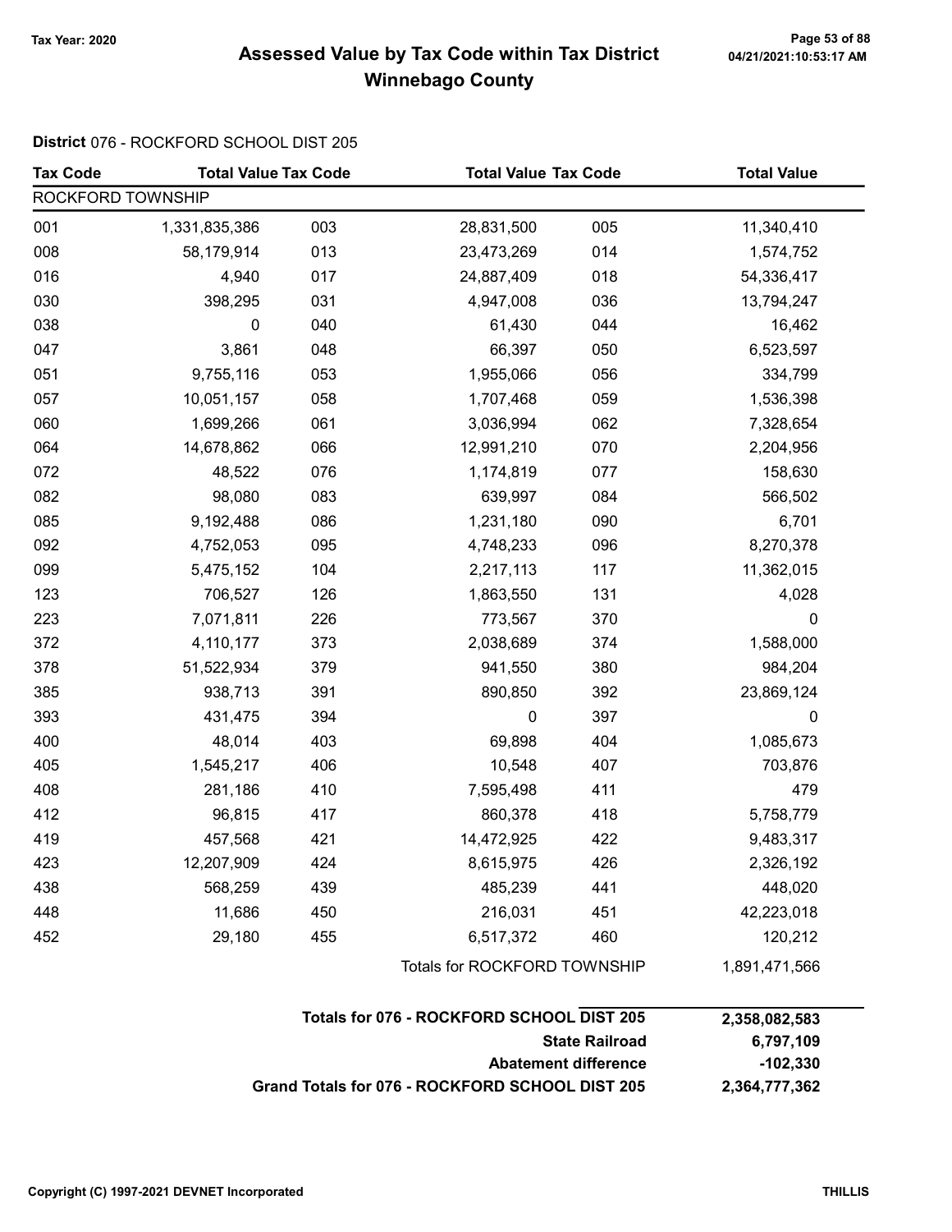# Assessed Value by Tax Code within Tax District
# Winnebago County

Tax Year: 2020

**District** 076 - ROCKFORD SCHOOL DIST 205

| Tax Code | Total Value | Tax Code | Total Value | Tax Code | Total Value |
|---|---|---|---|---|---|
| ROCKFORD TOWNSHIP | | | | | |
| 001 | 1,331,835,386 | 003 | 28,831,500 | 005 | 11,340,410 |
| 008 | 58,179,914 | 013 | 23,473,269 | 014 | 1,574,752 |
| 016 | 4,940 | 017 | 24,887,409 | 018 | 54,336,417 |
| 030 | 398,295 | 031 | 4,947,008 | 036 | 13,794,247 |
| 038 | 0 | 040 | 61,430 | 044 | 16,462 |
| 047 | 3,861 | 048 | 66,397 | 050 | 6,523,597 |
| 051 | 9,755,116 | 053 | 1,955,066 | 056 | 334,799 |
| 057 | 10,051,157 | 058 | 1,707,468 | 059 | 1,536,398 |
| 060 | 1,699,266 | 061 | 3,036,994 | 062 | 7,328,654 |
| 064 | 14,678,862 | 066 | 12,991,210 | 070 | 2,204,956 |
| 072 | 48,522 | 076 | 1,174,819 | 077 | 158,630 |
| 082 | 98,080 | 083 | 639,997 | 084 | 566,502 |
| 085 | 9,192,488 | 086 | 1,231,180 | 090 | 6,701 |
| 092 | 4,752,053 | 095 | 4,748,233 | 096 | 8,270,378 |
| 099 | 5,475,152 | 104 | 2,217,113 | 117 | 11,362,015 |
| 123 | 706,527 | 126 | 1,863,550 | 131 | 4,028 |
| 223 | 7,071,811 | 226 | 773,567 | 370 | 0 |
| 372 | 4,110,177 | 373 | 2,038,689 | 374 | 1,588,000 |
| 378 | 51,522,934 | 379 | 941,550 | 380 | 984,204 |
| 385 | 938,713 | 391 | 890,850 | 392 | 23,869,124 |
| 393 | 431,475 | 394 | 0 | 397 | 0 |
| 400 | 48,014 | 403 | 69,898 | 404 | 1,085,673 |
| 405 | 1,545,217 | 406 | 10,548 | 407 | 703,876 |
| 408 | 281,186 | 410 | 7,595,498 | 411 | 479 |
| 412 | 96,815 | 417 | 860,378 | 418 | 5,758,779 |
| 419 | 457,568 | 421 | 14,472,925 | 422 | 9,483,317 |
| 423 | 12,207,909 | 424 | 8,615,975 | 426 | 2,326,192 |
| 438 | 568,259 | 439 | 485,239 | 441 | 448,020 |
| 448 | 11,686 | 450 | 216,031 | 451 | 42,223,018 |
| 452 | 29,180 | 455 | 6,517,372 | 460 | 120,212 |
| | | | Totals for ROCKFORD TOWNSHIP | | 1,891,471,566 |

| | |
|---|---|
| **Totals for 076 - ROCKFORD SCHOOL DIST 205** | **2,358,082,583** |
| **State Railroad** | **6,797,109** |
| **Abatement difference** | **-102,330** |
| **Grand Totals for 076 - ROCKFORD SCHOOL DIST 205** | **2,364,777,362** |

Copyright (C) 1997-2021 DEVNET Incorporated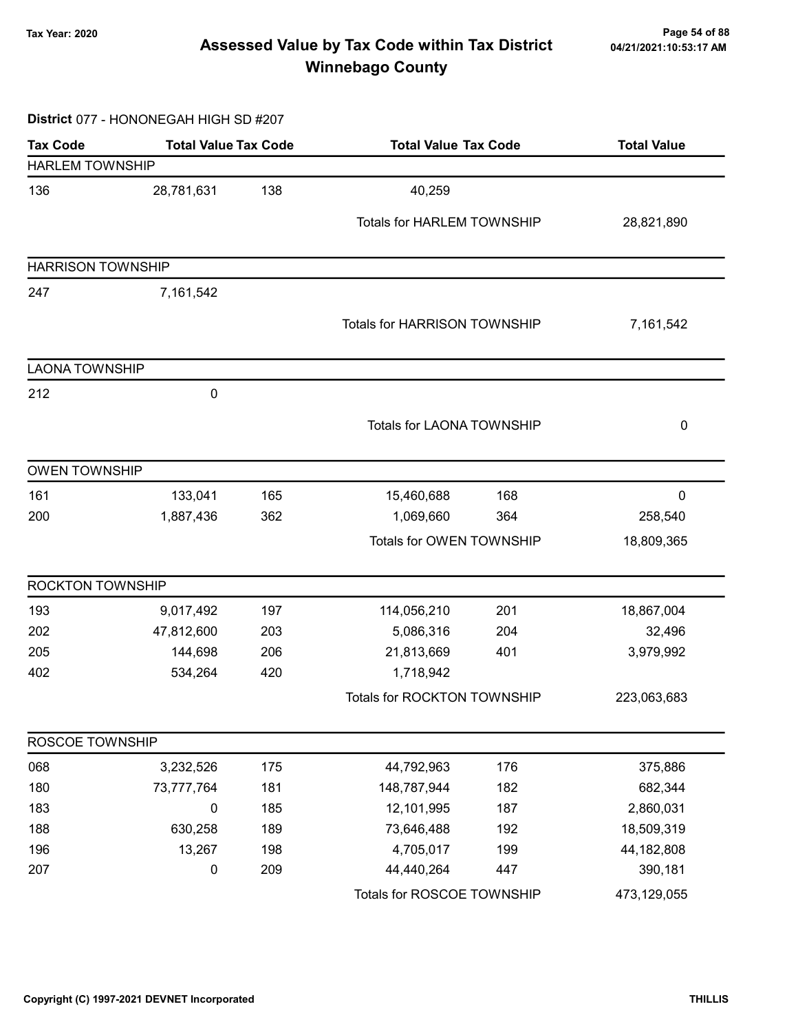# Assessed Value by Tax Code within Tax District
## Winnebago County

Tax Year: 2020

**District** 077 - HONONEGAH HIGH SD #207

| Tax Code | Total Value | Tax Code | Total Value | Tax Code | Total Value |
|---|---|---|---|---|---|
| **HARLEM TOWNSHIP** | | | | | |
| 136 | 28,781,631 | 138 | 40,259 | | |
| | | | Totals for HARLEM TOWNSHIP | | 28,821,890 |
| **HARRISON TOWNSHIP** | | | | | |
| 247 | 7,161,542 | | | | |
| | | | Totals for HARRISON TOWNSHIP | | 7,161,542 |
| **LAONA TOWNSHIP** | | | | | |
| 212 | 0 | | | | |
| | | | Totals for LAONA TOWNSHIP | | 0 |
| **OWEN TOWNSHIP** | | | | | |
| 161 | 133,041 | 165 | 15,460,688 | 168 | 0 |
| 200 | 1,887,436 | 362 | 1,069,660 | 364 | 258,540 |
| | | | Totals for OWEN TOWNSHIP | | 18,809,365 |
| **ROCKTON TOWNSHIP** | | | | | |
| 193 | 9,017,492 | 197 | 114,056,210 | 201 | 18,867,004 |
| 202 | 47,812,600 | 203 | 5,086,316 | 204 | 32,496 |
| 205 | 144,698 | 206 | 21,813,669 | 401 | 3,979,992 |
| 402 | 534,264 | 420 | 1,718,942 | | |
| | | | Totals for ROCKTON TOWNSHIP | | 223,063,683 |
| **ROSCOE TOWNSHIP** | | | | | |
| 068 | 3,232,526 | 175 | 44,792,963 | 176 | 375,886 |
| 180 | 73,777,764 | 181 | 148,787,944 | 182 | 682,344 |
| 183 | 0 | 185 | 12,101,995 | 187 | 2,860,031 |
| 188 | 630,258 | 189 | 73,646,488 | 192 | 18,509,319 |
| 196 | 13,267 | 198 | 4,705,017 | 199 | 44,182,808 |
| 207 | 0 | 209 | 44,440,264 | 447 | 390,181 |
| | | | Totals for ROSCOE TOWNSHIP | | 473,129,055 |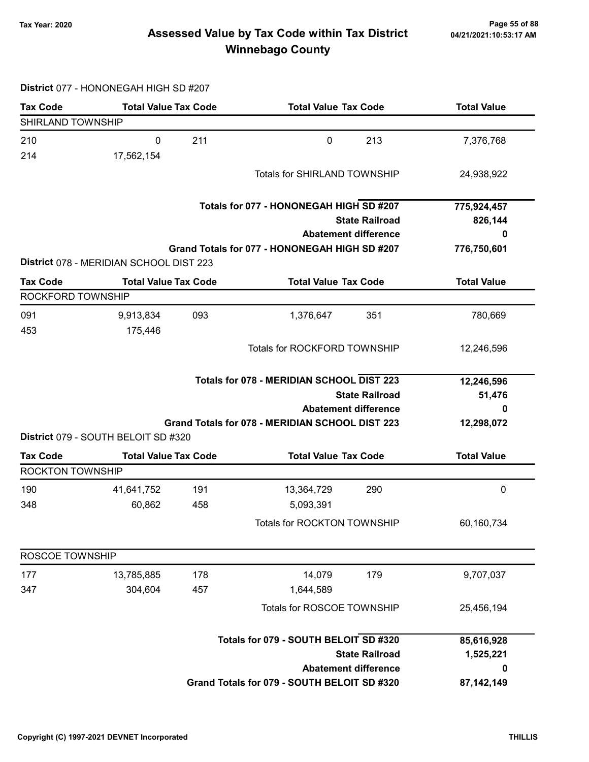**Tax Year: 2020**

# Assessed Value by Tax Code within Tax District
## Winnebago County

04/21/2021:10:53:17 AM

**District** 077 - HONONEGAH HIGH SD #207

| Tax Code | Total Value | Tax Code | Total Value | Tax Code | Total Value |
|---|---|---|---|---|---|
| SHIRLAND TOWNSHIP | | | | | |
| 210 | 0 | 211 | 0 | 213 | 7,376,768 |
| 214 | 17,562,154 | | | | |
| | | | Totals for SHIRLAND TOWNSHIP | | 24,938,922 |

| | |
|---|---|
| **Totals for 077 - HONONEGAH HIGH SD #207** | **775,924,457** |
| **State Railroad** | **826,144** |
| **Abatement difference** | **0** |
| **Grand Totals for 077 - HONONEGAH HIGH SD #207** | **776,750,601** |

**District** 078 - MERIDIAN SCHOOL DIST 223

| Tax Code | Total Value | Tax Code | Total Value | Tax Code | Total Value |
|---|---|---|---|---|---|
| ROCKFORD TOWNSHIP | | | | | |
| 091 | 9,913,834 | 093 | 1,376,647 | 351 | 780,669 |
| 453 | 175,446 | | | | |
| | | | Totals for ROCKFORD TOWNSHIP | | 12,246,596 |

| | |
|---|---|
| **Totals for 078 - MERIDIAN SCHOOL DIST 223** | **12,246,596** |
| **State Railroad** | **51,476** |
| **Abatement difference** | **0** |
| **Grand Totals for 078 - MERIDIAN SCHOOL DIST 223** | **12,298,072** |

**District** 079 - SOUTH BELOIT SD #320

| Tax Code | Total Value | Tax Code | Total Value | Tax Code | Total Value |
|---|---|---|---|---|---|
| ROCKTON TOWNSHIP | | | | | |
| 190 | 41,641,752 | 191 | 13,364,729 | 290 | 0 |
| 348 | 60,862 | 458 | 5,093,391 | | |
| | | | Totals for ROCKTON TOWNSHIP | | 60,160,734 |
| ROSCOE TOWNSHIP | | | | | |
| 177 | 13,785,885 | 178 | 14,079 | 179 | 9,707,037 |
| 347 | 304,604 | 457 | 1,644,589 | | |
| | | | Totals for ROSCOE TOWNSHIP | | 25,456,194 |

| | |
|---|---|
| **Totals for 079 - SOUTH BELOIT SD #320** | **85,616,928** |
| **State Railroad** | **1,525,221** |
| **Abatement difference** | **0** |
| **Grand Totals for 079 - SOUTH BELOIT SD #320** | **87,142,149** |

Copyright (C) 1997-2021 DEVNET Incorporated — THILLIS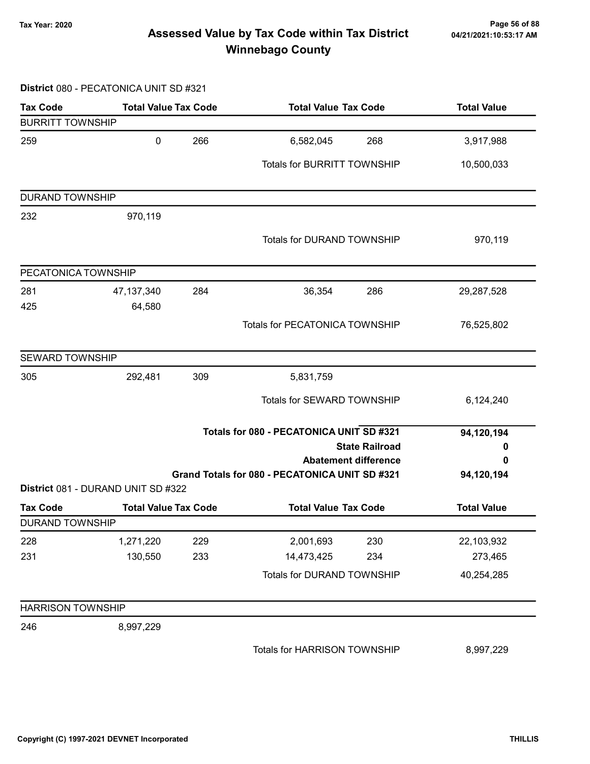# Assessed Value by Tax Code within Tax District

## Winnebago County

Tax Year: 2020

04/21/2021:10:53:17 AM

**District** 080 - PECATONICA UNIT SD #321

| Tax Code | Total Value | Tax Code | Total Value | Tax Code | Total Value |
|---|---|---|---|---|---|
| **BURRITT TOWNSHIP** | | | | | |
| 259 | 0 | 266 | 6,582,045 | 268 | 3,917,988 |
| | | | Totals for BURRITT TOWNSHIP | | 10,500,033 |
| **DURAND TOWNSHIP** | | | | | |
| 232 | 970,119 | | | | |
| | | | Totals for DURAND TOWNSHIP | | 970,119 |
| **PECATONICA TOWNSHIP** | | | | | |
| 281 | 47,137,340 | 284 | 36,354 | 286 | 29,287,528 |
| 425 | 64,580 | | | | |
| | | | Totals for PECATONICA TOWNSHIP | | 76,525,802 |
| **SEWARD TOWNSHIP** | | | | | |
| 305 | 292,481 | 309 | 5,831,759 | | |
| | | | Totals for SEWARD TOWNSHIP | | 6,124,240 |
| | | | **Totals for 080 - PECATONICA UNIT SD #321** | | **94,120,194** |
| | | | **State Railroad** | | **0** |
| | | | **Abatement difference** | | **0** |
| | | | **Grand Totals for 080 - PECATONICA UNIT SD #321** | | **94,120,194** |

**District** 081 - DURAND UNIT SD #322

| Tax Code | Total Value | Tax Code | Total Value | Tax Code | Total Value |
|---|---|---|---|---|---|
| **DURAND TOWNSHIP** | | | | | |
| 228 | 1,271,220 | 229 | 2,001,693 | 230 | 22,103,932 |
| 231 | 130,550 | 233 | 14,473,425 | 234 | 273,465 |
| | | | Totals for DURAND TOWNSHIP | | 40,254,285 |
| **HARRISON TOWNSHIP** | | | | | |
| 246 | 8,997,229 | | | | |
| | | | Totals for HARRISON TOWNSHIP | | 8,997,229 |

Copyright (C) 1997-2021 DEVNET Incorporated

THILLIS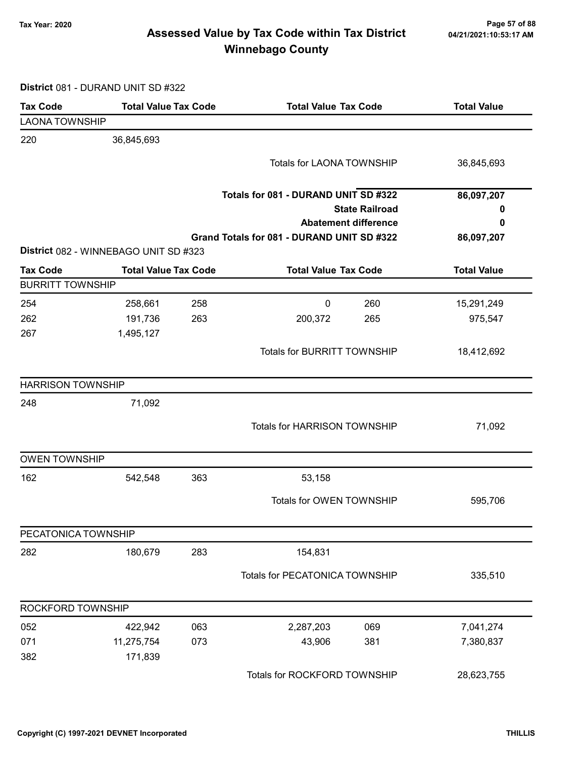Tax Year: 2020

# Assessed Value by Tax Code within Tax District
## Winnebago County

**District** 081 - DURAND UNIT SD #322

| Tax Code | Total Value | Tax Code | Total Value | Tax Code | Total Value |
|---|---|---|---|---|---|
| **LAONA TOWNSHIP** | | | | | |
| 220 | 36,845,693 | | | | |
| | | | Totals for LAONA TOWNSHIP | | 36,845,693 |
| | | | **Totals for 081 - DURAND UNIT SD #322** | | **86,097,207** |
| | | | **State Railroad** | | **0** |
| | | | **Abatement difference** | | **0** |
| | | | **Grand Totals for 081 - DURAND UNIT SD #322** | | **86,097,207** |

**District** 082 - WINNEBAGO UNIT SD #323

| Tax Code | Total Value | Tax Code | Total Value | Tax Code | Total Value |
|---|---|---|---|---|---|
| **BURRITT TOWNSHIP** | | | | | |
| 254 | 258,661 | 258 | 0 | 260 | 15,291,249 |
| 262 | 191,736 | 263 | 200,372 | 265 | 975,547 |
| 267 | 1,495,127 | | | | |
| | | | Totals for BURRITT TOWNSHIP | | 18,412,692 |
| **HARRISON TOWNSHIP** | | | | | |
| 248 | 71,092 | | | | |
| | | | Totals for HARRISON TOWNSHIP | | 71,092 |
| **OWEN TOWNSHIP** | | | | | |
| 162 | 542,548 | 363 | 53,158 | | |
| | | | Totals for OWEN TOWNSHIP | | 595,706 |
| **PECATONICA TOWNSHIP** | | | | | |
| 282 | 180,679 | 283 | 154,831 | | |
| | | | Totals for PECATONICA TOWNSHIP | | 335,510 |
| **ROCKFORD TOWNSHIP** | | | | | |
| 052 | 422,942 | 063 | 2,287,203 | 069 | 7,041,274 |
| 071 | 11,275,754 | 073 | 43,906 | 381 | 7,380,837 |
| 382 | 171,839 | | | | |
| | | | Totals for ROCKFORD TOWNSHIP | | 28,623,755 |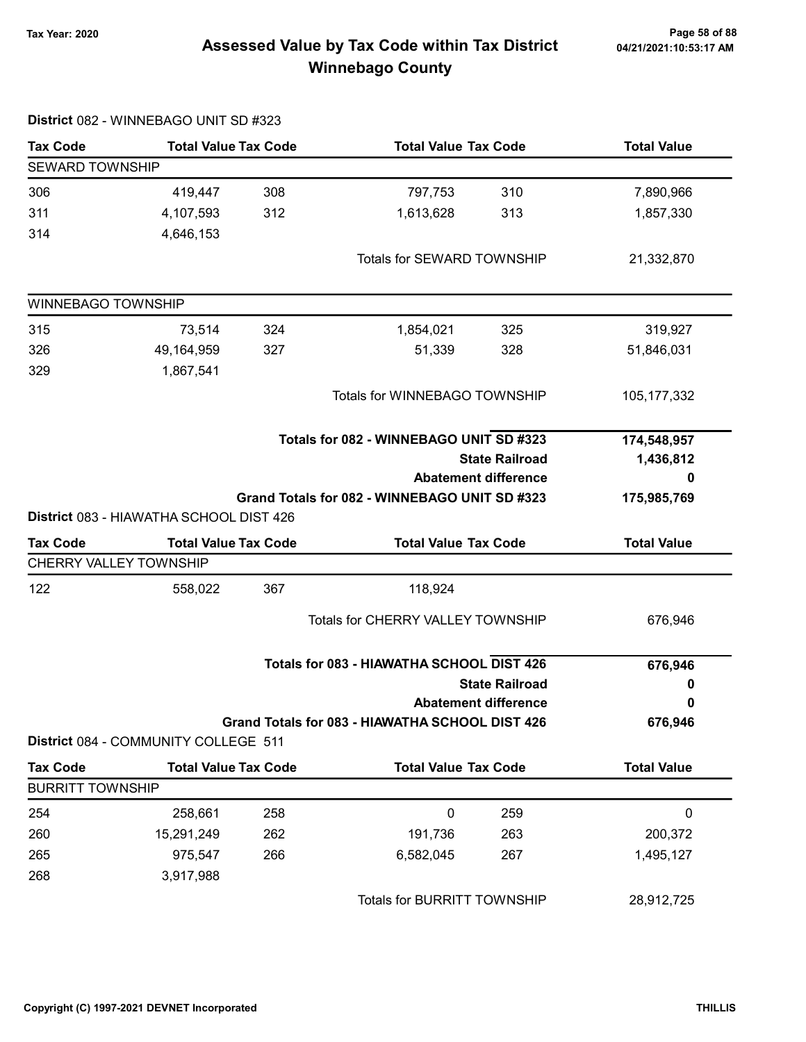# Assessed Value by Tax Code within Tax District
## Winnebago County

Tax Year: 2020

**District** 082 - WINNEBAGO UNIT SD #323

| Tax Code | Total Value | Tax Code | Total Value | Tax Code | Total Value |
|---|---|---|---|---|---|
| **SEWARD TOWNSHIP** | | | | | |
| 306 | 419,447 | 308 | 797,753 | 310 | 7,890,966 |
| 311 | 4,107,593 | 312 | 1,613,628 | 313 | 1,857,330 |
| 314 | 4,646,153 | | | | |
| | | | Totals for SEWARD TOWNSHIP | | 21,332,870 |
| **WINNEBAGO TOWNSHIP** | | | | | |
| 315 | 73,514 | 324 | 1,854,021 | 325 | 319,927 |
| 326 | 49,164,959 | 327 | 51,339 | 328 | 51,846,031 |
| 329 | 1,867,541 | | | | |
| | | | Totals for WINNEBAGO TOWNSHIP | | 105,177,332 |

| | |
|---|---|
| **Totals for 082 - WINNEBAGO UNIT SD #323** | **174,548,957** |
| **State Railroad** | **1,436,812** |
| **Abatement difference** | **0** |
| **Grand Totals for 082 - WINNEBAGO UNIT SD #323** | **175,985,769** |

**District** 083 - HIAWATHA SCHOOL DIST 426

| Tax Code | Total Value | Tax Code | Total Value | Tax Code | Total Value |
|---|---|---|---|---|---|
| **CHERRY VALLEY TOWNSHIP** | | | | | |
| 122 | 558,022 | 367 | 118,924 | | |
| | | | Totals for CHERRY VALLEY TOWNSHIP | | 676,946 |

| | |
|---|---|
| **Totals for 083 - HIAWATHA SCHOOL DIST 426** | **676,946** |
| **State Railroad** | **0** |
| **Abatement difference** | **0** |
| **Grand Totals for 083 - HIAWATHA SCHOOL DIST 426** | **676,946** |

**District** 084 - COMMUNITY COLLEGE 511

| Tax Code | Total Value | Tax Code | Total Value | Tax Code | Total Value |
|---|---|---|---|---|---|
| **BURRITT TOWNSHIP** | | | | | |
| 254 | 258,661 | 258 | 0 | 259 | 0 |
| 260 | 15,291,249 | 262 | 191,736 | 263 | 200,372 |
| 265 | 975,547 | 266 | 6,582,045 | 267 | 1,495,127 |
| 268 | 3,917,988 | | | | |
| | | | Totals for BURRITT TOWNSHIP | | 28,912,725 |

Copyright (C) 1997-2021 DEVNET Incorporated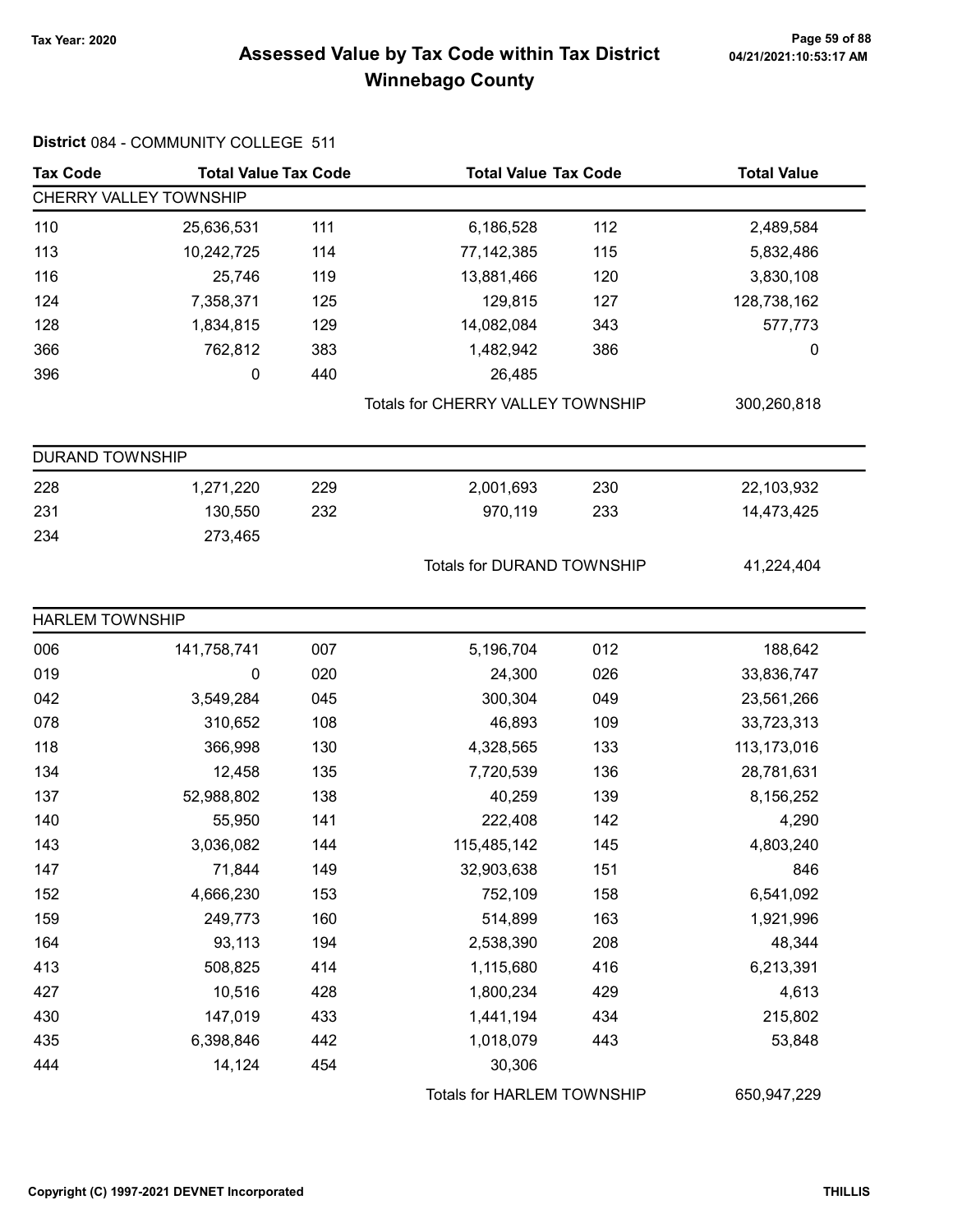# Assessed Value by Tax Code within Tax District
## Winnebago County

Tax Year: 2020

**District** 084 - COMMUNITY COLLEGE 511

| Tax Code | Total Value | Tax Code | Total Value | Tax Code | Total Value |
|---|---|---|---|---|---|
| **CHERRY VALLEY TOWNSHIP** | | | | | |
| 110 | 25,636,531 | 111 | 6,186,528 | 112 | 2,489,584 |
| 113 | 10,242,725 | 114 | 77,142,385 | 115 | 5,832,486 |
| 116 | 25,746 | 119 | 13,881,466 | 120 | 3,830,108 |
| 124 | 7,358,371 | 125 | 129,815 | 127 | 128,738,162 |
| 128 | 1,834,815 | 129 | 14,082,084 | 343 | 577,773 |
| 366 | 762,812 | 383 | 1,482,942 | 386 | 0 |
| 396 | 0 | 440 | 26,485 | | |
| | | | Totals for CHERRY VALLEY TOWNSHIP | | 300,260,818 |
| **DURAND TOWNSHIP** | | | | | |
| 228 | 1,271,220 | 229 | 2,001,693 | 230 | 22,103,932 |
| 231 | 130,550 | 232 | 970,119 | 233 | 14,473,425 |
| 234 | 273,465 | | | | |
| | | | Totals for DURAND TOWNSHIP | | 41,224,404 |
| **HARLEM TOWNSHIP** | | | | | |
| 006 | 141,758,741 | 007 | 5,196,704 | 012 | 188,642 |
| 019 | 0 | 020 | 24,300 | 026 | 33,836,747 |
| 042 | 3,549,284 | 045 | 300,304 | 049 | 23,561,266 |
| 078 | 310,652 | 108 | 46,893 | 109 | 33,723,313 |
| 118 | 366,998 | 130 | 4,328,565 | 133 | 113,173,016 |
| 134 | 12,458 | 135 | 7,720,539 | 136 | 28,781,631 |
| 137 | 52,988,802 | 138 | 40,259 | 139 | 8,156,252 |
| 140 | 55,950 | 141 | 222,408 | 142 | 4,290 |
| 143 | 3,036,082 | 144 | 115,485,142 | 145 | 4,803,240 |
| 147 | 71,844 | 149 | 32,903,638 | 151 | 846 |
| 152 | 4,666,230 | 153 | 752,109 | 158 | 6,541,092 |
| 159 | 249,773 | 160 | 514,899 | 163 | 1,921,996 |
| 164 | 93,113 | 194 | 2,538,390 | 208 | 48,344 |
| 413 | 508,825 | 414 | 1,115,680 | 416 | 6,213,391 |
| 427 | 10,516 | 428 | 1,800,234 | 429 | 4,613 |
| 430 | 147,019 | 433 | 1,441,194 | 434 | 215,802 |
| 435 | 6,398,846 | 442 | 1,018,079 | 443 | 53,848 |
| 444 | 14,124 | 454 | 30,306 | | |
| | | | Totals for HARLEM TOWNSHIP | | 650,947,229 |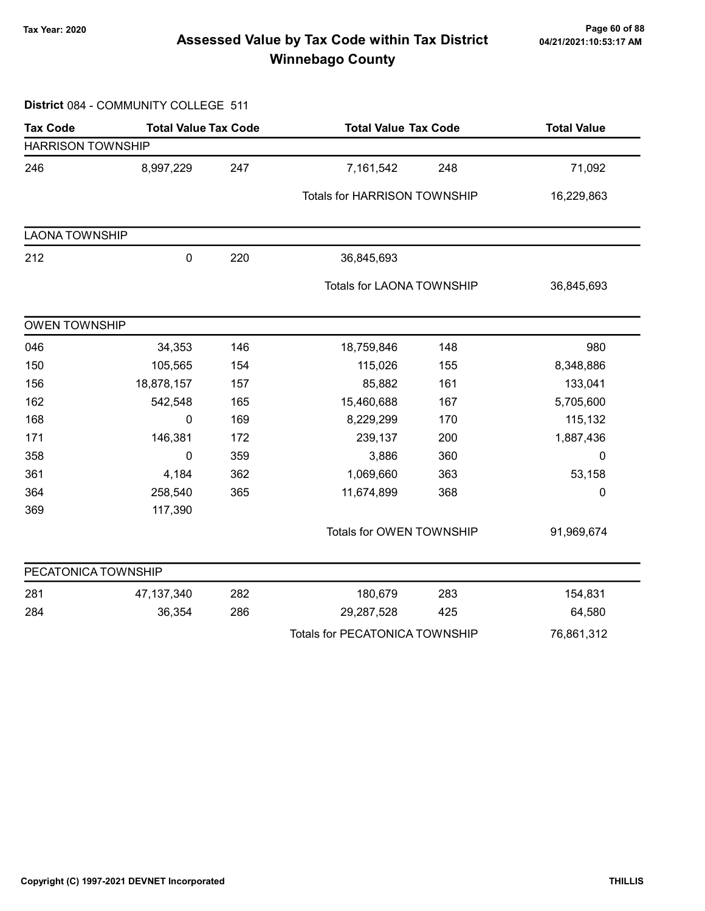# Assessed Value by Tax Code within Tax District
## Winnebago County

Tax Year: 2020

**District** 084 - COMMUNITY COLLEGE 511

| Tax Code | Total Value | Tax Code | Total Value | Tax Code | Total Value |
|---|---|---|---|---|---|
| **HARRISON TOWNSHIP** | | | | | |
| 246 | 8,997,229 | 247 | 7,161,542 | 248 | 71,092 |
| | | | Totals for HARRISON TOWNSHIP | | 16,229,863 |
| **LAONA TOWNSHIP** | | | | | |
| 212 | 0 | 220 | 36,845,693 | | |
| | | | Totals for LAONA TOWNSHIP | | 36,845,693 |
| **OWEN TOWNSHIP** | | | | | |
| 046 | 34,353 | 146 | 18,759,846 | 148 | 980 |
| 150 | 105,565 | 154 | 115,026 | 155 | 8,348,886 |
| 156 | 18,878,157 | 157 | 85,882 | 161 | 133,041 |
| 162 | 542,548 | 165 | 15,460,688 | 167 | 5,705,600 |
| 168 | 0 | 169 | 8,229,299 | 170 | 115,132 |
| 171 | 146,381 | 172 | 239,137 | 200 | 1,887,436 |
| 358 | 0 | 359 | 3,886 | 360 | 0 |
| 361 | 4,184 | 362 | 1,069,660 | 363 | 53,158 |
| 364 | 258,540 | 365 | 11,674,899 | 368 | 0 |
| 369 | 117,390 | | | | |
| | | | Totals for OWEN TOWNSHIP | | 91,969,674 |
| **PECATONICA TOWNSHIP** | | | | | |
| 281 | 47,137,340 | 282 | 180,679 | 283 | 154,831 |
| 284 | 36,354 | 286 | 29,287,528 | 425 | 64,580 |
| | | | Totals for PECATONICA TOWNSHIP | | 76,861,312 |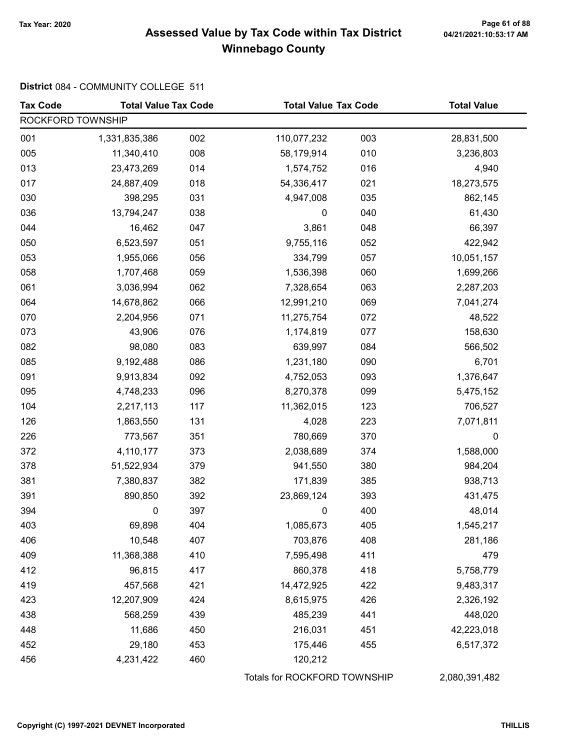# Assessed Value by Tax Code within Tax District Winnebago County

Tax Year: 2020

04/21/2021:10:53:17 AM

**District** 084 - COMMUNITY COLLEGE 511

| Tax Code | Total Value | Tax Code | Total Value | Tax Code | Total Value |
|---|---|---|---|---|---|
| ROCKFORD TOWNSHIP | | | | | |
| 001 | 1,331,835,386 | 002 | 110,077,232 | 003 | 28,831,500 |
| 005 | 11,340,410 | 008 | 58,179,914 | 010 | 3,236,803 |
| 013 | 23,473,269 | 014 | 1,574,752 | 016 | 4,940 |
| 017 | 24,887,409 | 018 | 54,336,417 | 021 | 18,273,575 |
| 030 | 398,295 | 031 | 4,947,008 | 035 | 862,145 |
| 036 | 13,794,247 | 038 | 0 | 040 | 61,430 |
| 044 | 16,462 | 047 | 3,861 | 048 | 66,397 |
| 050 | 6,523,597 | 051 | 9,755,116 | 052 | 422,942 |
| 053 | 1,955,066 | 056 | 334,799 | 057 | 10,051,157 |
| 058 | 1,707,468 | 059 | 1,536,398 | 060 | 1,699,266 |
| 061 | 3,036,994 | 062 | 7,328,654 | 063 | 2,287,203 |
| 064 | 14,678,862 | 066 | 12,991,210 | 069 | 7,041,274 |
| 070 | 2,204,956 | 071 | 11,275,754 | 072 | 48,522 |
| 073 | 43,906 | 076 | 1,174,819 | 077 | 158,630 |
| 082 | 98,080 | 083 | 639,997 | 084 | 566,502 |
| 085 | 9,192,488 | 086 | 1,231,180 | 090 | 6,701 |
| 091 | 9,913,834 | 092 | 4,752,053 | 093 | 1,376,647 |
| 095 | 4,748,233 | 096 | 8,270,378 | 099 | 5,475,152 |
| 104 | 2,217,113 | 117 | 11,362,015 | 123 | 706,527 |
| 126 | 1,863,550 | 131 | 4,028 | 223 | 7,071,811 |
| 226 | 773,567 | 351 | 780,669 | 370 | 0 |
| 372 | 4,110,177 | 373 | 2,038,689 | 374 | 1,588,000 |
| 378 | 51,522,934 | 379 | 941,550 | 380 | 984,204 |
| 381 | 7,380,837 | 382 | 171,839 | 385 | 938,713 |
| 391 | 890,850 | 392 | 23,869,124 | 393 | 431,475 |
| 394 | 0 | 397 | 0 | 400 | 48,014 |
| 403 | 69,898 | 404 | 1,085,673 | 405 | 1,545,217 |
| 406 | 10,548 | 407 | 703,876 | 408 | 281,186 |
| 409 | 11,368,388 | 410 | 7,595,498 | 411 | 479 |
| 412 | 96,815 | 417 | 860,378 | 418 | 5,758,779 |
| 419 | 457,568 | 421 | 14,472,925 | 422 | 9,483,317 |
| 423 | 12,207,909 | 424 | 8,615,975 | 426 | 2,326,192 |
| 438 | 568,259 | 439 | 485,239 | 441 | 448,020 |
| 448 | 11,686 | 450 | 216,031 | 451 | 42,223,018 |
| 452 | 29,180 | 453 | 175,446 | 455 | 6,517,372 |
| 456 | 4,231,422 | 460 | 120,212 | | |
| | | | Totals for ROCKFORD TOWNSHIP | | 2,080,391,482 |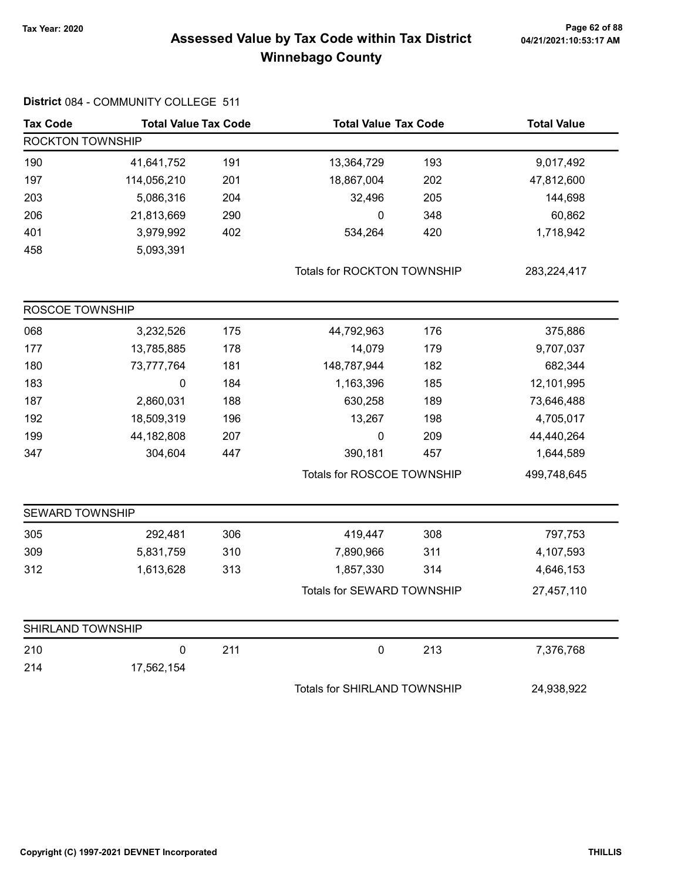# Assessed Value by Tax Code within Tax District
# Winnebago County

Tax Year: 2020

**District** 084 - COMMUNITY COLLEGE 511

| Tax Code | Total Value | Tax Code | Total Value | Tax Code | Total Value |
|---|---|---|---|---|---|
| **ROCKTON TOWNSHIP** | | | | | |
| 190 | 41,641,752 | 191 | 13,364,729 | 193 | 9,017,492 |
| 197 | 114,056,210 | 201 | 18,867,004 | 202 | 47,812,600 |
| 203 | 5,086,316 | 204 | 32,496 | 205 | 144,698 |
| 206 | 21,813,669 | 290 | 0 | 348 | 60,862 |
| 401 | 3,979,992 | 402 | 534,264 | 420 | 1,718,942 |
| 458 | 5,093,391 | | | | |
| | | | Totals for ROCKTON TOWNSHIP | | 283,224,417 |
| **ROSCOE TOWNSHIP** | | | | | |
| 068 | 3,232,526 | 175 | 44,792,963 | 176 | 375,886 |
| 177 | 13,785,885 | 178 | 14,079 | 179 | 9,707,037 |
| 180 | 73,777,764 | 181 | 148,787,944 | 182 | 682,344 |
| 183 | 0 | 184 | 1,163,396 | 185 | 12,101,995 |
| 187 | 2,860,031 | 188 | 630,258 | 189 | 73,646,488 |
| 192 | 18,509,319 | 196 | 13,267 | 198 | 4,705,017 |
| 199 | 44,182,808 | 207 | 0 | 209 | 44,440,264 |
| 347 | 304,604 | 447 | 390,181 | 457 | 1,644,589 |
| | | | Totals for ROSCOE TOWNSHIP | | 499,748,645 |
| **SEWARD TOWNSHIP** | | | | | |
| 305 | 292,481 | 306 | 419,447 | 308 | 797,753 |
| 309 | 5,831,759 | 310 | 7,890,966 | 311 | 4,107,593 |
| 312 | 1,613,628 | 313 | 1,857,330 | 314 | 4,646,153 |
| | | | Totals for SEWARD TOWNSHIP | | 27,457,110 |
| **SHIRLAND TOWNSHIP** | | | | | |
| 210 | 0 | 211 | 0 | 213 | 7,376,768 |
| 214 | 17,562,154 | | | | |
| | | | Totals for SHIRLAND TOWNSHIP | | 24,938,922 |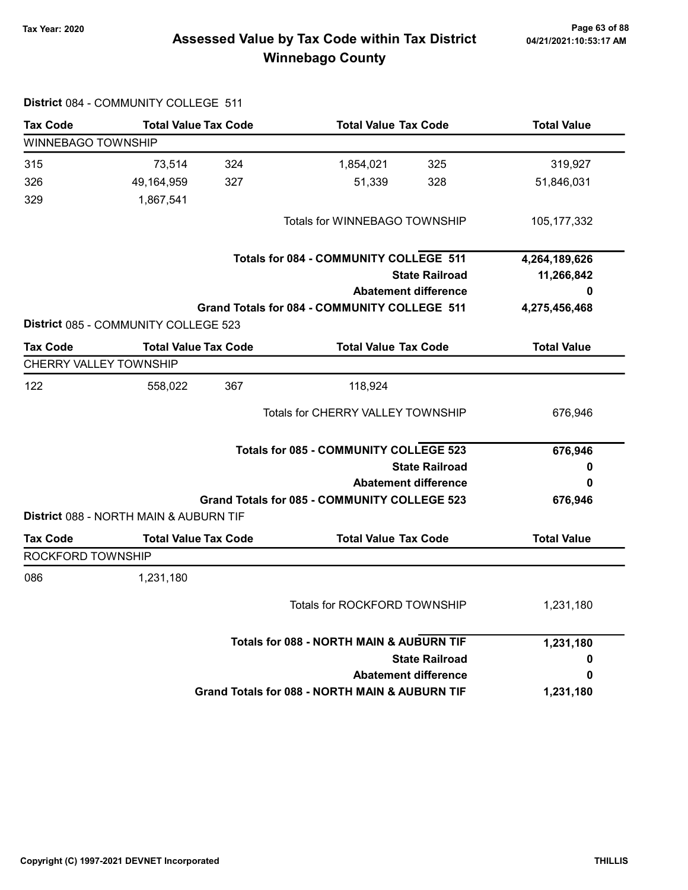Tax Year: 2020

# Assessed Value by Tax Code within Tax District
## Winnebago County

**District** 084 - COMMUNITY COLLEGE 511

| Tax Code | Total Value | Tax Code | Total Value | Tax Code | Total Value |
|---|---|---|---|---|---|
| **WINNEBAGO TOWNSHIP** | | | | | |
| 315 | 73,514 | 324 | 1,854,021 | 325 | 319,927 |
| 326 | 49,164,959 | 327 | 51,339 | 328 | 51,846,031 |
| 329 | 1,867,541 | | | | |
| | | | Totals for WINNEBAGO TOWNSHIP | | 105,177,332 |

| | |
|---|---|
| **Totals for 084 - COMMUNITY COLLEGE 511** | **4,264,189,626** |
| **State Railroad** | **11,266,842** |
| **Abatement difference** | **0** |
| **Grand Totals for 084 - COMMUNITY COLLEGE 511** | **4,275,456,468** |

**District** 085 - COMMUNITY COLLEGE 523

| Tax Code | Total Value | Tax Code | Total Value | Tax Code | Total Value |
|---|---|---|---|---|---|
| **CHERRY VALLEY TOWNSHIP** | | | | | |
| 122 | 558,022 | 367 | 118,924 | | |
| | | | Totals for CHERRY VALLEY TOWNSHIP | | 676,946 |

| | |
|---|---|
| **Totals for 085 - COMMUNITY COLLEGE 523** | **676,946** |
| **State Railroad** | **0** |
| **Abatement difference** | **0** |
| **Grand Totals for 085 - COMMUNITY COLLEGE 523** | **676,946** |

**District** 088 - NORTH MAIN & AUBURN TIF

| Tax Code | Total Value | Tax Code | Total Value | Tax Code | Total Value |
|---|---|---|---|---|---|
| **ROCKFORD TOWNSHIP** | | | | | |
| 086 | 1,231,180 | | | | |
| | | | Totals for ROCKFORD TOWNSHIP | | 1,231,180 |

| | |
|---|---|
| **Totals for 088 - NORTH MAIN & AUBURN TIF** | **1,231,180** |
| **State Railroad** | **0** |
| **Abatement difference** | **0** |
| **Grand Totals for 088 - NORTH MAIN & AUBURN TIF** | **1,231,180** |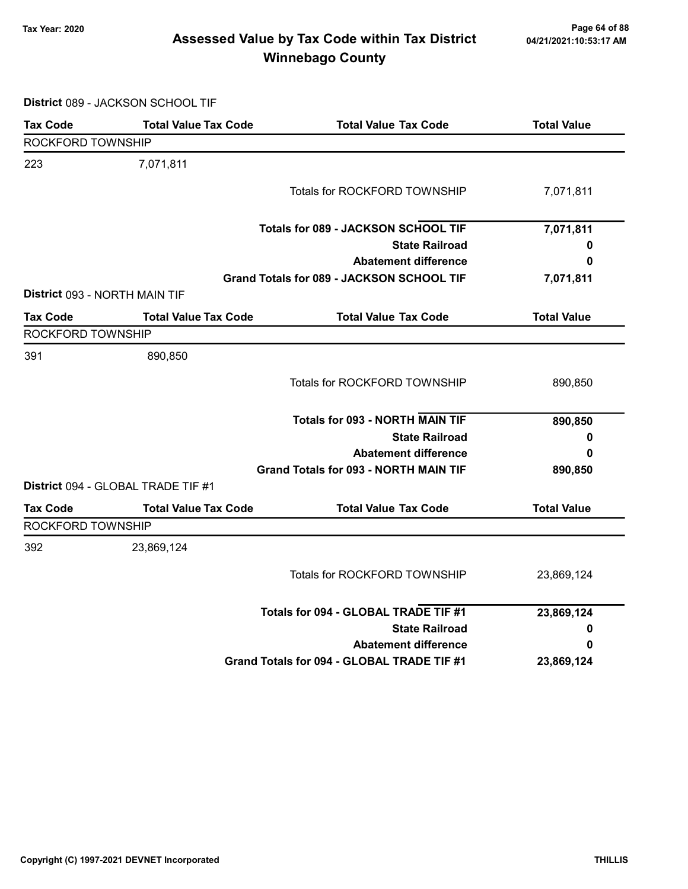# Assessed Value by Tax Code within Tax District
# Winnebago County

Tax Year: 2020

**District** 089 - JACKSON SCHOOL TIF

| Tax Code | Total Value Tax Code | Total Value Tax Code | Total Value |
|---|---|---|---|
| ROCKFORD TOWNSHIP | | | |
| 223 | 7,071,811 | | |
| | | Totals for ROCKFORD TOWNSHIP | 7,071,811 |
| | | **Totals for 089 - JACKSON SCHOOL TIF** | **7,071,811** |
| | | **State Railroad** | **0** |
| | | **Abatement difference** | **0** |
| | | **Grand Totals for 089 - JACKSON SCHOOL TIF** | **7,071,811** |

**District** 093 - NORTH MAIN TIF

| Tax Code | Total Value Tax Code | Total Value Tax Code | Total Value |
|---|---|---|---|
| ROCKFORD TOWNSHIP | | | |
| 391 | 890,850 | | |
| | | Totals for ROCKFORD TOWNSHIP | 890,850 |
| | | **Totals for 093 - NORTH MAIN TIF** | **890,850** |
| | | **State Railroad** | **0** |
| | | **Abatement difference** | **0** |
| | | **Grand Totals for 093 - NORTH MAIN TIF** | **890,850** |

**District** 094 - GLOBAL TRADE TIF #1

| Tax Code | Total Value Tax Code | Total Value Tax Code | Total Value |
|---|---|---|---|
| ROCKFORD TOWNSHIP | | | |
| 392 | 23,869,124 | | |
| | | Totals for ROCKFORD TOWNSHIP | 23,869,124 |
| | | **Totals for 094 - GLOBAL TRADE TIF #1** | **23,869,124** |
| | | **State Railroad** | **0** |
| | | **Abatement difference** | **0** |
| | | **Grand Totals for 094 - GLOBAL TRADE TIF #1** | **23,869,124** |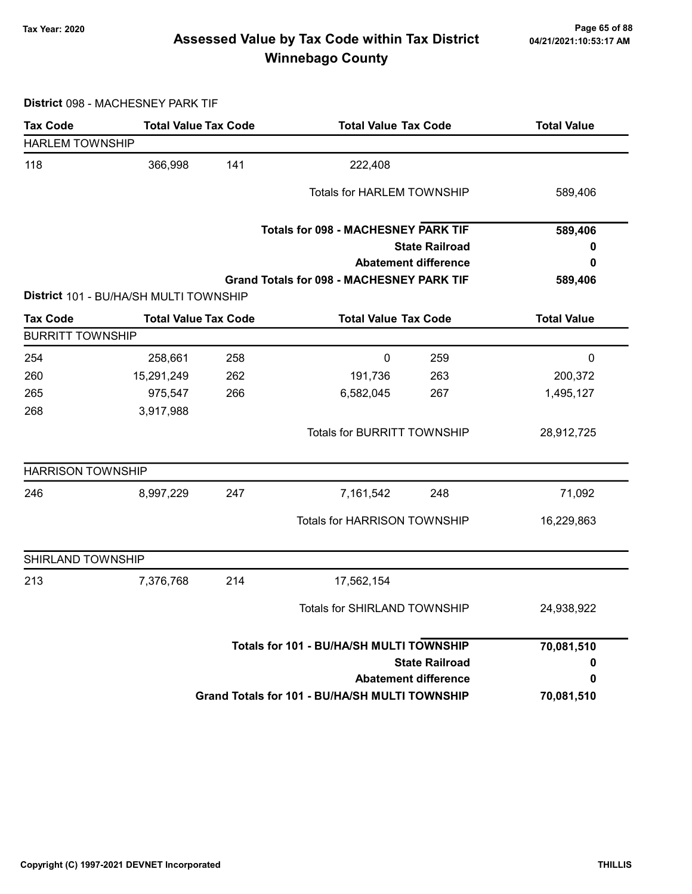# Assessed Value by Tax Code within Tax District
## Winnebago County

Tax Year: 2020

**District** 098 - MACHESNEY PARK TIF

| Tax Code | Total Value | Tax Code | Total Value | Tax Code | Total Value |
|---|---|---|---|---|---|
| **HARLEM TOWNSHIP** | | | | | |
| 118 | 366,998 | 141 | 222,408 | | |
| | | | Totals for HARLEM TOWNSHIP | | 589,406 |
| | | | **Totals for 098 - MACHESNEY PARK TIF** | | **589,406** |
| | | | **State Railroad** | | **0** |
| | | | **Abatement difference** | | **0** |
| | | | **Grand Totals for 098 - MACHESNEY PARK TIF** | | **589,406** |

**District** 101 - BU/HA/SH MULTI TOWNSHIP

| Tax Code | Total Value | Tax Code | Total Value | Tax Code | Total Value |
|---|---|---|---|---|---|
| **BURRITT TOWNSHIP** | | | | | |
| 254 | 258,661 | 258 | 0 | 259 | 0 |
| 260 | 15,291,249 | 262 | 191,736 | 263 | 200,372 |
| 265 | 975,547 | 266 | 6,582,045 | 267 | 1,495,127 |
| 268 | 3,917,988 | | | | |
| | | | Totals for BURRITT TOWNSHIP | | 28,912,725 |
| **HARRISON TOWNSHIP** | | | | | |
| 246 | 8,997,229 | 247 | 7,161,542 | 248 | 71,092 |
| | | | Totals for HARRISON TOWNSHIP | | 16,229,863 |
| **SHIRLAND TOWNSHIP** | | | | | |
| 213 | 7,376,768 | 214 | 17,562,154 | | |
| | | | Totals for SHIRLAND TOWNSHIP | | 24,938,922 |
| | | | **Totals for 101 - BU/HA/SH MULTI TOWNSHIP** | | **70,081,510** |
| | | | **State Railroad** | | **0** |
| | | | **Abatement difference** | | **0** |
| | | | **Grand Totals for 101 - BU/HA/SH MULTI TOWNSHIP** | | **70,081,510** |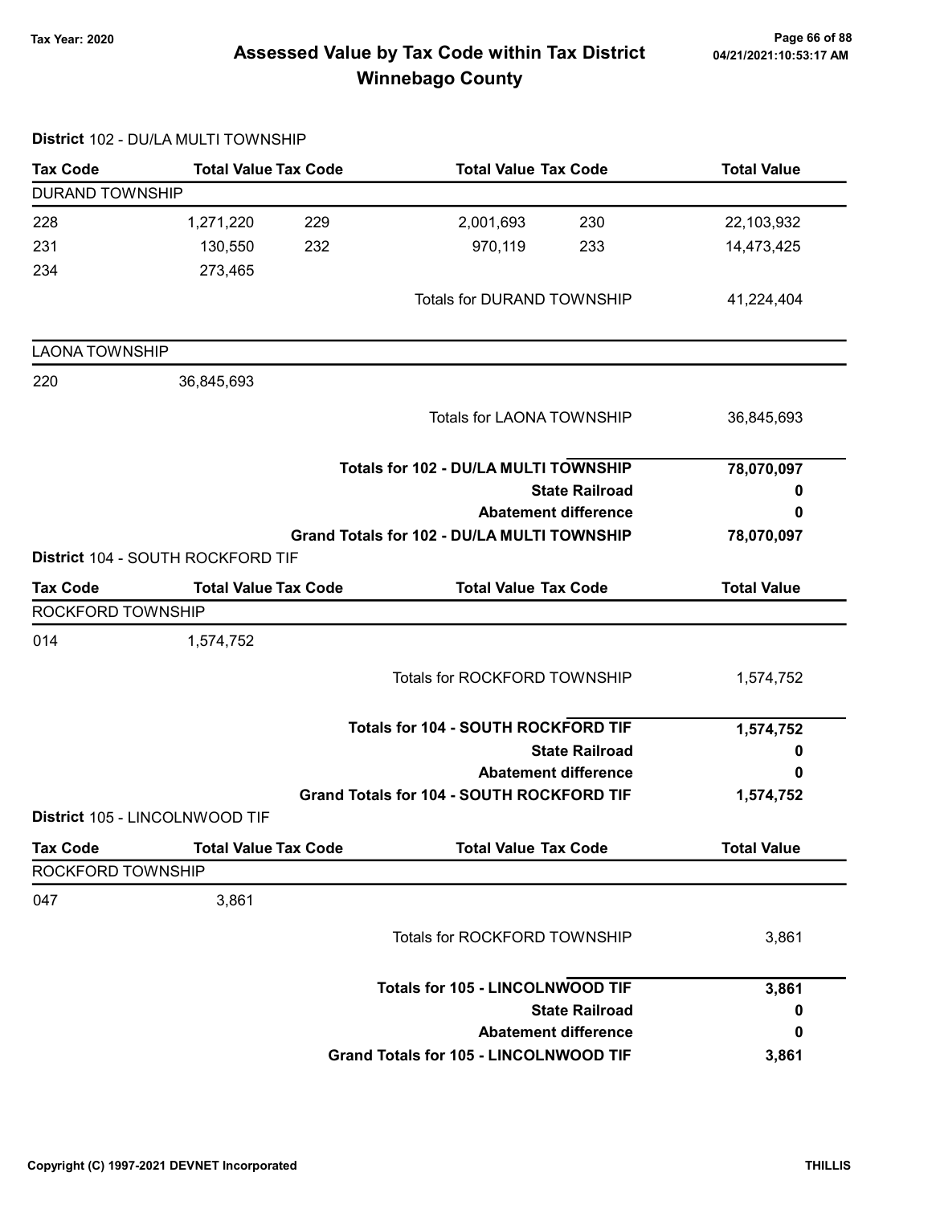# Assessed Value by Tax Code within Tax District
# Winnebago County

Tax Year: 2020

**District** 102 - DU/LA MULTI TOWNSHIP

| Tax Code | Total Value | Tax Code | Total Value | Tax Code | Total Value |
|---|---|---|---|---|---|
| DURAND TOWNSHIP | | | | | |
| 228 | 1,271,220 | 229 | 2,001,693 | 230 | 22,103,932 |
| 231 | 130,550 | 232 | 970,119 | 233 | 14,473,425 |
| 234 | 273,465 | | | | |
| | | | Totals for DURAND TOWNSHIP | | 41,224,404 |
| LAONA TOWNSHIP | | | | | |
| 220 | 36,845,693 | | | | |
| | | | Totals for LAONA TOWNSHIP | | 36,845,693 |

| | |
|---|---|
| **Totals for 102 - DU/LA MULTI TOWNSHIP** | **78,070,097** |
| **State Railroad** | **0** |
| **Abatement difference** | **0** |
| **Grand Totals for 102 - DU/LA MULTI TOWNSHIP** | **78,070,097** |

**District** 104 - SOUTH ROCKFORD TIF

| Tax Code | Total Value | Tax Code | Total Value | Tax Code | Total Value |
|---|---|---|---|---|---|
| ROCKFORD TOWNSHIP | | | | | |
| 014 | 1,574,752 | | | | |
| | | | Totals for ROCKFORD TOWNSHIP | | 1,574,752 |

| | |
|---|---|
| **Totals for 104 - SOUTH ROCKFORD TIF** | **1,574,752** |
| **State Railroad** | **0** |
| **Abatement difference** | **0** |
| **Grand Totals for 104 - SOUTH ROCKFORD TIF** | **1,574,752** |

**District** 105 - LINCOLNWOOD TIF

| Tax Code | Total Value | Tax Code | Total Value | Tax Code | Total Value |
|---|---|---|---|---|---|
| ROCKFORD TOWNSHIP | | | | | |
| 047 | 3,861 | | | | |
| | | | Totals for ROCKFORD TOWNSHIP | | 3,861 |

| | |
|---|---|
| **Totals for 105 - LINCOLNWOOD TIF** | **3,861** |
| **State Railroad** | **0** |
| **Abatement difference** | **0** |
| **Grand Totals for 105 - LINCOLNWOOD TIF** | **3,861** |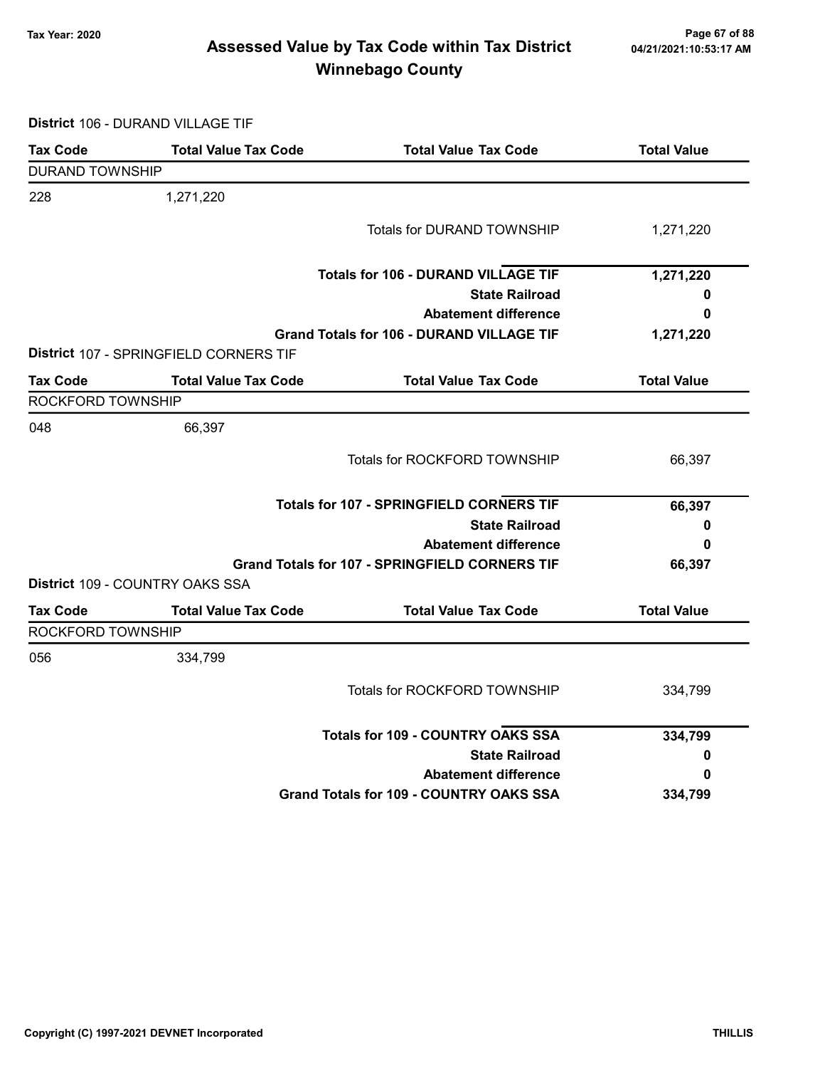**District** 106 - DURAND VILLAGE TIF

| Tax Code | Total Value Tax Code | Total Value Tax Code | Total Value |
|---|---|---|---|
| DURAND TOWNSHIP | | | |
| 228 | 1,271,220 | | |
| | | Totals for DURAND TOWNSHIP | 1,271,220 |
| | | **Totals for 106 - DURAND VILLAGE TIF** | **1,271,220** |
| | | **State Railroad** | **0** |
| | | **Abatement difference** | **0** |
| | | **Grand Totals for 106 - DURAND VILLAGE TIF** | **1,271,220** |

**District** 107 - SPRINGFIELD CORNERS TIF

| Tax Code | Total Value Tax Code | Total Value Tax Code | Total Value |
|---|---|---|---|
| ROCKFORD TOWNSHIP | | | |
| 048 | 66,397 | | |
| | | Totals for ROCKFORD TOWNSHIP | 66,397 |
| | | **Totals for 107 - SPRINGFIELD CORNERS TIF** | **66,397** |
| | | **State Railroad** | **0** |
| | | **Abatement difference** | **0** |
| | | **Grand Totals for 107 - SPRINGFIELD CORNERS TIF** | **66,397** |

**District** 109 - COUNTRY OAKS SSA

| Tax Code | Total Value Tax Code | Total Value Tax Code | Total Value |
|---|---|---|---|
| ROCKFORD TOWNSHIP | | | |
| 056 | 334,799 | | |
| | | Totals for ROCKFORD TOWNSHIP | 334,799 |
| | | **Totals for 109 - COUNTRY OAKS SSA** | **334,799** |
| | | **State Railroad** | **0** |
| | | **Abatement difference** | **0** |
| | | **Grand Totals for 109 - COUNTRY OAKS SSA** | **334,799** |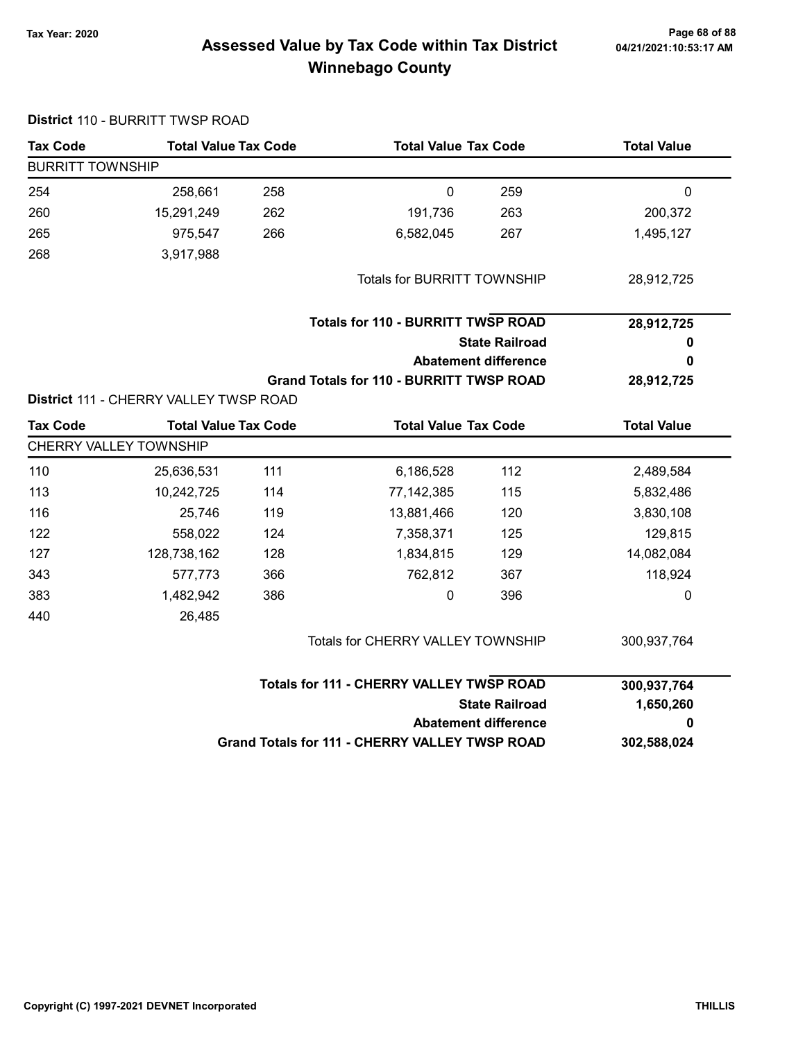**Tax Year: 2020**

# Assessed Value by Tax Code within Tax District Winnebago County

04/21/2021:10:53:17 AM

**District** 110 - BURRITT TWSP ROAD

| Tax Code | Total Value | Tax Code | Total Value | Tax Code | Total Value |
|---|---|---|---|---|---|
| BURRITT TOWNSHIP | | | | | |
| 254 | 258,661 | 258 | 0 | 259 | 0 |
| 260 | 15,291,249 | 262 | 191,736 | 263 | 200,372 |
| 265 | 975,547 | 266 | 6,582,045 | 267 | 1,495,127 |
| 268 | 3,917,988 | | | | |
| | | | Totals for BURRITT TOWNSHIP | | 28,912,725 |

| | |
|---|---|
| **Totals for 110 - BURRITT TWSP ROAD** | **28,912,725** |
| **State Railroad** | **0** |
| **Abatement difference** | **0** |
| **Grand Totals for 110 - BURRITT TWSP ROAD** | **28,912,725** |

**District** 111 - CHERRY VALLEY TWSP ROAD

| Tax Code | Total Value | Tax Code | Total Value | Tax Code | Total Value |
|---|---|---|---|---|---|
| CHERRY VALLEY TOWNSHIP | | | | | |
| 110 | 25,636,531 | 111 | 6,186,528 | 112 | 2,489,584 |
| 113 | 10,242,725 | 114 | 77,142,385 | 115 | 5,832,486 |
| 116 | 25,746 | 119 | 13,881,466 | 120 | 3,830,108 |
| 122 | 558,022 | 124 | 7,358,371 | 125 | 129,815 |
| 127 | 128,738,162 | 128 | 1,834,815 | 129 | 14,082,084 |
| 343 | 577,773 | 366 | 762,812 | 367 | 118,924 |
| 383 | 1,482,942 | 386 | 0 | 396 | 0 |
| 440 | 26,485 | | | | |
| | | | Totals for CHERRY VALLEY TOWNSHIP | | 300,937,764 |

| | |
|---|---|
| **Totals for 111 - CHERRY VALLEY TWSP ROAD** | **300,937,764** |
| **State Railroad** | **1,650,260** |
| **Abatement difference** | **0** |
| **Grand Totals for 111 - CHERRY VALLEY TWSP ROAD** | **302,588,024** |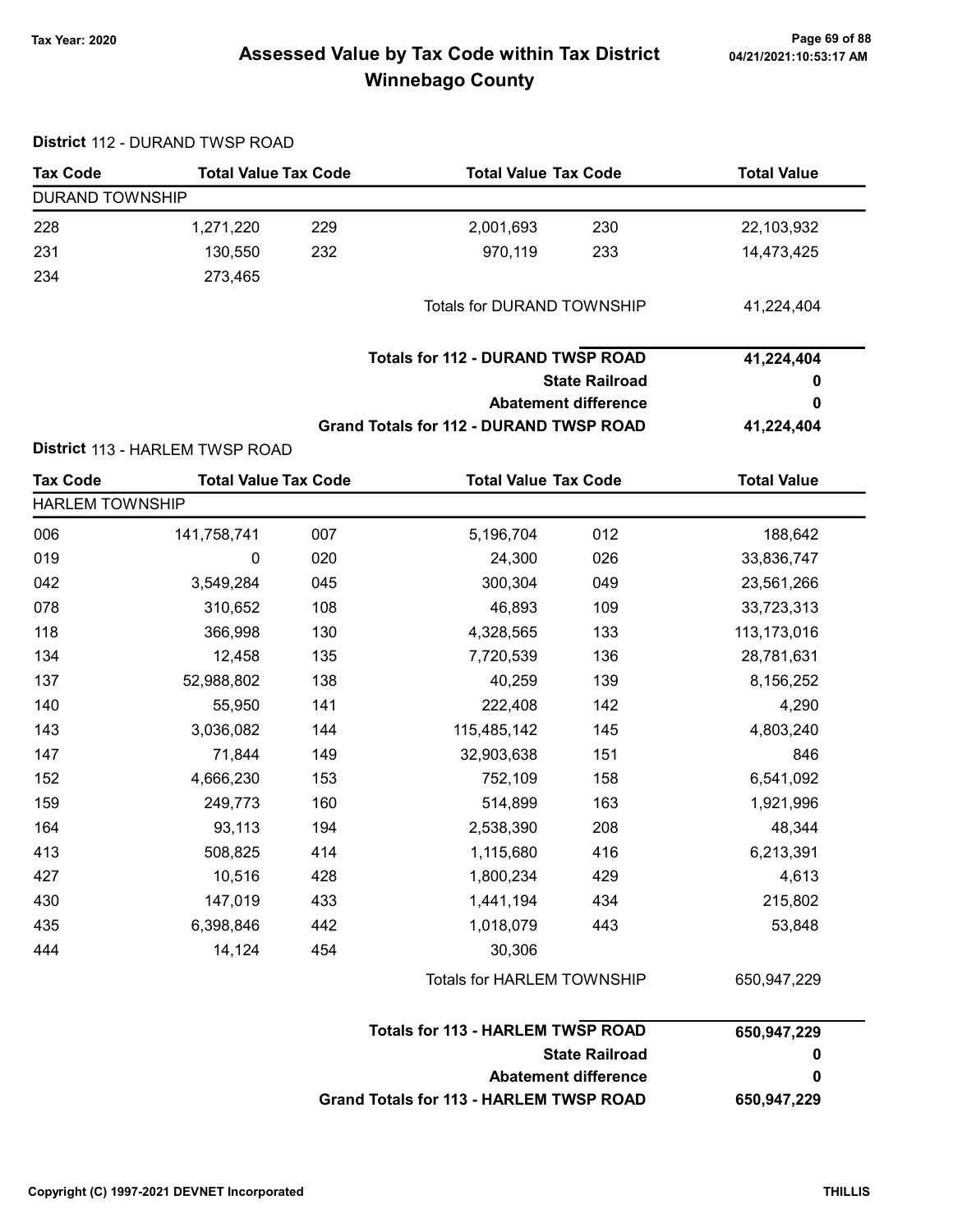# Assessed Value by Tax Code within Tax District
# Winnebago County

Tax Year: 2020

**District** 112 - DURAND TWSP ROAD

| Tax Code | Total Value | Tax Code | Total Value | Tax Code | Total Value |
|---|---|---|---|---|---|
| **DURAND TOWNSHIP** | | | | | |
| 228 | 1,271,220 | 229 | 2,001,693 | 230 | 22,103,932 |
| 231 | 130,550 | 232 | 970,119 | 233 | 14,473,425 |
| 234 | 273,465 | | | | |
| | | | Totals for DURAND TOWNSHIP | | 41,224,404 |

| | |
|---|---|
| **Totals for 112 - DURAND TWSP ROAD** | **41,224,404** |
| **State Railroad** | **0** |
| **Abatement difference** | **0** |
| **Grand Totals for 112 - DURAND TWSP ROAD** | **41,224,404** |

**District** 113 - HARLEM TWSP ROAD

| Tax Code | Total Value | Tax Code | Total Value | Tax Code | Total Value |
|---|---|---|---|---|---|
| **HARLEM TOWNSHIP** | | | | | |
| 006 | 141,758,741 | 007 | 5,196,704 | 012 | 188,642 |
| 019 | 0 | 020 | 24,300 | 026 | 33,836,747 |
| 042 | 3,549,284 | 045 | 300,304 | 049 | 23,561,266 |
| 078 | 310,652 | 108 | 46,893 | 109 | 33,723,313 |
| 118 | 366,998 | 130 | 4,328,565 | 133 | 113,173,016 |
| 134 | 12,458 | 135 | 7,720,539 | 136 | 28,781,631 |
| 137 | 52,988,802 | 138 | 40,259 | 139 | 8,156,252 |
| 140 | 55,950 | 141 | 222,408 | 142 | 4,290 |
| 143 | 3,036,082 | 144 | 115,485,142 | 145 | 4,803,240 |
| 147 | 71,844 | 149 | 32,903,638 | 151 | 846 |
| 152 | 4,666,230 | 153 | 752,109 | 158 | 6,541,092 |
| 159 | 249,773 | 160 | 514,899 | 163 | 1,921,996 |
| 164 | 93,113 | 194 | 2,538,390 | 208 | 48,344 |
| 413 | 508,825 | 414 | 1,115,680 | 416 | 6,213,391 |
| 427 | 10,516 | 428 | 1,800,234 | 429 | 4,613 |
| 430 | 147,019 | 433 | 1,441,194 | 434 | 215,802 |
| 435 | 6,398,846 | 442 | 1,018,079 | 443 | 53,848 |
| 444 | 14,124 | 454 | 30,306 | | |
| | | | Totals for HARLEM TOWNSHIP | | 650,947,229 |

| | |
|---|---|
| **Totals for 113 - HARLEM TWSP ROAD** | **650,947,229** |
| **State Railroad** | **0** |
| **Abatement difference** | **0** |
| **Grand Totals for 113 - HARLEM TWSP ROAD** | **650,947,229** |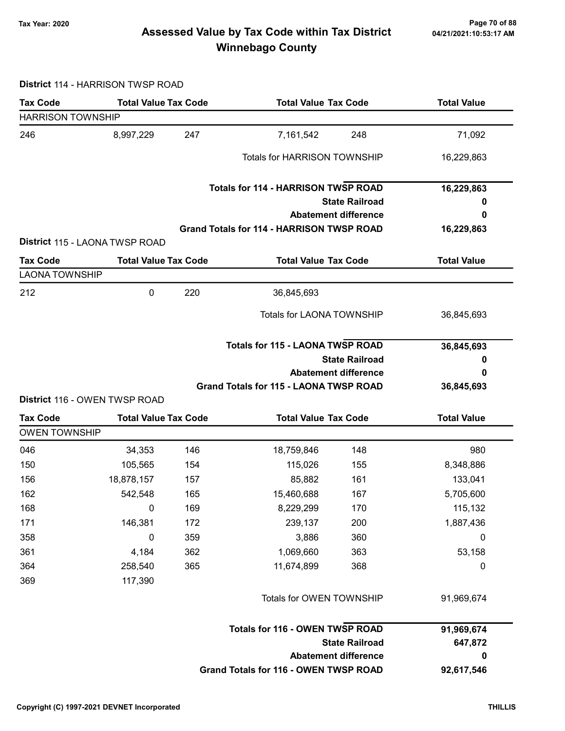# Assessed Value by Tax Code within Tax District
## Winnebago County

Tax Year: 2020

**District** 114 - HARRISON TWSP ROAD

| Tax Code | Total Value | Tax Code | Total Value | Tax Code | Total Value |
|---|---|---|---|---|---|
| HARRISON TOWNSHIP | | | | | |
| 246 | 8,997,229 | 247 | 7,161,542 | 248 | 71,092 |
| | | | Totals for HARRISON TOWNSHIP | | 16,229,863 |
| | | | **Totals for 114 - HARRISON TWSP ROAD** | | **16,229,863** |
| | | | **State Railroad** | | **0** |
| | | | **Abatement difference** | | **0** |
| | | | **Grand Totals for 114 - HARRISON TWSP ROAD** | | **16,229,863** |

**District** 115 - LAONA TWSP ROAD

| Tax Code | Total Value | Tax Code | Total Value | Tax Code | Total Value |
|---|---|---|---|---|---|
| LAONA TOWNSHIP | | | | | |
| 212 | 0 | 220 | 36,845,693 | | |
| | | | Totals for LAONA TOWNSHIP | | 36,845,693 |
| | | | **Totals for 115 - LAONA TWSP ROAD** | | **36,845,693** |
| | | | **State Railroad** | | **0** |
| | | | **Abatement difference** | | **0** |
| | | | **Grand Totals for 115 - LAONA TWSP ROAD** | | **36,845,693** |

**District** 116 - OWEN TWSP ROAD

| Tax Code | Total Value | Tax Code | Total Value | Tax Code | Total Value |
|---|---|---|---|---|---|
| OWEN TOWNSHIP | | | | | |
| 046 | 34,353 | 146 | 18,759,846 | 148 | 980 |
| 150 | 105,565 | 154 | 115,026 | 155 | 8,348,886 |
| 156 | 18,878,157 | 157 | 85,882 | 161 | 133,041 |
| 162 | 542,548 | 165 | 15,460,688 | 167 | 5,705,600 |
| 168 | 0 | 169 | 8,229,299 | 170 | 115,132 |
| 171 | 146,381 | 172 | 239,137 | 200 | 1,887,436 |
| 358 | 0 | 359 | 3,886 | 360 | 0 |
| 361 | 4,184 | 362 | 1,069,660 | 363 | 53,158 |
| 364 | 258,540 | 365 | 11,674,899 | 368 | 0 |
| 369 | 117,390 | | | | |
| | | | Totals for OWEN TOWNSHIP | | 91,969,674 |
| | | | **Totals for 116 - OWEN TWSP ROAD** | | **91,969,674** |
| | | | **State Railroad** | | **647,872** |
| | | | **Abatement difference** | | **0** |
| | | | **Grand Totals for 116 - OWEN TWSP ROAD** | | **92,617,546** |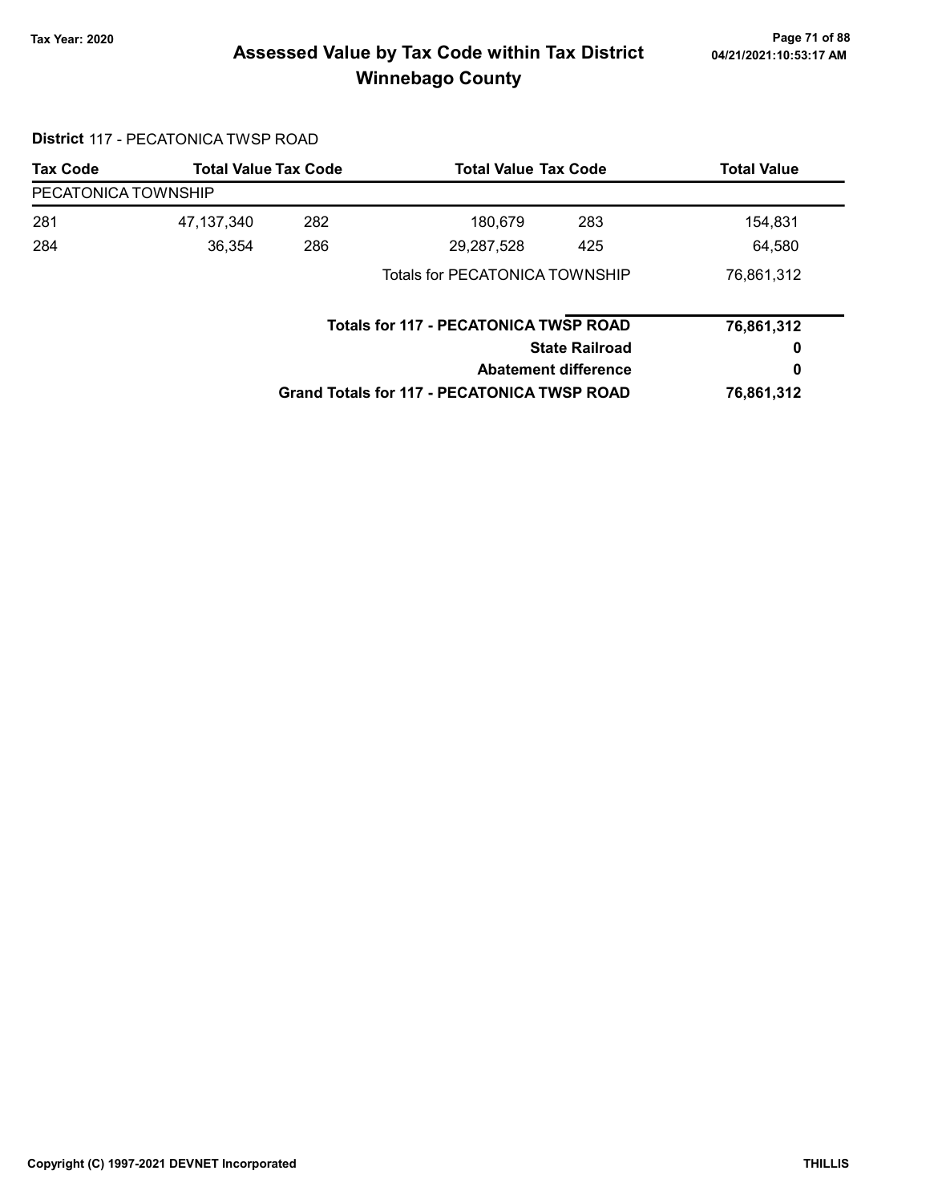# Assessed Value by Tax Code within Tax District

## Winnebago County

Tax Year: 2020

04/21/2021:10:53:17 AM

**District** 117 - PECATONICA TWSP ROAD

| Tax Code | Total Value | Tax Code | Total Value | Tax Code | Total Value |
|---|---|---|---|---|---|
| PECATONICA TOWNSHIP | | | | | |
| 281 | 47,137,340 | 282 | 180,679 | 283 | 154,831 |
| 284 | 36,354 | 286 | 29,287,528 | 425 | 64,580 |
| | | | Totals for PECATONICA TOWNSHIP | | 76,861,312 |

| | |
|---|---|
| **Totals for 117 - PECATONICA TWSP ROAD** | **76,861,312** |
| **State Railroad** | **0** |
| **Abatement difference** | **0** |
| **Grand Totals for 117 - PECATONICA TWSP ROAD** | **76,861,312** |

Copyright (C) 1997-2021 DEVNET Incorporated

THILLIS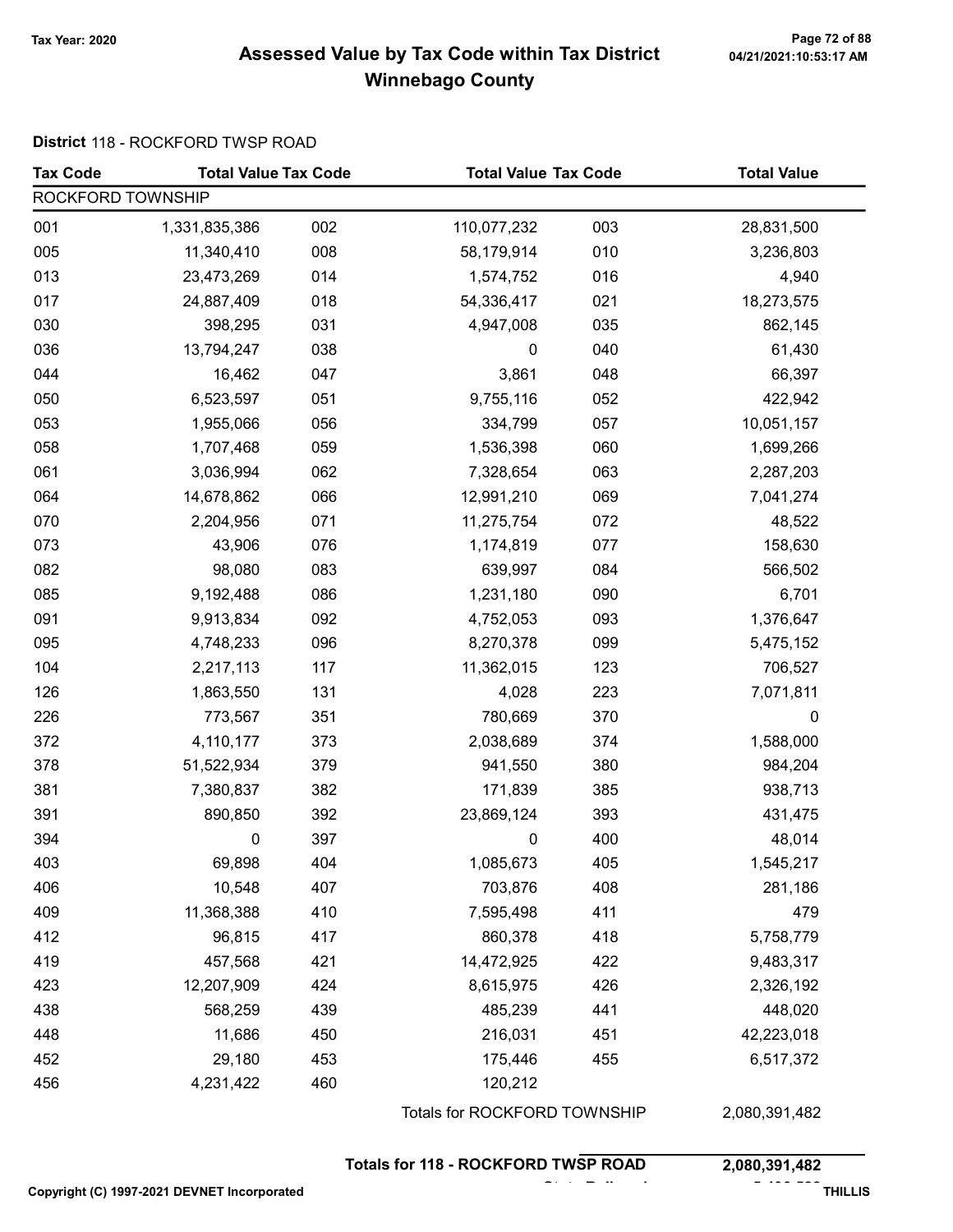## Assessed Value by Tax Code within Tax District
## Winnebago County

Tax Year: 2020

**District** 118 - ROCKFORD TWSP ROAD

| Tax Code | Total Value | Tax Code | Total Value | Tax Code | Total Value |
|---|---|---|---|---|---|
| ROCKFORD TOWNSHIP | | | | | |
| 001 | 1,331,835,386 | 002 | 110,077,232 | 003 | 28,831,500 |
| 005 | 11,340,410 | 008 | 58,179,914 | 010 | 3,236,803 |
| 013 | 23,473,269 | 014 | 1,574,752 | 016 | 4,940 |
| 017 | 24,887,409 | 018 | 54,336,417 | 021 | 18,273,575 |
| 030 | 398,295 | 031 | 4,947,008 | 035 | 862,145 |
| 036 | 13,794,247 | 038 | 0 | 040 | 61,430 |
| 044 | 16,462 | 047 | 3,861 | 048 | 66,397 |
| 050 | 6,523,597 | 051 | 9,755,116 | 052 | 422,942 |
| 053 | 1,955,066 | 056 | 334,799 | 057 | 10,051,157 |
| 058 | 1,707,468 | 059 | 1,536,398 | 060 | 1,699,266 |
| 061 | 3,036,994 | 062 | 7,328,654 | 063 | 2,287,203 |
| 064 | 14,678,862 | 066 | 12,991,210 | 069 | 7,041,274 |
| 070 | 2,204,956 | 071 | 11,275,754 | 072 | 48,522 |
| 073 | 43,906 | 076 | 1,174,819 | 077 | 158,630 |
| 082 | 98,080 | 083 | 639,997 | 084 | 566,502 |
| 085 | 9,192,488 | 086 | 1,231,180 | 090 | 6,701 |
| 091 | 9,913,834 | 092 | 4,752,053 | 093 | 1,376,647 |
| 095 | 4,748,233 | 096 | 8,270,378 | 099 | 5,475,152 |
| 104 | 2,217,113 | 117 | 11,362,015 | 123 | 706,527 |
| 126 | 1,863,550 | 131 | 4,028 | 223 | 7,071,811 |
| 226 | 773,567 | 351 | 780,669 | 370 | 0 |
| 372 | 4,110,177 | 373 | 2,038,689 | 374 | 1,588,000 |
| 378 | 51,522,934 | 379 | 941,550 | 380 | 984,204 |
| 381 | 7,380,837 | 382 | 171,839 | 385 | 938,713 |
| 391 | 890,850 | 392 | 23,869,124 | 393 | 431,475 |
| 394 | 0 | 397 | 0 | 400 | 48,014 |
| 403 | 69,898 | 404 | 1,085,673 | 405 | 1,545,217 |
| 406 | 10,548 | 407 | 703,876 | 408 | 281,186 |
| 409 | 11,368,388 | 410 | 7,595,498 | 411 | 479 |
| 412 | 96,815 | 417 | 860,378 | 418 | 5,758,779 |
| 419 | 457,568 | 421 | 14,472,925 | 422 | 9,483,317 |
| 423 | 12,207,909 | 424 | 8,615,975 | 426 | 2,326,192 |
| 438 | 568,259 | 439 | 485,239 | 441 | 448,020 |
| 448 | 11,686 | 450 | 216,031 | 451 | 42,223,018 |
| 452 | 29,180 | 453 | 175,446 | 455 | 6,517,372 |
| 456 | 4,231,422 | 460 | 120,212 | | |

Totals for ROCKFORD TOWNSHIP: 2,080,391,482

**Totals for 118 - ROCKFORD TWSP ROAD: 2,080,391,482**

Copyright (C) 1997-2021 DEVNET Incorporated — THILLIS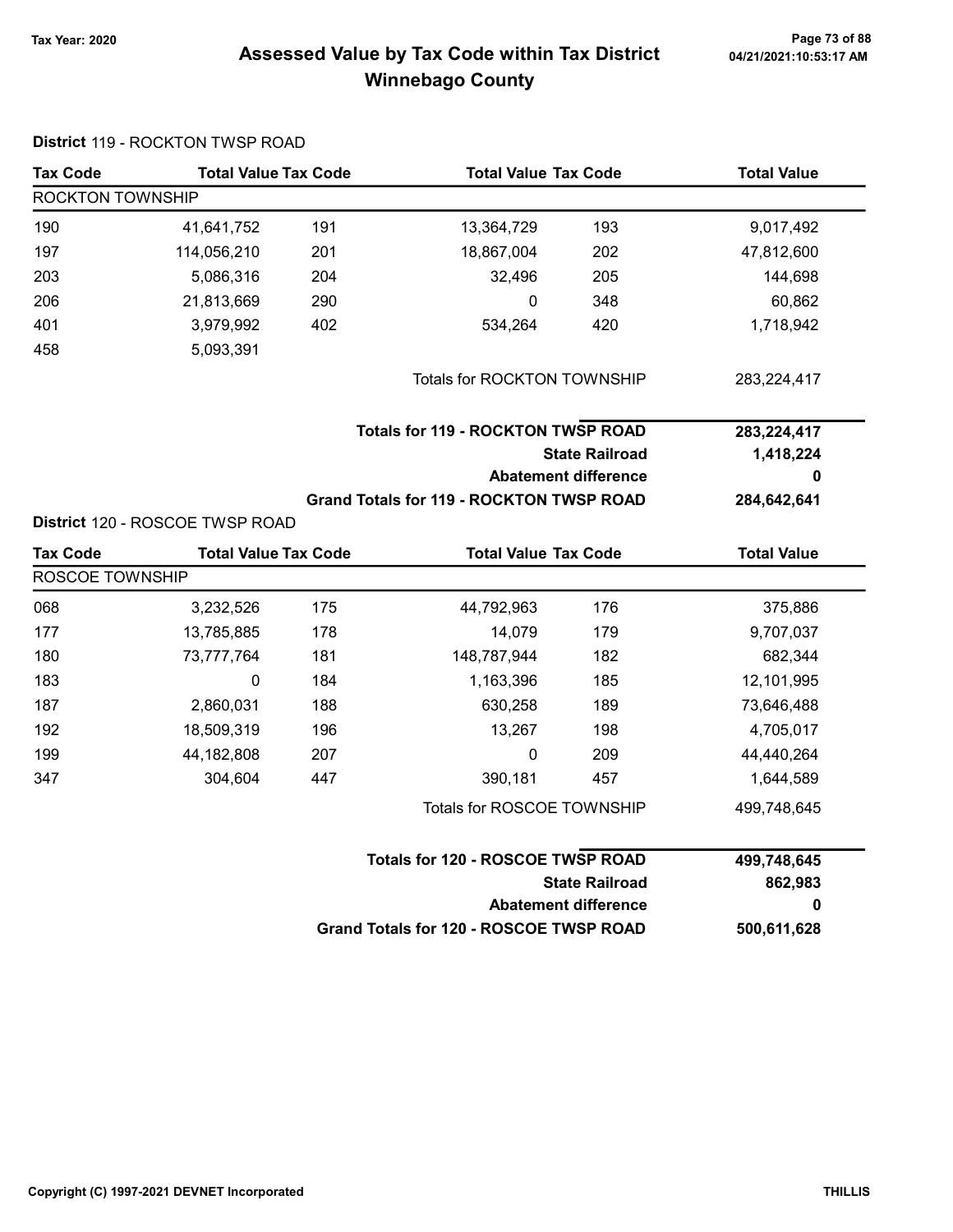# Assessed Value by Tax Code within Tax District
## Winnebago County

Tax Year: 2020

**District** 119 - ROCKTON TWSP ROAD

| Tax Code | Total Value | Tax Code | Total Value | Tax Code | Total Value |
|---|---|---|---|---|---|
| ROCKTON TOWNSHIP | | | | | |
| 190 | 41,641,752 | 191 | 13,364,729 | 193 | 9,017,492 |
| 197 | 114,056,210 | 201 | 18,867,004 | 202 | 47,812,600 |
| 203 | 5,086,316 | 204 | 32,496 | 205 | 144,698 |
| 206 | 21,813,669 | 290 | 0 | 348 | 60,862 |
| 401 | 3,979,992 | 402 | 534,264 | 420 | 1,718,942 |
| 458 | 5,093,391 | | | | |
| | | | Totals for ROCKTON TOWNSHIP | | 283,224,417 |

| | |
|---|---|
| **Totals for 119 - ROCKTON TWSP ROAD** | **283,224,417** |
| **State Railroad** | **1,418,224** |
| **Abatement difference** | **0** |
| **Grand Totals for 119 - ROCKTON TWSP ROAD** | **284,642,641** |

**District** 120 - ROSCOE TWSP ROAD

| Tax Code | Total Value | Tax Code | Total Value | Tax Code | Total Value |
|---|---|---|---|---|---|
| ROSCOE TOWNSHIP | | | | | |
| 068 | 3,232,526 | 175 | 44,792,963 | 176 | 375,886 |
| 177 | 13,785,885 | 178 | 14,079 | 179 | 9,707,037 |
| 180 | 73,777,764 | 181 | 148,787,944 | 182 | 682,344 |
| 183 | 0 | 184 | 1,163,396 | 185 | 12,101,995 |
| 187 | 2,860,031 | 188 | 630,258 | 189 | 73,646,488 |
| 192 | 18,509,319 | 196 | 13,267 | 198 | 4,705,017 |
| 199 | 44,182,808 | 207 | 0 | 209 | 44,440,264 |
| 347 | 304,604 | 447 | 390,181 | 457 | 1,644,589 |
| | | | Totals for ROSCOE TOWNSHIP | | 499,748,645 |

| | |
|---|---|
| **Totals for 120 - ROSCOE TWSP ROAD** | **499,748,645** |
| **State Railroad** | **862,983** |
| **Abatement difference** | **0** |
| **Grand Totals for 120 - ROSCOE TWSP ROAD** | **500,611,628** |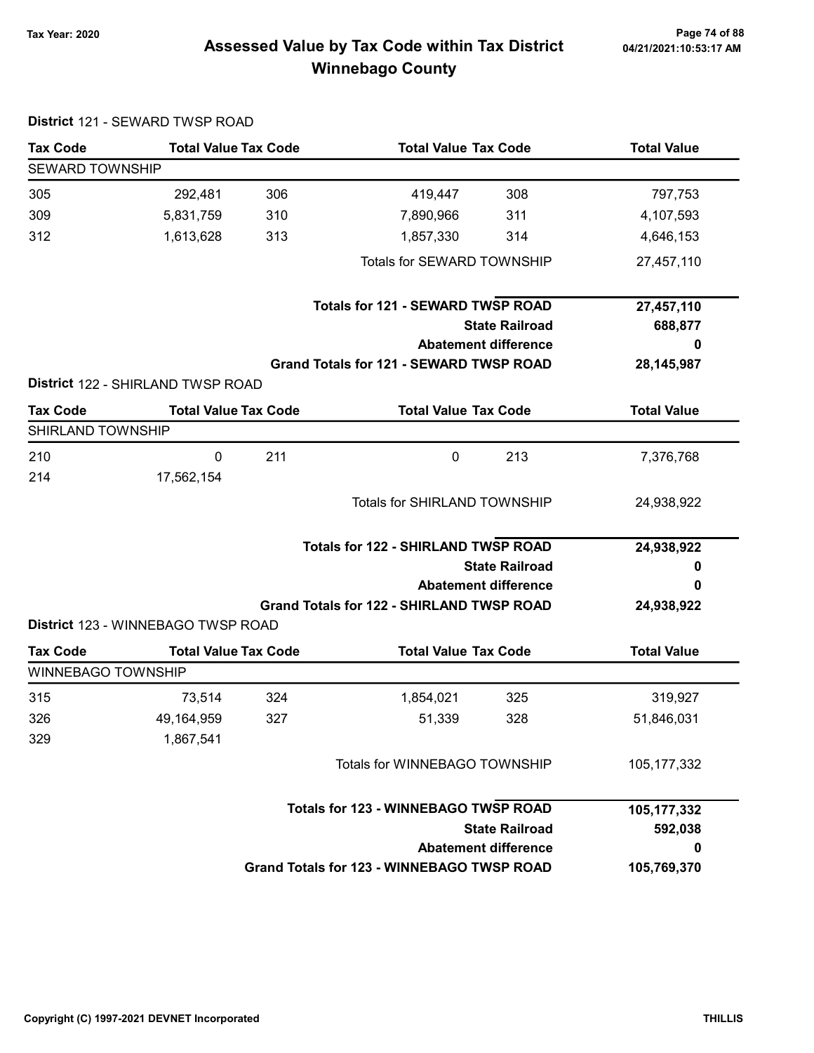# Assessed Value by Tax Code within Tax District
## Winnebago County

Tax Year: 2020

**District** 121 - SEWARD TWSP ROAD

| Tax Code | Total Value | Tax Code | Total Value | Tax Code | Total Value |
|---|---|---|---|---|---|
| SEWARD TOWNSHIP | | | | | |
| 305 | 292,481 | 306 | 419,447 | 308 | 797,753 |
| 309 | 5,831,759 | 310 | 7,890,966 | 311 | 4,107,593 |
| 312 | 1,613,628 | 313 | 1,857,330 | 314 | 4,646,153 |
| | | | Totals for SEWARD TOWNSHIP | | 27,457,110 |

| | |
|---|---|
| **Totals for 121 - SEWARD TWSP ROAD** | **27,457,110** |
| **State Railroad** | **688,877** |
| **Abatement difference** | **0** |
| **Grand Totals for 121 - SEWARD TWSP ROAD** | **28,145,987** |

**District** 122 - SHIRLAND TWSP ROAD

| Tax Code | Total Value | Tax Code | Total Value | Tax Code | Total Value |
|---|---|---|---|---|---|
| SHIRLAND TOWNSHIP | | | | | |
| 210 | 0 | 211 | 0 | 213 | 7,376,768 |
| 214 | 17,562,154 | | | | |
| | | | Totals for SHIRLAND TOWNSHIP | | 24,938,922 |

| | |
|---|---|
| **Totals for 122 - SHIRLAND TWSP ROAD** | **24,938,922** |
| **State Railroad** | **0** |
| **Abatement difference** | **0** |
| **Grand Totals for 122 - SHIRLAND TWSP ROAD** | **24,938,922** |

**District** 123 - WINNEBAGO TWSP ROAD

| Tax Code | Total Value | Tax Code | Total Value | Tax Code | Total Value |
|---|---|---|---|---|---|
| WINNEBAGO TOWNSHIP | | | | | |
| 315 | 73,514 | 324 | 1,854,021 | 325 | 319,927 |
| 326 | 49,164,959 | 327 | 51,339 | 328 | 51,846,031 |
| 329 | 1,867,541 | | | | |
| | | | Totals for WINNEBAGO TOWNSHIP | | 105,177,332 |

| | |
|---|---|
| **Totals for 123 - WINNEBAGO TWSP ROAD** | **105,177,332** |
| **State Railroad** | **592,038** |
| **Abatement difference** | **0** |
| **Grand Totals for 123 - WINNEBAGO TWSP ROAD** | **105,769,370** |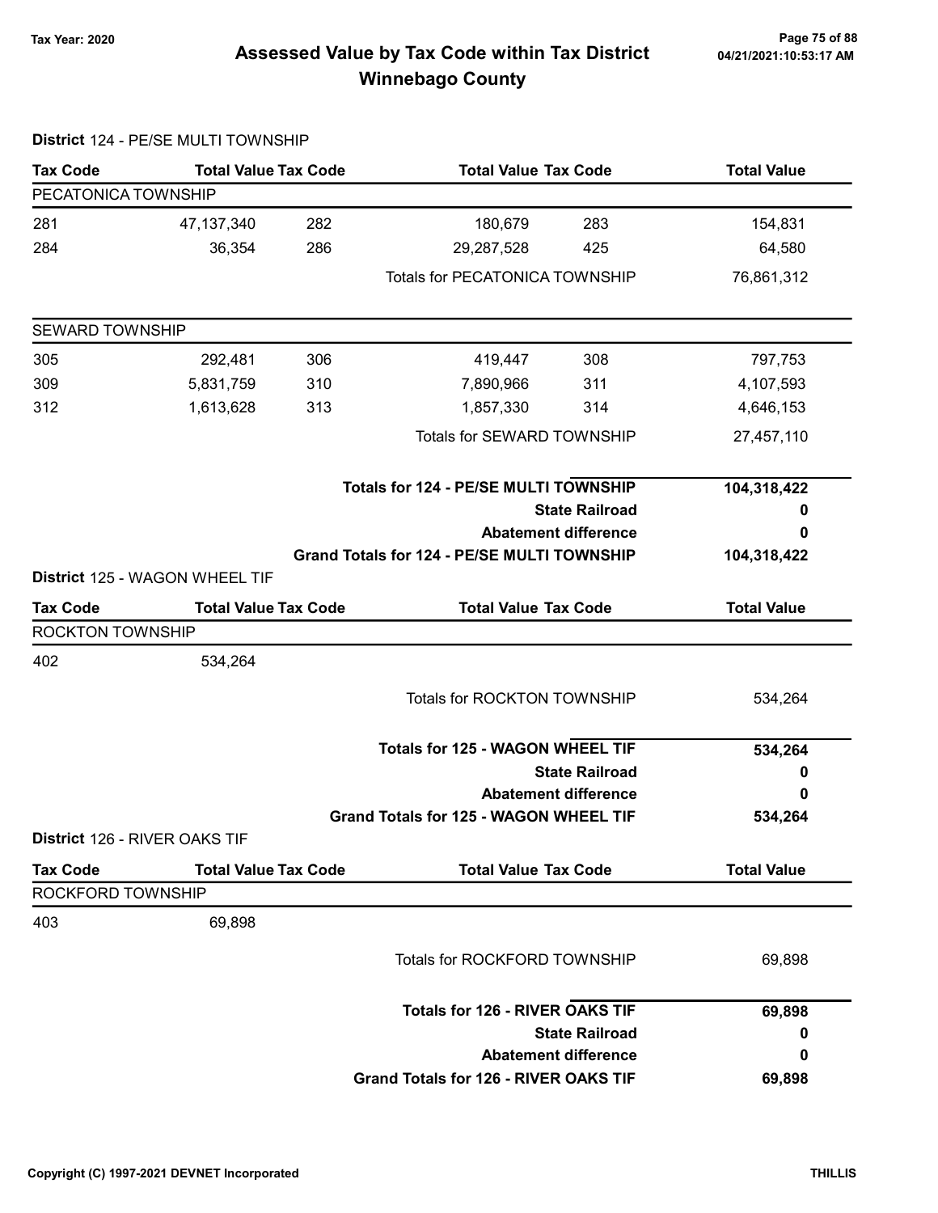# Assessed Value by Tax Code within Tax District

## Winnebago County

Tax Year: 2020

04/21/2021:10:53:17 AM

**District** 124 - PE/SE MULTI TOWNSHIP

| Tax Code | Total Value | Tax Code | Total Value | Tax Code | Total Value |
|---|---|---|---|---|---|
| PECATONICA TOWNSHIP | | | | | |
| 281 | 47,137,340 | 282 | 180,679 | 283 | 154,831 |
| 284 | 36,354 | 286 | 29,287,528 | 425 | 64,580 |
| | | | Totals for PECATONICA TOWNSHIP | | 76,861,312 |
| SEWARD TOWNSHIP | | | | | |
| 305 | 292,481 | 306 | 419,447 | 308 | 797,753 |
| 309 | 5,831,759 | 310 | 7,890,966 | 311 | 4,107,593 |
| 312 | 1,613,628 | 313 | 1,857,330 | 314 | 4,646,153 |
| | | | Totals for SEWARD TOWNSHIP | | 27,457,110 |

| | |
|---|---|
| **Totals for 124 - PE/SE MULTI TOWNSHIP** | **104,318,422** |
| **State Railroad** | **0** |
| **Abatement difference** | **0** |
| **Grand Totals for 124 - PE/SE MULTI TOWNSHIP** | **104,318,422** |

**District** 125 - WAGON WHEEL TIF

| Tax Code | Total Value | Tax Code | Total Value | Tax Code | Total Value |
|---|---|---|---|---|---|
| ROCKTON TOWNSHIP | | | | | |
| 402 | 534,264 | | | | |
| | | | Totals for ROCKTON TOWNSHIP | | 534,264 |

| | |
|---|---|
| **Totals for 125 - WAGON WHEEL TIF** | **534,264** |
| **State Railroad** | **0** |
| **Abatement difference** | **0** |
| **Grand Totals for 125 - WAGON WHEEL TIF** | **534,264** |

**District** 126 - RIVER OAKS TIF

| Tax Code | Total Value | Tax Code | Total Value | Tax Code | Total Value |
|---|---|---|---|---|---|
| ROCKFORD TOWNSHIP | | | | | |
| 403 | 69,898 | | | | |
| | | | Totals for ROCKFORD TOWNSHIP | | 69,898 |

| | |
|---|---|
| **Totals for 126 - RIVER OAKS TIF** | **69,898** |
| **State Railroad** | **0** |
| **Abatement difference** | **0** |
| **Grand Totals for 126 - RIVER OAKS TIF** | **69,898** |

Copyright (C) 1997-2021 DEVNET Incorporated — THILLIS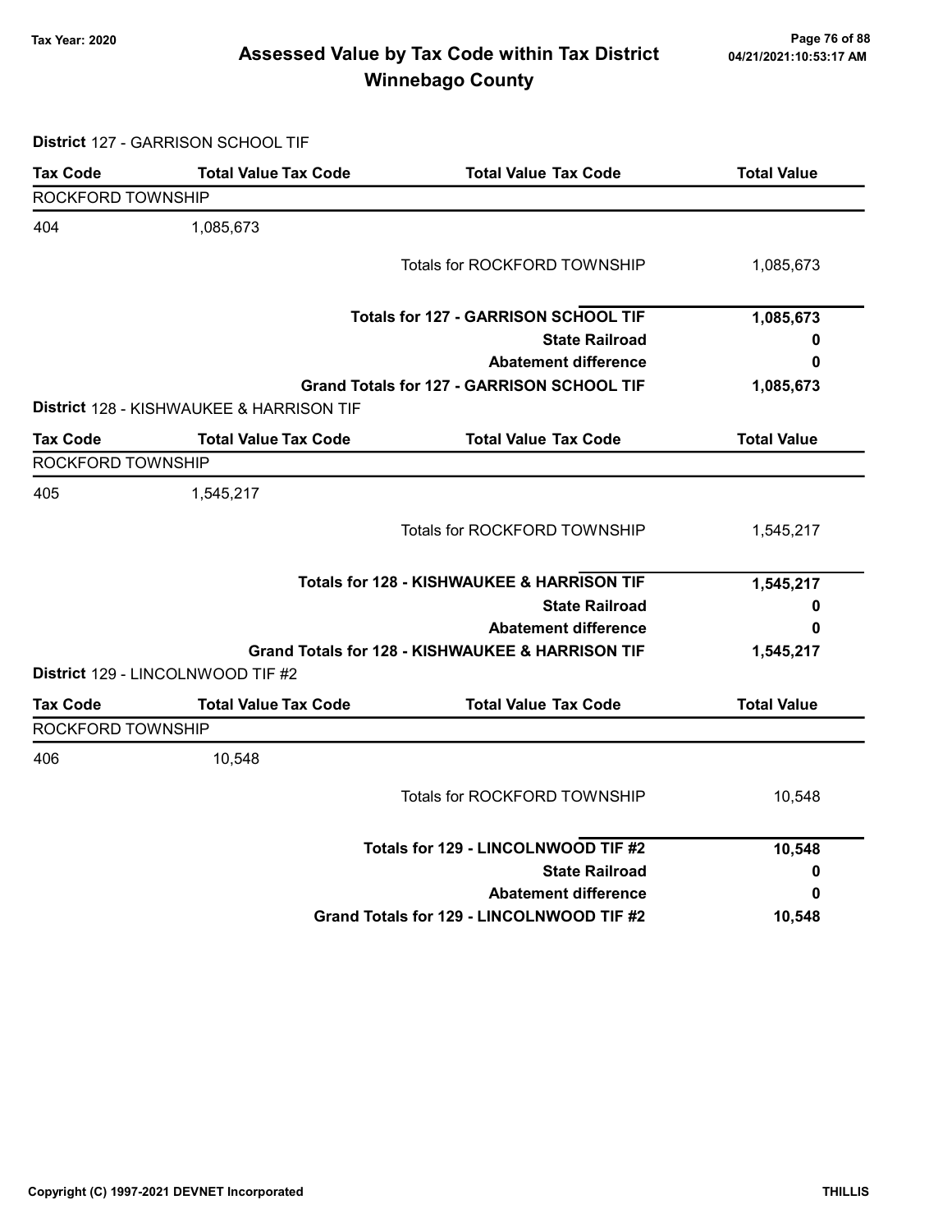**District** 127 - GARRISON SCHOOL TIF

| Tax Code | Total Value Tax Code | Total Value Tax Code | Total Value |
|---|---|---|---|
| ROCKFORD TOWNSHIP | | | |
| 404 | 1,085,673 | | |
| | | Totals for ROCKFORD TOWNSHIP | 1,085,673 |
| | | **Totals for 127 - GARRISON SCHOOL TIF** | **1,085,673** |
| | | **State Railroad** | **0** |
| | | **Abatement difference** | **0** |
| | | **Grand Totals for 127 - GARRISON SCHOOL TIF** | **1,085,673** |

**District** 128 - KISHWAUKEE & HARRISON TIF

| Tax Code | Total Value Tax Code | Total Value Tax Code | Total Value |
|---|---|---|---|
| ROCKFORD TOWNSHIP | | | |
| 405 | 1,545,217 | | |
| | | Totals for ROCKFORD TOWNSHIP | 1,545,217 |
| | | **Totals for 128 - KISHWAUKEE & HARRISON TIF** | **1,545,217** |
| | | **State Railroad** | **0** |
| | | **Abatement difference** | **0** |
| | | **Grand Totals for 128 - KISHWAUKEE & HARRISON TIF** | **1,545,217** |

**District** 129 - LINCOLNWOOD TIF #2

| Tax Code | Total Value Tax Code | Total Value Tax Code | Total Value |
|---|---|---|---|
| ROCKFORD TOWNSHIP | | | |
| 406 | 10,548 | | |
| | | Totals for ROCKFORD TOWNSHIP | 10,548 |
| | | **Totals for 129 - LINCOLNWOOD TIF #2** | **10,548** |
| | | **State Railroad** | **0** |
| | | **Abatement difference** | **0** |
| | | **Grand Totals for 129 - LINCOLNWOOD TIF #2** | **10,548** |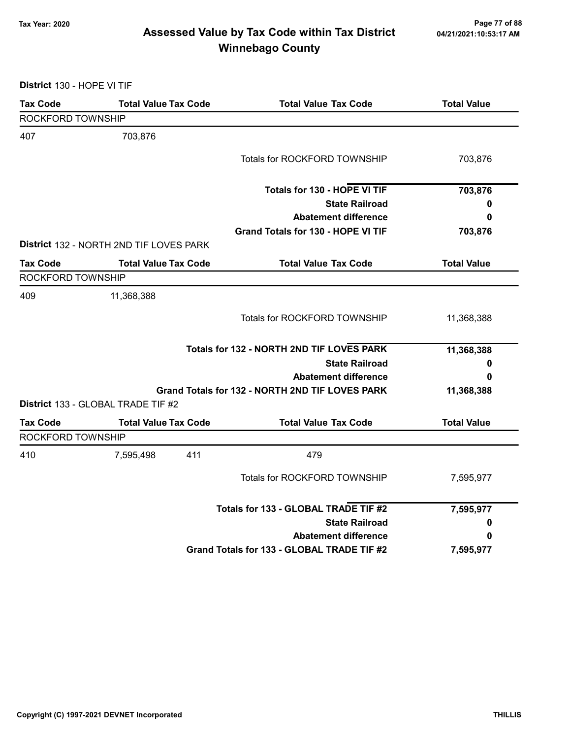**Tax Year: 2020**

# Assessed Value by Tax Code within Tax District
## Winnebago County

**District** 130 - HOPE VI TIF

| Tax Code | Total Value | Tax Code | Total Value | Tax Code | Total Value |
|---|---|---|---|---|---|
| ROCKFORD TOWNSHIP | | | | | |
| 407 | 703,876 | | | | |
| | | | | Totals for ROCKFORD TOWNSHIP | 703,876 |
| | | | | **Totals for 130 - HOPE VI TIF** | **703,876** |
| | | | | **State Railroad** | **0** |
| | | | | **Abatement difference** | **0** |
| | | | | **Grand Totals for 130 - HOPE VI TIF** | **703,876** |

**District** 132 - NORTH 2ND TIF LOVES PARK

| Tax Code | Total Value | Tax Code | Total Value | Tax Code | Total Value |
|---|---|---|---|---|---|
| ROCKFORD TOWNSHIP | | | | | |
| 409 | 11,368,388 | | | | |
| | | | | Totals for ROCKFORD TOWNSHIP | 11,368,388 |
| | | | | **Totals for 132 - NORTH 2ND TIF LOVES PARK** | **11,368,388** |
| | | | | **State Railroad** | **0** |
| | | | | **Abatement difference** | **0** |
| | | | | **Grand Totals for 132 - NORTH 2ND TIF LOVES PARK** | **11,368,388** |

**District** 133 - GLOBAL TRADE TIF #2

| Tax Code | Total Value | Tax Code | Total Value | Tax Code | Total Value |
|---|---|---|---|---|---|
| ROCKFORD TOWNSHIP | | | | | |
| 410 | 7,595,498 | 411 | 479 | | |
| | | | | Totals for ROCKFORD TOWNSHIP | 7,595,977 |
| | | | | **Totals for 133 - GLOBAL TRADE TIF #2** | **7,595,977** |
| | | | | **State Railroad** | **0** |
| | | | | **Abatement difference** | **0** |
| | | | | **Grand Totals for 133 - GLOBAL TRADE TIF #2** | **7,595,977** |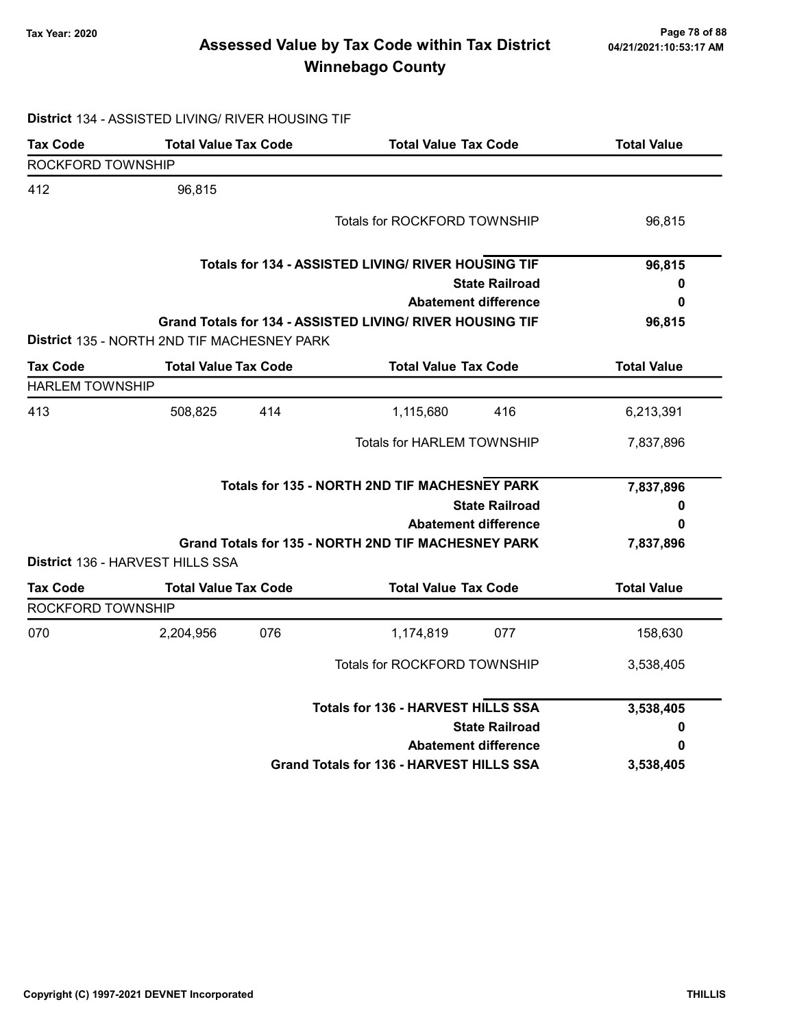# Assessed Value by Tax Code within Tax District

## Winnebago County

Tax Year: 2020

**District** 134 - ASSISTED LIVING/ RIVER HOUSING TIF

| Tax Code | Total Value | Tax Code | Total Value | Tax Code | Total Value |
|---|---|---|---|---|---|
| ROCKFORD TOWNSHIP | | | | | |
| 412 | 96,815 | | | | |
| | | | Totals for ROCKFORD TOWNSHIP | | 96,815 |
| | | | **Totals for 134 - ASSISTED LIVING/ RIVER HOUSING TIF** | | **96,815** |
| | | | **State Railroad** | | **0** |
| | | | **Abatement difference** | | **0** |
| | | | **Grand Totals for 134 - ASSISTED LIVING/ RIVER HOUSING TIF** | | **96,815** |

**District** 135 - NORTH 2ND TIF MACHESNEY PARK

| Tax Code | Total Value | Tax Code | Total Value | Tax Code | Total Value |
|---|---|---|---|---|---|
| HARLEM TOWNSHIP | | | | | |
| 413 | 508,825 | 414 | 1,115,680 | 416 | 6,213,391 |
| | | | Totals for HARLEM TOWNSHIP | | 7,837,896 |
| | | | **Totals for 135 - NORTH 2ND TIF MACHESNEY PARK** | | **7,837,896** |
| | | | **State Railroad** | | **0** |
| | | | **Abatement difference** | | **0** |
| | | | **Grand Totals for 135 - NORTH 2ND TIF MACHESNEY PARK** | | **7,837,896** |

**District** 136 - HARVEST HILLS SSA

| Tax Code | Total Value | Tax Code | Total Value | Tax Code | Total Value |
|---|---|---|---|---|---|
| ROCKFORD TOWNSHIP | | | | | |
| 070 | 2,204,956 | 076 | 1,174,819 | 077 | 158,630 |
| | | | Totals for ROCKFORD TOWNSHIP | | 3,538,405 |
| | | | **Totals for 136 - HARVEST HILLS SSA** | | **3,538,405** |
| | | | **State Railroad** | | **0** |
| | | | **Abatement difference** | | **0** |
| | | | **Grand Totals for 136 - HARVEST HILLS SSA** | | **3,538,405** |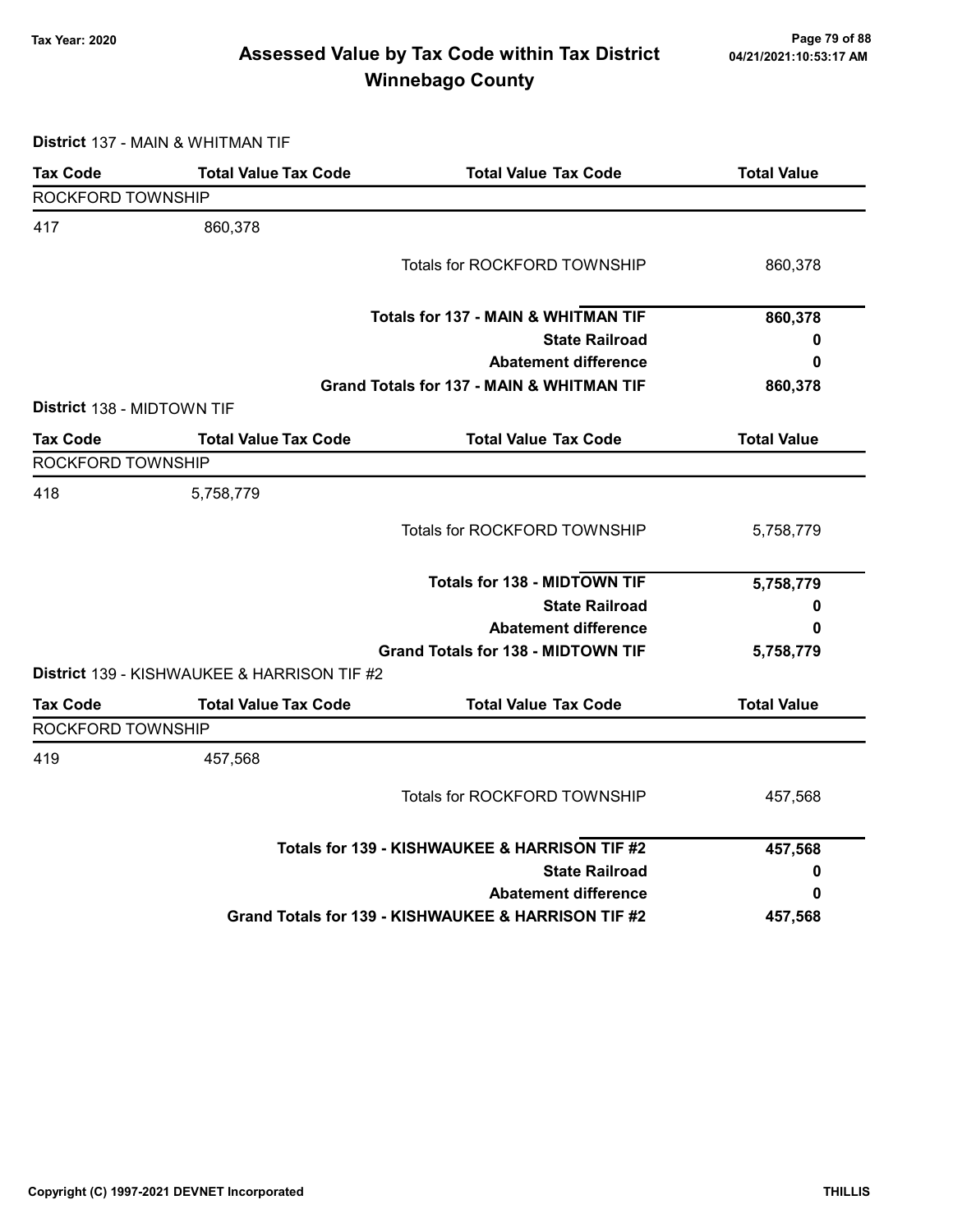# Assessed Value by Tax Code within Tax District
## Winnebago County

Tax Year: 2020

**District** 137 - MAIN & WHITMAN TIF

| Tax Code | Total Value Tax Code | Total Value Tax Code | Total Value |
|---|---|---|---|
| ROCKFORD TOWNSHIP | | | |
| 417 | 860,378 | | |
| | | Totals for ROCKFORD TOWNSHIP | 860,378 |
| | | **Totals for 137 - MAIN & WHITMAN TIF** | **860,378** |
| | | **State Railroad** | **0** |
| | | **Abatement difference** | **0** |
| | | **Grand Totals for 137 - MAIN & WHITMAN TIF** | **860,378** |

**District** 138 - MIDTOWN TIF

| Tax Code | Total Value Tax Code | Total Value Tax Code | Total Value |
|---|---|---|---|
| ROCKFORD TOWNSHIP | | | |
| 418 | 5,758,779 | | |
| | | Totals for ROCKFORD TOWNSHIP | 5,758,779 |
| | | **Totals for 138 - MIDTOWN TIF** | **5,758,779** |
| | | **State Railroad** | **0** |
| | | **Abatement difference** | **0** |
| | | **Grand Totals for 138 - MIDTOWN TIF** | **5,758,779** |

**District** 139 - KISHWAUKEE & HARRISON TIF #2

| Tax Code | Total Value Tax Code | Total Value Tax Code | Total Value |
|---|---|---|---|
| ROCKFORD TOWNSHIP | | | |
| 419 | 457,568 | | |
| | | Totals for ROCKFORD TOWNSHIP | 457,568 |
| | | **Totals for 139 - KISHWAUKEE & HARRISON TIF #2** | **457,568** |
| | | **State Railroad** | **0** |
| | | **Abatement difference** | **0** |
| | | **Grand Totals for 139 - KISHWAUKEE & HARRISON TIF #2** | **457,568** |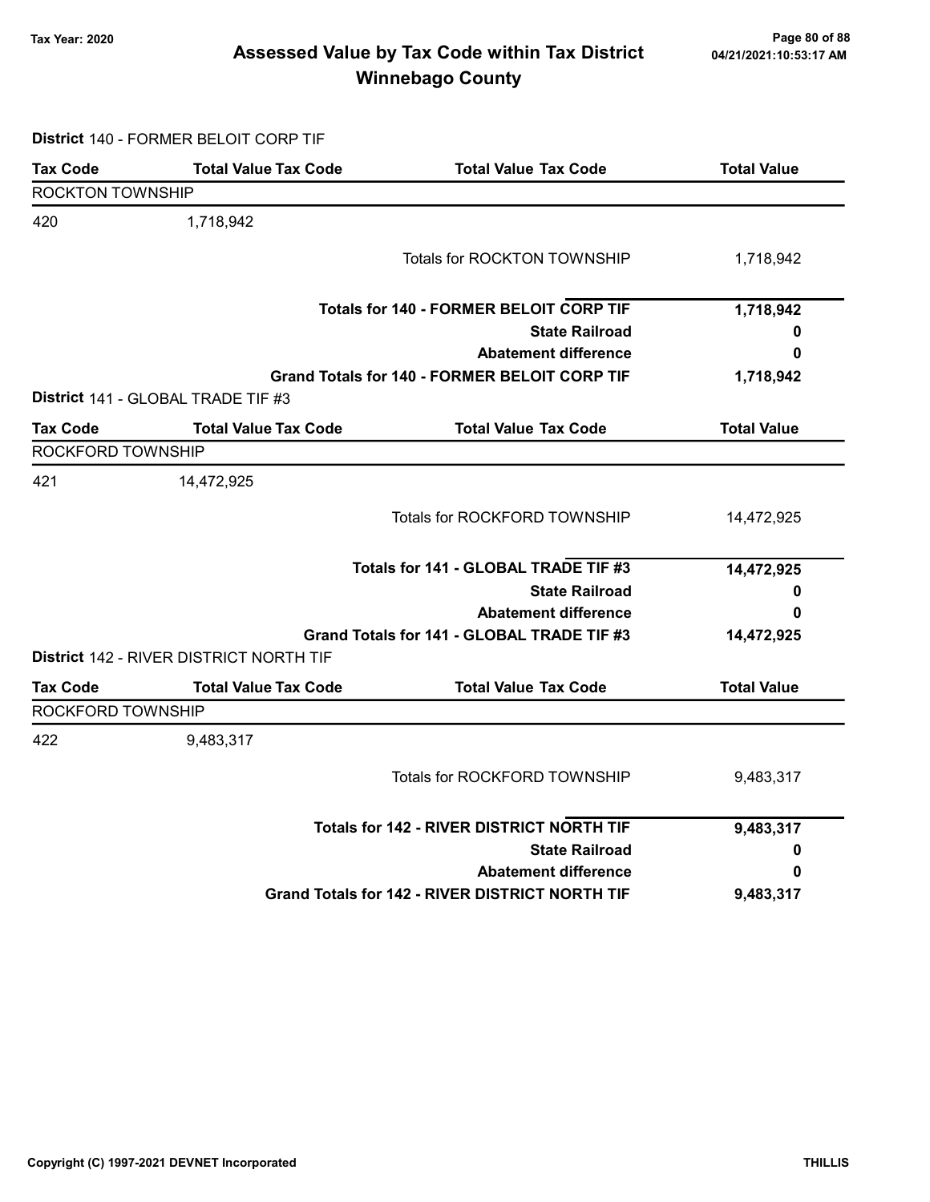**Tax Year: 2020**

# Assessed Value by Tax Code within Tax District
# Winnebago County

**District** 140 - FORMER BELOIT CORP TIF

| Tax Code | Total Value Tax Code | Total Value Tax Code | Total Value |
|---|---|---|---|
| ROCKTON TOWNSHIP | | | |
| 420 | 1,718,942 | | |
| | | Totals for ROCKTON TOWNSHIP | 1,718,942 |
| | | **Totals for 140 - FORMER BELOIT CORP TIF** | **1,718,942** |
| | | **State Railroad** | **0** |
| | | **Abatement difference** | **0** |
| | | **Grand Totals for 140 - FORMER BELOIT CORP TIF** | **1,718,942** |

**District** 141 - GLOBAL TRADE TIF #3

| Tax Code | Total Value Tax Code | Total Value Tax Code | Total Value |
|---|---|---|---|
| ROCKFORD TOWNSHIP | | | |
| 421 | 14,472,925 | | |
| | | Totals for ROCKFORD TOWNSHIP | 14,472,925 |
| | | **Totals for 141 - GLOBAL TRADE TIF #3** | **14,472,925** |
| | | **State Railroad** | **0** |
| | | **Abatement difference** | **0** |
| | | **Grand Totals for 141 - GLOBAL TRADE TIF #3** | **14,472,925** |

**District** 142 - RIVER DISTRICT NORTH TIF

| Tax Code | Total Value Tax Code | Total Value Tax Code | Total Value |
|---|---|---|---|
| ROCKFORD TOWNSHIP | | | |
| 422 | 9,483,317 | | |
| | | Totals for ROCKFORD TOWNSHIP | 9,483,317 |
| | | **Totals for 142 - RIVER DISTRICT NORTH TIF** | **9,483,317** |
| | | **State Railroad** | **0** |
| | | **Abatement difference** | **0** |
| | | **Grand Totals for 142 - RIVER DISTRICT NORTH TIF** | **9,483,317** |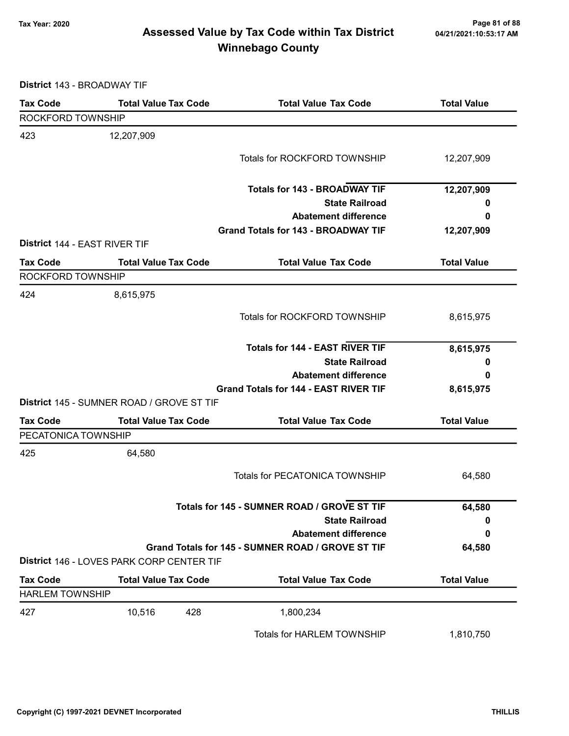# Assessed Value by Tax Code within Tax District
## Winnebago County

Tax Year: 2020

**District** 143 - BROADWAY TIF

| Tax Code | Total Value Tax Code | | Total Value Tax Code | Total Value |
|---|---|---|---|---|
| ROCKFORD TOWNSHIP | | | | |
| 423 | 12,207,909 | | | |
| | | | Totals for ROCKFORD TOWNSHIP | 12,207,909 |
| | | | **Totals for 143 - BROADWAY TIF** | **12,207,909** |
| | | | **State Railroad** | **0** |
| | | | **Abatement difference** | **0** |
| | | | **Grand Totals for 143 - BROADWAY TIF** | **12,207,909** |

**District** 144 - EAST RIVER TIF

| Tax Code | Total Value Tax Code | | Total Value Tax Code | Total Value |
|---|---|---|---|---|
| ROCKFORD TOWNSHIP | | | | |
| 424 | 8,615,975 | | | |
| | | | Totals for ROCKFORD TOWNSHIP | 8,615,975 |
| | | | **Totals for 144 - EAST RIVER TIF** | **8,615,975** |
| | | | **State Railroad** | **0** |
| | | | **Abatement difference** | **0** |
| | | | **Grand Totals for 144 - EAST RIVER TIF** | **8,615,975** |

**District** 145 - SUMNER ROAD / GROVE ST TIF

| Tax Code | Total Value Tax Code | | Total Value Tax Code | Total Value |
|---|---|---|---|---|
| PECATONICA TOWNSHIP | | | | |
| 425 | 64,580 | | | |
| | | | Totals for PECATONICA TOWNSHIP | 64,580 |
| | | | **Totals for 145 - SUMNER ROAD / GROVE ST TIF** | **64,580** |
| | | | **State Railroad** | **0** |
| | | | **Abatement difference** | **0** |
| | | | **Grand Totals for 145 - SUMNER ROAD / GROVE ST TIF** | **64,580** |

**District** 146 - LOVES PARK CORP CENTER TIF

| Tax Code | Total Value Tax Code | | Total Value Tax Code | Total Value |
|---|---|---|---|---|
| HARLEM TOWNSHIP | | | | |
| 427 | 10,516 | 428 | 1,800,234 | |
| | | | Totals for HARLEM TOWNSHIP | 1,810,750 |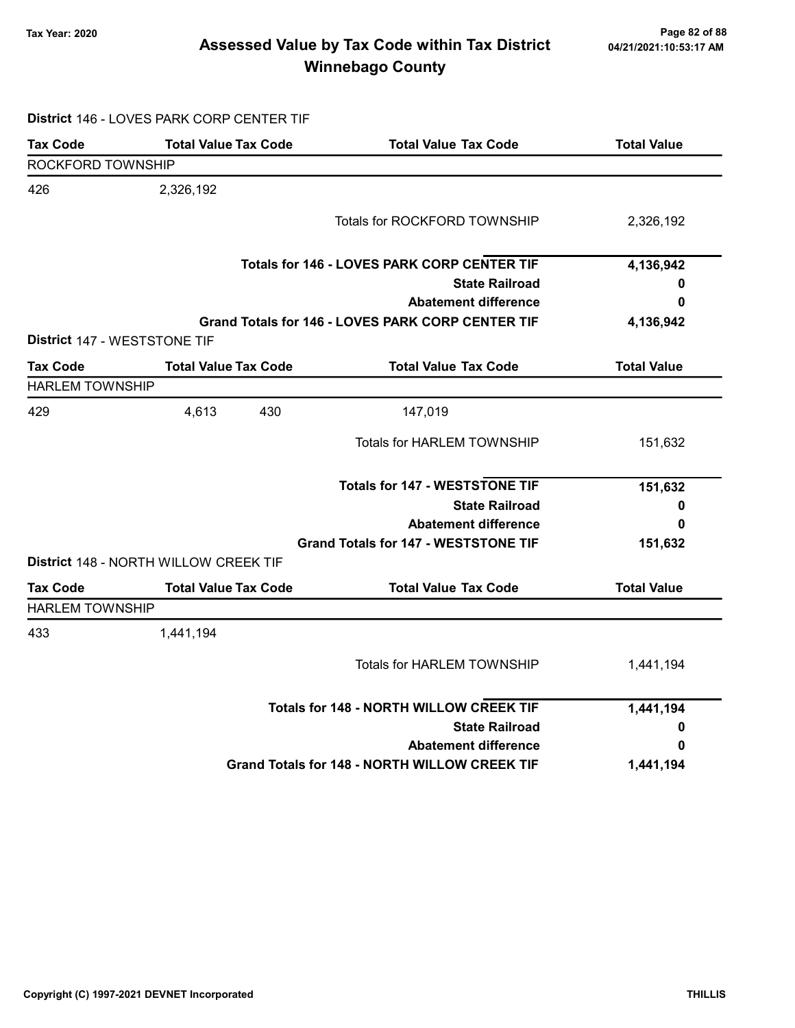# Assessed Value by Tax Code within Tax District
## Winnebago County

Tax Year: 2020

04/21/2021:10:53:17 AM

**District** 146 - LOVES PARK CORP CENTER TIF

| Tax Code | Total Value | Tax Code | Total Value | Tax Code | Total Value |
|---|---|---|---|---|---|
| ROCKFORD TOWNSHIP | | | | | |
| 426 | 2,326,192 | | | | |
| | | | | Totals for ROCKFORD TOWNSHIP | 2,326,192 |
| | | | | **Totals for 146 - LOVES PARK CORP CENTER TIF** | **4,136,942** |
| | | | | **State Railroad** | **0** |
| | | | | **Abatement difference** | **0** |
| | | | | **Grand Totals for 146 - LOVES PARK CORP CENTER TIF** | **4,136,942** |

**District** 147 - WESTSTONE TIF

| Tax Code | Total Value | Tax Code | Total Value | Tax Code | Total Value |
|---|---|---|---|---|---|
| HARLEM TOWNSHIP | | | | | |
| 429 | 4,613 | 430 | 147,019 | | |
| | | | | Totals for HARLEM TOWNSHIP | 151,632 |
| | | | | **Totals for 147 - WESTSTONE TIF** | **151,632** |
| | | | | **State Railroad** | **0** |
| | | | | **Abatement difference** | **0** |
| | | | | **Grand Totals for 147 - WESTSTONE TIF** | **151,632** |

**District** 148 - NORTH WILLOW CREEK TIF

| Tax Code | Total Value | Tax Code | Total Value | Tax Code | Total Value |
|---|---|---|---|---|---|
| HARLEM TOWNSHIP | | | | | |
| 433 | 1,441,194 | | | | |
| | | | | Totals for HARLEM TOWNSHIP | 1,441,194 |
| | | | | **Totals for 148 - NORTH WILLOW CREEK TIF** | **1,441,194** |
| | | | | **State Railroad** | **0** |
| | | | | **Abatement difference** | **0** |
| | | | | **Grand Totals for 148 - NORTH WILLOW CREEK TIF** | **1,441,194** |

Copyright (C) 1997-2021 DEVNET Incorporated — THILLIS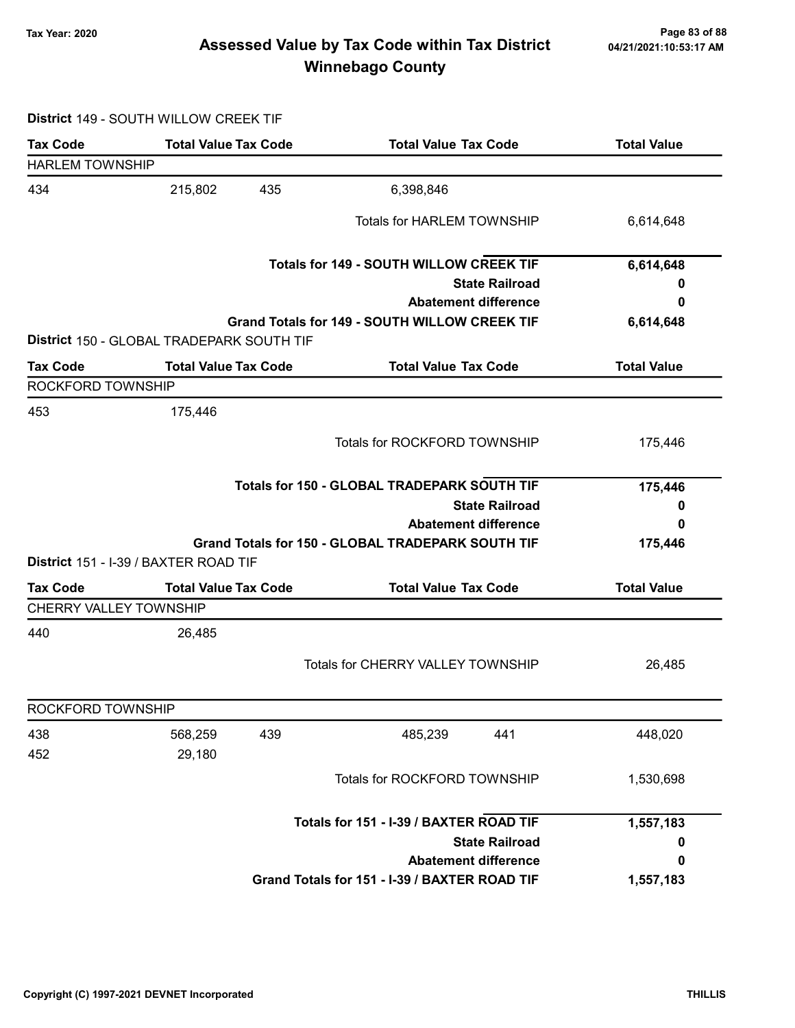# Assessed Value by Tax Code within Tax District
## Winnebago County

Tax Year: 2020

**District** 149 - SOUTH WILLOW CREEK TIF

| Tax Code | Total Value | Tax Code | Total Value | Tax Code | Total Value |
|---|---|---|---|---|---|
| HARLEM TOWNSHIP | | | | | |
| 434 | 215,802 | 435 | 6,398,846 | | |
| | | | Totals for HARLEM TOWNSHIP | | 6,614,648 |
| | | | **Totals for 149 - SOUTH WILLOW CREEK TIF** | | **6,614,648** |
| | | | **State Railroad** | | **0** |
| | | | **Abatement difference** | | **0** |
| | | | **Grand Totals for 149 - SOUTH WILLOW CREEK TIF** | | **6,614,648** |

**District** 150 - GLOBAL TRADEPARK SOUTH TIF

| Tax Code | Total Value | Tax Code | Total Value | Tax Code | Total Value |
|---|---|---|---|---|---|
| ROCKFORD TOWNSHIP | | | | | |
| 453 | 175,446 | | | | |
| | | | Totals for ROCKFORD TOWNSHIP | | 175,446 |
| | | | **Totals for 150 - GLOBAL TRADEPARK SOUTH TIF** | | **175,446** |
| | | | **State Railroad** | | **0** |
| | | | **Abatement difference** | | **0** |
| | | | **Grand Totals for 150 - GLOBAL TRADEPARK SOUTH TIF** | | **175,446** |

**District** 151 - I-39 / BAXTER ROAD TIF

| Tax Code | Total Value | Tax Code | Total Value | Tax Code | Total Value |
|---|---|---|---|---|---|
| CHERRY VALLEY TOWNSHIP | | | | | |
| 440 | 26,485 | | | | |
| | | | Totals for CHERRY VALLEY TOWNSHIP | | 26,485 |
| ROCKFORD TOWNSHIP | | | | | |
| 438 | 568,259 | 439 | 485,239 | 441 | 448,020 |
| 452 | 29,180 | | | | |
| | | | Totals for ROCKFORD TOWNSHIP | | 1,530,698 |
| | | | **Totals for 151 - I-39 / BAXTER ROAD TIF** | | **1,557,183** |
| | | | **State Railroad** | | **0** |
| | | | **Abatement difference** | | **0** |
| | | | **Grand Totals for 151 - I-39 / BAXTER ROAD TIF** | | **1,557,183** |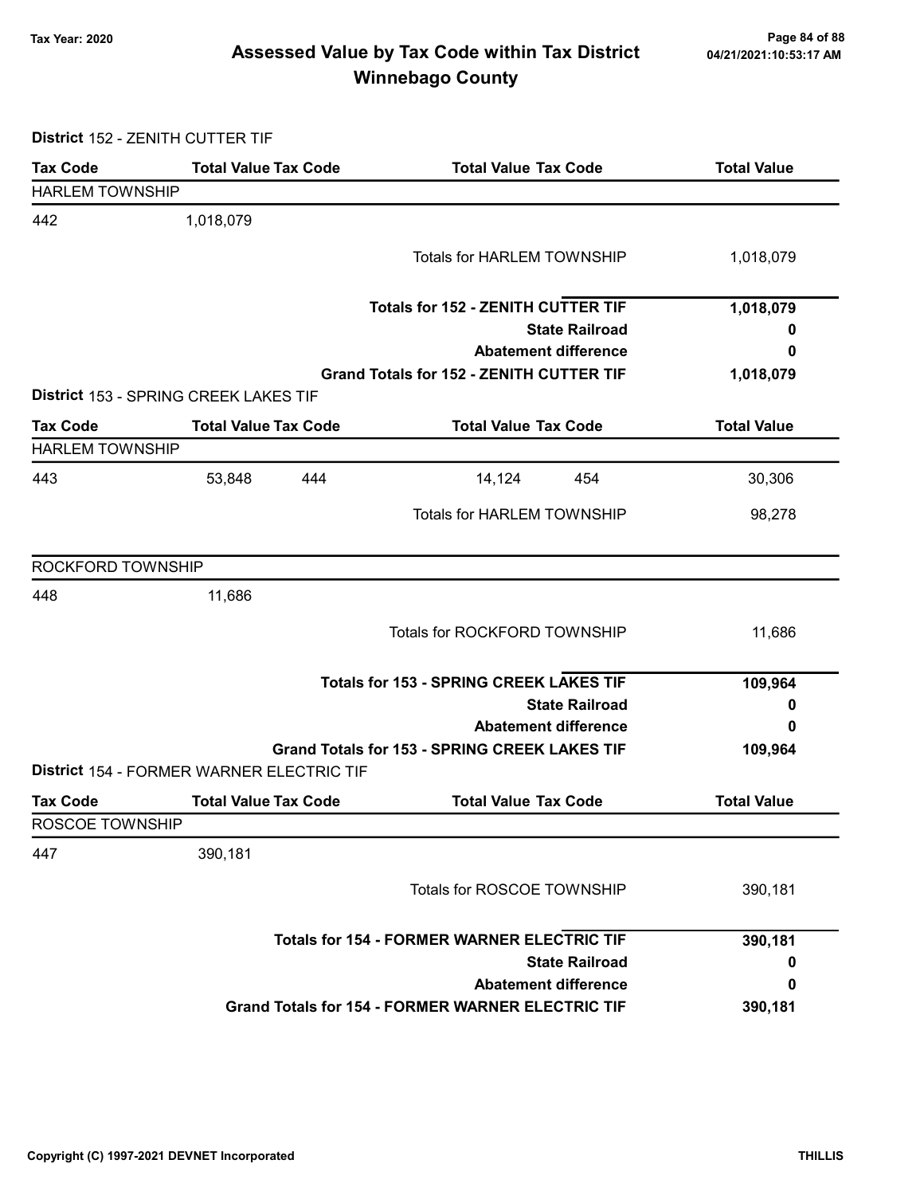# Assessed Value by Tax Code within Tax District
## Winnebago County

Tax Year: 2020

**District** 152 - ZENITH CUTTER TIF

| Tax Code | Total Value | Tax Code | Total Value | Tax Code | Total Value |
|---|---|---|---|---|---|
| HARLEM TOWNSHIP | | | | | |
| 442 | 1,018,079 | | | | |
| | | | Totals for HARLEM TOWNSHIP | | 1,018,079 |
| | | | **Totals for 152 - ZENITH CUTTER TIF** | | **1,018,079** |
| | | | **State Railroad** | | **0** |
| | | | **Abatement difference** | | **0** |
| | | | **Grand Totals for 152 - ZENITH CUTTER TIF** | | **1,018,079** |

**District** 153 - SPRING CREEK LAKES TIF

| Tax Code | Total Value | Tax Code | Total Value | Tax Code | Total Value |
|---|---|---|---|---|---|
| HARLEM TOWNSHIP | | | | | |
| 443 | 53,848 | 444 | 14,124 | 454 | 30,306 |
| | | | Totals for HARLEM TOWNSHIP | | 98,278 |
| ROCKFORD TOWNSHIP | | | | | |
| 448 | 11,686 | | | | |
| | | | Totals for ROCKFORD TOWNSHIP | | 11,686 |
| | | | **Totals for 153 - SPRING CREEK LAKES TIF** | | **109,964** |
| | | | **State Railroad** | | **0** |
| | | | **Abatement difference** | | **0** |
| | | | **Grand Totals for 153 - SPRING CREEK LAKES TIF** | | **109,964** |

**District** 154 - FORMER WARNER ELECTRIC TIF

| Tax Code | Total Value | Tax Code | Total Value | Tax Code | Total Value |
|---|---|---|---|---|---|
| ROSCOE TOWNSHIP | | | | | |
| 447 | 390,181 | | | | |
| | | | Totals for ROSCOE TOWNSHIP | | 390,181 |
| | | | **Totals for 154 - FORMER WARNER ELECTRIC TIF** | | **390,181** |
| | | | **State Railroad** | | **0** |
| | | | **Abatement difference** | | **0** |
| | | | **Grand Totals for 154 - FORMER WARNER ELECTRIC TIF** | | **390,181** |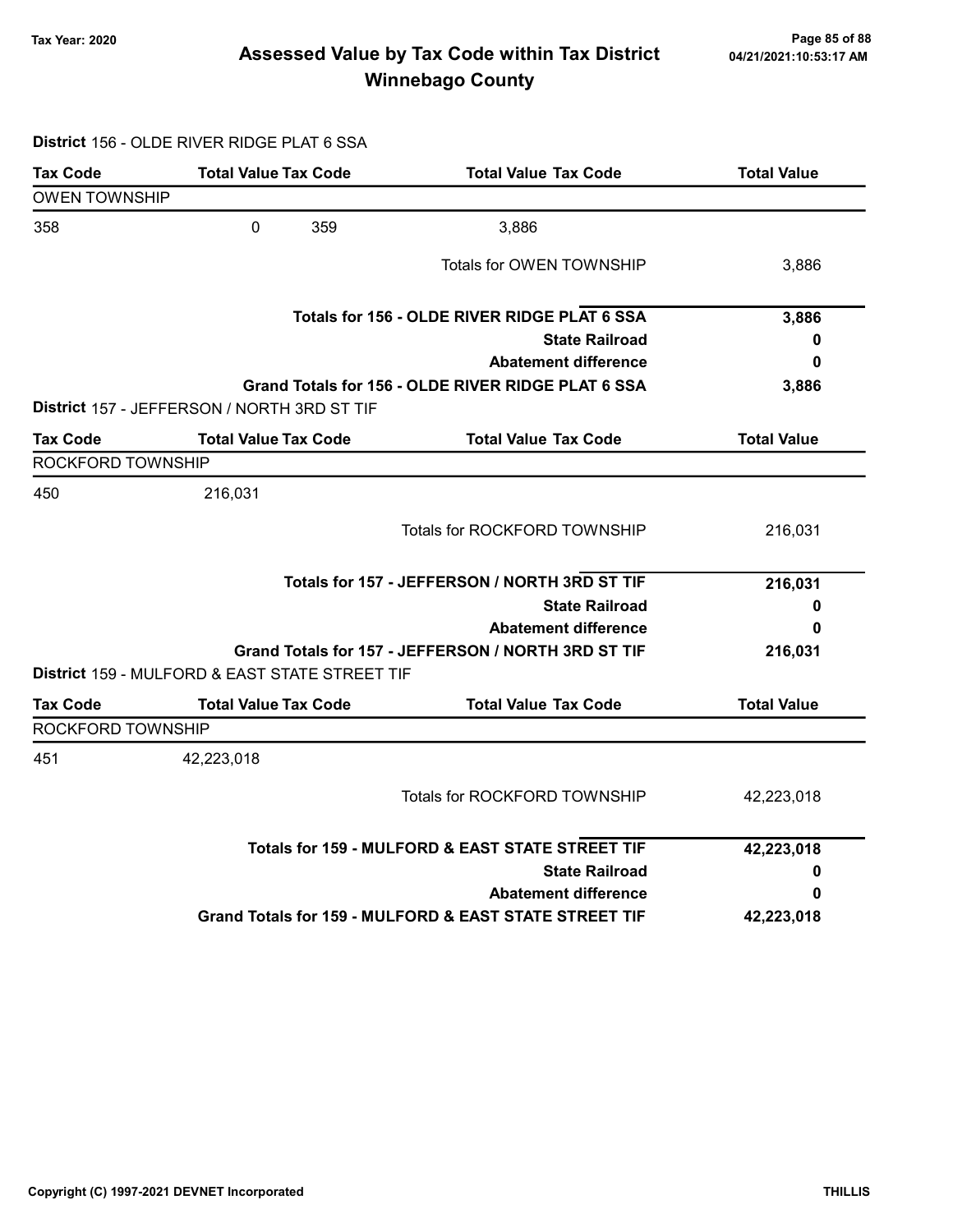# Assessed Value by Tax Code within Tax District
## Winnebago County

Tax Year: 2020

**District** 156 - OLDE RIVER RIDGE PLAT 6 SSA

| Tax Code | Total Value | Tax Code | Total Value | Tax Code | Total Value |
|---|---|---|---|---|---|
| OWEN TOWNSHIP | | | | | |
| 358 | 0 | 359 | 3,886 | | |
| | | | Totals for OWEN TOWNSHIP | | 3,886 |
| | | | **Totals for 156 - OLDE RIVER RIDGE PLAT 6 SSA** | | **3,886** |
| | | | **State Railroad** | | **0** |
| | | | **Abatement difference** | | **0** |
| | | | **Grand Totals for 156 - OLDE RIVER RIDGE PLAT 6 SSA** | | **3,886** |

**District** 157 - JEFFERSON / NORTH 3RD ST TIF

| Tax Code | Total Value | Tax Code | Total Value | Tax Code | Total Value |
|---|---|---|---|---|---|
| ROCKFORD TOWNSHIP | | | | | |
| 450 | 216,031 | | | | |
| | | | Totals for ROCKFORD TOWNSHIP | | 216,031 |
| | | | **Totals for 157 - JEFFERSON / NORTH 3RD ST TIF** | | **216,031** |
| | | | **State Railroad** | | **0** |
| | | | **Abatement difference** | | **0** |
| | | | **Grand Totals for 157 - JEFFERSON / NORTH 3RD ST TIF** | | **216,031** |

**District** 159 - MULFORD & EAST STATE STREET TIF

| Tax Code | Total Value | Tax Code | Total Value | Tax Code | Total Value |
|---|---|---|---|---|---|
| ROCKFORD TOWNSHIP | | | | | |
| 451 | 42,223,018 | | | | |
| | | | Totals for ROCKFORD TOWNSHIP | | 42,223,018 |
| | | | **Totals for 159 - MULFORD & EAST STATE STREET TIF** | | **42,223,018** |
| | | | **State Railroad** | | **0** |
| | | | **Abatement difference** | | **0** |
| | | | **Grand Totals for 159 - MULFORD & EAST STATE STREET TIF** | | **42,223,018** |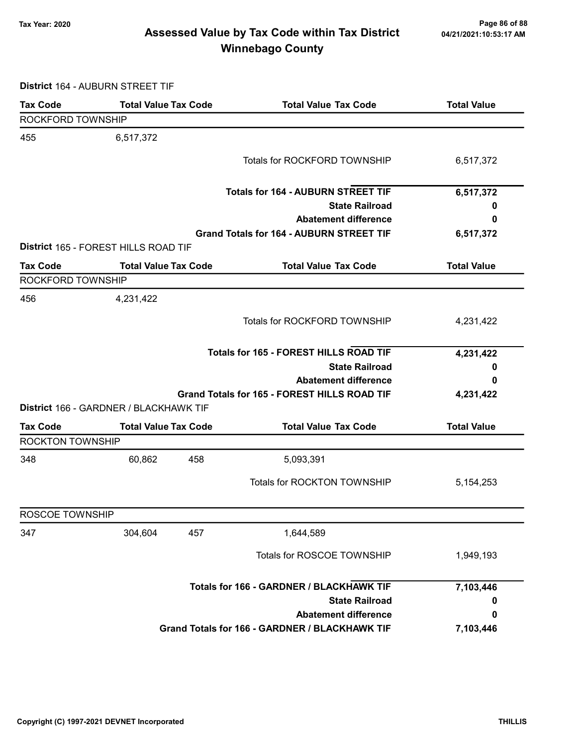# Assessed Value by Tax Code within Tax District

## Winnebago County

Tax Year: 2020

**District** 164 - AUBURN STREET TIF

| Tax Code | Total Value Tax Code | | Total Value Tax Code | Total Value |
|---|---|---|---|---|
| ROCKFORD TOWNSHIP | | | | |
| 455 | 6,517,372 | | | |
| | | | Totals for ROCKFORD TOWNSHIP | 6,517,372 |
| | | | **Totals for 164 - AUBURN STREET TIF** | **6,517,372** |
| | | | **State Railroad** | **0** |
| | | | **Abatement difference** | **0** |
| | | | **Grand Totals for 164 - AUBURN STREET TIF** | **6,517,372** |

**District** 165 - FOREST HILLS ROAD TIF

| Tax Code | Total Value Tax Code | | Total Value Tax Code | Total Value |
|---|---|---|---|---|
| ROCKFORD TOWNSHIP | | | | |
| 456 | 4,231,422 | | | |
| | | | Totals for ROCKFORD TOWNSHIP | 4,231,422 |
| | | | **Totals for 165 - FOREST HILLS ROAD TIF** | **4,231,422** |
| | | | **State Railroad** | **0** |
| | | | **Abatement difference** | **0** |
| | | | **Grand Totals for 165 - FOREST HILLS ROAD TIF** | **4,231,422** |

**District** 166 - GARDNER / BLACKHAWK TIF

| Tax Code | Total Value Tax Code | | Total Value Tax Code | Total Value |
|---|---|---|---|---|
| ROCKTON TOWNSHIP | | | | |
| 348 | 60,862 | 458 | 5,093,391 | |
| | | | Totals for ROCKTON TOWNSHIP | 5,154,253 |
| ROSCOE TOWNSHIP | | | | |
| 347 | 304,604 | 457 | 1,644,589 | |
| | | | Totals for ROSCOE TOWNSHIP | 1,949,193 |
| | | | **Totals for 166 - GARDNER / BLACKHAWK TIF** | **7,103,446** |
| | | | **State Railroad** | **0** |
| | | | **Abatement difference** | **0** |
| | | | **Grand Totals for 166 - GARDNER / BLACKHAWK TIF** | **7,103,446** |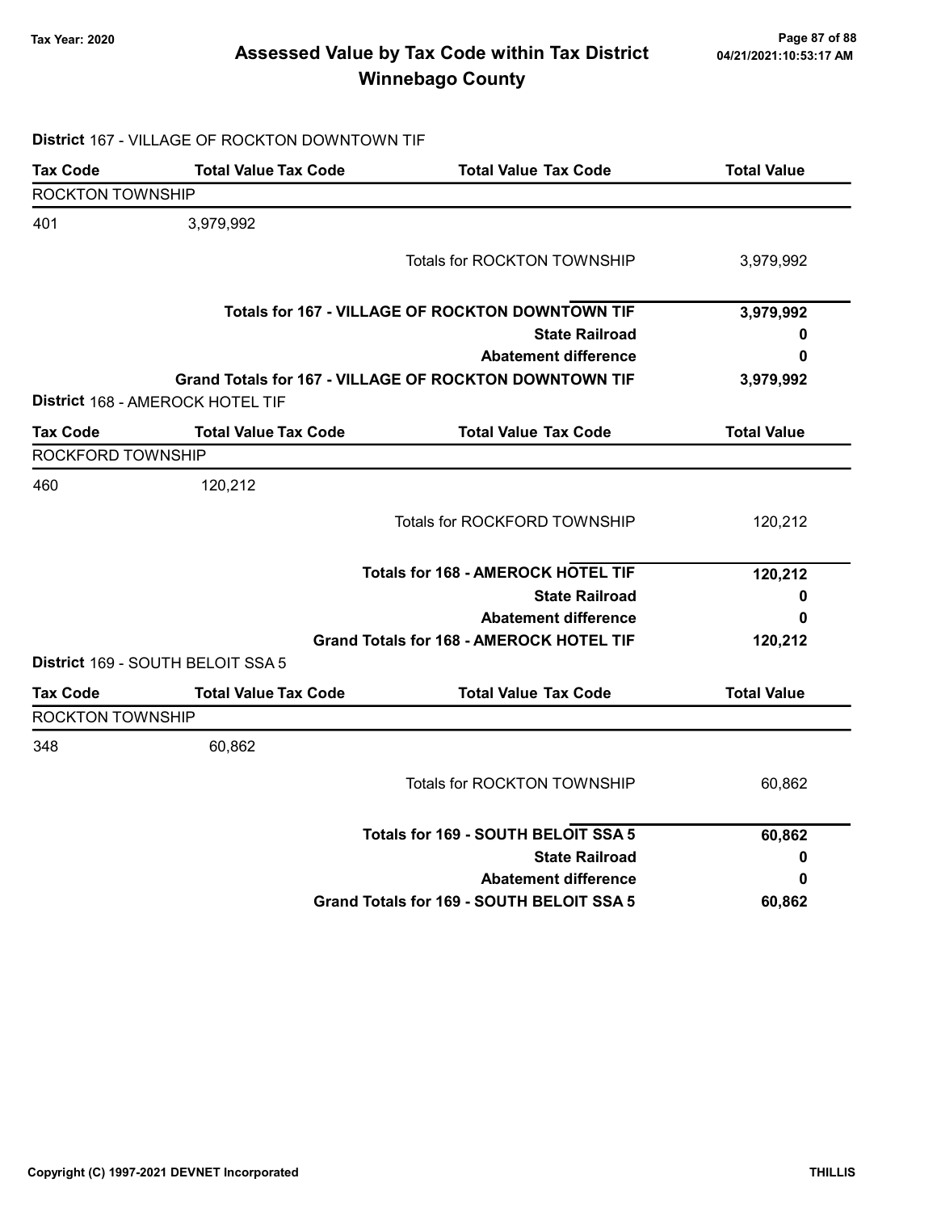## District 167 - VILLAGE OF ROCKTON DOWNTOWN TIF

| Tax Code | Total Value Tax Code | Total Value Tax Code | Total Value |
|---|---|---|---|
| ROCKTON TOWNSHIP | | | |
| 401 | 3,979,992 | | |
| | | Totals for ROCKTON TOWNSHIP | 3,979,992 |
| | | **Totals for 167 - VILLAGE OF ROCKTON DOWNTOWN TIF** | **3,979,992** |
| | | **State Railroad** | **0** |
| | | **Abatement difference** | **0** |
| | | **Grand Totals for 167 - VILLAGE OF ROCKTON DOWNTOWN TIF** | **3,979,992** |

## District 168 - AMEROCK HOTEL TIF

| Tax Code | Total Value Tax Code | Total Value Tax Code | Total Value |
|---|---|---|---|
| ROCKFORD TOWNSHIP | | | |
| 460 | 120,212 | | |
| | | Totals for ROCKFORD TOWNSHIP | 120,212 |
| | | **Totals for 168 - AMEROCK HOTEL TIF** | **120,212** |
| | | **State Railroad** | **0** |
| | | **Abatement difference** | **0** |
| | | **Grand Totals for 168 - AMEROCK HOTEL TIF** | **120,212** |

## District 169 - SOUTH BELOIT SSA 5

| Tax Code | Total Value Tax Code | Total Value Tax Code | Total Value |
|---|---|---|---|
| ROCKTON TOWNSHIP | | | |
| 348 | 60,862 | | |
| | | Totals for ROCKTON TOWNSHIP | 60,862 |
| | | **Totals for 169 - SOUTH BELOIT SSA 5** | **60,862** |
| | | **State Railroad** | **0** |
| | | **Abatement difference** | **0** |
| | | **Grand Totals for 169 - SOUTH BELOIT SSA 5** | **60,862** |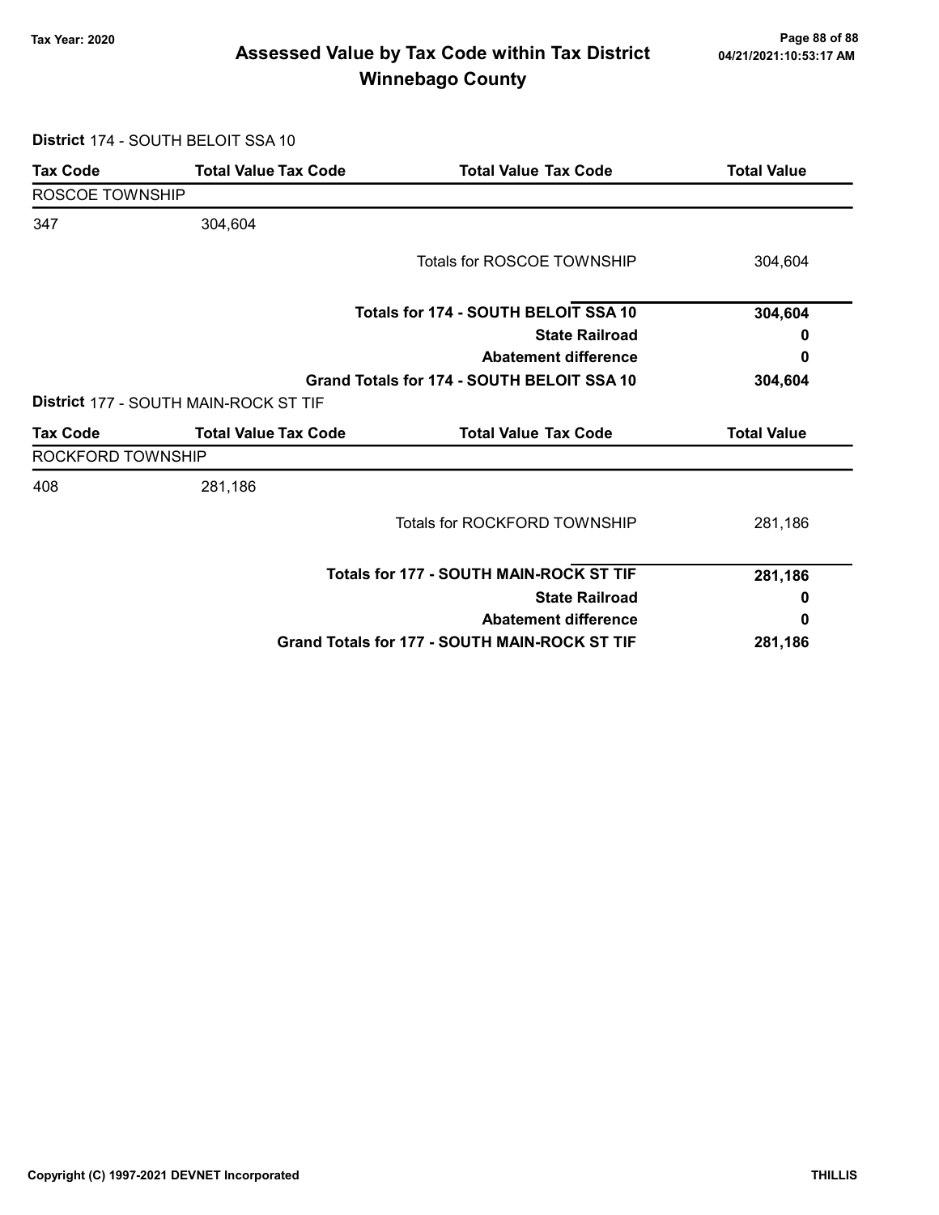# Assessed Value by Tax Code within Tax District
## Winnebago County

**District** 174 - SOUTH BELOIT SSA 10

| Tax Code | Total Value Tax Code | Total Value Tax Code | Total Value |
|---|---|---|---|
| ROSCOE TOWNSHIP | | | |
| 347 | 304,604 | | |
| | | Totals for ROSCOE TOWNSHIP | 304,604 |
| | | **Totals for 174 - SOUTH BELOIT SSA 10** | **304,604** |
| | | **State Railroad** | **0** |
| | | **Abatement difference** | **0** |
| | | **Grand Totals for 174 - SOUTH BELOIT SSA 10** | **304,604** |

**District** 177 - SOUTH MAIN-ROCK ST TIF

| Tax Code | Total Value Tax Code | Total Value Tax Code | Total Value |
|---|---|---|---|
| ROCKFORD TOWNSHIP | | | |
| 408 | 281,186 | | |
| | | Totals for ROCKFORD TOWNSHIP | 281,186 |
| | | **Totals for 177 - SOUTH MAIN-ROCK ST TIF** | **281,186** |
| | | **State Railroad** | **0** |
| | | **Abatement difference** | **0** |
| | | **Grand Totals for 177 - SOUTH MAIN-ROCK ST TIF** | **281,186** |